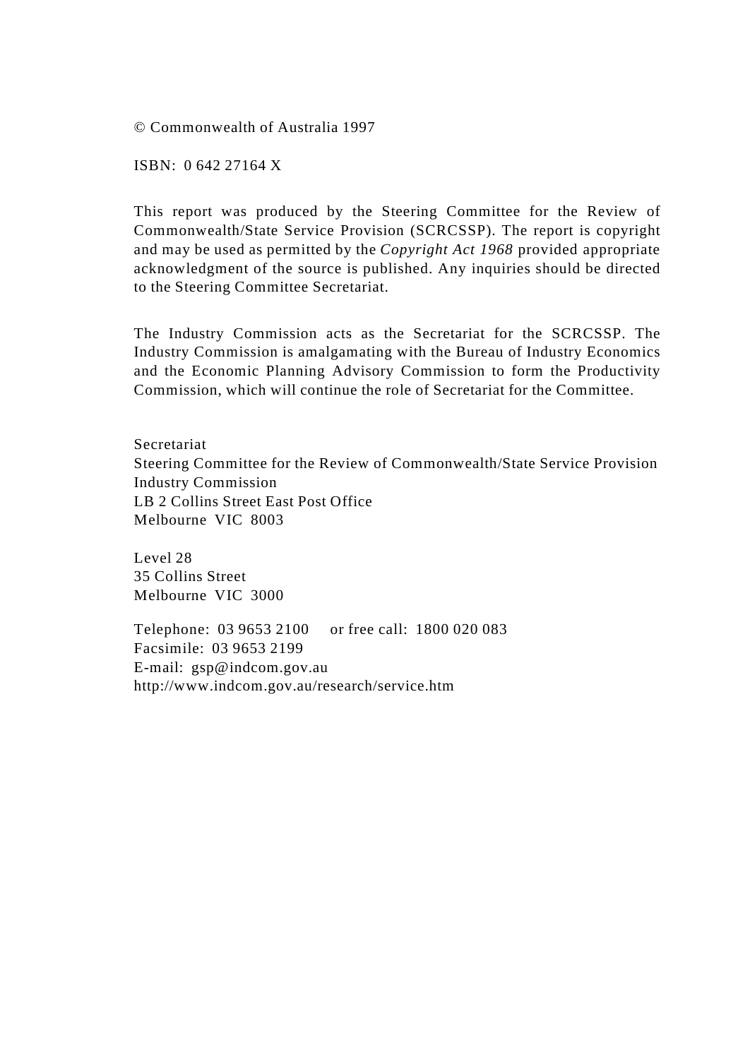© Commonwealth of Australia 1997

ISBN: 0 642 27164 X

This report was produced by the Steering Committee for the Review of Commonwealth/State Service Provision (SCRCSSP). The report is copyright and may be used as permitted by the *Copyright Act 1968* provided appropriate acknowledgment of the source is published. Any inquiries should be directed to the Steering Committee Secretariat.

The Industry Commission acts as the Secretariat for the SCRCSSP. The Industry Commission is amalgamating with the Bureau of Industry Economics and the Economic Planning Advisory Commission to form the Productivity Commission, which will continue the role of Secretariat for the Committee.

Secretariat
Steering Committee for the Review of Commonwealth/State Service Provision
Industry Commission
LB 2 Collins Street East Post Office
Melbourne VIC 8003

Level 28
35 Collins Street
Melbourne VIC 3000

Telephone: 03 9653 2100 or free call: 1800 020 083
Facsimile: 03 9653 2199
E-mail: gsp@indcom.gov.au
http://www.indcom.gov.au/research/service.htm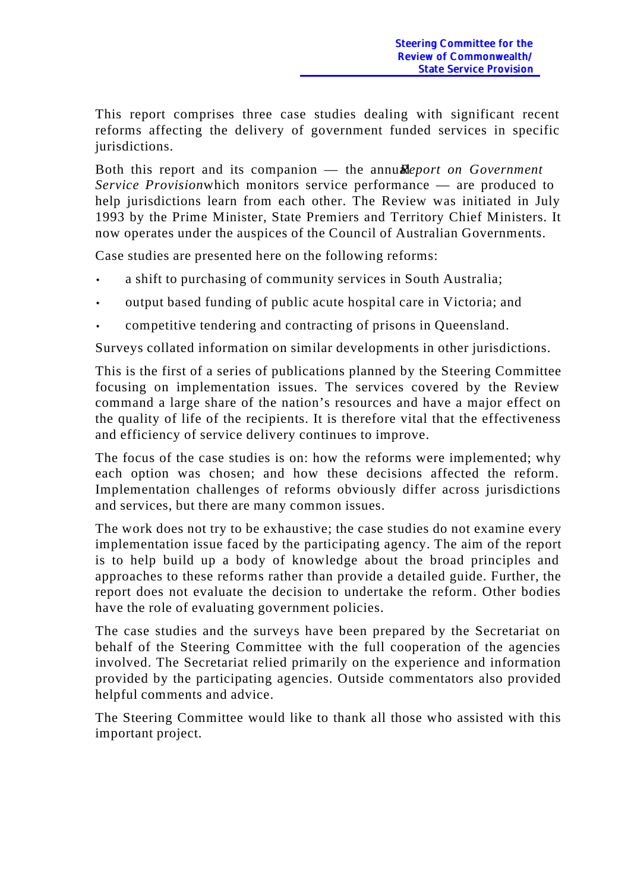Steering Committee for the Review of Commonwealth/State Service Provision

This report comprises three case studies dealing with significant recent reforms affecting the delivery of government funded services in specific jurisdictions.

Both this report and its companion — the annual *Report on Government Service Provision* which monitors service performance — are produced to help jurisdictions learn from each other. The Review was initiated in July 1993 by the Prime Minister, State Premiers and Territory Chief Ministers. It now operates under the auspices of the Council of Australian Governments.

Case studies are presented here on the following reforms:

- a shift to purchasing of community services in South Australia;
- output based funding of public acute hospital care in Victoria; and
- competitive tendering and contracting of prisons in Queensland.

Surveys collated information on similar developments in other jurisdictions.

This is the first of a series of publications planned by the Steering Committee focusing on implementation issues. The services covered by the Review command a large share of the nation's resources and have a major effect on the quality of life of the recipients. It is therefore vital that the effectiveness and efficiency of service delivery continues to improve.

The focus of the case studies is on: how the reforms were implemented; why each option was chosen; and how these decisions affected the reform. Implementation challenges of reforms obviously differ across jurisdictions and services, but there are many common issues.

The work does not try to be exhaustive; the case studies do not examine every implementation issue faced by the participating agency. The aim of the report is to help build up a body of knowledge about the broad principles and approaches to these reforms rather than provide a detailed guide. Further, the report does not evaluate the decision to undertake the reform. Other bodies have the role of evaluating government policies.

The case studies and the surveys have been prepared by the Secretariat on behalf of the Steering Committee with the full cooperation of the agencies involved. The Secretariat relied primarily on the experience and information provided by the participating agencies. Outside commentators also provided helpful comments and advice.

The Steering Committee would like to thank all those who assisted with this important project.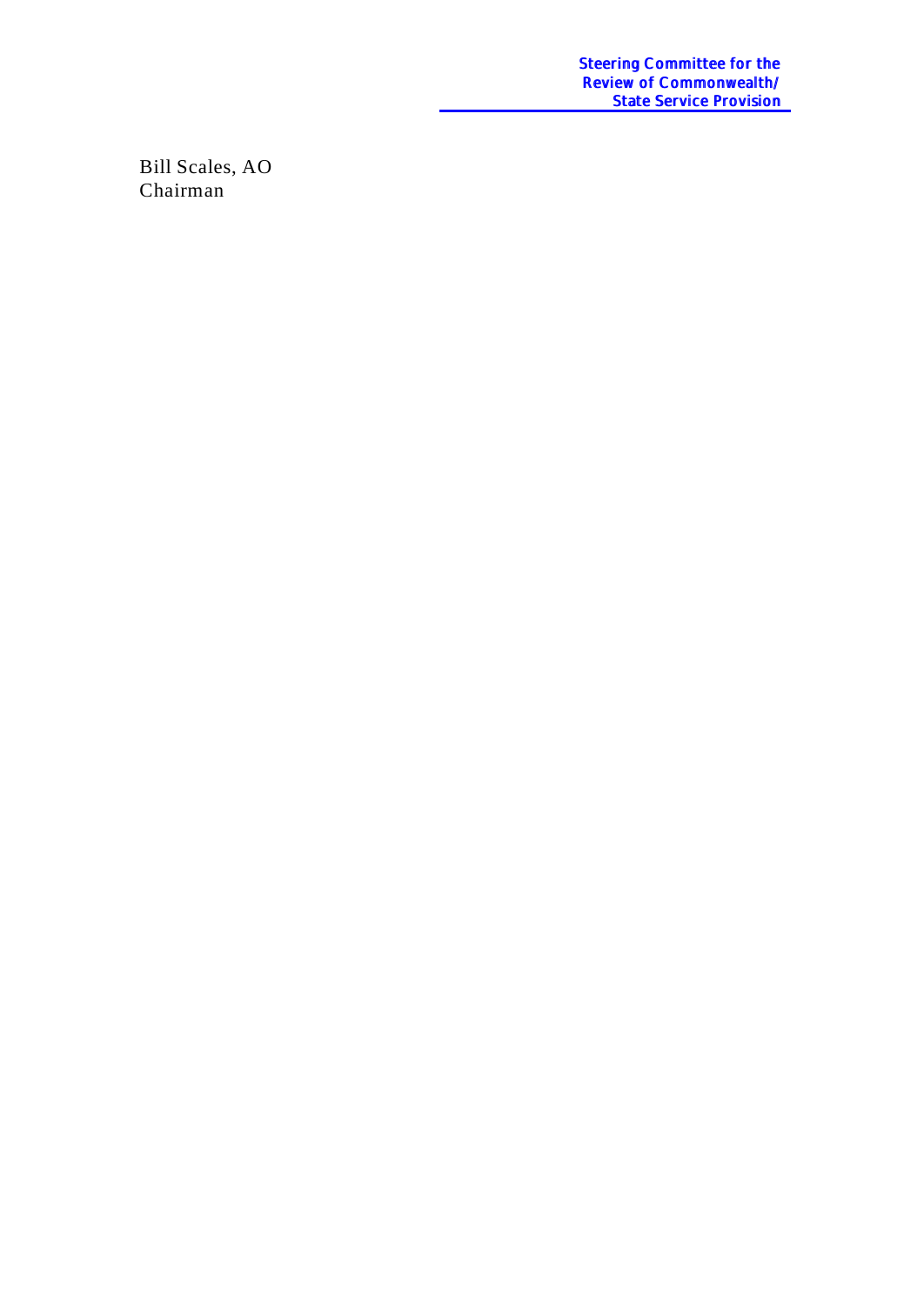**Steering Committee for the Review of Commonwealth/ State Service Provision**

Bill Scales, AO
Chairman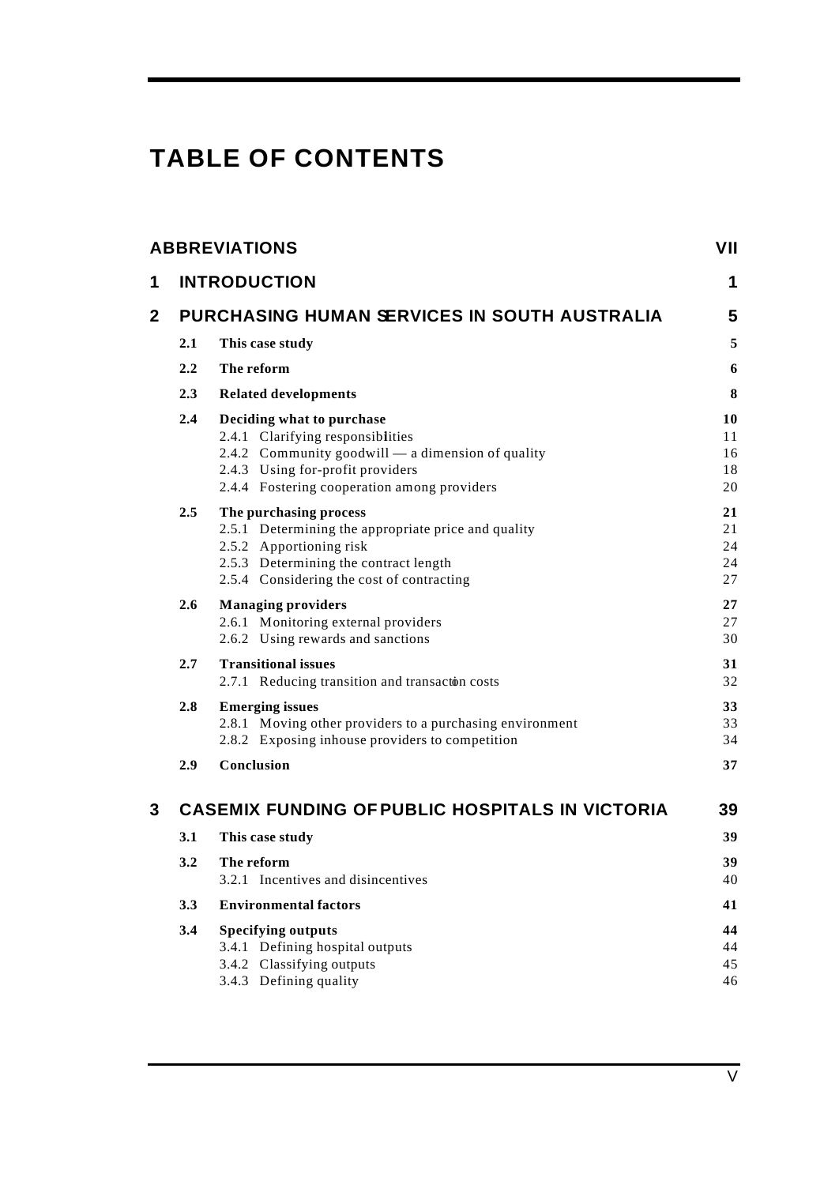# TABLE OF CONTENTS

| | | | |
|---|---|---|---|
| **ABBREVIATIONS** | | | **VII** |
| **1** | **INTRODUCTION** | | **1** |
| **2** | **PURCHASING HUMAN SERVICES IN SOUTH AUSTRALIA** | | **5** |
| | **2.1** | **This case study** | **5** |
| | **2.2** | **The reform** | **6** |
| | **2.3** | **Related developments** | **8** |
| | **2.4** | **Deciding what to purchase** | **10** |
| | | 2.4.1 Clarifying responsibilities | 11 |
| | | 2.4.2 Community goodwill — a dimension of quality | 16 |
| | | 2.4.3 Using for-profit providers | 18 |
| | | 2.4.4 Fostering cooperation among providers | 20 |
| | **2.5** | **The purchasing process** | **21** |
| | | 2.5.1 Determining the appropriate price and quality | 21 |
| | | 2.5.2 Apportioning risk | 24 |
| | | 2.5.3 Determining the contract length | 24 |
| | | 2.5.4 Considering the cost of contracting | 27 |
| | **2.6** | **Managing providers** | **27** |
| | | 2.6.1 Monitoring external providers | 27 |
| | | 2.6.2 Using rewards and sanctions | 30 |
| | **2.7** | **Transitional issues** | **31** |
| | | 2.7.1 Reducing transition and transaction costs | 32 |
| | **2.8** | **Emerging issues** | **33** |
| | | 2.8.1 Moving other providers to a purchasing environment | 33 |
| | | 2.8.2 Exposing inhouse providers to competition | 34 |
| | **2.9** | **Conclusion** | **37** |
| **3** | **CASEMIX FUNDING OF PUBLIC HOSPITALS IN VICTORIA** | | **39** |
| | **3.1** | **This case study** | **39** |
| | **3.2** | **The reform** | **39** |
| | | 3.2.1 Incentives and disincentives | 40 |
| | **3.3** | **Environmental factors** | **41** |
| | **3.4** | **Specifying outputs** | **44** |
| | | 3.4.1 Defining hospital outputs | 44 |
| | | 3.4.2 Classifying outputs | 45 |
| | | 3.4.3 Defining quality | 46 |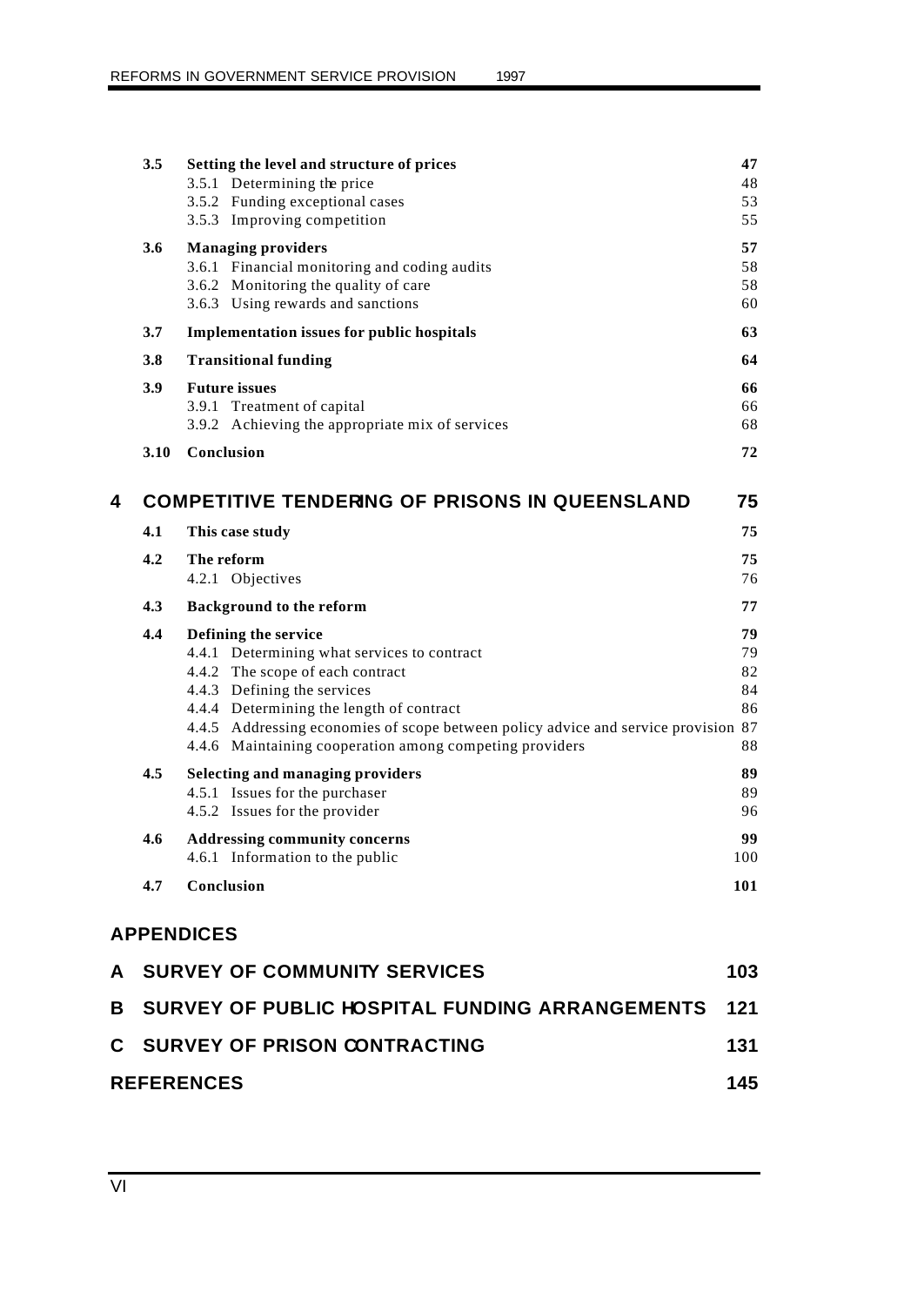| | | |
|---|---|---|
| **3.5** | **Setting the level and structure of prices** | **47** |
| | 3.5.1 Determining the price | 48 |
| | 3.5.2 Funding exceptional cases | 53 |
| | 3.5.3 Improving competition | 55 |
| **3.6** | **Managing providers** | **57** |
| | 3.6.1 Financial monitoring and coding audits | 58 |
| | 3.6.2 Monitoring the quality of care | 58 |
| | 3.6.3 Using rewards and sanctions | 60 |
| **3.7** | **Implementation issues for public hospitals** | **63** |
| **3.8** | **Transitional funding** | **64** |
| **3.9** | **Future issues** | **66** |
| | 3.9.1 Treatment of capital | 66 |
| | 3.9.2 Achieving the appropriate mix of services | 68 |
| **3.10** | **Conclusion** | **72** |

## 4 COMPETITIVE TENDERING OF PRISONS IN QUEENSLAND 75

| | | |
|---|---|---|
| **4.1** | **This case study** | **75** |
| **4.2** | **The reform** | **75** |
| | 4.2.1 Objectives | 76 |
| **4.3** | **Background to the reform** | **77** |
| **4.4** | **Defining the service** | **79** |
| | 4.4.1 Determining what services to contract | 79 |
| | 4.4.2 The scope of each contract | 82 |
| | 4.4.3 Defining the services | 84 |
| | 4.4.4 Determining the length of contract | 86 |
| | 4.4.5 Addressing economies of scope between policy advice and service provision | 87 |
| | 4.4.6 Maintaining cooperation among competing providers | 88 |
| **4.5** | **Selecting and managing providers** | **89** |
| | 4.5.1 Issues for the purchaser | 89 |
| | 4.5.2 Issues for the provider | 96 |
| **4.6** | **Addressing community concerns** | **99** |
| | 4.6.1 Information to the public | 100 |
| **4.7** | **Conclusion** | **101** |

## APPENDICES

## A SURVEY OF COMMUNITY SERVICES 103

## B SURVEY OF PUBLIC HOSPITAL FUNDING ARRANGEMENTS 121

## C SURVEY OF PRISON CONTRACTING 131

## REFERENCES 145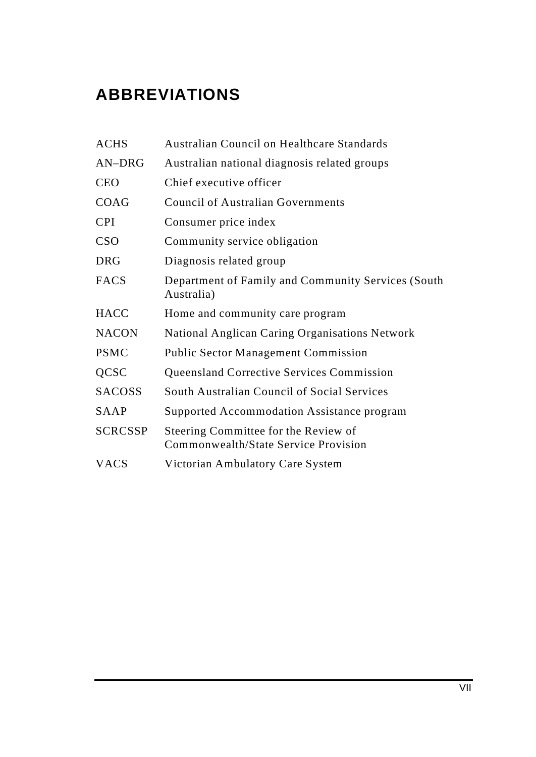# ABBREVIATIONS

| | |
|---|---|
| ACHS | Australian Council on Healthcare Standards |
| AN–DRG | Australian national diagnosis related groups |
| CEO | Chief executive officer |
| COAG | Council of Australian Governments |
| CPI | Consumer price index |
| CSO | Community service obligation |
| DRG | Diagnosis related group |
| FACS | Department of Family and Community Services (South Australia) |
| HACC | Home and community care program |
| NACON | National Anglican Caring Organisations Network |
| PSMC | Public Sector Management Commission |
| QCSC | Queensland Corrective Services Commission |
| SACOSS | South Australian Council of Social Services |
| SAAP | Supported Accommodation Assistance program |
| SCRCSSP | Steering Committee for the Review of Commonwealth/State Service Provision |
| VACS | Victorian Ambulatory Care System |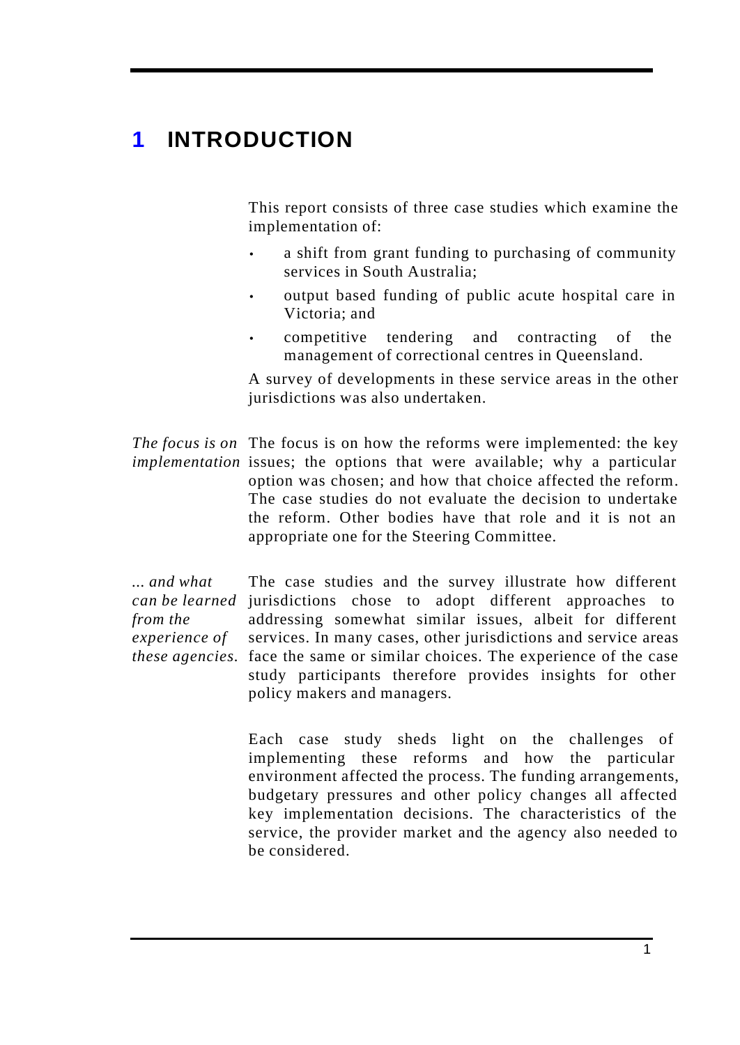# 1 INTRODUCTION

This report consists of three case studies which examine the implementation of:

- a shift from grant funding to purchasing of community services in South Australia;
- output based funding of public acute hospital care in Victoria; and
- competitive tendering and contracting of the management of correctional centres in Queensland.

A survey of developments in these service areas in the other jurisdictions was also undertaken.

*The focus is on implementation*

The focus is on how the reforms were implemented: the key issues; the options that were available; why a particular option was chosen; and how that choice affected the reform. The case studies do not evaluate the decision to undertake the reform. Other bodies have that role and it is not an appropriate one for the Steering Committee.

*... and what can be learned from the experience of these agencies.*

The case studies and the survey illustrate how different jurisdictions chose to adopt different approaches to addressing somewhat similar issues, albeit for different services. In many cases, other jurisdictions and service areas face the same or similar choices. The experience of the case study participants therefore provides insights for other policy makers and managers.

Each case study sheds light on the challenges of implementing these reforms and how the particular environment affected the process. The funding arrangements, budgetary pressures and other policy changes all affected key implementation decisions. The characteristics of the service, the provider market and the agency also needed to be considered.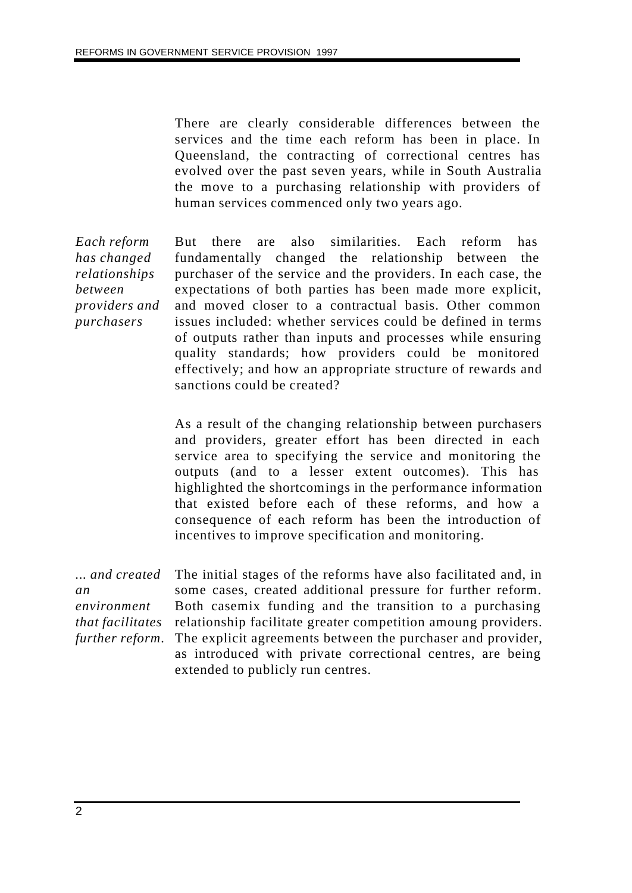There are clearly considerable differences between the services and the time each reform has been in place. In Queensland, the contracting of correctional centres has evolved over the past seven years, while in South Australia the move to a purchasing relationship with providers of human services commenced only two years ago.

*Each reform has changed relationships between providers and purchasers*

But there are also similarities. Each reform has fundamentally changed the relationship between the purchaser of the service and the providers. In each case, the expectations of both parties has been made more explicit, and moved closer to a contractual basis. Other common issues included: whether services could be defined in terms of outputs rather than inputs and processes while ensuring quality standards; how providers could be monitored effectively; and how an appropriate structure of rewards and sanctions could be created?

As a result of the changing relationship between purchasers and providers, greater effort has been directed in each service area to specifying the service and monitoring the outputs (and to a lesser extent outcomes). This has highlighted the shortcomings in the performance information that existed before each of these reforms, and how a consequence of each reform has been the introduction of incentives to improve specification and monitoring.

*... and created an environment that facilitates further reform.*

The initial stages of the reforms have also facilitated and, in some cases, created additional pressure for further reform. Both casemix funding and the transition to a purchasing relationship facilitate greater competition amoung providers. The explicit agreements between the purchaser and provider, as introduced with private correctional centres, are being extended to publicly run centres.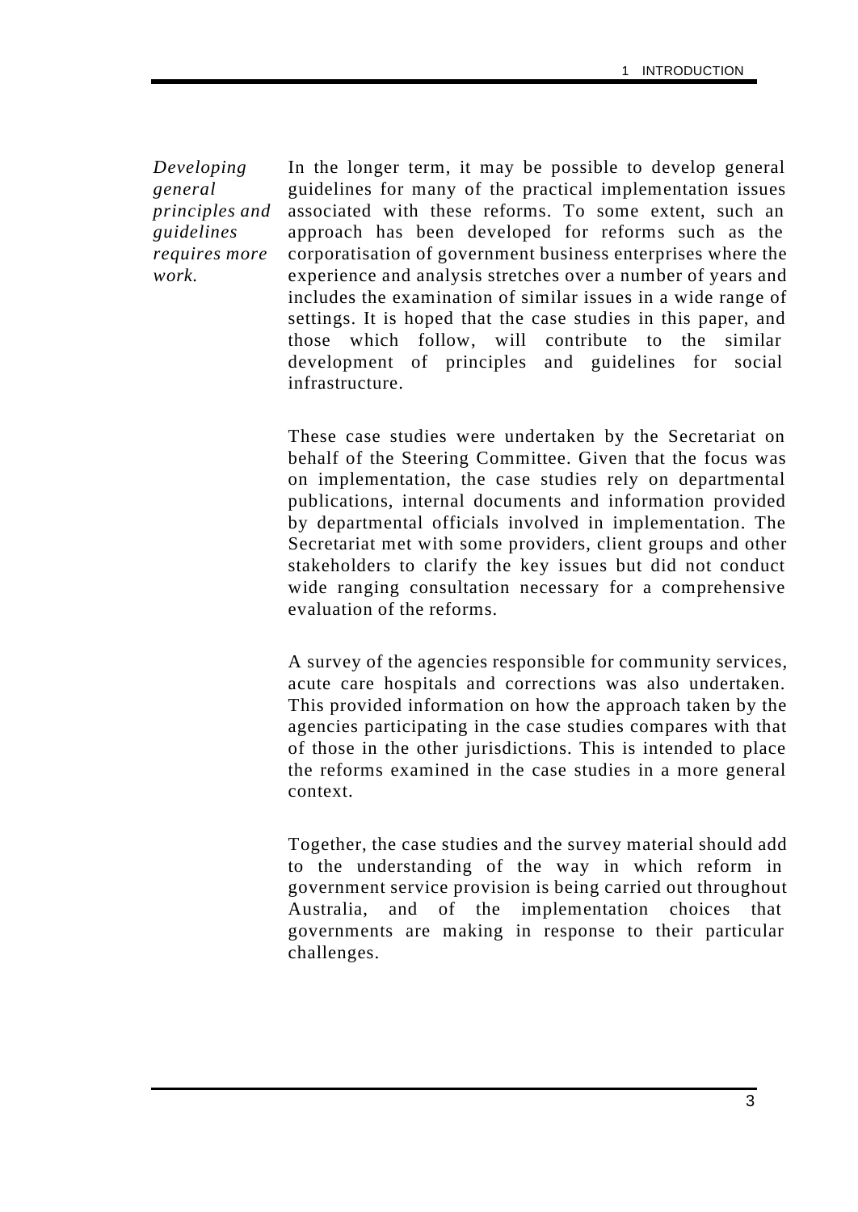*Developing general principles and guidelines requires more work.*

In the longer term, it may be possible to develop general guidelines for many of the practical implementation issues associated with these reforms. To some extent, such an approach has been developed for reforms such as the corporatisation of government business enterprises where the experience and analysis stretches over a number of years and includes the examination of similar issues in a wide range of settings. It is hoped that the case studies in this paper, and those which follow, will contribute to the similar development of principles and guidelines for social infrastructure.

These case studies were undertaken by the Secretariat on behalf of the Steering Committee. Given that the focus was on implementation, the case studies rely on departmental publications, internal documents and information provided by departmental officials involved in implementation. The Secretariat met with some providers, client groups and other stakeholders to clarify the key issues but did not conduct wide ranging consultation necessary for a comprehensive evaluation of the reforms.

A survey of the agencies responsible for community services, acute care hospitals and corrections was also undertaken. This provided information on how the approach taken by the agencies participating in the case studies compares with that of those in the other jurisdictions. This is intended to place the reforms examined in the case studies in a more general context.

Together, the case studies and the survey material should add to the understanding of the way in which reform in government service provision is being carried out throughout Australia, and of the implementation choices that governments are making in response to their particular challenges.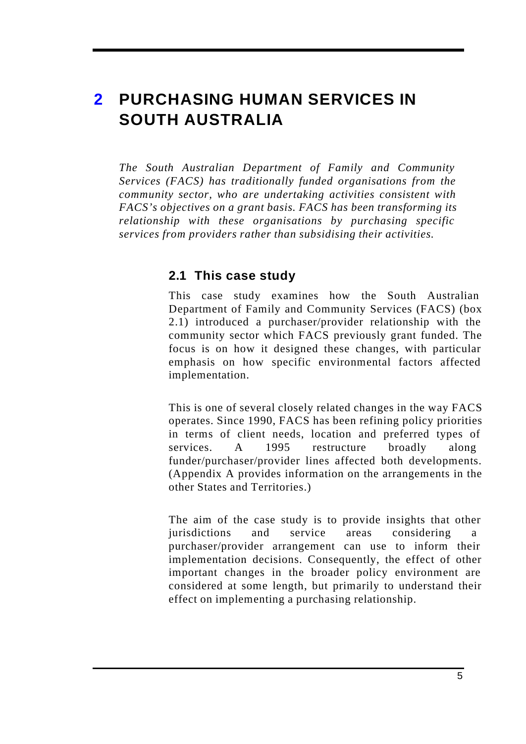# 2 PURCHASING HUMAN SERVICES IN SOUTH AUSTRALIA

*The South Australian Department of Family and Community Services (FACS) has traditionally funded organisations from the community sector, who are undertaking activities consistent with FACS's objectives on a grant basis. FACS has been transforming its relationship with these organisations by purchasing specific services from providers rather than subsidising their activities.*

## 2.1 This case study

This case study examines how the South Australian Department of Family and Community Services (FACS) (box 2.1) introduced a purchaser/provider relationship with the community sector which FACS previously grant funded. The focus is on how it designed these changes, with particular emphasis on how specific environmental factors affected implementation.

This is one of several closely related changes in the way FACS operates. Since 1990, FACS has been refining policy priorities in terms of client needs, location and preferred types of services. A 1995 restructure broadly along funder/purchaser/provider lines affected both developments. (Appendix A provides information on the arrangements in the other States and Territories.)

The aim of the case study is to provide insights that other jurisdictions and service areas considering a purchaser/provider arrangement can use to inform their implementation decisions. Consequently, the effect of other important changes in the broader policy environment are considered at some length, but primarily to understand their effect on implementing a purchasing relationship.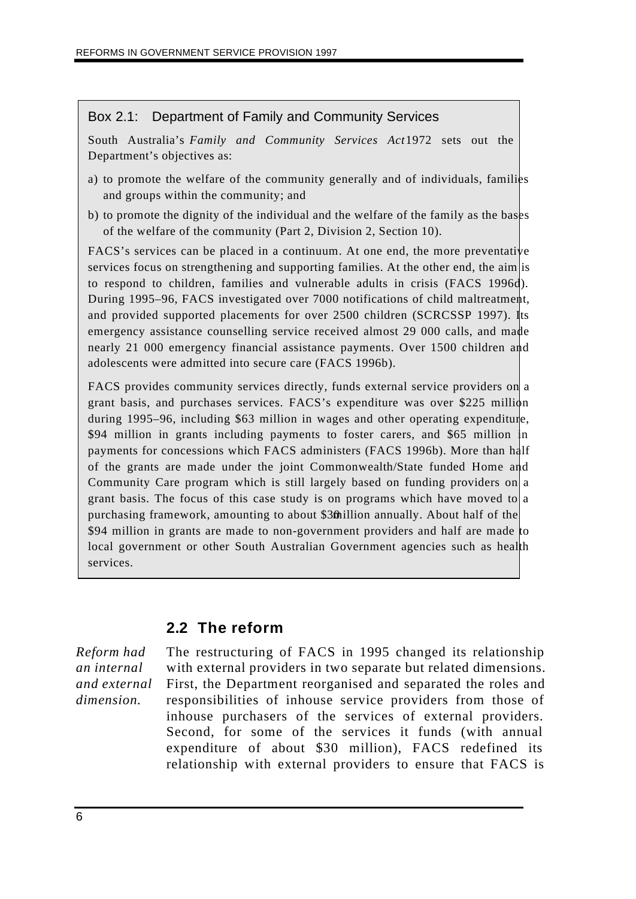### Box 2.1: Department of Family and Community Services

South Australia's *Family and Community Services Act* 1972 sets out the Department's objectives as:

a) to promote the welfare of the community generally and of individuals, families and groups within the community; and

b) to promote the dignity of the individual and the welfare of the family as the bases of the welfare of the community (Part 2, Division 2, Section 10).

FACS's services can be placed in a continuum. At one end, the more preventative services focus on strengthening and supporting families. At the other end, the aim is to respond to children, families and vulnerable adults in crisis (FACS 1996d). During 1995–96, FACS investigated over 7000 notifications of child maltreatment, and provided supported placements for over 2500 children (SCRCSSP 1997). Its emergency assistance counselling service received almost 29 000 calls, and made nearly 21 000 emergency financial assistance payments. Over 1500 children and adolescents were admitted into secure care (FACS 1996b).

FACS provides community services directly, funds external service providers on a grant basis, and purchases services. FACS's expenditure was over $225 million during 1995–96, including $63 million in wages and other operating expenditure, $94 million in grants including payments to foster carers, and $65 million in payments for concessions which FACS administers (FACS 1996b). More than half of the grants are made under the joint Commonwealth/State funded Home and Community Care program which is still largely based on funding providers on a grant basis. The focus of this case study is on programs which have moved to a purchasing framework, amounting to about $30 million annually. About half of the $94 million in grants are made to non-government providers and half are made to local government or other South Australian Government agencies such as health services.

## 2.2 The reform

*Reform had an internal and external dimension.*

The restructuring of FACS in 1995 changed its relationship with external providers in two separate but related dimensions. First, the Department reorganised and separated the roles and responsibilities of inhouse service providers from those of inhouse purchasers of the services of external providers. Second, for some of the services it funds (with annual expenditure of about $30 million), FACS redefined its relationship with external providers to ensure that FACS is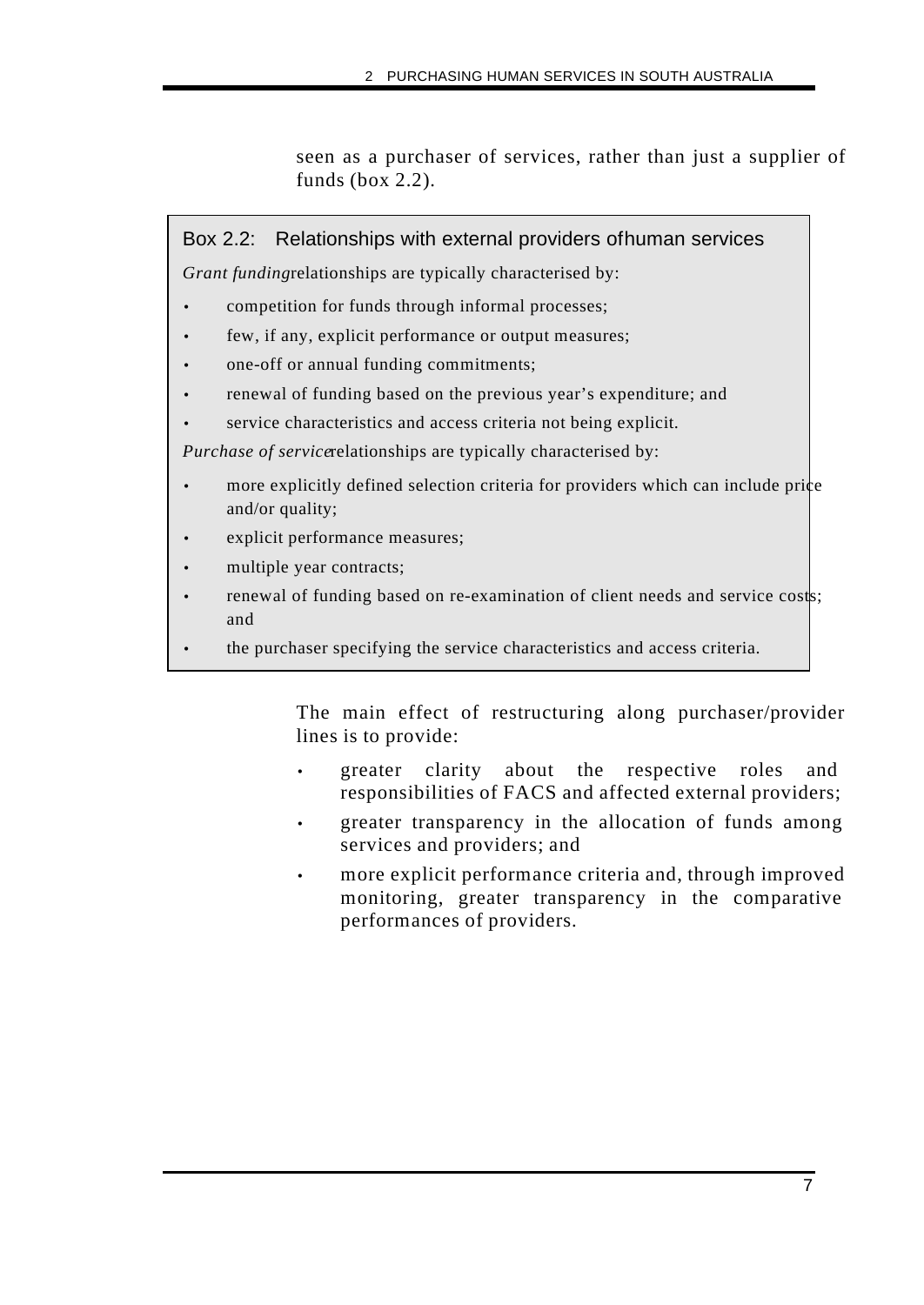seen as a purchaser of services, rather than just a supplier of funds (box 2.2).

### Box 2.2: Relationships with external providers of human services

*Grant funding* relationships are typically characterised by:

- competition for funds through informal processes;
- few, if any, explicit performance or output measures;
- one-off or annual funding commitments;
- renewal of funding based on the previous year's expenditure; and
- service characteristics and access criteria not being explicit.

*Purchase of service* relationships are typically characterised by:

- more explicitly defined selection criteria for providers which can include price and/or quality;
- explicit performance measures;
- multiple year contracts;
- renewal of funding based on re-examination of client needs and service costs; and
- the purchaser specifying the service characteristics and access criteria.

The main effect of restructuring along purchaser/provider lines is to provide:

- greater clarity about the respective roles and responsibilities of FACS and affected external providers;
- greater transparency in the allocation of funds among services and providers; and
- more explicit performance criteria and, through improved monitoring, greater transparency in the comparative performances of providers.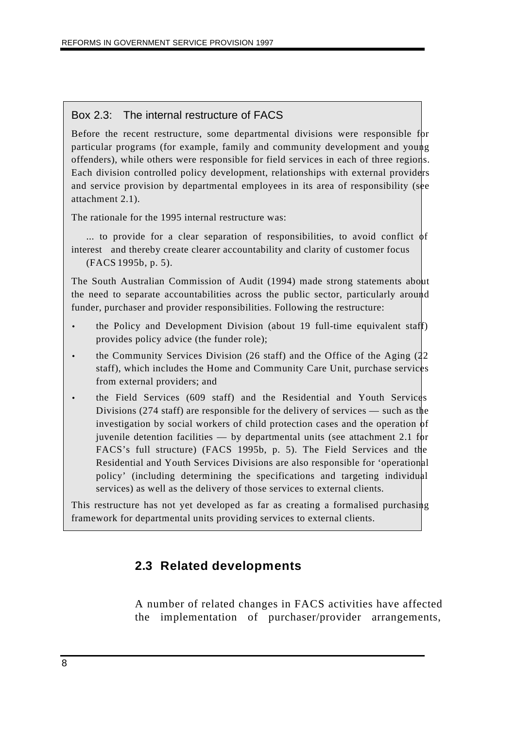### Box 2.3: The internal restructure of FACS

Before the recent restructure, some departmental divisions were responsible for particular programs (for example, family and community development and young offenders), while others were responsible for field services in each of three regions. Each division controlled policy development, relationships with external providers and service provision by departmental employees in its area of responsibility (see attachment 2.1).

The rationale for the 1995 internal restructure was:

> ... to provide for a clear separation of responsibilities, to avoid conflict of interest and thereby create clearer accountability and clarity of customer focus (FACS 1995b, p. 5).

The South Australian Commission of Audit (1994) made strong statements about the need to separate accountabilities across the public sector, particularly around funder, purchaser and provider responsibilities. Following the restructure:

- the Policy and Development Division (about 19 full-time equivalent staff) provides policy advice (the funder role);
- the Community Services Division (26 staff) and the Office of the Aging (22 staff), which includes the Home and Community Care Unit, purchase services from external providers; and
- the Field Services (609 staff) and the Residential and Youth Services Divisions (274 staff) are responsible for the delivery of services — such as the investigation by social workers of child protection cases and the operation of juvenile detention facilities — by departmental units (see attachment 2.1 for FACS's full structure) (FACS 1995b, p. 5). The Field Services and the Residential and Youth Services Divisions are also responsible for 'operational policy' (including determining the specifications and targeting individual services) as well as the delivery of those services to external clients.

This restructure has not yet developed as far as creating a formalised purchasing framework for departmental units providing services to external clients.

## 2.3 Related developments

A number of related changes in FACS activities have affected the implementation of purchaser/provider arrangements,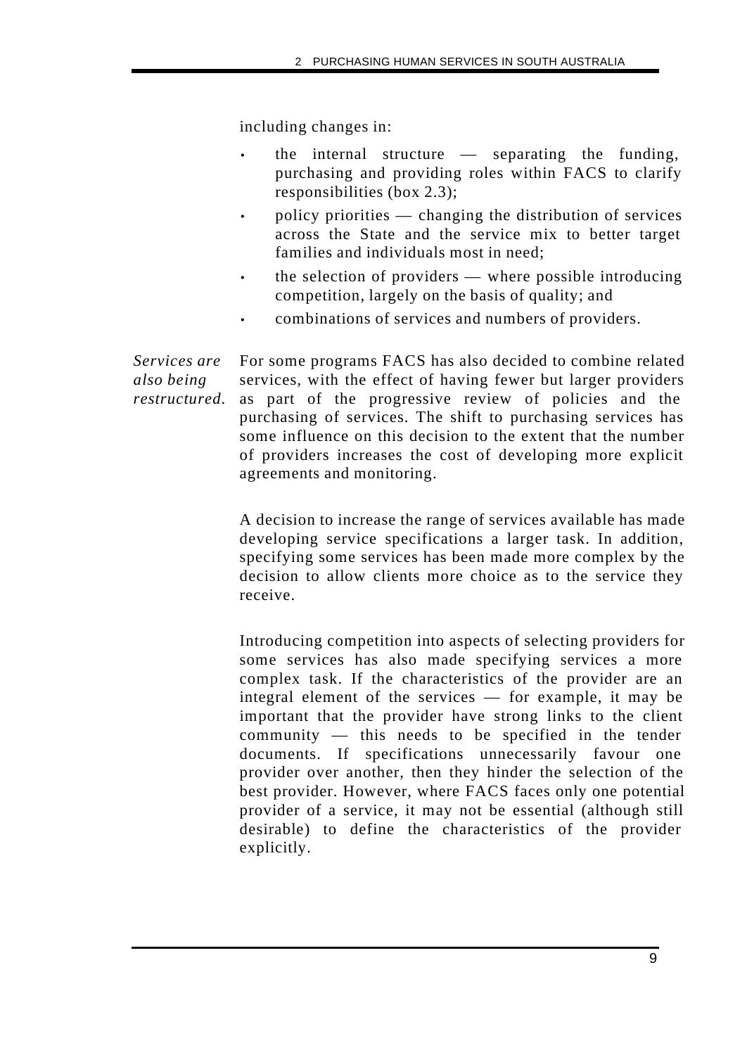including changes in:

- the internal structure — separating the funding, purchasing and providing roles within FACS to clarify responsibilities (box 2.3);
- policy priorities — changing the distribution of services across the State and the service mix to better target families and individuals most in need;
- the selection of providers — where possible introducing competition, largely on the basis of quality; and
- combinations of services and numbers of providers.

*Services are also being restructured.*

For some programs FACS has also decided to combine related services, with the effect of having fewer but larger providers as part of the progressive review of policies and the purchasing of services. The shift to purchasing services has some influence on this decision to the extent that the number of providers increases the cost of developing more explicit agreements and monitoring.

A decision to increase the range of services available has made developing service specifications a larger task. In addition, specifying some services has been made more complex by the decision to allow clients more choice as to the service they receive.

Introducing competition into aspects of selecting providers for some services has also made specifying services a more complex task. If the characteristics of the provider are an integral element of the services — for example, it may be important that the provider have strong links to the client community — this needs to be specified in the tender documents. If specifications unnecessarily favour one provider over another, then they hinder the selection of the best provider. However, where FACS faces only one potential provider of a service, it may not be essential (although still desirable) to define the characteristics of the provider explicitly.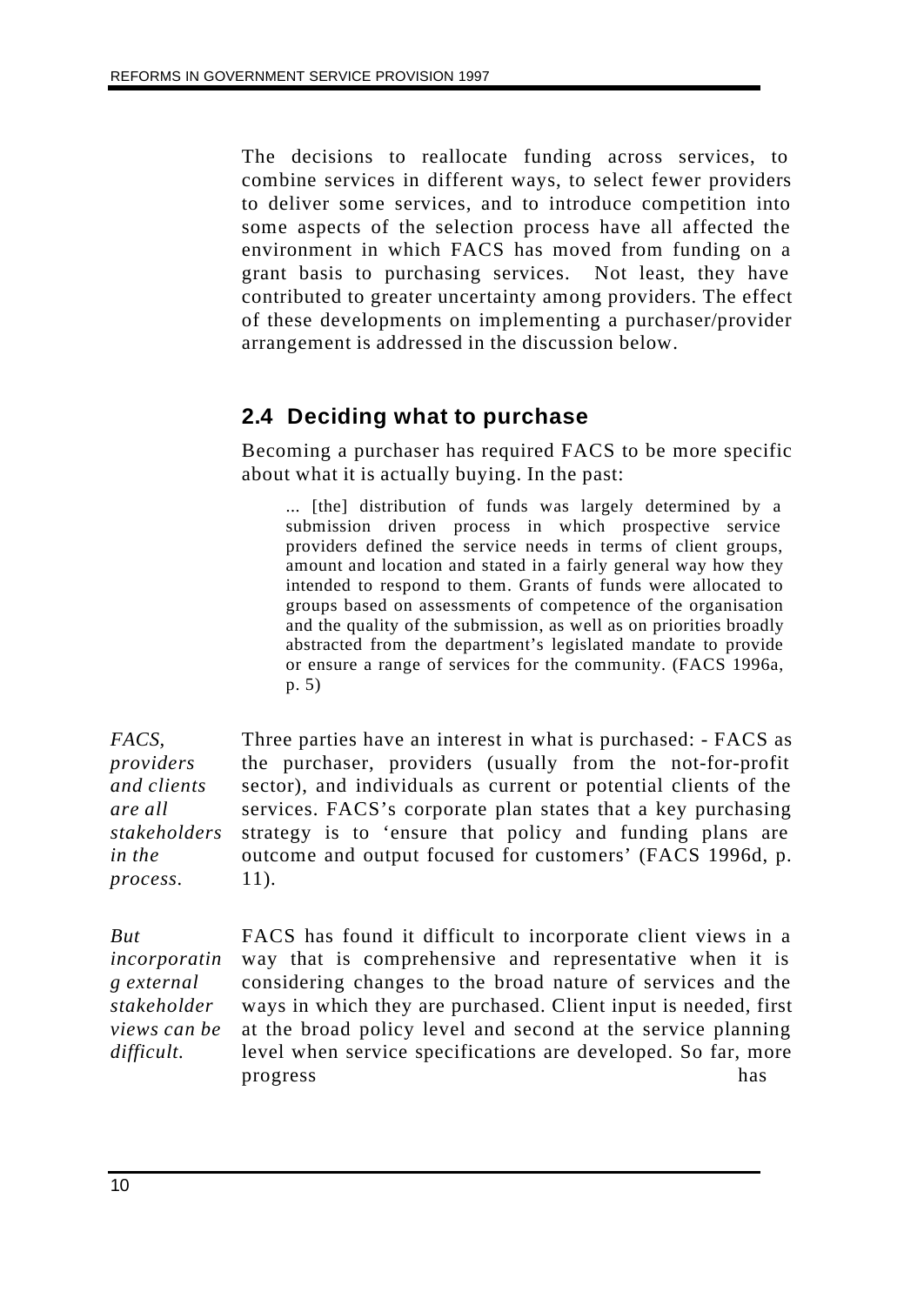The decisions to reallocate funding across services, to combine services in different ways, to select fewer providers to deliver some services, and to introduce competition into some aspects of the selection process have all affected the environment in which FACS has moved from funding on a grant basis to purchasing services. Not least, they have contributed to greater uncertainty among providers. The effect of these developments on implementing a purchaser/provider arrangement is addressed in the discussion below.

## 2.4 Deciding what to purchase

Becoming a purchaser has required FACS to be more specific about what it is actually buying. In the past:

> ... [the] distribution of funds was largely determined by a submission driven process in which prospective service providers defined the service needs in terms of client groups, amount and location and stated in a fairly general way how they intended to respond to them. Grants of funds were allocated to groups based on assessments of competence of the organisation and the quality of the submission, as well as on priorities broadly abstracted from the department's legislated mandate to provide or ensure a range of services for the community. (FACS 1996a, p. 5)

*FACS, providers and clients are all stakeholders in the process.*

Three parties have an interest in what is purchased: - FACS as the purchaser, providers (usually from the not-for-profit sector), and individuals as current or potential clients of the services. FACS's corporate plan states that a key purchasing strategy is to 'ensure that policy and funding plans are outcome and output focused for customers' (FACS 1996d, p. 11).

*But incorporating external stakeholder views can be difficult.*

FACS has found it difficult to incorporate client views in a way that is comprehensive and representative when it is considering changes to the broad nature of services and the ways in which they are purchased. Client input is needed, first at the broad policy level and second at the service planning level when service specifications are developed. So far, more progress has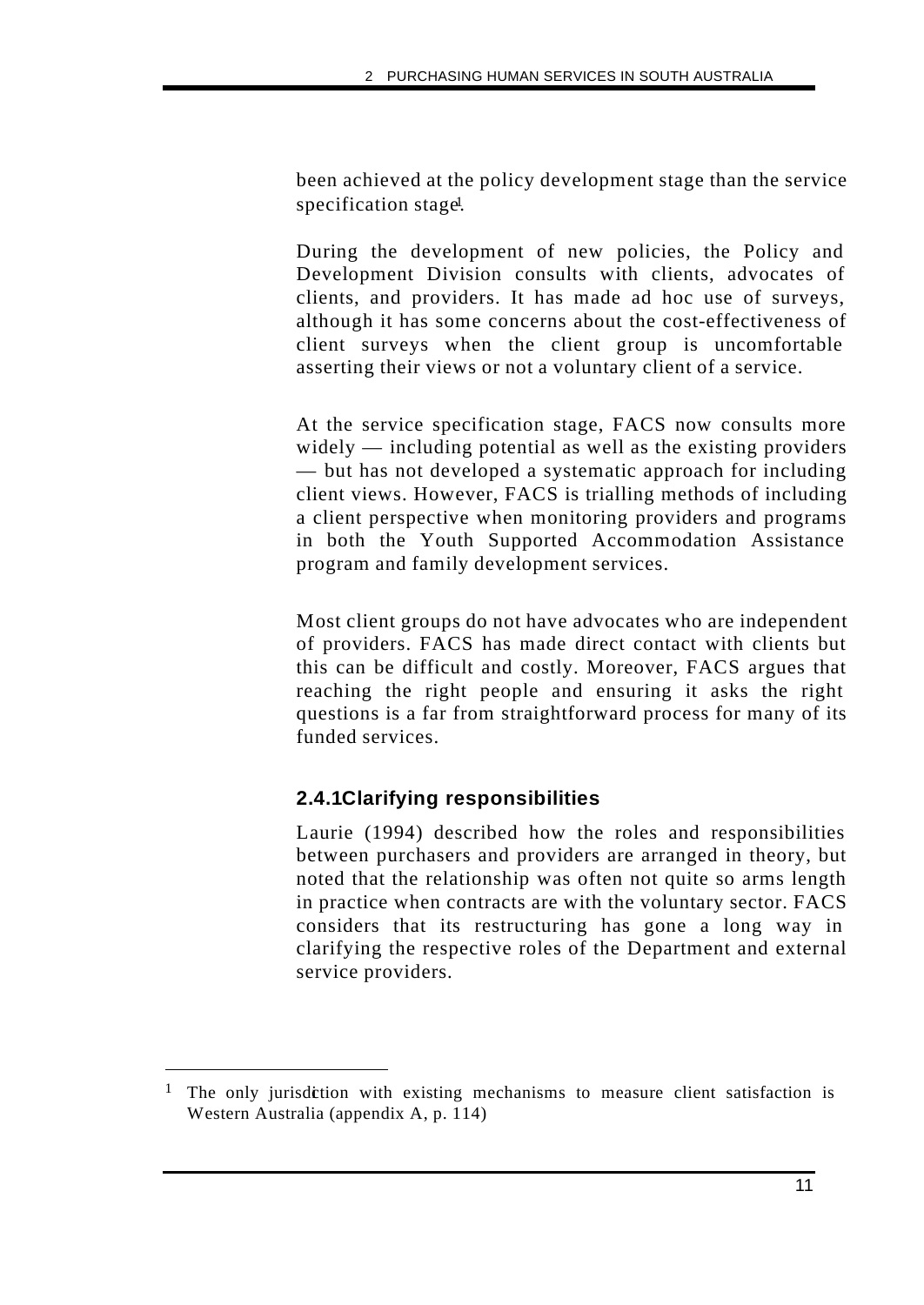been achieved at the policy development stage than the service specification stage[1].

During the development of new policies, the Policy and Development Division consults with clients, advocates of clients, and providers. It has made ad hoc use of surveys, although it has some concerns about the cost-effectiveness of client surveys when the client group is uncomfortable asserting their views or not a voluntary client of a service.

At the service specification stage, FACS now consults more widely — including potential as well as the existing providers — but has not developed a systematic approach for including client views. However, FACS is trialling methods of including a client perspective when monitoring providers and programs in both the Youth Supported Accommodation Assistance program and family development services.

Most client groups do not have advocates who are independent of providers. FACS has made direct contact with clients but this can be difficult and costly. Moreover, FACS argues that reaching the right people and ensuring it asks the right questions is a far from straightforward process for many of its funded services.

### 2.4.1 Clarifying responsibilities

Laurie (1994) described how the roles and responsibilities between purchasers and providers are arranged in theory, but noted that the relationship was often not quite so arms length in practice when contracts are with the voluntary sector. FACS considers that its restructuring has gone a long way in clarifying the respective roles of the Department and external service providers.

---

[1] The only jurisdiction with existing mechanisms to measure client satisfaction is Western Australia (appendix A, p. 114)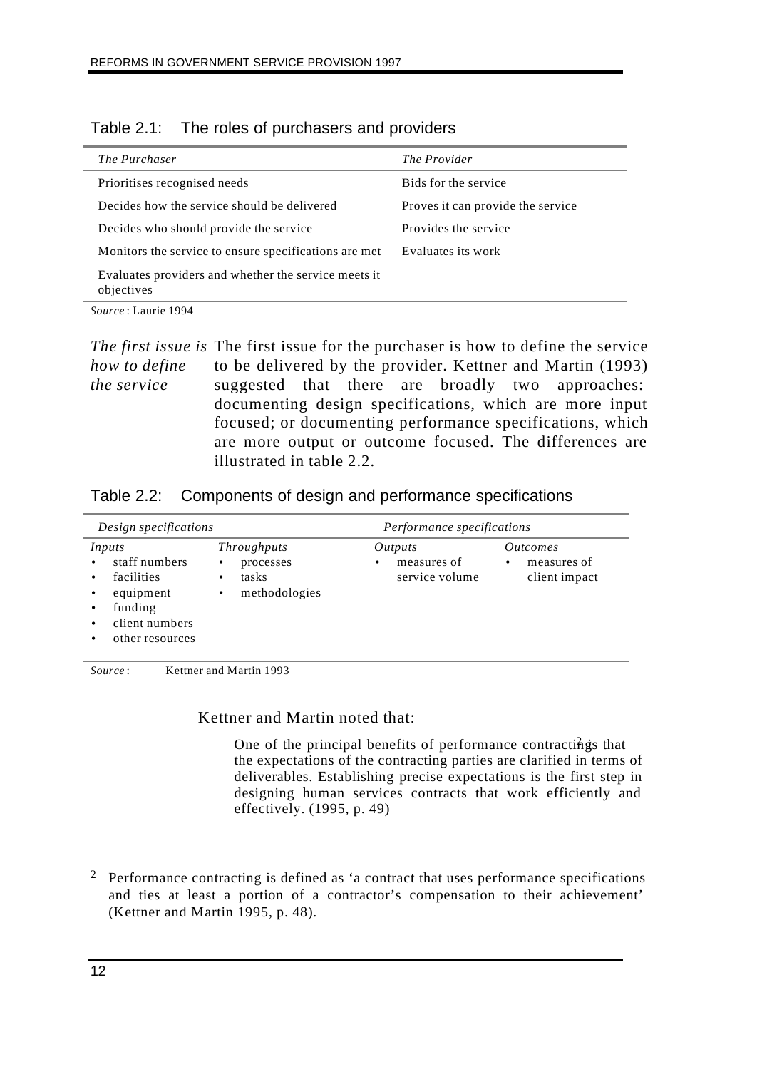Table 2.1: The roles of purchasers and providers

| *The Purchaser* | *The Provider* |
|---|---|
| Prioritises recognised needs | Bids for the service |
| Decides how the service should be delivered | Proves it can provide the service |
| Decides who should provide the service | Provides the service |
| Monitors the service to ensure specifications are met | Evaluates its work |
| Evaluates providers and whether the service meets it objectives | |

*Source*: Laurie 1994

*The first issue is how to define the service*

The first issue for the purchaser is how to define the service to be delivered by the provider. Kettner and Martin (1993) suggested that there are broadly two approaches: documenting design specifications, which are more input focused; or documenting performance specifications, which are more output or outcome focused. The differences are illustrated in table 2.2.

Table 2.2: Components of design and performance specifications

| *Design specifications* | | *Performance specifications* | |
|---|---|---|---|
| *Inputs* | *Throughputs* | *Outputs* | *Outcomes* |
| • staff numbers<br>• facilities<br>• equipment<br>• funding<br>• client numbers<br>• other resources | • processes<br>• tasks<br>• methodologies | • measures of service volume | • measures of client impact |

*Source*: Kettner and Martin 1993

Kettner and Martin noted that:

> One of the principal benefits of performance contracting[2] is that the expectations of the contracting parties are clarified in terms of deliverables. Establishing precise expectations is the first step in designing human services contracts that work efficiently and effectively. (1995, p. 49)

[2] Performance contracting is defined as 'a contract that uses performance specifications and ties at least a portion of a contractor's compensation to their achievement' (Kettner and Martin 1995, p. 48).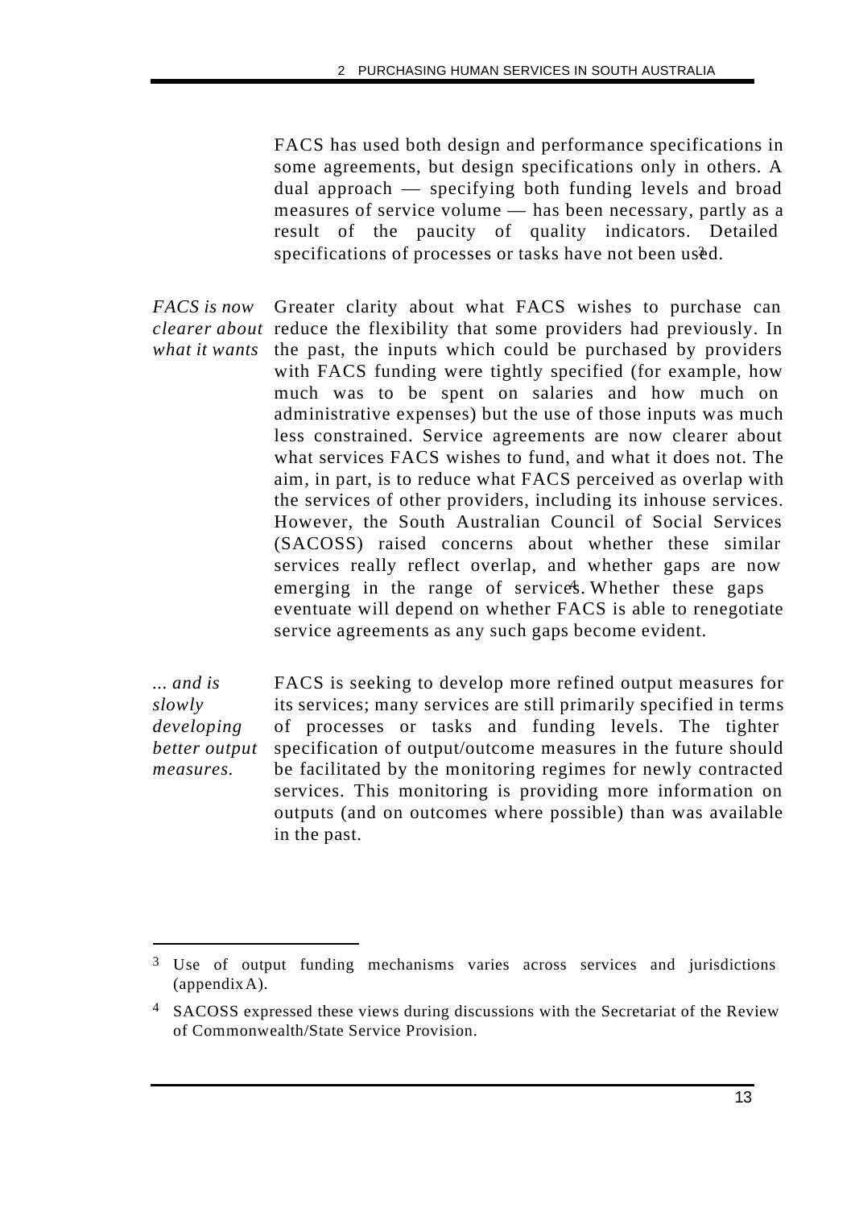FACS has used both design and performance specifications in some agreements, but design specifications only in others. A dual approach — specifying both funding levels and broad measures of service volume — has been necessary, partly as a result of the paucity of quality indicators. Detailed specifications of processes or tasks have not been used.[3]

*FACS is now clearer about what it wants*

Greater clarity about what FACS wishes to purchase can reduce the flexibility that some providers had previously. In the past, the inputs which could be purchased by providers with FACS funding were tightly specified (for example, how much was to be spent on salaries and how much on administrative expenses) but the use of those inputs was much less constrained. Service agreements are now clearer about what services FACS wishes to fund, and what it does not. The aim, in part, is to reduce what FACS perceived as overlap with the services of other providers, including its inhouse services. However, the South Australian Council of Social Services (SACOSS) raised concerns about whether these similar services really reflect overlap, and whether gaps are now emerging in the range of services.[4] Whether these gaps eventuate will depend on whether FACS is able to renegotiate service agreements as any such gaps become evident.

*... and is slowly developing better output measures.*

FACS is seeking to develop more refined output measures for its services; many services are still primarily specified in terms of processes or tasks and funding levels. The tighter specification of output/outcome measures in the future should be facilitated by the monitoring regimes for newly contracted services. This monitoring is providing more information on outputs (and on outcomes where possible) than was available in the past.

---

[3] Use of output funding mechanisms varies across services and jurisdictions (appendix A).

[4] SACOSS expressed these views during discussions with the Secretariat of the Review of Commonwealth/State Service Provision.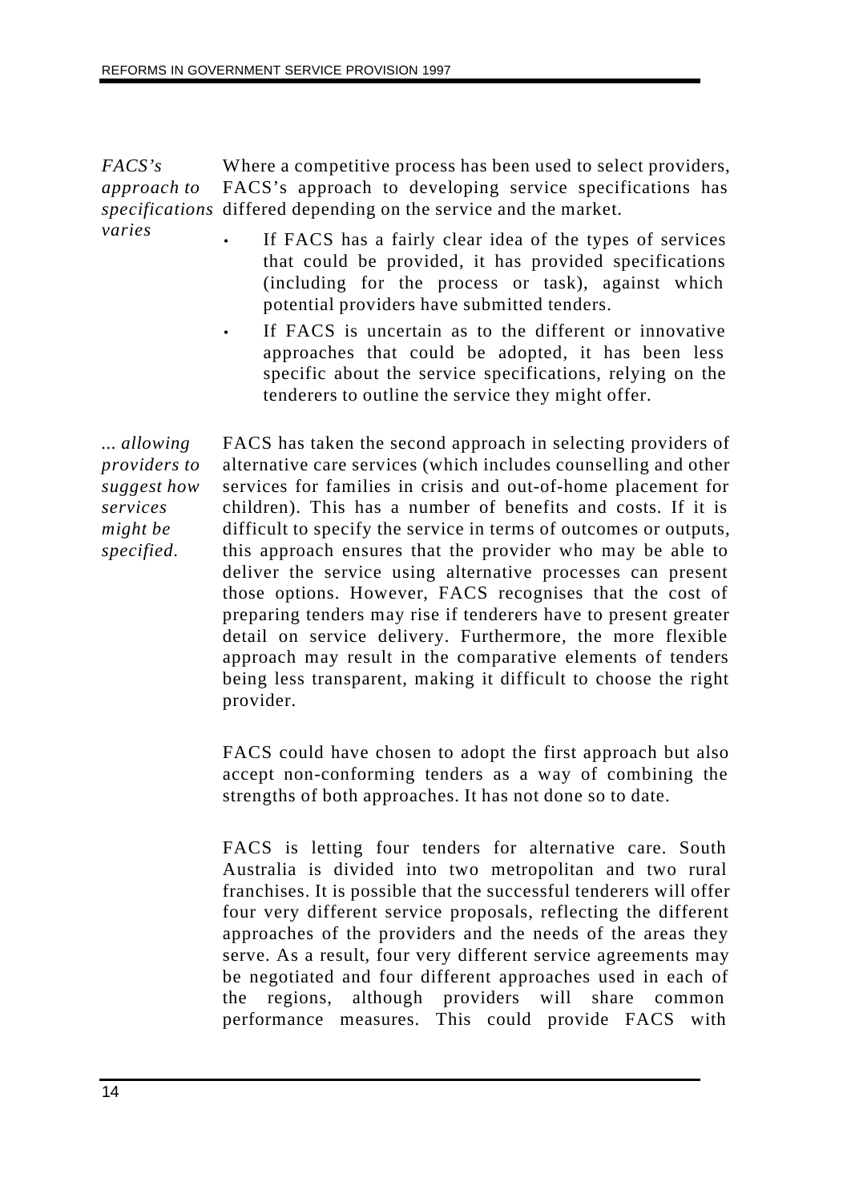*FACS's approach to specifications varies*

Where a competitive process has been used to select providers, FACS's approach to developing service specifications has differed depending on the service and the market.

- If FACS has a fairly clear idea of the types of services that could be provided, it has provided specifications (including for the process or task), against which potential providers have submitted tenders.
- If FACS is uncertain as to the different or innovative approaches that could be adopted, it has been less specific about the service specifications, relying on the tenderers to outline the service they might offer.

*... allowing providers to suggest how services might be specified.*

FACS has taken the second approach in selecting providers of alternative care services (which includes counselling and other services for families in crisis and out-of-home placement for children). This has a number of benefits and costs. If it is difficult to specify the service in terms of outcomes or outputs, this approach ensures that the provider who may be able to deliver the service using alternative processes can present those options. However, FACS recognises that the cost of preparing tenders may rise if tenderers have to present greater detail on service delivery. Furthermore, the more flexible approach may result in the comparative elements of tenders being less transparent, making it difficult to choose the right provider.

FACS could have chosen to adopt the first approach but also accept non-conforming tenders as a way of combining the strengths of both approaches. It has not done so to date.

FACS is letting four tenders for alternative care. South Australia is divided into two metropolitan and two rural franchises. It is possible that the successful tenderers will offer four very different service proposals, reflecting the different approaches of the providers and the needs of the areas they serve. As a result, four very different service agreements may be negotiated and four different approaches used in each of the regions, although providers will share common performance measures. This could provide FACS with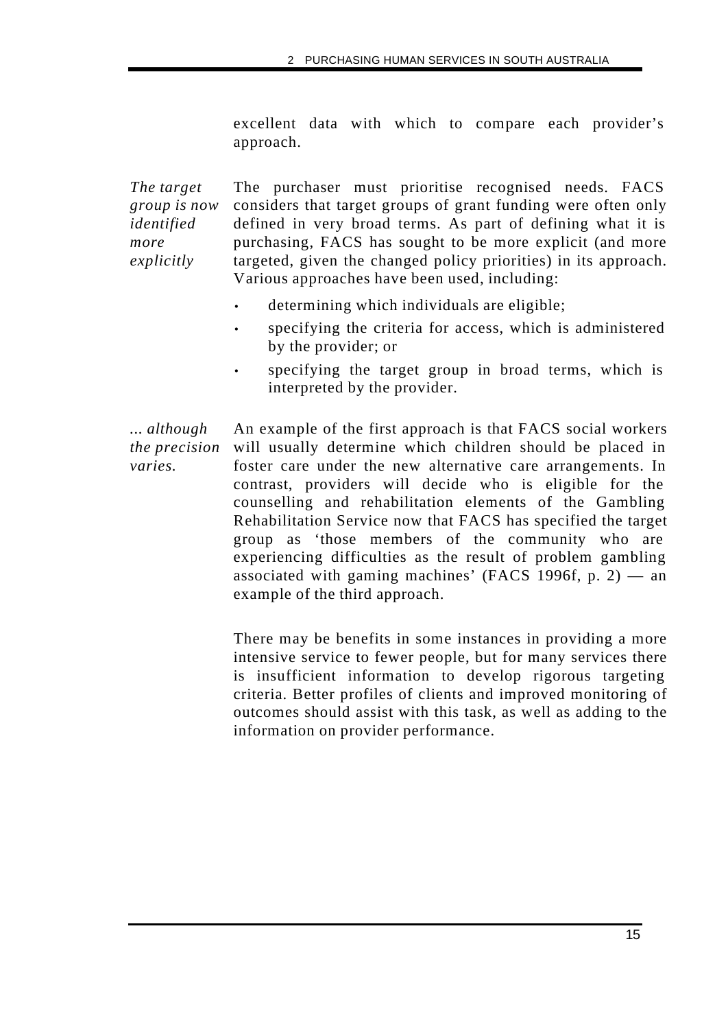excellent data with which to compare each provider's approach.

*The target group is now identified more explicitly*

The purchaser must prioritise recognised needs. FACS considers that target groups of grant funding were often only defined in very broad terms. As part of defining what it is purchasing, FACS has sought to be more explicit (and more targeted, given the changed policy priorities) in its approach. Various approaches have been used, including:

- determining which individuals are eligible;
- specifying the criteria for access, which is administered by the provider; or
- specifying the target group in broad terms, which is interpreted by the provider.

*... although the precision varies.*

An example of the first approach is that FACS social workers will usually determine which children should be placed in foster care under the new alternative care arrangements. In contrast, providers will decide who is eligible for the counselling and rehabilitation elements of the Gambling Rehabilitation Service now that FACS has specified the target group as 'those members of the community who are experiencing difficulties as the result of problem gambling associated with gaming machines' (FACS 1996f, p. 2) — an example of the third approach.

There may be benefits in some instances in providing a more intensive service to fewer people, but for many services there is insufficient information to develop rigorous targeting criteria. Better profiles of clients and improved monitoring of outcomes should assist with this task, as well as adding to the information on provider performance.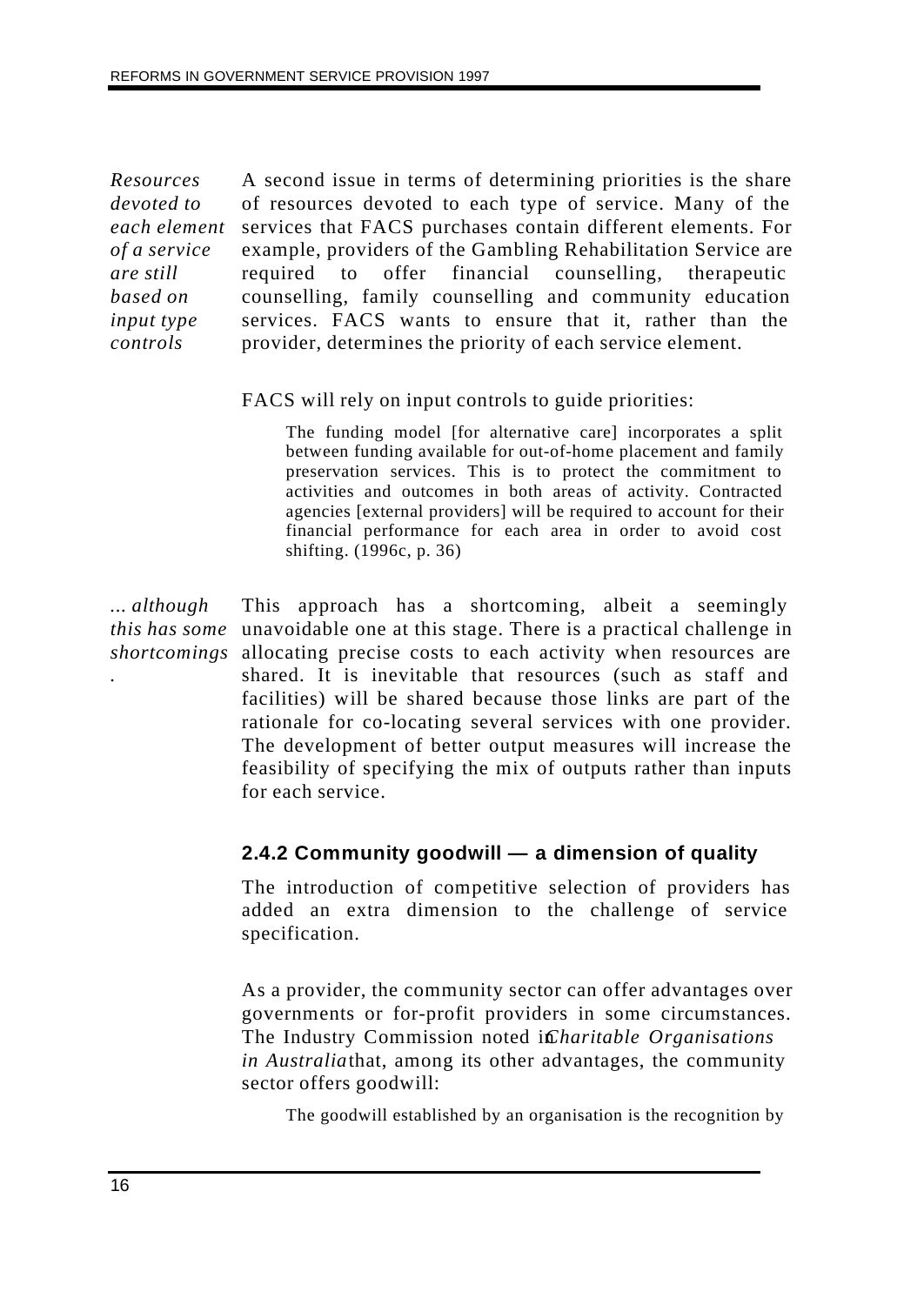*Resources devoted to each element of a service are still based on input type controls*

A second issue in terms of determining priorities is the share of resources devoted to each type of service. Many of the services that FACS purchases contain different elements. For example, providers of the Gambling Rehabilitation Service are required to offer financial counselling, therapeutic counselling, family counselling and community education services. FACS wants to ensure that it, rather than the provider, determines the priority of each service element.

FACS will rely on input controls to guide priorities:

> The funding model [for alternative care] incorporates a split between funding available for out-of-home placement and family preservation services. This is to protect the commitment to activities and outcomes in both areas of activity. Contracted agencies [external providers] will be required to account for their financial performance for each area in order to avoid cost shifting. (1996c, p. 36)

*... although this has some shortcomings.*

This approach has a shortcoming, albeit a seemingly unavoidable one at this stage. There is a practical challenge in allocating precise costs to each activity when resources are shared. It is inevitable that resources (such as staff and facilities) will be shared because those links are part of the rationale for co-locating several services with one provider. The development of better output measures will increase the feasibility of specifying the mix of outputs rather than inputs for each service.

### 2.4.2 Community goodwill — a dimension of quality

The introduction of competitive selection of providers has added an extra dimension to the challenge of service specification.

As a provider, the community sector can offer advantages over governments or for-profit providers in some circumstances. The Industry Commission noted in *Charitable Organisations in Australia* that, among its other advantages, the community sector offers goodwill:

> The goodwill established by an organisation is the recognition by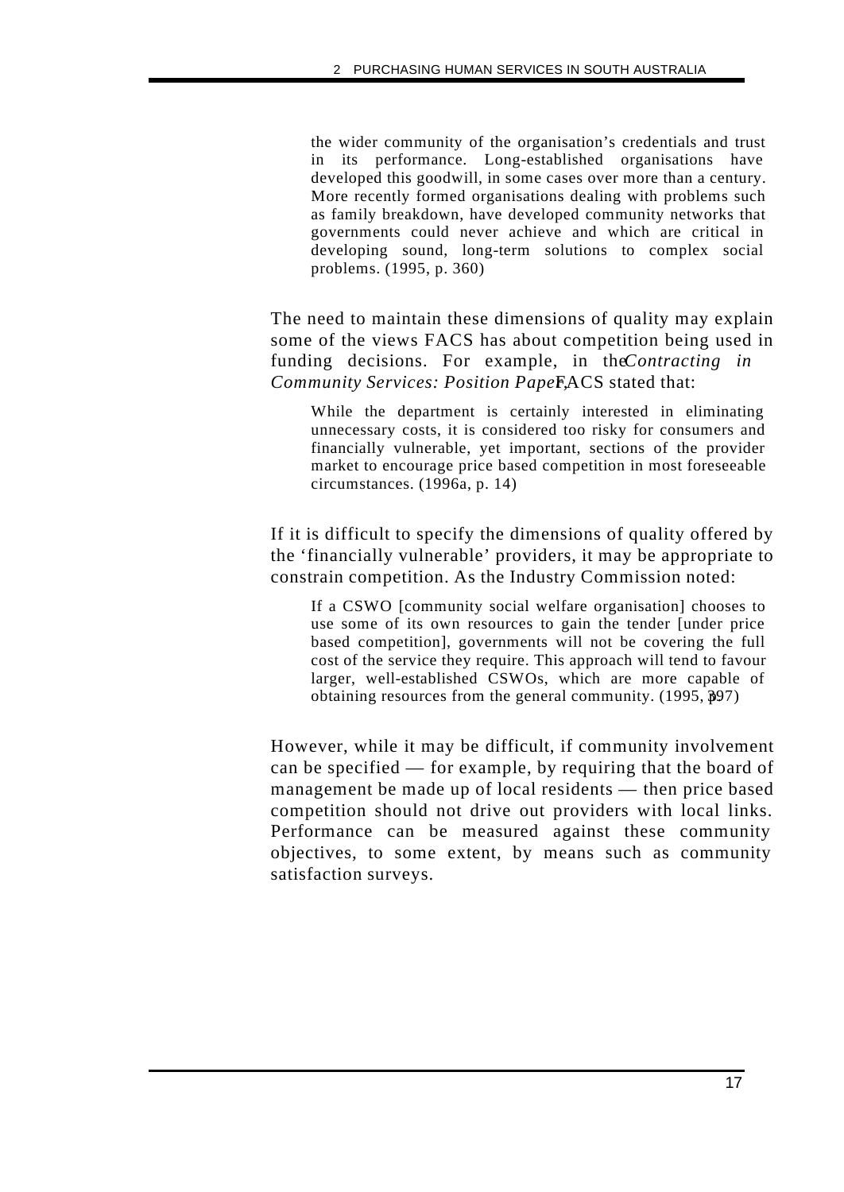the wider community of the organisation's credentials and trust in its performance. Long-established organisations have developed this goodwill, in some cases over more than a century. More recently formed organisations dealing with problems such as family breakdown, have developed community networks that governments could never achieve and which are critical in developing sound, long-term solutions to complex social problems. (1995, p. 360)

The need to maintain these dimensions of quality may explain some of the views FACS has about competition being used in funding decisions. For example, in the *Contracting in Community Services: Position Paper*, FACS stated that:

> While the department is certainly interested in eliminating unnecessary costs, it is considered too risky for consumers and financially vulnerable, yet important, sections of the provider market to encourage price based competition in most foreseeable circumstances. (1996a, p. 14)

If it is difficult to specify the dimensions of quality offered by the 'financially vulnerable' providers, it may be appropriate to constrain competition. As the Industry Commission noted:

> If a CSWO [community social welfare organisation] chooses to use some of its own resources to gain the tender [under price based competition], governments will not be covering the full cost of the service they require. This approach will tend to favour larger, well-established CSWOs, which are more capable of obtaining resources from the general community. (1995, p. 397)

However, while it may be difficult, if community involvement can be specified — for example, by requiring that the board of management be made up of local residents — then price based competition should not drive out providers with local links. Performance can be measured against these community objectives, to some extent, by means such as community satisfaction surveys.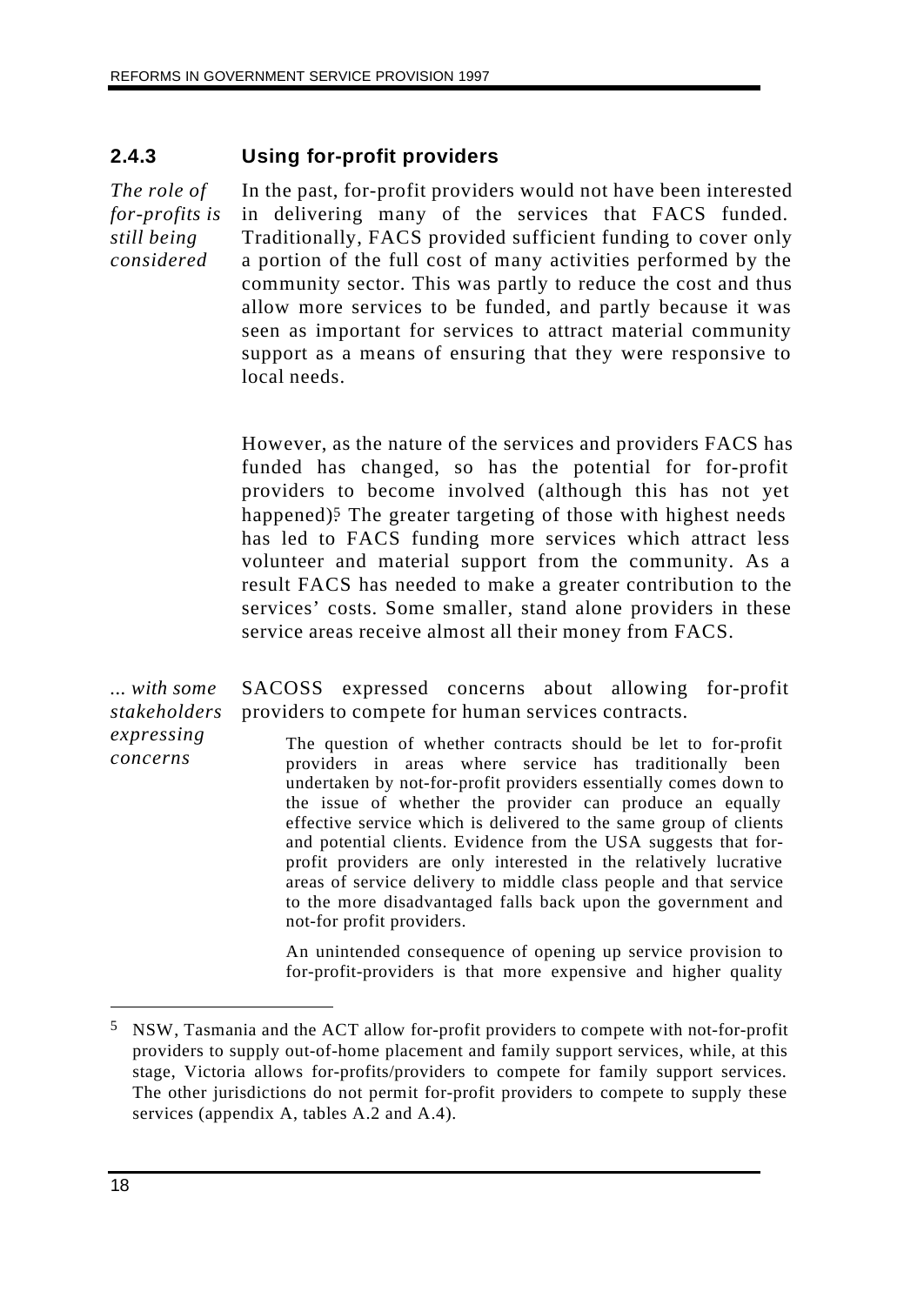### 2.4.3 Using for-profit providers

*The role of for-profits is still being considered*

In the past, for-profit providers would not have been interested in delivering many of the services that FACS funded. Traditionally, FACS provided sufficient funding to cover only a portion of the full cost of many activities performed by the community sector. This was partly to reduce the cost and thus allow more services to be funded, and partly because it was seen as important for services to attract material community support as a means of ensuring that they were responsive to local needs.

However, as the nature of the services and providers FACS has funded has changed, so has the potential for for-profit providers to become involved (although this has not yet happened).[5] The greater targeting of those with highest needs has led to FACS funding more services which attract less volunteer and material support from the community. As a result FACS has needed to make a greater contribution to the services' costs. Some smaller, stand alone providers in these service areas receive almost all their money from FACS.

*... with some stakeholders expressing concerns*

SACOSS expressed concerns about allowing for-profit providers to compete for human services contracts.

> The question of whether contracts should be let to for-profit providers in areas where service has traditionally been undertaken by not-for-profit providers essentially comes down to the issue of whether the provider can produce an equally effective service which is delivered to the same group of clients and potential clients. Evidence from the USA suggests that for-profit providers are only interested in the relatively lucrative areas of service delivery to middle class people and that service to the more disadvantaged falls back upon the government and not-for profit providers.
>
> An unintended consequence of opening up service provision to for-profit-providers is that more expensive and higher quality

[5] NSW, Tasmania and the ACT allow for-profit providers to compete with not-for-profit providers to supply out-of-home placement and family support services, while, at this stage, Victoria allows for-profits/providers to compete for family support services. The other jurisdictions do not permit for-profit providers to compete to supply these services (appendix A, tables A.2 and A.4).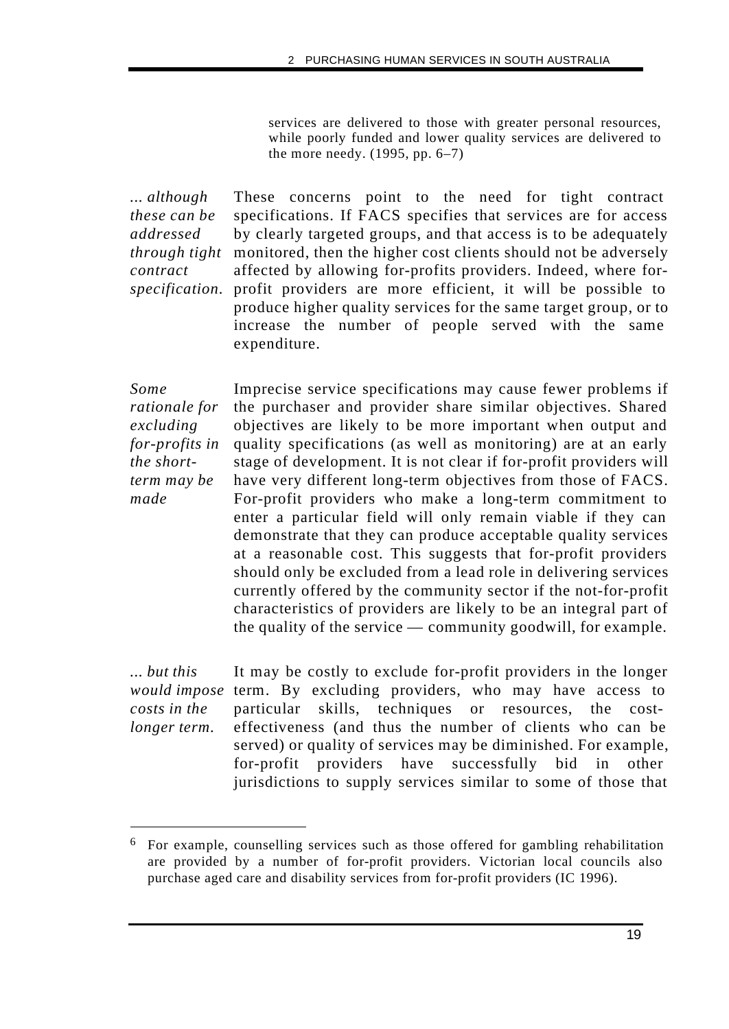> services are delivered to those with greater personal resources, while poorly funded and lower quality services are delivered to the more needy. (1995, pp. 6–7)

*... although these can be addressed through tight contract specification.*

These concerns point to the need for tight contract specifications. If FACS specifies that services are for access by clearly targeted groups, and that access is to be adequately monitored, then the higher cost clients should not be adversely affected by allowing for-profits providers. Indeed, where for-profit providers are more efficient, it will be possible to produce higher quality services for the same target group, or to increase the number of people served with the same expenditure.

*Some rationale for excluding for-profits in the short-term may be made*

Imprecise service specifications may cause fewer problems if the purchaser and provider share similar objectives. Shared objectives are likely to be more important when output and quality specifications (as well as monitoring) are at an early stage of development. It is not clear if for-profit providers will have very different long-term objectives from those of FACS. For-profit providers who make a long-term commitment to enter a particular field will only remain viable if they can demonstrate that they can produce acceptable quality services at a reasonable cost. This suggests that for-profit providers should only be excluded from a lead role in delivering services currently offered by the community sector if the not-for-profit characteristics of providers are likely to be an integral part of the quality of the service — community goodwill, for example.

*... but this would impose costs in the longer term.*

It may be costly to exclude for-profit providers in the longer term. By excluding providers, who may have access to particular skills, techniques or resources, the cost-effectiveness (and thus the number of clients who can be served) or quality of services may be diminished. For example, for-profit providers have successfully bid in other jurisdictions to supply services similar to some of those that

---

[6] For example, counselling services such as those offered for gambling rehabilitation are provided by a number of for-profit providers. Victorian local councils also purchase aged care and disability services from for-profit providers (IC 1996).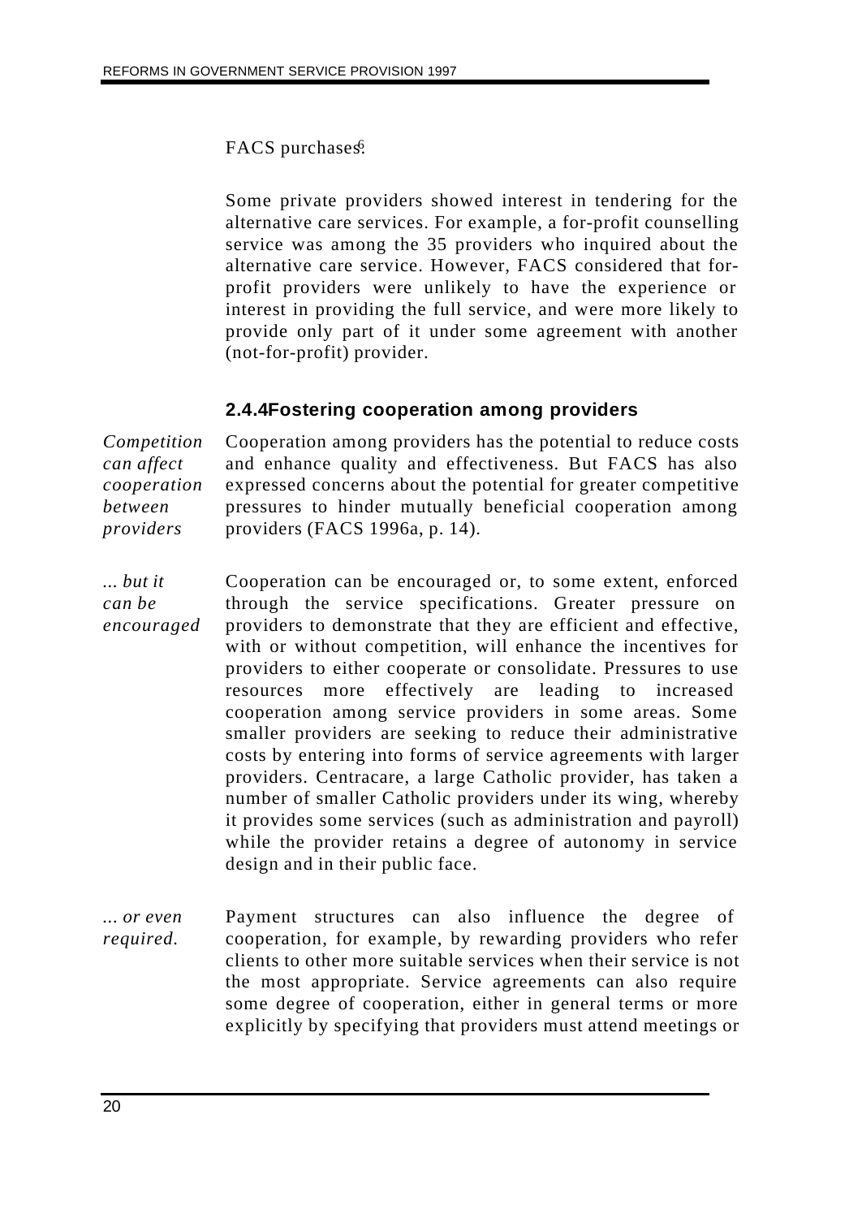FACS purchases[6]:

Some private providers showed interest in tendering for the alternative care services. For example, a for-profit counselling service was among the 35 providers who inquired about the alternative care service. However, FACS considered that for-profit providers were unlikely to have the experience or interest in providing the full service, and were more likely to provide only part of it under some agreement with another (not-for-profit) provider.

### 2.4.4 Fostering cooperation among providers

*Competition can affect cooperation between providers*

Cooperation among providers has the potential to reduce costs and enhance quality and effectiveness. But FACS has also expressed concerns about the potential for greater competitive pressures to hinder mutually beneficial cooperation among providers (FACS 1996a, p. 14).

*... but it can be encouraged*

Cooperation can be encouraged or, to some extent, enforced through the service specifications. Greater pressure on providers to demonstrate that they are efficient and effective, with or without competition, will enhance the incentives for providers to either cooperate or consolidate. Pressures to use resources more effectively are leading to increased cooperation among service providers in some areas. Some smaller providers are seeking to reduce their administrative costs by entering into forms of service agreements with larger providers. Centracare, a large Catholic provider, has taken a number of smaller Catholic providers under its wing, whereby it provides some services (such as administration and payroll) while the provider retains a degree of autonomy in service design and in their public face.

*... or even required.*

Payment structures can also influence the degree of cooperation, for example, by rewarding providers who refer clients to other more suitable services when their service is not the most appropriate. Service agreements can also require some degree of cooperation, either in general terms or more explicitly by specifying that providers must attend meetings or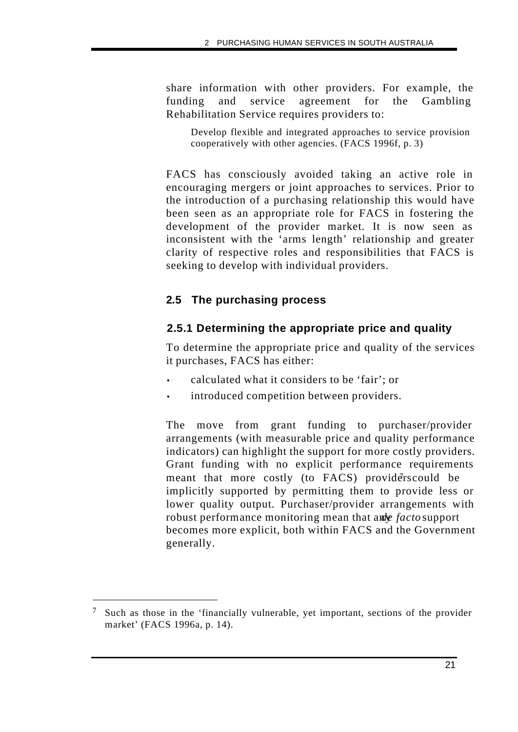share information with other providers. For example, the funding and service agreement for the Gambling Rehabilitation Service requires providers to:

> Develop flexible and integrated approaches to service provision cooperatively with other agencies. (FACS 1996f, p. 3)

FACS has consciously avoided taking an active role in encouraging mergers or joint approaches to services. Prior to the introduction of a purchasing relationship this would have been seen as an appropriate role for FACS in fostering the development of the provider market. It is now seen as inconsistent with the 'arms length' relationship and greater clarity of respective roles and responsibilities that FACS is seeking to develop with individual providers.

## 2.5 The purchasing process

### 2.5.1 Determining the appropriate price and quality

To determine the appropriate price and quality of the services it purchases, FACS has either:

- calculated what it considers to be 'fair'; or
- introduced competition between providers.

The move from grant funding to purchaser/provider arrangements (with measurable price and quality performance indicators) can highlight the support for more costly providers. Grant funding with no explicit performance requirements meant that more costly (to FACS) providers[7] could be implicitly supported by permitting them to provide less or lower quality output. Purchaser/provider arrangements with robust performance monitoring mean that any *de facto* support becomes more explicit, both within FACS and the Government generally.

---

[7] Such as those in the 'financially vulnerable, yet important, sections of the provider market' (FACS 1996a, p. 14).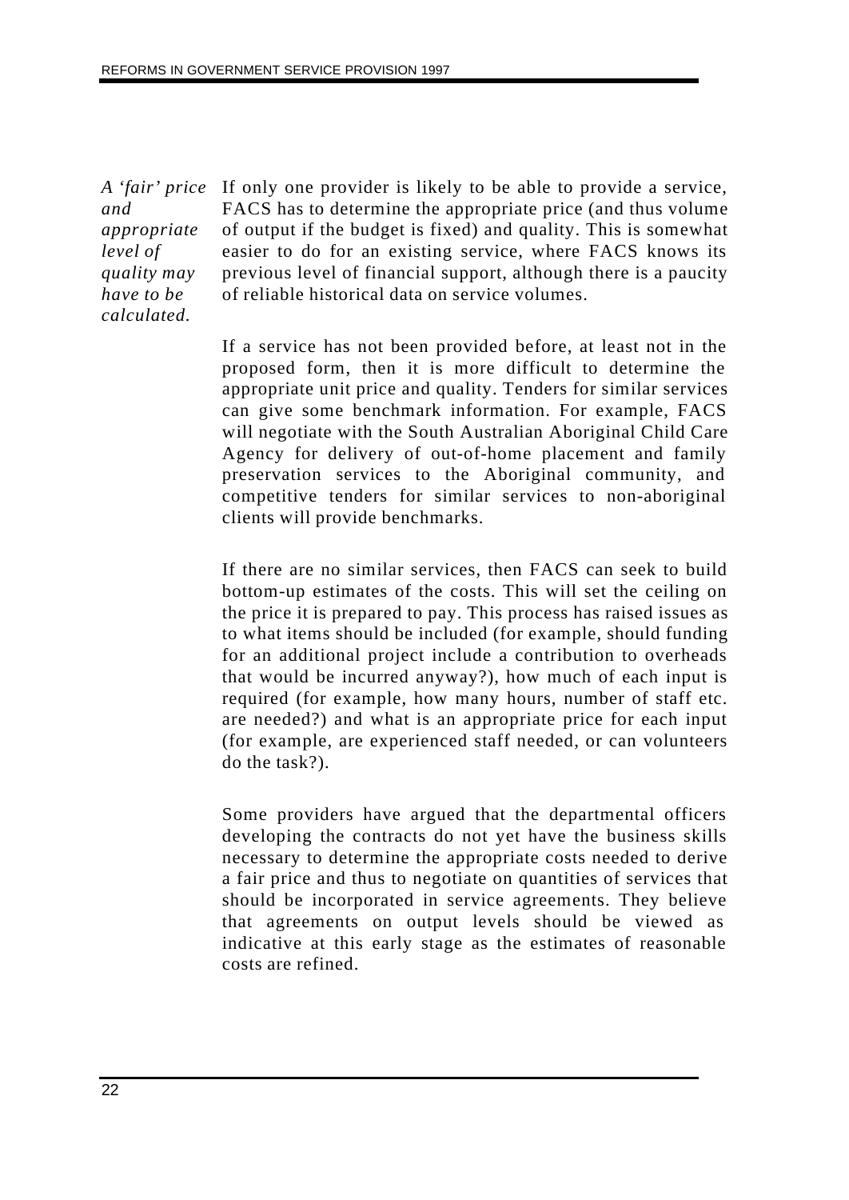*A 'fair' price and appropriate level of quality may have to be calculated.*

If only one provider is likely to be able to provide a service, FACS has to determine the appropriate price (and thus volume of output if the budget is fixed) and quality. This is somewhat easier to do for an existing service, where FACS knows its previous level of financial support, although there is a paucity of reliable historical data on service volumes.

If a service has not been provided before, at least not in the proposed form, then it is more difficult to determine the appropriate unit price and quality. Tenders for similar services can give some benchmark information. For example, FACS will negotiate with the South Australian Aboriginal Child Care Agency for delivery of out-of-home placement and family preservation services to the Aboriginal community, and competitive tenders for similar services to non-aboriginal clients will provide benchmarks.

If there are no similar services, then FACS can seek to build bottom-up estimates of the costs. This will set the ceiling on the price it is prepared to pay. This process has raised issues as to what items should be included (for example, should funding for an additional project include a contribution to overheads that would be incurred anyway?), how much of each input is required (for example, how many hours, number of staff etc. are needed?) and what is an appropriate price for each input (for example, are experienced staff needed, or can volunteers do the task?).

Some providers have argued that the departmental officers developing the contracts do not yet have the business skills necessary to determine the appropriate costs needed to derive a fair price and thus to negotiate on quantities of services that should be incorporated in service agreements. They believe that agreements on output levels should be viewed as indicative at this early stage as the estimates of reasonable costs are refined.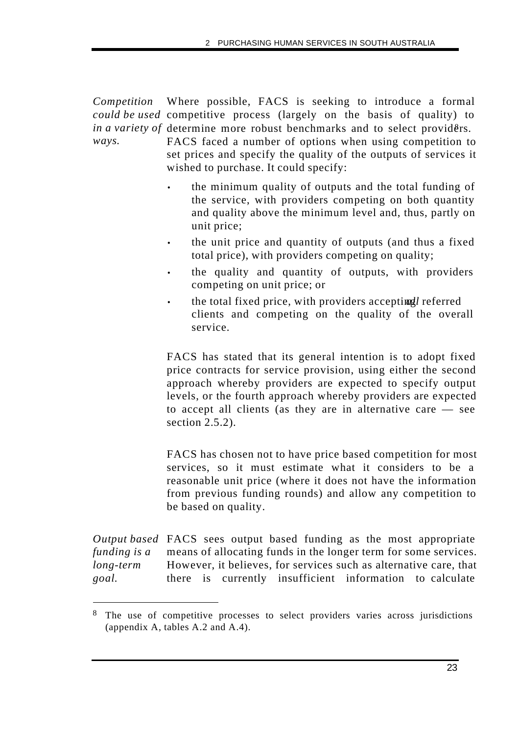*Competition could be used in a variety of ways.*

Where possible, FACS is seeking to introduce a formal competitive process (largely on the basis of quality) to determine more robust benchmarks and to select providers.[8] FACS faced a number of options when using competition to set prices and specify the quality of the outputs of services it wished to purchase. It could specify:

- the minimum quality of outputs and the total funding of the service, with providers competing on both quantity and quality above the minimum level and, thus, partly on unit price;
- the unit price and quantity of outputs (and thus a fixed total price), with providers competing on quality;
- the quality and quantity of outputs, with providers competing on unit price; or
- the total fixed price, with providers accepting *all* referred clients and competing on the quality of the overall service.

FACS has stated that its general intention is to adopt fixed price contracts for service provision, using either the second approach whereby providers are expected to specify output levels, or the fourth approach whereby providers are expected to accept all clients (as they are in alternative care — see section 2.5.2).

FACS has chosen not to have price based competition for most services, so it must estimate what it considers to be a reasonable unit price (where it does not have the information from previous funding rounds) and allow any competition to be based on quality.

*Output based funding is a long-term goal.*

FACS sees output based funding as the most appropriate means of allocating funds in the longer term for some services. However, it believes, for services such as alternative care, that there is currently insufficient information to calculate

[8] The use of competitive processes to select providers varies across jurisdictions (appendix A, tables A.2 and A.4).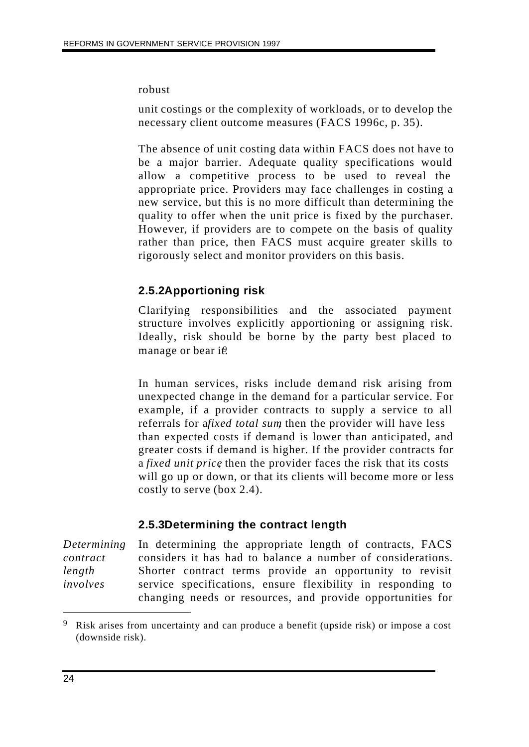robust

unit costings or the complexity of workloads, or to develop the necessary client outcome measures (FACS 1996c, p. 35).

The absence of unit costing data within FACS does not have to be a major barrier. Adequate quality specifications would allow a competitive process to be used to reveal the appropriate price. Providers may face challenges in costing a new service, but this is no more difficult than determining the quality to offer when the unit price is fixed by the purchaser. However, if providers are to compete on the basis of quality rather than price, then FACS must acquire greater skills to rigorously select and monitor providers on this basis.

### 2.5.2 Apportioning risk

Clarifying responsibilities and the associated payment structure involves explicitly apportioning or assigning risk. Ideally, risk should be borne by the party best placed to manage or bear it[9].

In human services, risks include demand risk arising from unexpected change in the demand for a particular service. For example, if a provider contracts to supply a service to all referrals for a *fixed total sum*, then the provider will have less than expected costs if demand is lower than anticipated, and greater costs if demand is higher. If the provider contracts for a *fixed unit price*, then the provider faces the risk that its costs will go up or down, or that its clients will become more or less costly to serve (box 2.4).

### 2.5.3 Determining the contract length

*Determining contract length involves*

In determining the appropriate length of contracts, FACS considers it has had to balance a number of considerations. Shorter contract terms provide an opportunity to revisit service specifications, ensure flexibility in responding to changing needs or resources, and provide opportunities for

[9] Risk arises from uncertainty and can produce a benefit (upside risk) or impose a cost (downside risk).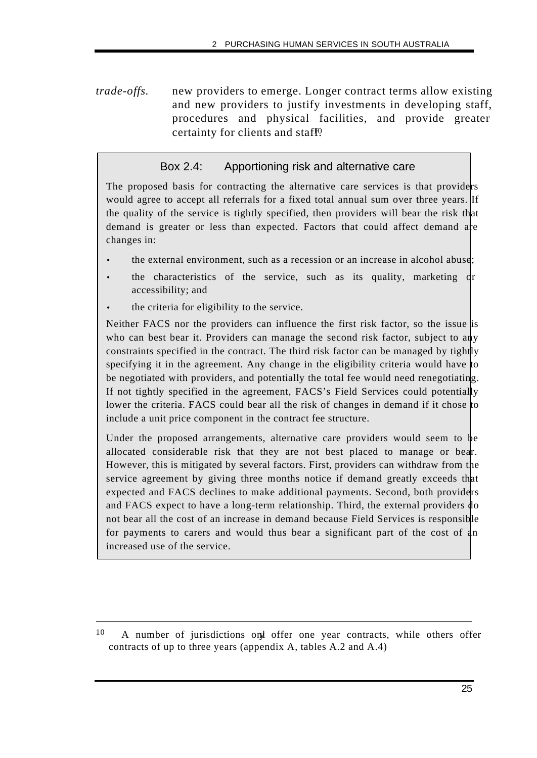*trade-offs.* new providers to emerge. Longer contract terms allow existing and new providers to justify investments in developing staff, procedures and physical facilities, and provide greater certainty for clients and staff.[10]

### Box 2.4: Apportioning risk and alternative care

The proposed basis for contracting the alternative care services is that providers would agree to accept all referrals for a fixed total annual sum over three years. If the quality of the service is tightly specified, then providers will bear the risk that demand is greater or less than expected. Factors that could affect demand are changes in:

- the external environment, such as a recession or an increase in alcohol abuse;
- the characteristics of the service, such as its quality, marketing or accessibility; and
- the criteria for eligibility to the service.

Neither FACS nor the providers can influence the first risk factor, so the issue is who can best bear it. Providers can manage the second risk factor, subject to any constraints specified in the contract. The third risk factor can be managed by tightly specifying it in the agreement. Any change in the eligibility criteria would have to be negotiated with providers, and potentially the total fee would need renegotiating. If not tightly specified in the agreement, FACS's Field Services could potentially lower the criteria. FACS could bear all the risk of changes in demand if it chose to include a unit price component in the contract fee structure.

Under the proposed arrangements, alternative care providers would seem to be allocated considerable risk that they are not best placed to manage or bear. However, this is mitigated by several factors. First, providers can withdraw from the service agreement by giving three months notice if demand greatly exceeds that expected and FACS declines to make additional payments. Second, both providers and FACS expect to have a long-term relationship. Third, the external providers do not bear all the cost of an increase in demand because Field Services is responsible for payments to carers and would thus bear a significant part of the cost of an increased use of the service.

---

[10] A number of jurisdictions only offer one year contracts, while others offer contracts of up to three years (appendix A, tables A.2 and A.4)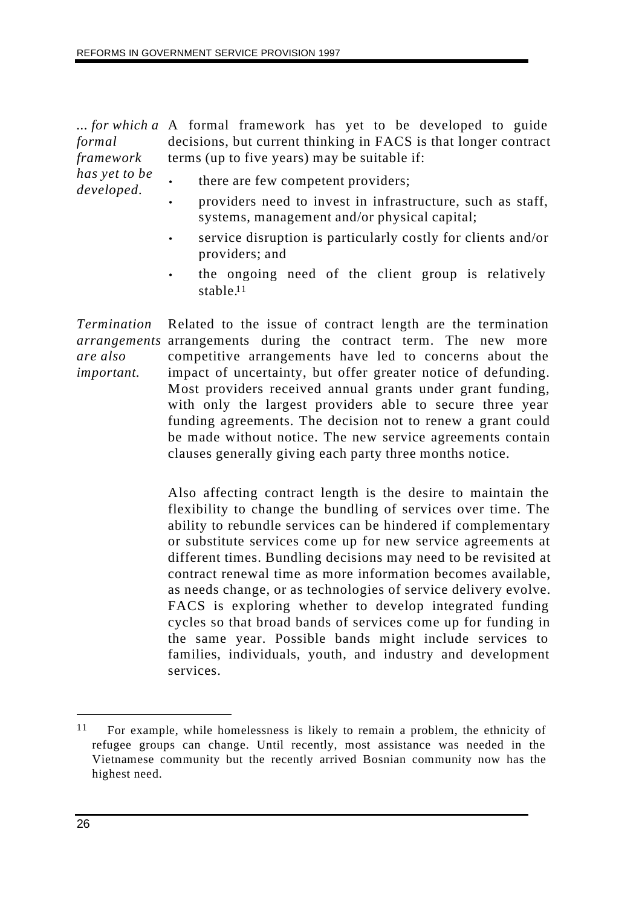*... for which a formal framework has yet to be developed.*

A formal framework has yet to be developed to guide decisions, but current thinking in FACS is that longer contract terms (up to five years) may be suitable if:

- there are few competent providers;
- providers need to invest in infrastructure, such as staff, systems, management and/or physical capital;
- service disruption is particularly costly for clients and/or providers; and
- the ongoing need of the client group is relatively stable.[11]

*Termination arrangements are also important.*

Related to the issue of contract length are the termination arrangements during the contract term. The new more competitive arrangements have led to concerns about the impact of uncertainty, but offer greater notice of defunding. Most providers received annual grants under grant funding, with only the largest providers able to secure three year funding agreements. The decision not to renew a grant could be made without notice. The new service agreements contain clauses generally giving each party three months notice.

Also affecting contract length is the desire to maintain the flexibility to change the bundling of services over time. The ability to rebundle services can be hindered if complementary or substitute services come up for new service agreements at different times. Bundling decisions may need to be revisited at contract renewal time as more information becomes available, as needs change, or as technologies of service delivery evolve. FACS is exploring whether to develop integrated funding cycles so that broad bands of services come up for funding in the same year. Possible bands might include services to families, individuals, youth, and industry and development services.

---

[11] For example, while homelessness is likely to remain a problem, the ethnicity of refugee groups can change. Until recently, most assistance was needed in the Vietnamese community but the recently arrived Bosnian community now has the highest need.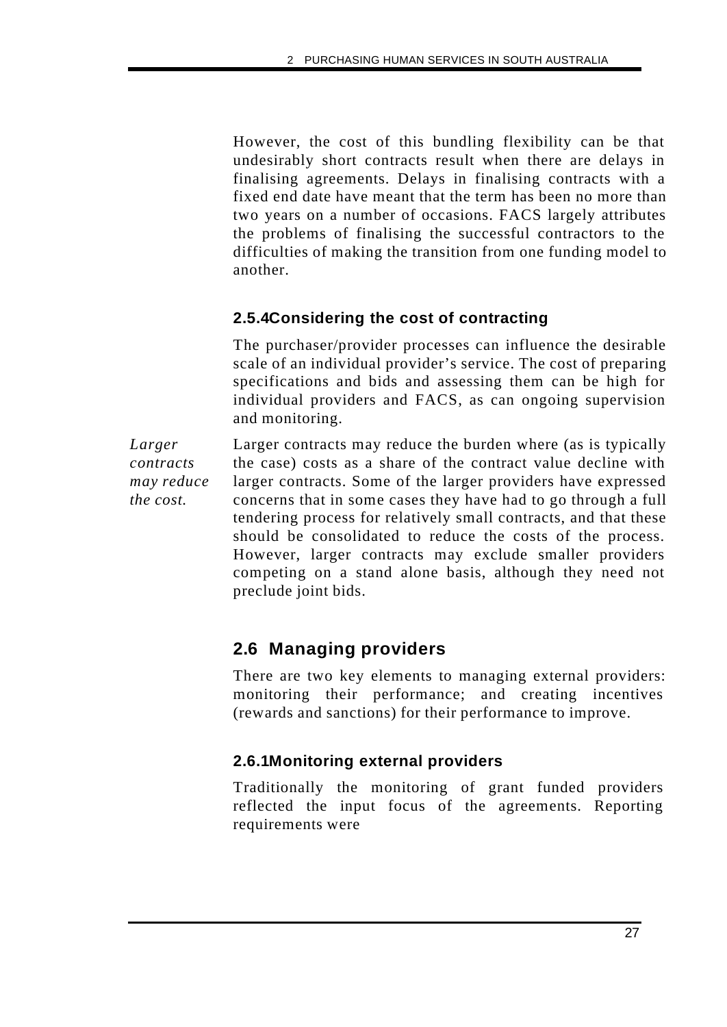However, the cost of this bundling flexibility can be that undesirably short contracts result when there are delays in finalising agreements. Delays in finalising contracts with a fixed end date have meant that the term has been no more than two years on a number of occasions. FACS largely attributes the problems of finalising the successful contractors to the difficulties of making the transition from one funding model to another.

### 2.5.4 Considering the cost of contracting

The purchaser/provider processes can influence the desirable scale of an individual provider's service. The cost of preparing specifications and bids and assessing them can be high for individual providers and FACS, as can ongoing supervision and monitoring.

*Larger contracts may reduce the cost.*

Larger contracts may reduce the burden where (as is typically the case) costs as a share of the contract value decline with larger contracts. Some of the larger providers have expressed concerns that in some cases they have had to go through a full tendering process for relatively small contracts, and that these should be consolidated to reduce the costs of the process. However, larger contracts may exclude smaller providers competing on a stand alone basis, although they need not preclude joint bids.

## 2.6 Managing providers

There are two key elements to managing external providers: monitoring their performance; and creating incentives (rewards and sanctions) for their performance to improve.

### 2.6.1 Monitoring external providers

Traditionally the monitoring of grant funded providers reflected the input focus of the agreements. Reporting requirements were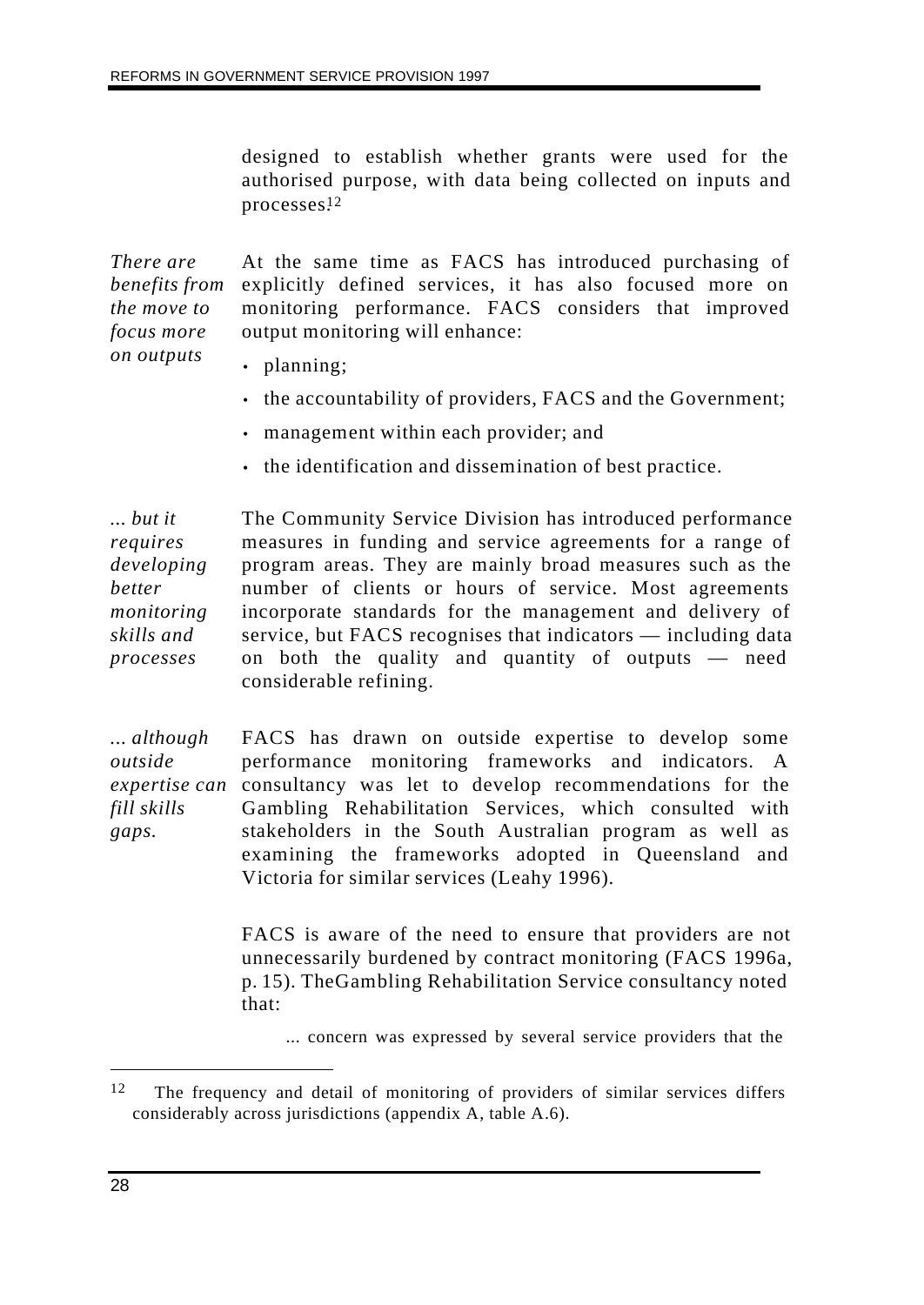designed to establish whether grants were used for the authorised purpose, with data being collected on inputs and processes.[12]

*There are benefits from the move to focus more on outputs*

At the same time as FACS has introduced purchasing of explicitly defined services, it has also focused more on monitoring performance. FACS considers that improved output monitoring will enhance:

- planning;
- the accountability of providers, FACS and the Government;
- management within each provider; and
- the identification and dissemination of best practice.

*... but it requires developing better monitoring skills and processes*

The Community Service Division has introduced performance measures in funding and service agreements for a range of program areas. They are mainly broad measures such as the number of clients or hours of service. Most agreements incorporate standards for the management and delivery of service, but FACS recognises that indicators — including data on both the quality and quantity of outputs — need considerable refining.

*... although outside expertise can fill skills gaps.*

FACS has drawn on outside expertise to develop some performance monitoring frameworks and indicators. A consultancy was let to develop recommendations for the Gambling Rehabilitation Services, which consulted with stakeholders in the South Australian program as well as examining the frameworks adopted in Queensland and Victoria for similar services (Leahy 1996).

FACS is aware of the need to ensure that providers are not unnecessarily burdened by contract monitoring (FACS 1996a, p. 15). TheGambling Rehabilitation Service consultancy noted that:

> ... concern was expressed by several service providers that the

---

[12] The frequency and detail of monitoring of providers of similar services differs considerably across jurisdictions (appendix A, table A.6).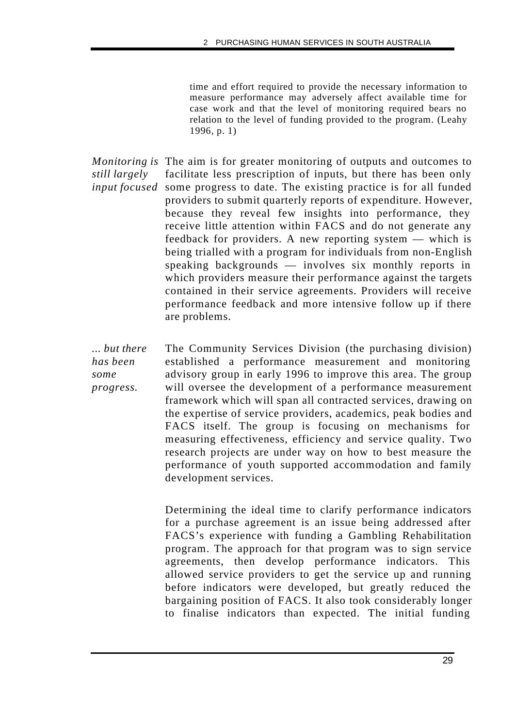time and effort required to provide the necessary information to measure performance may adversely affect available time for case work and that the level of monitoring required bears no relation to the level of funding provided to the program. (Leahy 1996, p. 1)

*Monitoring is still largely input focused*

The aim is for greater monitoring of outputs and outcomes to facilitate less prescription of inputs, but there has been only some progress to date. The existing practice is for all funded providers to submit quarterly reports of expenditure. However, because they reveal few insights into performance, they receive little attention within FACS and do not generate any feedback for providers. A new reporting system — which is being trialled with a program for individuals from non-English speaking backgrounds — involves six monthly reports in which providers measure their performance against the targets contained in their service agreements. Providers will receive performance feedback and more intensive follow up if there are problems.

*... but there has been some progress.*

The Community Services Division (the purchasing division) established a performance measurement and monitoring advisory group in early 1996 to improve this area. The group will oversee the development of a performance measurement framework which will span all contracted services, drawing on the expertise of service providers, academics, peak bodies and FACS itself. The group is focusing on mechanisms for measuring effectiveness, efficiency and service quality. Two research projects are under way on how to best measure the performance of youth supported accommodation and family development services.

Determining the ideal time to clarify performance indicators for a purchase agreement is an issue being addressed after FACS's experience with funding a Gambling Rehabilitation program. The approach for that program was to sign service agreements, then develop performance indicators. This allowed service providers to get the service up and running before indicators were developed, but greatly reduced the bargaining position of FACS. It also took considerably longer to finalise indicators than expected. The initial funding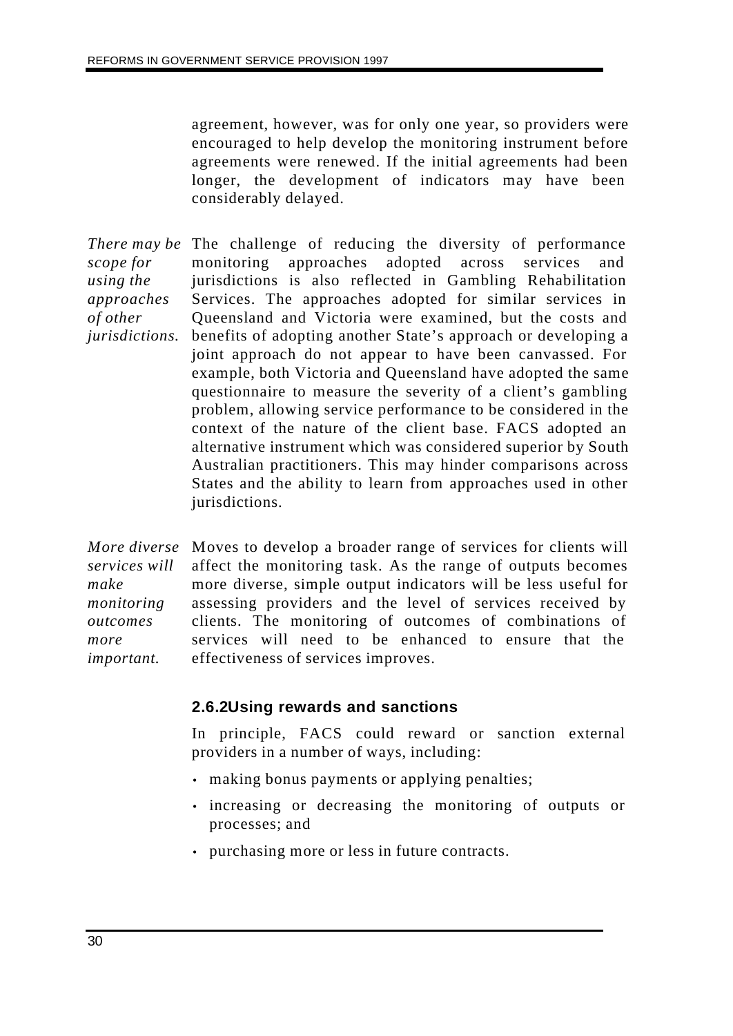agreement, however, was for only one year, so providers were encouraged to help develop the monitoring instrument before agreements were renewed. If the initial agreements had been longer, the development of indicators may have been considerably delayed.

*There may be scope for using the approaches of other jurisdictions.*

The challenge of reducing the diversity of performance monitoring approaches adopted across services and jurisdictions is also reflected in Gambling Rehabilitation Services. The approaches adopted for similar services in Queensland and Victoria were examined, but the costs and benefits of adopting another State's approach or developing a joint approach do not appear to have been canvassed. For example, both Victoria and Queensland have adopted the same questionnaire to measure the severity of a client's gambling problem, allowing service performance to be considered in the context of the nature of the client base. FACS adopted an alternative instrument which was considered superior by South Australian practitioners. This may hinder comparisons across States and the ability to learn from approaches used in other jurisdictions.

*More diverse services will make monitoring outcomes more important.*

Moves to develop a broader range of services for clients will affect the monitoring task. As the range of outputs becomes more diverse, simple output indicators will be less useful for assessing providers and the level of services received by clients. The monitoring of outcomes of combinations of services will need to be enhanced to ensure that the effectiveness of services improves.

### 2.6.2 Using rewards and sanctions

In principle, FACS could reward or sanction external providers in a number of ways, including:

- making bonus payments or applying penalties;
- increasing or decreasing the monitoring of outputs or processes; and
- purchasing more or less in future contracts.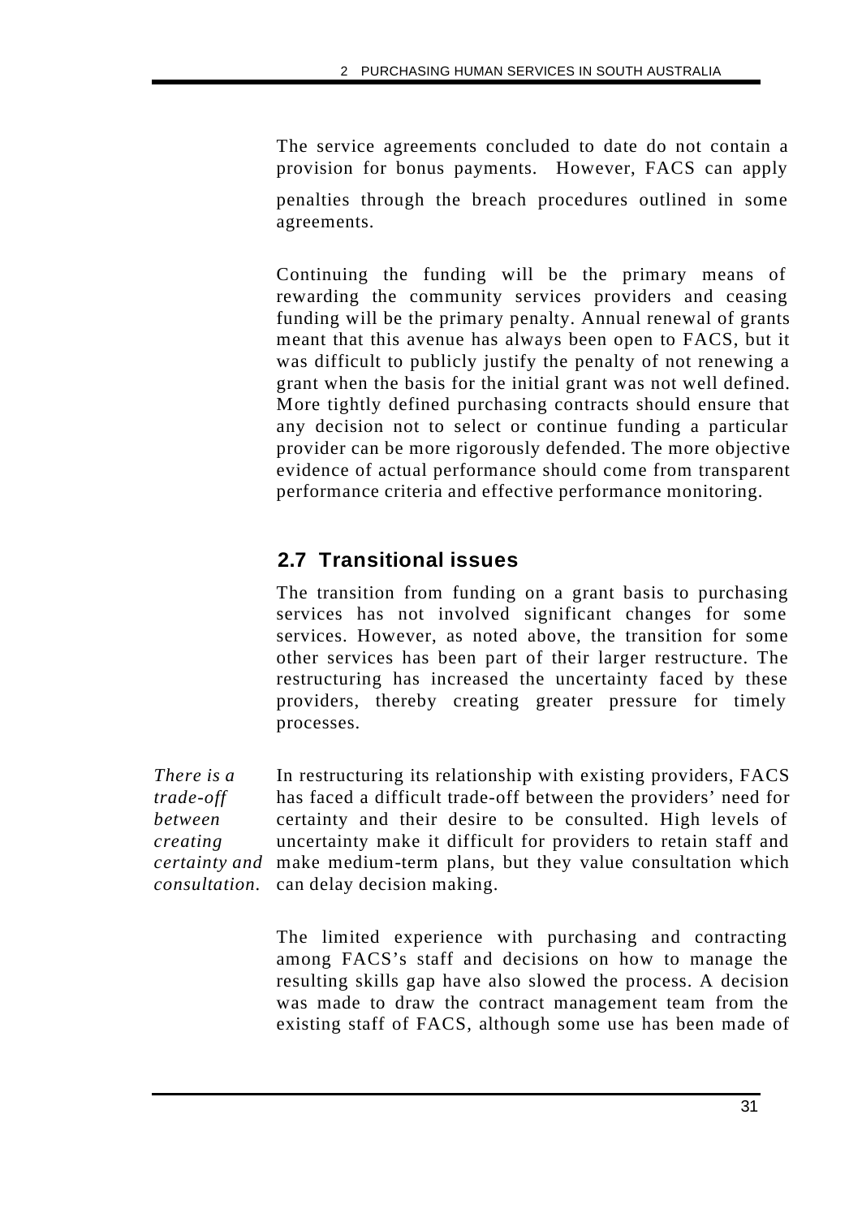The service agreements concluded to date do not contain a provision for bonus payments. However, FACS can apply penalties through the breach procedures outlined in some agreements.

Continuing the funding will be the primary means of rewarding the community services providers and ceasing funding will be the primary penalty. Annual renewal of grants meant that this avenue has always been open to FACS, but it was difficult to publicly justify the penalty of not renewing a grant when the basis for the initial grant was not well defined. More tightly defined purchasing contracts should ensure that any decision not to select or continue funding a particular provider can be more rigorously defended. The more objective evidence of actual performance should come from transparent performance criteria and effective performance monitoring.

## 2.7 Transitional issues

The transition from funding on a grant basis to purchasing services has not involved significant changes for some services. However, as noted above, the transition for some other services has been part of their larger restructure. The restructuring has increased the uncertainty faced by these providers, thereby creating greater pressure for timely processes.

*There is a trade-off between creating certainty and consultation.*

In restructuring its relationship with existing providers, FACS has faced a difficult trade-off between the providers' need for certainty and their desire to be consulted. High levels of uncertainty make it difficult for providers to retain staff and make medium-term plans, but they value consultation which can delay decision making.

The limited experience with purchasing and contracting among FACS's staff and decisions on how to manage the resulting skills gap have also slowed the process. A decision was made to draw the contract management team from the existing staff of FACS, although some use has been made of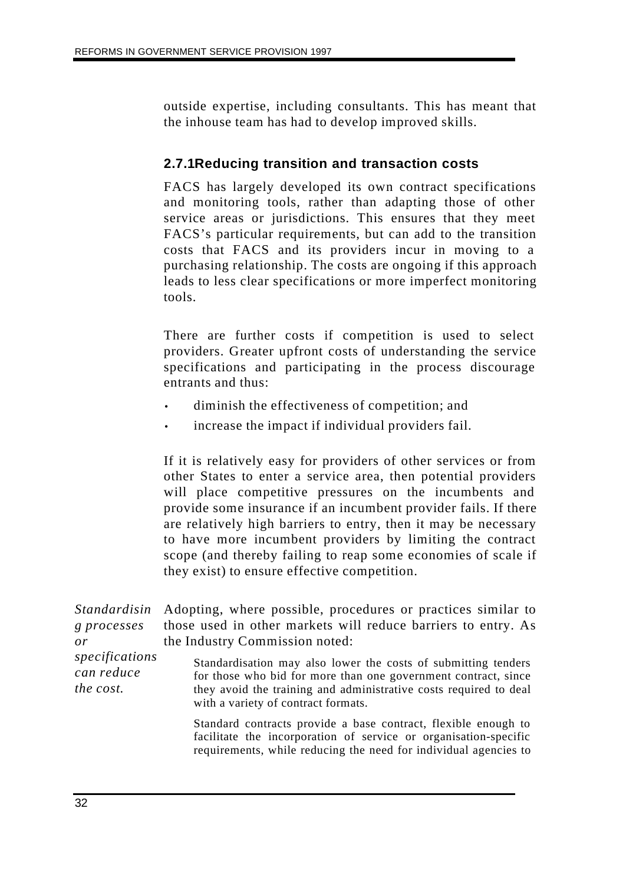outside expertise, including consultants. This has meant that the inhouse team has had to develop improved skills.

### 2.7.1 Reducing transition and transaction costs

FACS has largely developed its own contract specifications and monitoring tools, rather than adapting those of other service areas or jurisdictions. This ensures that they meet FACS's particular requirements, but can add to the transition costs that FACS and its providers incur in moving to a purchasing relationship. The costs are ongoing if this approach leads to less clear specifications or more imperfect monitoring tools.

There are further costs if competition is used to select providers. Greater upfront costs of understanding the service specifications and participating in the process discourage entrants and thus:

- diminish the effectiveness of competition; and
- increase the impact if individual providers fail.

If it is relatively easy for providers of other services or from other States to enter a service area, then potential providers will place competitive pressures on the incumbents and provide some insurance if an incumbent provider fails. If there are relatively high barriers to entry, then it may be necessary to have more incumbent providers by limiting the contract scope (and thereby failing to reap some economies of scale if they exist) to ensure effective competition.

*Standardising processes or specifications can reduce the cost.*

Adopting, where possible, procedures or practices similar to those used in other markets will reduce barriers to entry. As the Industry Commission noted:

> Standardisation may also lower the costs of submitting tenders for those who bid for more than one government contract, since they avoid the training and administrative costs required to deal with a variety of contract formats.
>
> Standard contracts provide a base contract, flexible enough to facilitate the incorporation of service or organisation-specific requirements, while reducing the need for individual agencies to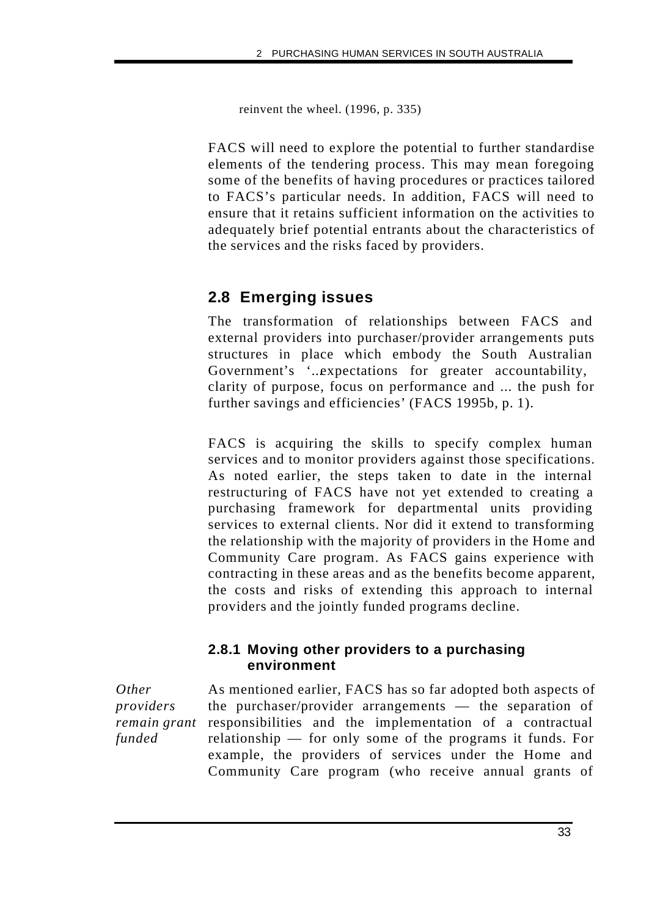reinvent the wheel. (1996, p. 335)

FACS will need to explore the potential to further standardise elements of the tendering process. This may mean foregoing some of the benefits of having procedures or practices tailored to FACS's particular needs. In addition, FACS will need to ensure that it retains sufficient information on the activities to adequately brief potential entrants about the characteristics of the services and the risks faced by providers.

## 2.8 Emerging issues

The transformation of relationships between FACS and external providers into purchaser/provider arrangements puts structures in place which embody the South Australian Government's '...expectations for greater accountability, clarity of purpose, focus on performance and ... the push for further savings and efficiencies' (FACS 1995b, p. 1).

FACS is acquiring the skills to specify complex human services and to monitor providers against those specifications. As noted earlier, the steps taken to date in the internal restructuring of FACS have not yet extended to creating a purchasing framework for departmental units providing services to external clients. Nor did it extend to transforming the relationship with the majority of providers in the Home and Community Care program. As FACS gains experience with contracting in these areas and as the benefits become apparent, the costs and risks of extending this approach to internal providers and the jointly funded programs decline.

### 2.8.1 Moving other providers to a purchasing environment

*Other providers remain grant funded*

As mentioned earlier, FACS has so far adopted both aspects of the purchaser/provider arrangements — the separation of responsibilities and the implementation of a contractual relationship — for only some of the programs it funds. For example, the providers of services under the Home and Community Care program (who receive annual grants of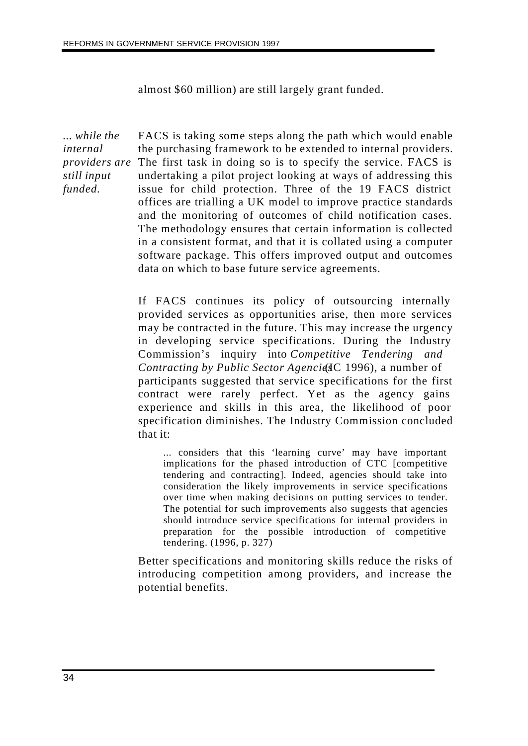almost $60 million) are still largely grant funded.

*... while the internal providers are still input funded.*

FACS is taking some steps along the path which would enable the purchasing framework to be extended to internal providers. The first task in doing so is to specify the service. FACS is undertaking a pilot project looking at ways of addressing this issue for child protection. Three of the 19 FACS district offices are trialling a UK model to improve practice standards and the monitoring of outcomes of child notification cases. The methodology ensures that certain information is collected in a consistent format, and that it is collated using a computer software package. This offers improved output and outcomes data on which to base future service agreements.

If FACS continues its policy of outsourcing internally provided services as opportunities arise, then more services may be contracted in the future. This may increase the urgency in developing service specifications. During the Industry Commission's inquiry into *Competitive Tendering and Contracting by Public Sector Agencies* (IC 1996), a number of participants suggested that service specifications for the first contract were rarely perfect. Yet as the agency gains experience and skills in this area, the likelihood of poor specification diminishes. The Industry Commission concluded that it:

> ... considers that this 'learning curve' may have important implications for the phased introduction of CTC [competitive tendering and contracting]. Indeed, agencies should take into consideration the likely improvements in service specifications over time when making decisions on putting services to tender. The potential for such improvements also suggests that agencies should introduce service specifications for internal providers in preparation for the possible introduction of competitive tendering. (1996, p. 327)

Better specifications and monitoring skills reduce the risks of introducing competition among providers, and increase the potential benefits.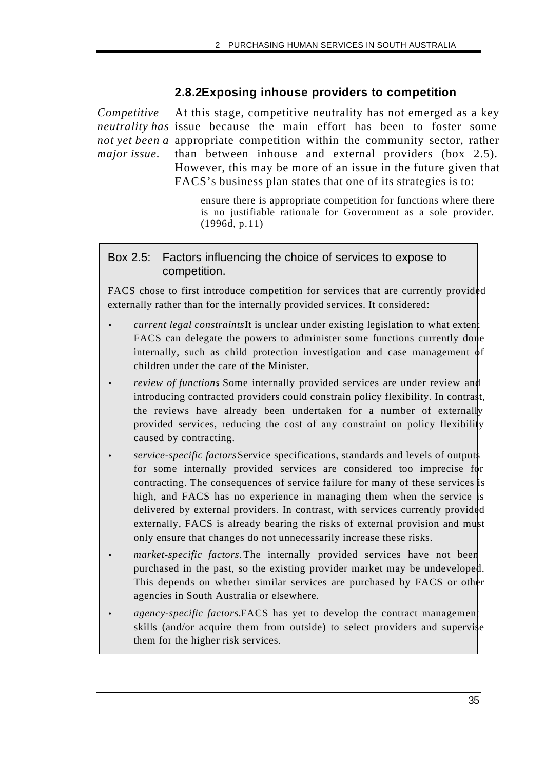### 2.8.2 Exposing inhouse providers to competition

*Competitive neutrality has not yet been a major issue.*

At this stage, competitive neutrality has not emerged as a key issue because the main effort has been to foster some appropriate competition within the community sector, rather than between inhouse and external providers (box 2.5). However, this may be more of an issue in the future given that FACS's business plan states that one of its strategies is to:

> ensure there is appropriate competition for functions where there is no justifiable rationale for Government as a sole provider. (1996d, p.11)

---

**Box 2.5: Factors influencing the choice of services to expose to competition.**

FACS chose to first introduce competition for services that are currently provided externally rather than for the internally provided services. It considered:

- *current legal constraints* It is unclear under existing legislation to what extent FACS can delegate the powers to administer some functions currently done internally, such as child protection investigation and case management of children under the care of the Minister.
- *review of functions* Some internally provided services are under review and introducing contracted providers could constrain policy flexibility. In contrast, the reviews have already been undertaken for a number of externally provided services, reducing the cost of any constraint on policy flexibility caused by contracting.
- *service-specific factors* Service specifications, standards and levels of outputs for some internally provided services are considered too imprecise for contracting. The consequences of service failure for many of these services is high, and FACS has no experience in managing them when the service is delivered by external providers. In contrast, with services currently provided externally, FACS is already bearing the risks of external provision and must only ensure that changes do not unnecessarily increase these risks.
- *market-specific factors.* The internally provided services have not been purchased in the past, so the existing provider market may be undeveloped. This depends on whether similar services are purchased by FACS or other agencies in South Australia or elsewhere.
- *agency-specific factors.* FACS has yet to develop the contract management skills (and/or acquire them from outside) to select providers and supervise them for the higher risk services.

---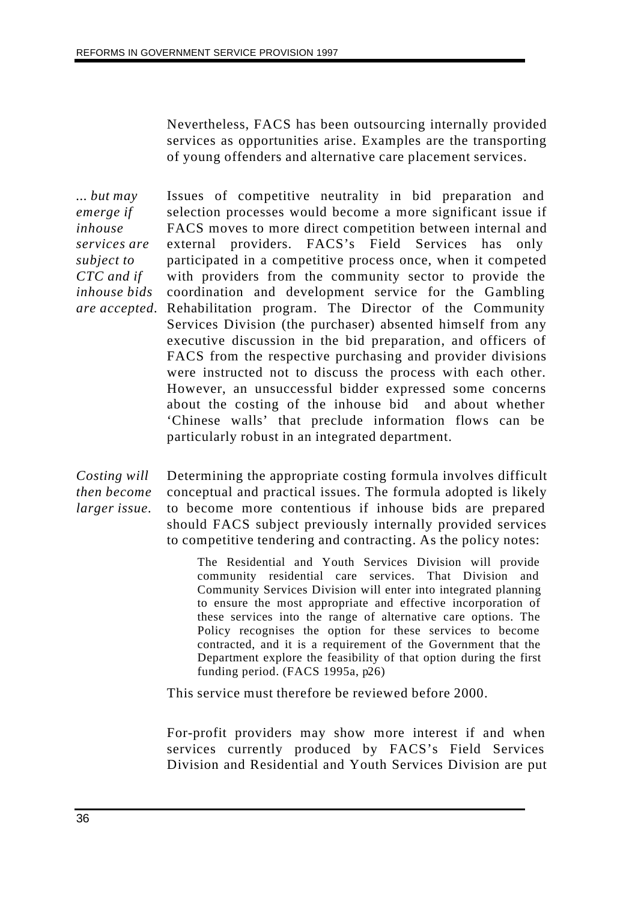Nevertheless, FACS has been outsourcing internally provided services as opportunities arise. Examples are the transporting of young offenders and alternative care placement services.

*... but may emerge if inhouse services are subject to CTC and if inhouse bids are accepted.*

Issues of competitive neutrality in bid preparation and selection processes would become a more significant issue if FACS moves to more direct competition between internal and external providers. FACS's Field Services has only participated in a competitive process once, when it competed with providers from the community sector to provide the coordination and development service for the Gambling Rehabilitation program. The Director of the Community Services Division (the purchaser) absented himself from any executive discussion in the bid preparation, and officers of FACS from the respective purchasing and provider divisions were instructed not to discuss the process with each other. However, an unsuccessful bidder expressed some concerns about the costing of the inhouse bid and about whether 'Chinese walls' that preclude information flows can be particularly robust in an integrated department.

*Costing will then become larger issue.*

Determining the appropriate costing formula involves difficult conceptual and practical issues. The formula adopted is likely to become more contentious if inhouse bids are prepared should FACS subject previously internally provided services to competitive tendering and contracting. As the policy notes:

> The Residential and Youth Services Division will provide community residential care services. That Division and Community Services Division will enter into integrated planning to ensure the most appropriate and effective incorporation of these services into the range of alternative care options. The Policy recognises the option for these services to become contracted, and it is a requirement of the Government that the Department explore the feasibility of that option during the first funding period. (FACS 1995a, p26)

This service must therefore be reviewed before 2000.

For-profit providers may show more interest if and when services currently produced by FACS's Field Services Division and Residential and Youth Services Division are put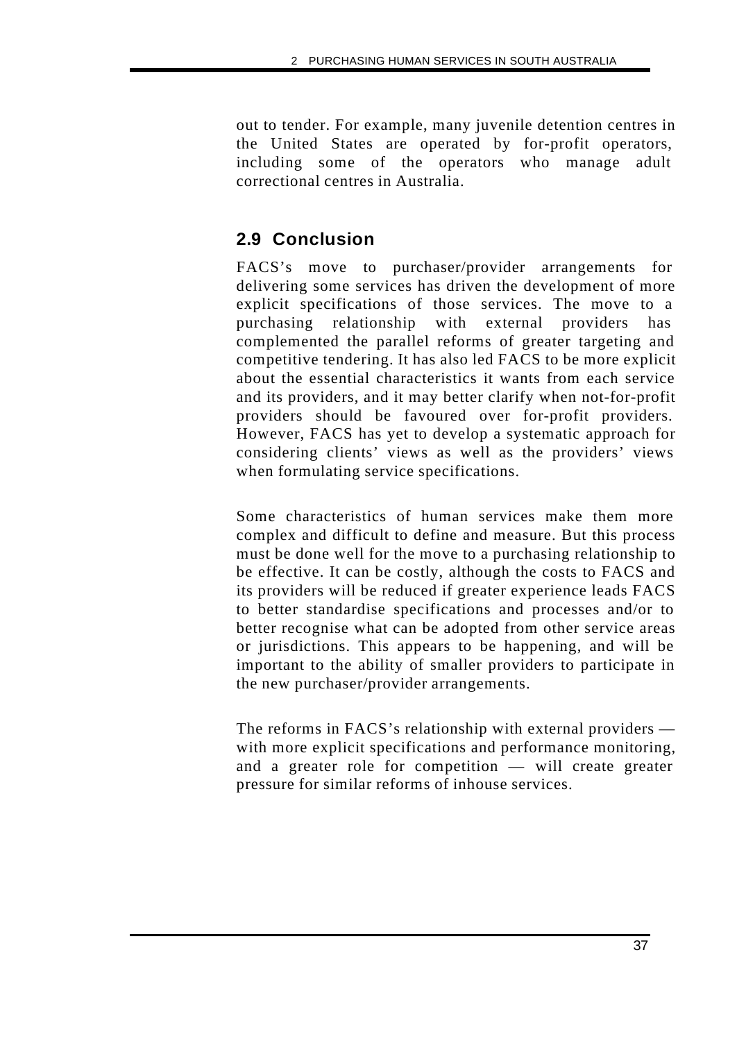out to tender. For example, many juvenile detention centres in the United States are operated by for-profit operators, including some of the operators who manage adult correctional centres in Australia.

## 2.9 Conclusion

FACS's move to purchaser/provider arrangements for delivering some services has driven the development of more explicit specifications of those services. The move to a purchasing relationship with external providers has complemented the parallel reforms of greater targeting and competitive tendering. It has also led FACS to be more explicit about the essential characteristics it wants from each service and its providers, and it may better clarify when not-for-profit providers should be favoured over for-profit providers. However, FACS has yet to develop a systematic approach for considering clients' views as well as the providers' views when formulating service specifications.

Some characteristics of human services make them more complex and difficult to define and measure. But this process must be done well for the move to a purchasing relationship to be effective. It can be costly, although the costs to FACS and its providers will be reduced if greater experience leads FACS to better standardise specifications and processes and/or to better recognise what can be adopted from other service areas or jurisdictions. This appears to be happening, and will be important to the ability of smaller providers to participate in the new purchaser/provider arrangements.

The reforms in FACS's relationship with external providers — with more explicit specifications and performance monitoring, and a greater role for competition — will create greater pressure for similar reforms of inhouse services.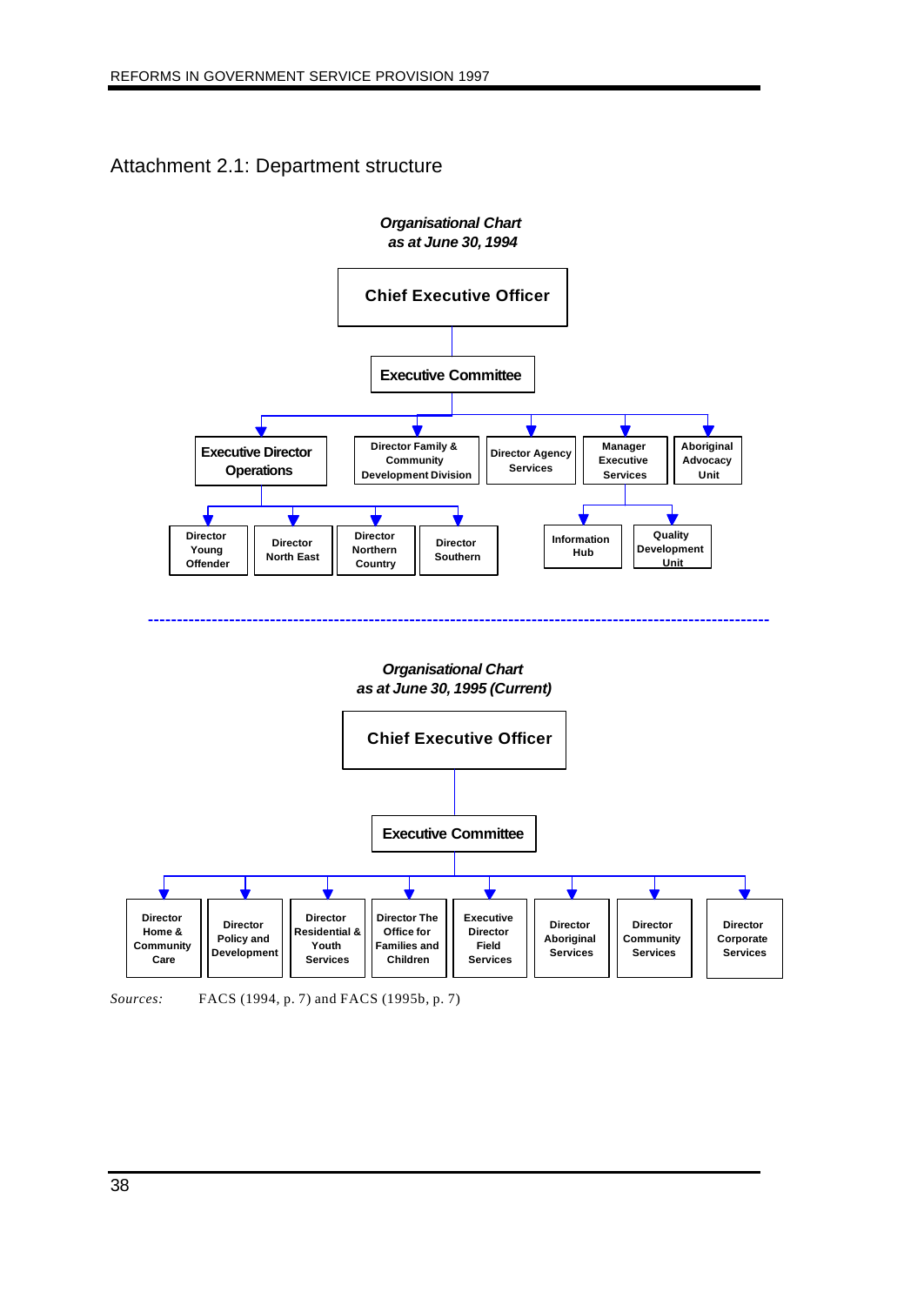## Attachment 2.1: Department structure

*Organisational Chart*
*as at June 30, 1994*

Chief Executive Officer

Executive Committee

Executive Director Operations

Director Family & Community Development Division

Director Agency Services

Manager Executive Services

Aboriginal Advocacy Unit

Director Young Offender

Director North East

Director Northern Country

Director Southern

Information Hub

Quality Development Unit

*Organisational Chart*
*as at June 30, 1995 (Current)*

Chief Executive Officer

Executive Committee

Director Home & Community Care

Director Policy and Development

Director Residential & Youth Services

Director The Office for Families and Children

Executive Director Field Services

Director Aboriginal Services

Director Community Services

Director Corporate Services

*Sources:* FACS (1994, p. 7) and FACS (1995b, p. 7)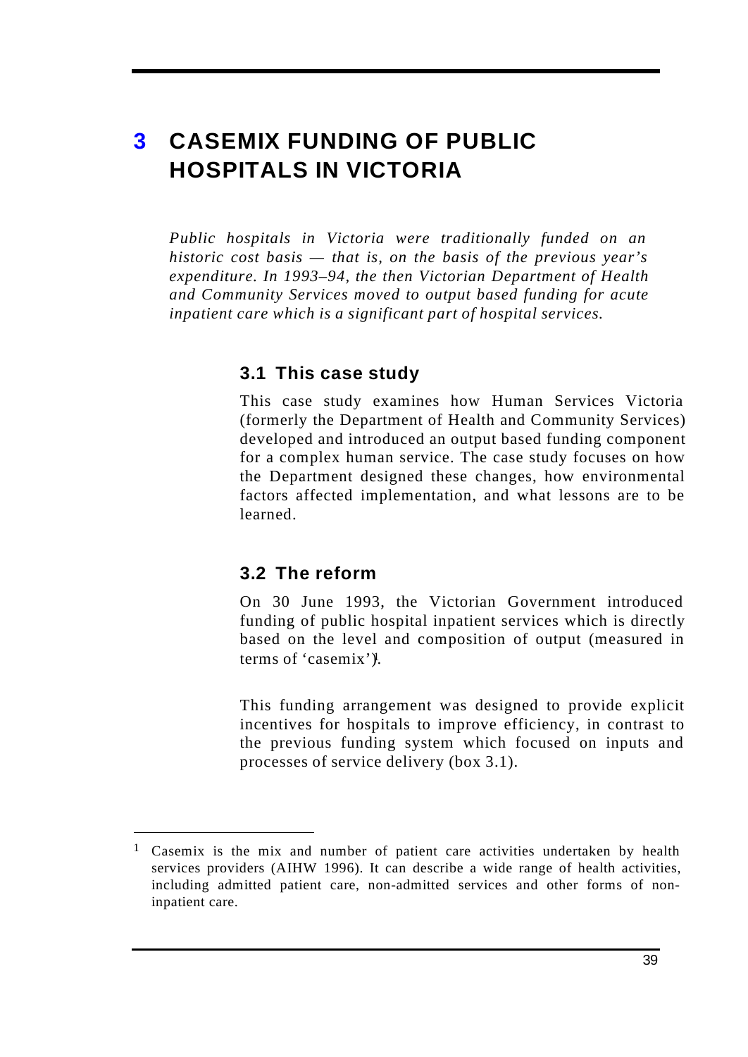# 3 CASEMIX FUNDING OF PUBLIC HOSPITALS IN VICTORIA

*Public hospitals in Victoria were traditionally funded on an historic cost basis — that is, on the basis of the previous year's expenditure. In 1993–94, the then Victorian Department of Health and Community Services moved to output based funding for acute inpatient care which is a significant part of hospital services.*

## 3.1 This case study

This case study examines how Human Services Victoria (formerly the Department of Health and Community Services) developed and introduced an output based funding component for a complex human service. The case study focuses on how the Department designed these changes, how environmental factors affected implementation, and what lessons are to be learned.

## 3.2 The reform

On 30 June 1993, the Victorian Government introduced funding of public hospital inpatient services which is directly based on the level and composition of output (measured in terms of 'casemix')[1].

This funding arrangement was designed to provide explicit incentives for hospitals to improve efficiency, in contrast to the previous funding system which focused on inputs and processes of service delivery (box 3.1).

---

[1] Casemix is the mix and number of patient care activities undertaken by health services providers (AIHW 1996). It can describe a wide range of health activities, including admitted patient care, non-admitted services and other forms of non-inpatient care.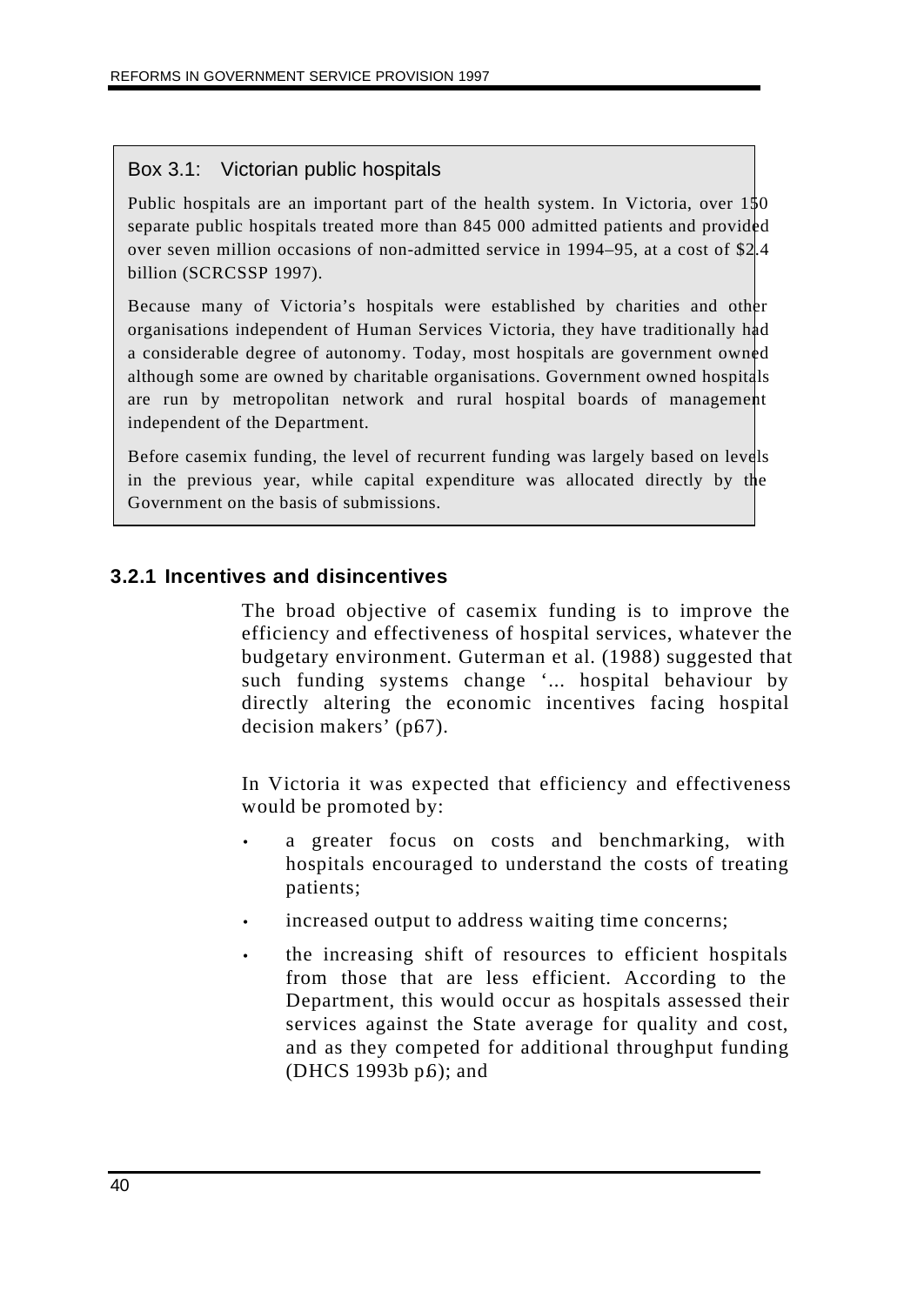### Box 3.1: Victorian public hospitals

Public hospitals are an important part of the health system. In Victoria, over 150 separate public hospitals treated more than 845 000 admitted patients and provided over seven million occasions of non-admitted service in 1994–95, at a cost of $2.4 billion (SCRCSSP 1997).

Because many of Victoria's hospitals were established by charities and other organisations independent of Human Services Victoria, they have traditionally had a considerable degree of autonomy. Today, most hospitals are government owned although some are owned by charitable organisations. Government owned hospitals are run by metropolitan network and rural hospital boards of management independent of the Department.

Before casemix funding, the level of recurrent funding was largely based on levels in the previous year, while capital expenditure was allocated directly by the Government on the basis of submissions.

### 3.2.1 Incentives and disincentives

The broad objective of casemix funding is to improve the efficiency and effectiveness of hospital services, whatever the budgetary environment. Guterman et al. (1988) suggested that such funding systems change '... hospital behaviour by directly altering the economic incentives facing hospital decision makers' (p67).

In Victoria it was expected that efficiency and effectiveness would be promoted by:

- a greater focus on costs and benchmarking, with hospitals encouraged to understand the costs of treating patients;
- increased output to address waiting time concerns;
- the increasing shift of resources to efficient hospitals from those that are less efficient. According to the Department, this would occur as hospitals assessed their services against the State average for quality and cost, and as they competed for additional throughput funding (DHCS 1993b p6); and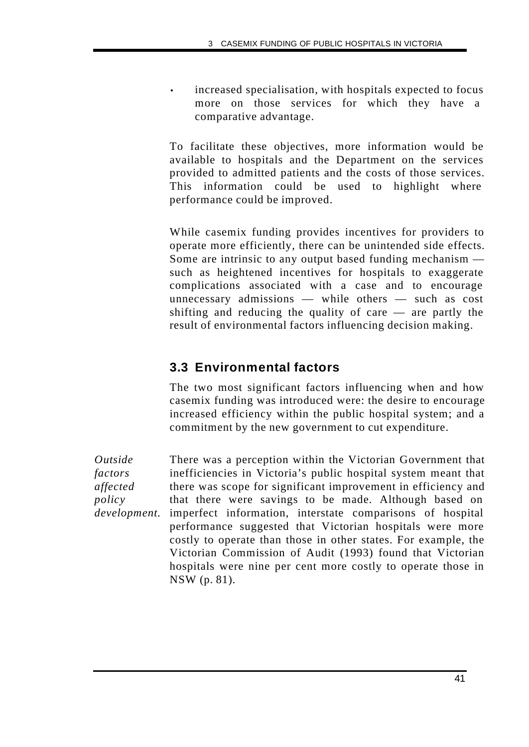- increased specialisation, with hospitals expected to focus more on those services for which they have a comparative advantage.

To facilitate these objectives, more information would be available to hospitals and the Department on the services provided to admitted patients and the costs of those services. This information could be used to highlight where performance could be improved.

While casemix funding provides incentives for providers to operate more efficiently, there can be unintended side effects. Some are intrinsic to any output based funding mechanism — such as heightened incentives for hospitals to exaggerate complications associated with a case and to encourage unnecessary admissions — while others — such as cost shifting and reducing the quality of care — are partly the result of environmental factors influencing decision making.

## 3.3 Environmental factors

The two most significant factors influencing when and how casemix funding was introduced were: the desire to encourage increased efficiency within the public hospital system; and a commitment by the new government to cut expenditure.

*Outside factors affected policy development.*

There was a perception within the Victorian Government that inefficiencies in Victoria's public hospital system meant that there was scope for significant improvement in efficiency and that there were savings to be made. Although based on imperfect information, interstate comparisons of hospital performance suggested that Victorian hospitals were more costly to operate than those in other states. For example, the Victorian Commission of Audit (1993) found that Victorian hospitals were nine per cent more costly to operate those in NSW (p. 81).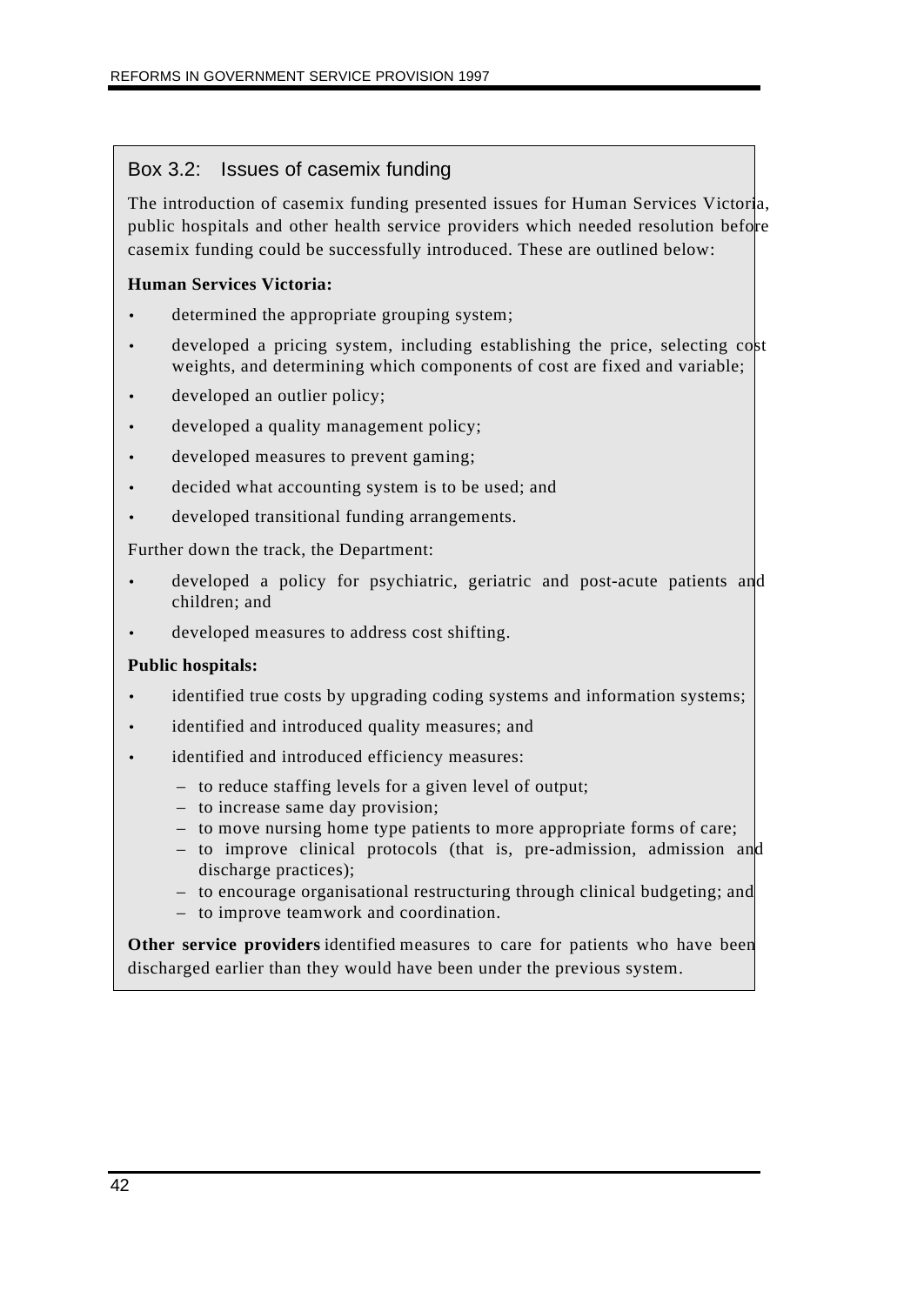### Box 3.2: Issues of casemix funding

The introduction of casemix funding presented issues for Human Services Victoria, public hospitals and other health service providers which needed resolution before casemix funding could be successfully introduced. These are outlined below:

**Human Services Victoria:**

- determined the appropriate grouping system;
- developed a pricing system, including establishing the price, selecting cost weights, and determining which components of cost are fixed and variable;
- developed an outlier policy;
- developed a quality management policy;
- developed measures to prevent gaming;
- decided what accounting system is to be used; and
- developed transitional funding arrangements.

Further down the track, the Department:

- developed a policy for psychiatric, geriatric and post-acute patients and children; and
- developed measures to address cost shifting.

**Public hospitals:**

- identified true costs by upgrading coding systems and information systems;
- identified and introduced quality measures; and
- identified and introduced efficiency measures:
  - to reduce staffing levels for a given level of output;
  - to increase same day provision;
  - to move nursing home type patients to more appropriate forms of care;
  - to improve clinical protocols (that is, pre-admission, admission and discharge practices);
  - to encourage organisational restructuring through clinical budgeting; and
  - to improve teamwork and coordination.

**Other service providers** identified measures to care for patients who have been discharged earlier than they would have been under the previous system.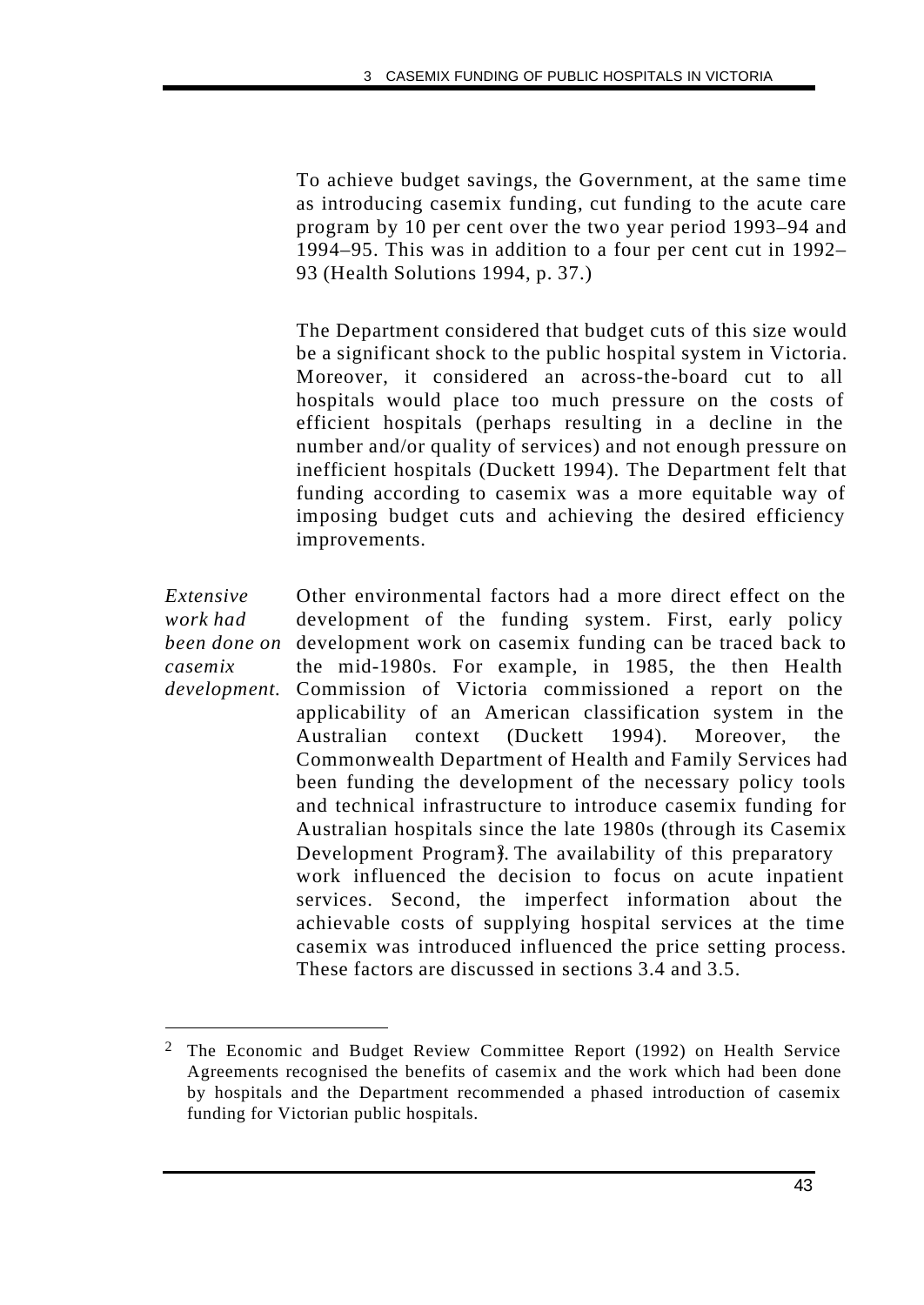To achieve budget savings, the Government, at the same time as introducing casemix funding, cut funding to the acute care program by 10 per cent over the two year period 1993–94 and 1994–95. This was in addition to a four per cent cut in 1992–93 (Health Solutions 1994, p. 37.)

The Department considered that budget cuts of this size would be a significant shock to the public hospital system in Victoria. Moreover, it considered an across-the-board cut to all hospitals would place too much pressure on the costs of efficient hospitals (perhaps resulting in a decline in the number and/or quality of services) and not enough pressure on inefficient hospitals (Duckett 1994). The Department felt that funding according to casemix was a more equitable way of imposing budget cuts and achieving the desired efficiency improvements.

*Extensive work had been done on casemix development.*

Other environmental factors had a more direct effect on the development of the funding system. First, early policy development work on casemix funding can be traced back to the mid-1980s. For example, in 1985, the then Health Commission of Victoria commissioned a report on the applicability of an American classification system in the Australian context (Duckett 1994). Moreover, the Commonwealth Department of Health and Family Services had been funding the development of the necessary policy tools and technical infrastructure to introduce casemix funding for Australian hospitals since the late 1980s (through its Casemix Development Program)[3]. The availability of this preparatory work influenced the decision to focus on acute inpatient services. Second, the imperfect information about the achievable costs of supplying hospital services at the time casemix was introduced influenced the price setting process. These factors are discussed in sections 3.4 and 3.5.

---

[2] The Economic and Budget Review Committee Report (1992) on Health Service Agreements recognised the benefits of casemix and the work which had been done by hospitals and the Department recommended a phased introduction of casemix funding for Victorian public hospitals.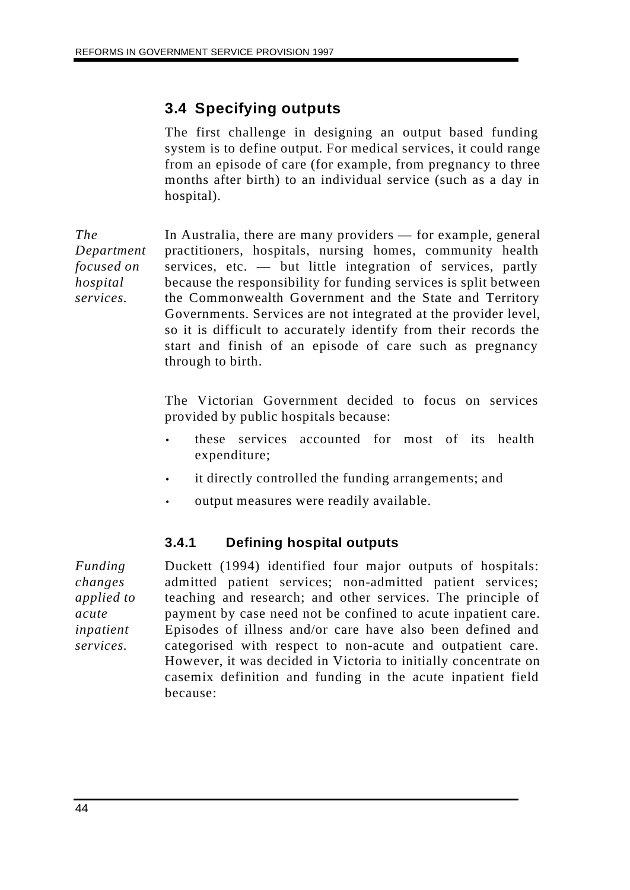## 3.4 Specifying outputs

The first challenge in designing an output based funding system is to define output. For medical services, it could range from an episode of care (for example, from pregnancy to three months after birth) to an individual service (such as a day in hospital).

*The Department focused on hospital services.*

In Australia, there are many providers — for example, general practitioners, hospitals, nursing homes, community health services, etc. — but little integration of services, partly because the responsibility for funding services is split between the Commonwealth Government and the State and Territory Governments. Services are not integrated at the provider level, so it is difficult to accurately identify from their records the start and finish of an episode of care such as pregnancy through to birth.

The Victorian Government decided to focus on services provided by public hospitals because:

- these services accounted for most of its health expenditure;
- it directly controlled the funding arrangements; and
- output measures were readily available.

### 3.4.1 Defining hospital outputs

*Funding changes applied to acute inpatient services.*

Duckett (1994) identified four major outputs of hospitals: admitted patient services; non-admitted patient services; teaching and research; and other services. The principle of payment by case need not be confined to acute inpatient care. Episodes of illness and/or care have also been defined and categorised with respect to non-acute and outpatient care. However, it was decided in Victoria to initially concentrate on casemix definition and funding in the acute inpatient field because: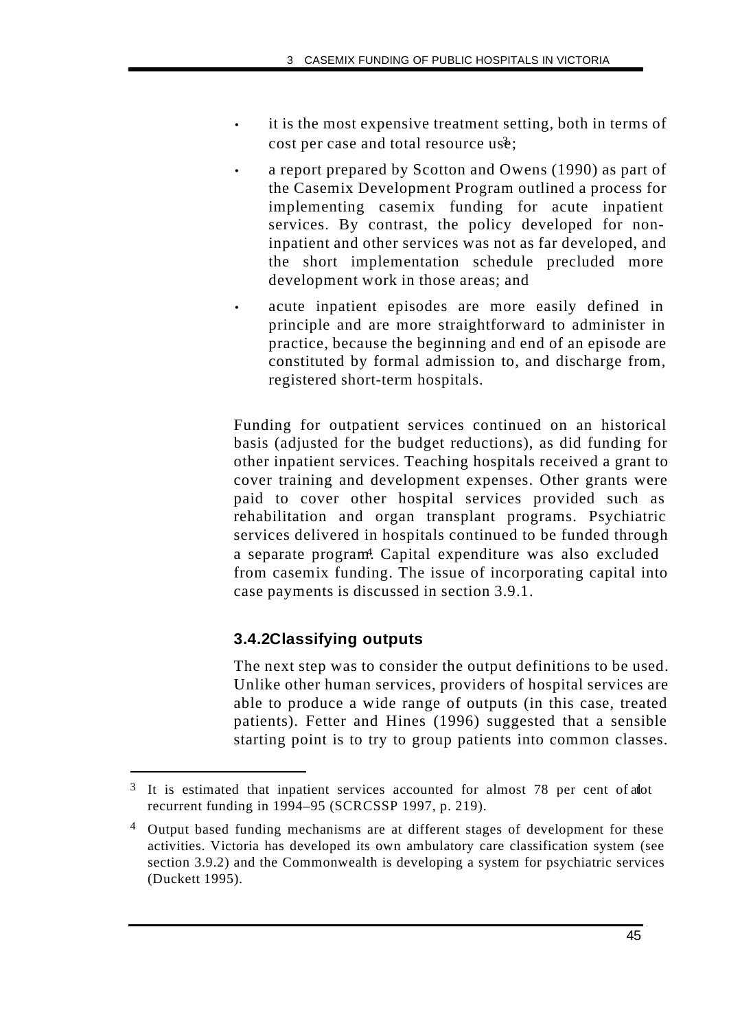- it is the most expensive treatment setting, both in terms of cost per case and total resource use[3];
- a report prepared by Scotton and Owens (1990) as part of the Casemix Development Program outlined a process for implementing casemix funding for acute inpatient services. By contrast, the policy developed for non-inpatient and other services was not as far developed, and the short implementation schedule precluded more development work in those areas; and
- acute inpatient episodes are more easily defined in principle and are more straightforward to administer in practice, because the beginning and end of an episode are constituted by formal admission to, and discharge from, registered short-term hospitals.

Funding for outpatient services continued on an historical basis (adjusted for the budget reductions), as did funding for other inpatient services. Teaching hospitals received a grant to cover training and development expenses. Other grants were paid to cover other hospital services provided such as rehabilitation and organ transplant programs. Psychiatric services delivered in hospitals continued to be funded through a separate program[4]. Capital expenditure was also excluded from casemix funding. The issue of incorporating capital into case payments is discussed in section 3.9.1.

### 3.4.2 Classifying outputs

The next step was to consider the output definitions to be used. Unlike other human services, providers of hospital services are able to produce a wide range of outputs (in this case, treated patients). Fetter and Hines (1996) suggested that a sensible starting point is to try to group patients into common classes.

---

[3] It is estimated that inpatient services accounted for almost 78 per cent of total recurrent funding in 1994–95 (SCRCSSP 1997, p. 219).

[4] Output based funding mechanisms are at different stages of development for these activities. Victoria has developed its own ambulatory care classification system (see section 3.9.2) and the Commonwealth is developing a system for psychiatric services (Duckett 1995).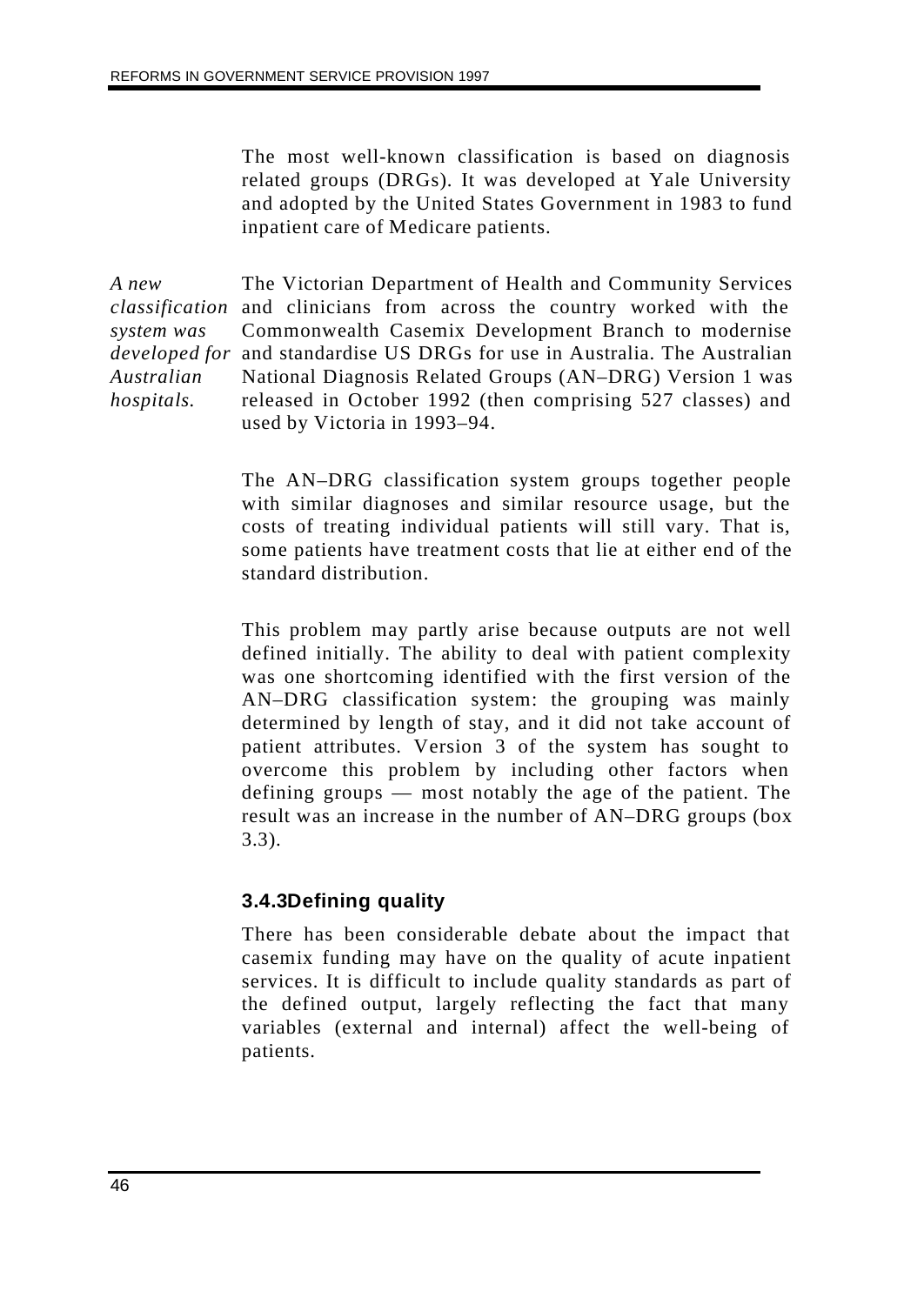The most well-known classification is based on diagnosis related groups (DRGs). It was developed at Yale University and adopted by the United States Government in 1983 to fund inpatient care of Medicare patients.

*A new classification system was developed for Australian hospitals.*

The Victorian Department of Health and Community Services and clinicians from across the country worked with the Commonwealth Casemix Development Branch to modernise and standardise US DRGs for use in Australia. The Australian National Diagnosis Related Groups (AN–DRG) Version 1 was released in October 1992 (then comprising 527 classes) and used by Victoria in 1993–94.

The AN–DRG classification system groups together people with similar diagnoses and similar resource usage, but the costs of treating individual patients will still vary. That is, some patients have treatment costs that lie at either end of the standard distribution.

This problem may partly arise because outputs are not well defined initially. The ability to deal with patient complexity was one shortcoming identified with the first version of the AN–DRG classification system: the grouping was mainly determined by length of stay, and it did not take account of patient attributes. Version 3 of the system has sought to overcome this problem by including other factors when defining groups — most notably the age of the patient. The result was an increase in the number of AN–DRG groups (box 3.3).

### 3.4.3 Defining quality

There has been considerable debate about the impact that casemix funding may have on the quality of acute inpatient services. It is difficult to include quality standards as part of the defined output, largely reflecting the fact that many variables (external and internal) affect the well-being of patients.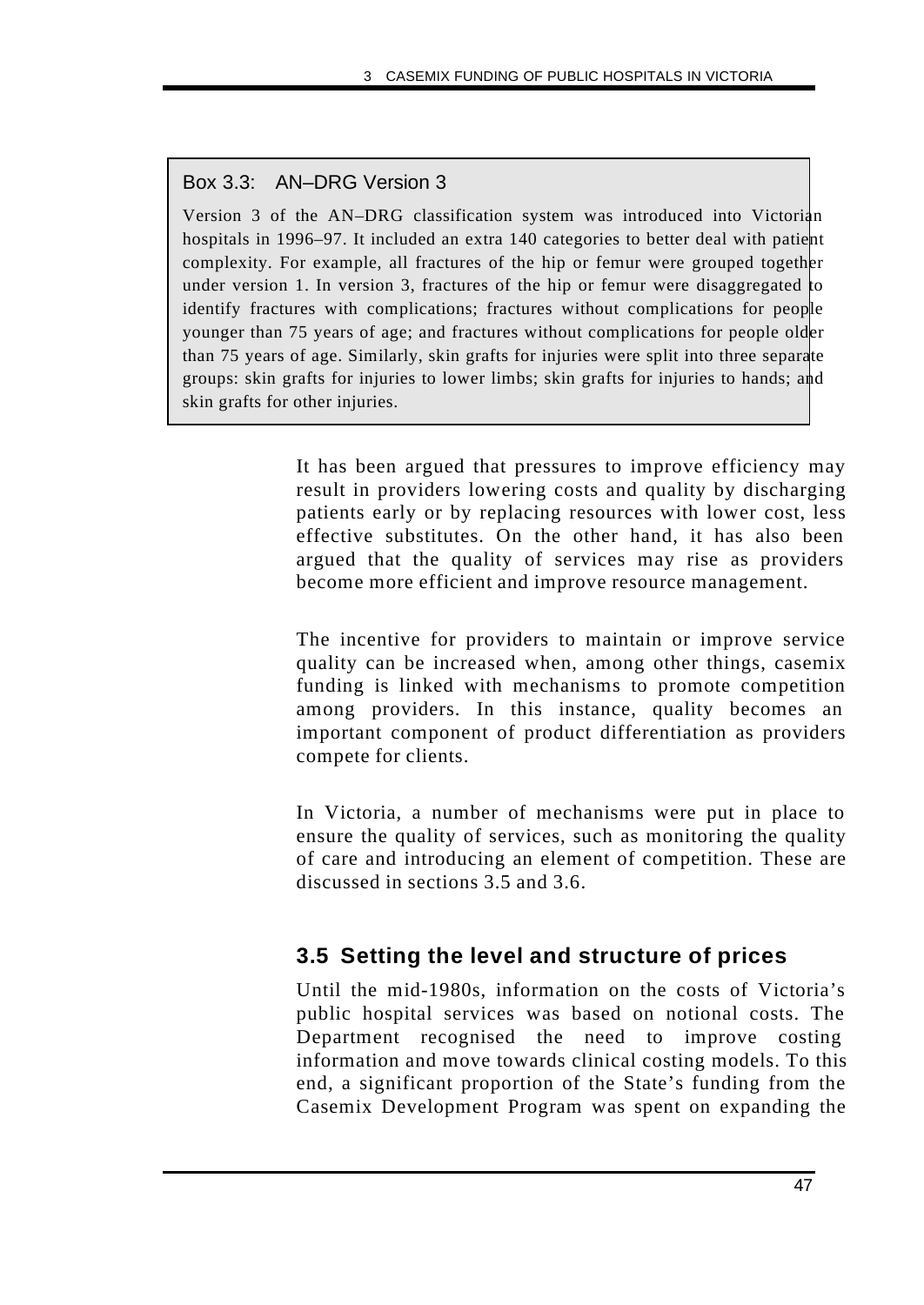Box 3.3: AN–DRG Version 3

Version 3 of the AN–DRG classification system was introduced into Victorian hospitals in 1996–97. It included an extra 140 categories to better deal with patient complexity. For example, all fractures of the hip or femur were grouped together under version 1. In version 3, fractures of the hip or femur were disaggregated to identify fractures with complications; fractures without complications for people younger than 75 years of age; and fractures without complications for people older than 75 years of age. Similarly, skin grafts for injuries were split into three separate groups: skin grafts for injuries to lower limbs; skin grafts for injuries to hands; and skin grafts for other injuries.

It has been argued that pressures to improve efficiency may result in providers lowering costs and quality by discharging patients early or by replacing resources with lower cost, less effective substitutes. On the other hand, it has also been argued that the quality of services may rise as providers become more efficient and improve resource management.

The incentive for providers to maintain or improve service quality can be increased when, among other things, casemix funding is linked with mechanisms to promote competition among providers. In this instance, quality becomes an important component of product differentiation as providers compete for clients.

In Victoria, a number of mechanisms were put in place to ensure the quality of services, such as monitoring the quality of care and introducing an element of competition. These are discussed in sections 3.5 and 3.6.

## 3.5 Setting the level and structure of prices

Until the mid-1980s, information on the costs of Victoria's public hospital services was based on notional costs. The Department recognised the need to improve costing information and move towards clinical costing models. To this end, a significant proportion of the State's funding from the Casemix Development Program was spent on expanding the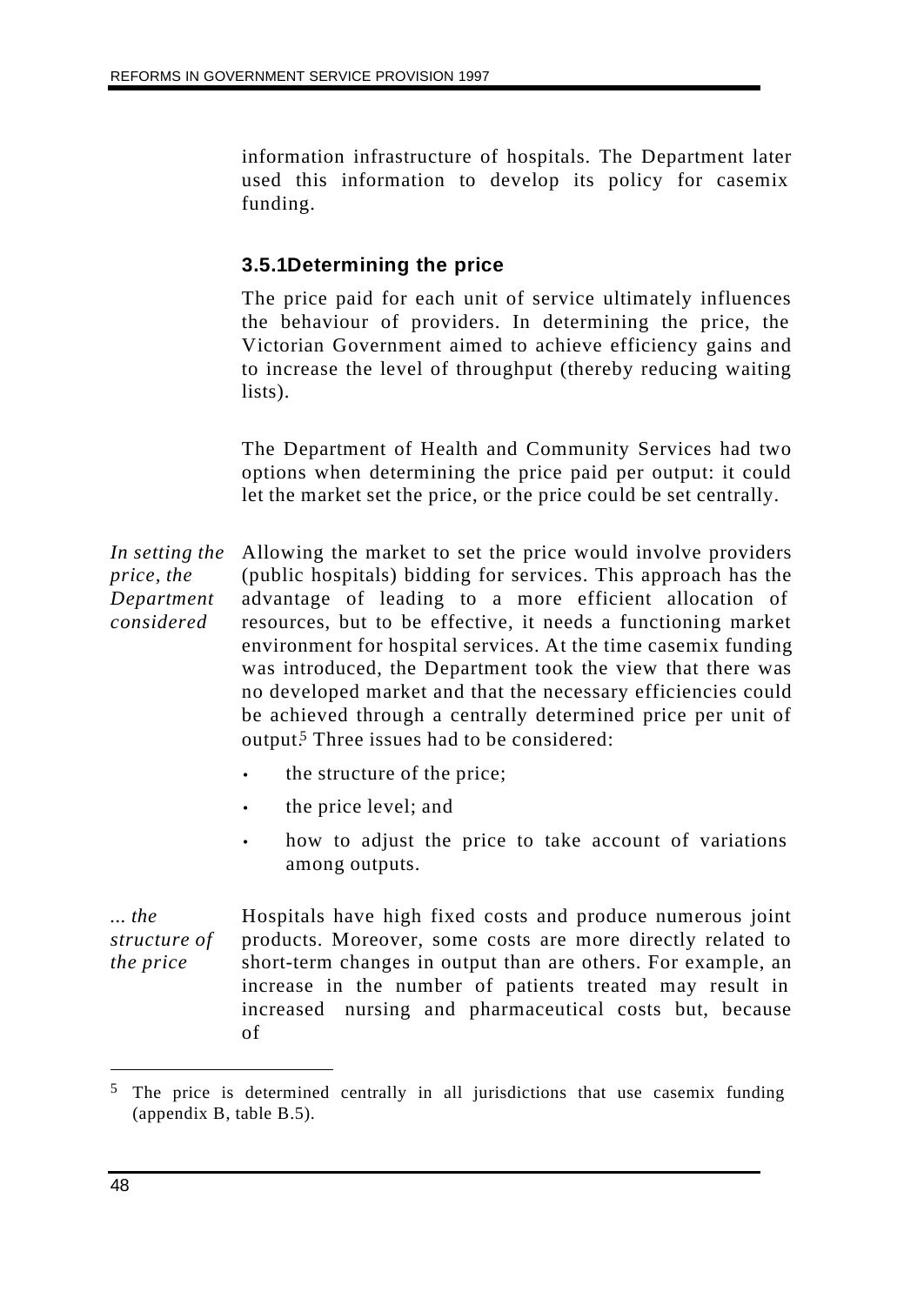information infrastructure of hospitals. The Department later used this information to develop its policy for casemix funding.

### 3.5.1 Determining the price

The price paid for each unit of service ultimately influences the behaviour of providers. In determining the price, the Victorian Government aimed to achieve efficiency gains and to increase the level of throughput (thereby reducing waiting lists).

The Department of Health and Community Services had two options when determining the price paid per output: it could let the market set the price, or the price could be set centrally.

*In setting the price, the Department considered*

Allowing the market to set the price would involve providers (public hospitals) bidding for services. This approach has the advantage of leading to a more efficient allocation of resources, but to be effective, it needs a functioning market environment for hospital services. At the time casemix funding was introduced, the Department took the view that there was no developed market and that the necessary efficiencies could be achieved through a centrally determined price per unit of output.[5] Three issues had to be considered:

- the structure of the price;
- the price level; and
- how to adjust the price to take account of variations among outputs.

*... the structure of the price*

Hospitals have high fixed costs and produce numerous joint products. Moreover, some costs are more directly related to short-term changes in output than are others. For example, an increase in the number of patients treated may result in increased nursing and pharmaceutical costs but, because of

---

[5] The price is determined centrally in all jurisdictions that use casemix funding (appendix B, table B.5).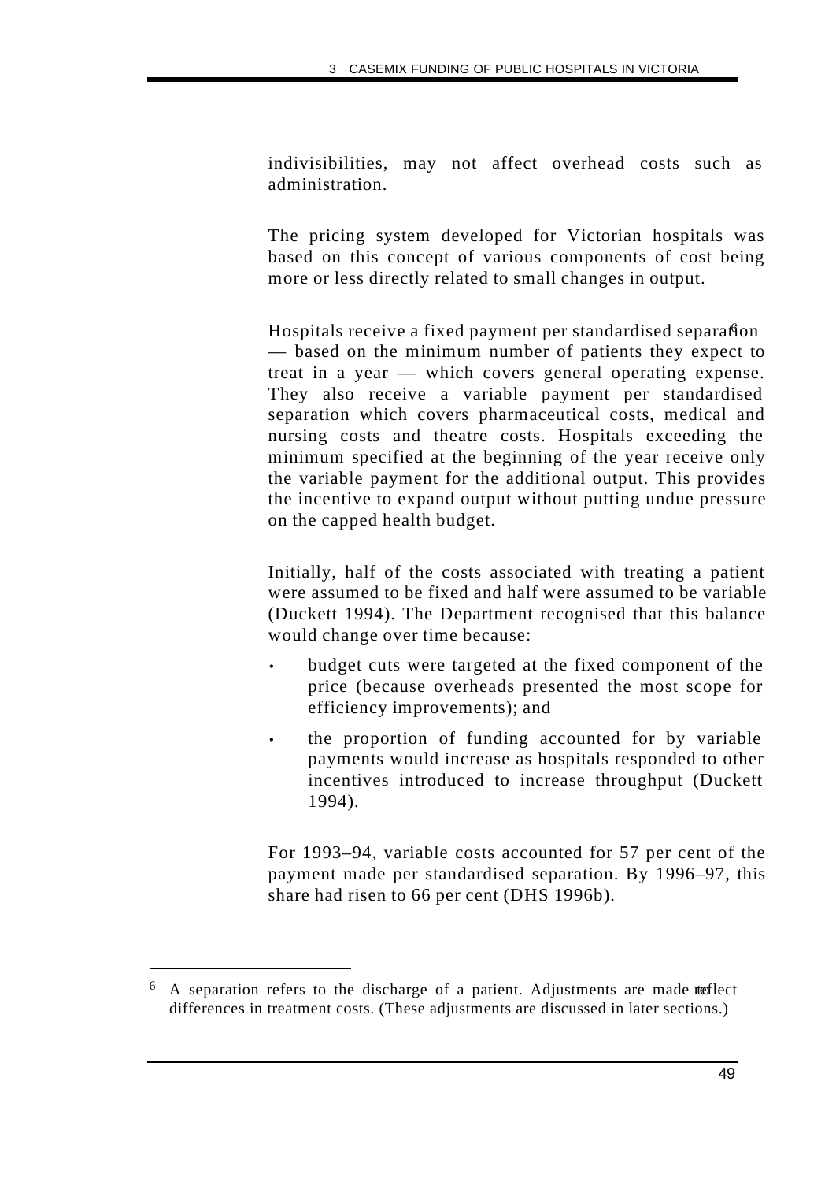indivisibilities, may not affect overhead costs such as administration.

The pricing system developed for Victorian hospitals was based on this concept of various components of cost being more or less directly related to small changes in output.

Hospitals receive a fixed payment per standardised separation[6] — based on the minimum number of patients they expect to treat in a year — which covers general operating expense. They also receive a variable payment per standardised separation which covers pharmaceutical costs, medical and nursing costs and theatre costs. Hospitals exceeding the minimum specified at the beginning of the year receive only the variable payment for the additional output. This provides the incentive to expand output without putting undue pressure on the capped health budget.

Initially, half of the costs associated with treating a patient were assumed to be fixed and half were assumed to be variable (Duckett 1994). The Department recognised that this balance would change over time because:

- budget cuts were targeted at the fixed component of the price (because overheads presented the most scope for efficiency improvements); and
- the proportion of funding accounted for by variable payments would increase as hospitals responded to other incentives introduced to increase throughput (Duckett 1994).

For 1993–94, variable costs accounted for 57 per cent of the payment made per standardised separation. By 1996–97, this share had risen to 66 per cent (DHS 1996b).

---

[6] A separation refers to the discharge of a patient. Adjustments are made to reflect differences in treatment costs. (These adjustments are discussed in later sections.)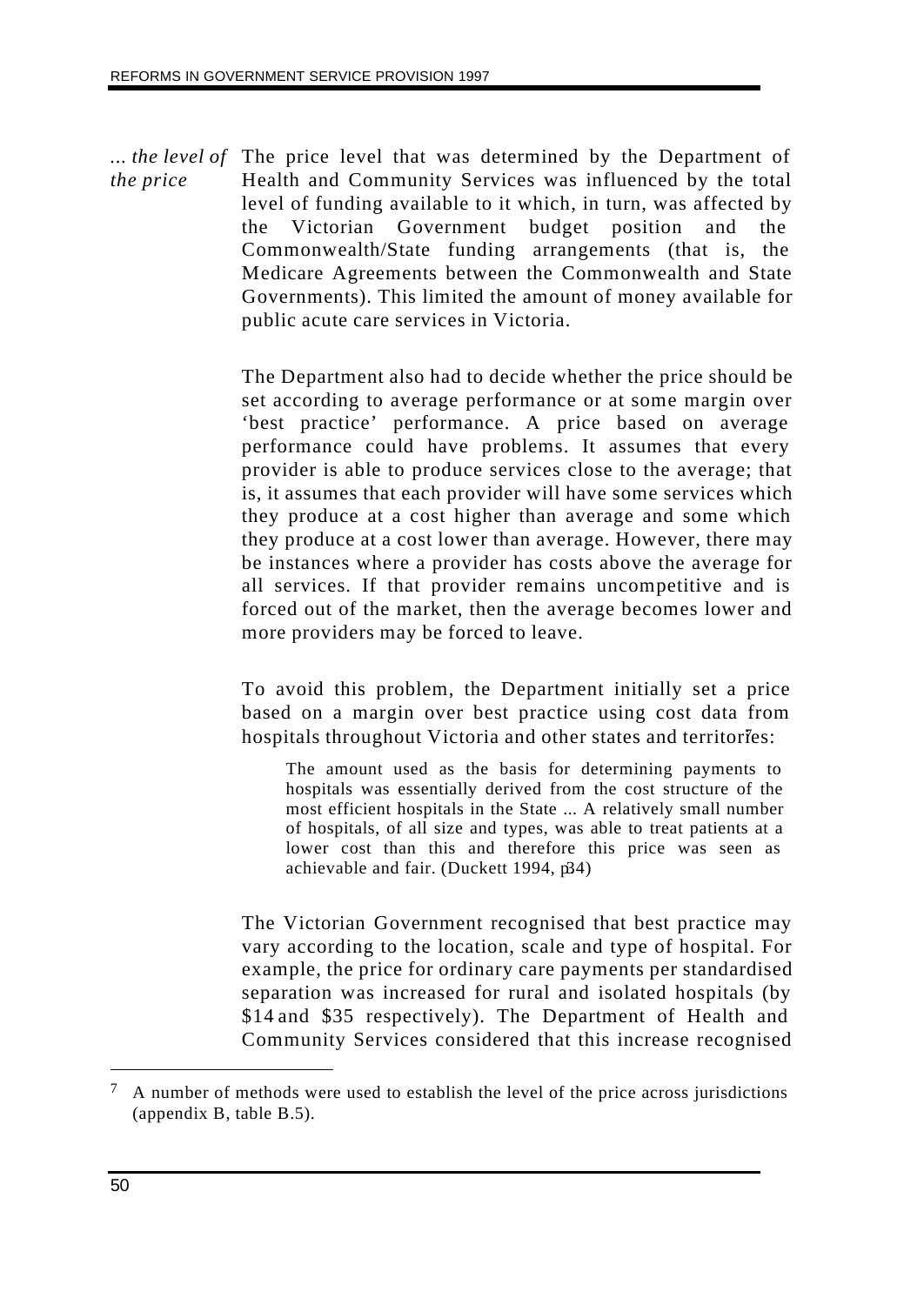*... the level of the price*

The price level that was determined by the Department of Health and Community Services was influenced by the total level of funding available to it which, in turn, was affected by the Victorian Government budget position and the Commonwealth/State funding arrangements (that is, the Medicare Agreements between the Commonwealth and State Governments). This limited the amount of money available for public acute care services in Victoria.

The Department also had to decide whether the price should be set according to average performance or at some margin over 'best practice' performance. A price based on average performance could have problems. It assumes that every provider is able to produce services close to the average; that is, it assumes that each provider will have some services which they produce at a cost higher than average and some which they produce at a cost lower than average. However, there may be instances where a provider has costs above the average for all services. If that provider remains uncompetitive and is forced out of the market, then the average becomes lower and more providers may be forced to leave.

To avoid this problem, the Department initially set a price based on a margin over best practice using cost data from hospitals throughout Victoria and other states and territories[7]:

> The amount used as the basis for determining payments to hospitals was essentially derived from the cost structure of the most efficient hospitals in the State ... A relatively small number of hospitals, of all size and types, was able to treat patients at a lower cost than this and therefore this price was seen as achievable and fair. (Duckett 1994, p34)

The Victorian Government recognised that best practice may vary according to the location, scale and type of hospital. For example, the price for ordinary care payments per standardised separation was increased for rural and isolated hospitals (by $14 and $35 respectively). The Department of Health and Community Services considered that this increase recognised

---

[7] A number of methods were used to establish the level of the price across jurisdictions (appendix B, table B.5).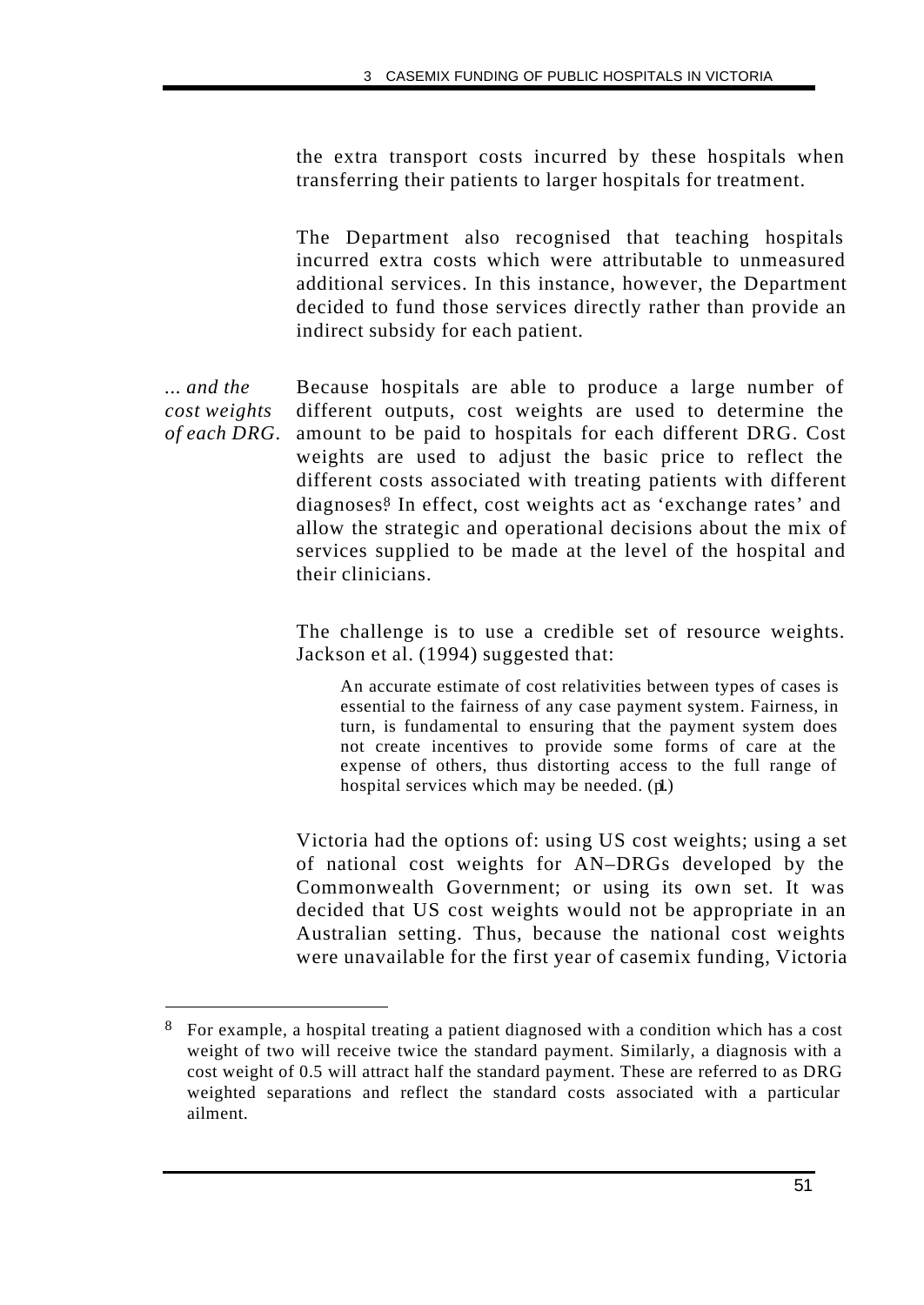the extra transport costs incurred by these hospitals when transferring their patients to larger hospitals for treatment.

The Department also recognised that teaching hospitals incurred extra costs which were attributable to unmeasured additional services. In this instance, however, the Department decided to fund those services directly rather than provide an indirect subsidy for each patient.

*... and the cost weights of each DRG.*

Because hospitals are able to produce a large number of different outputs, cost weights are used to determine the amount to be paid to hospitals for each different DRG. Cost weights are used to adjust the basic price to reflect the different costs associated with treating patients with different diagnoses.[8] In effect, cost weights act as 'exchange rates' and allow the strategic and operational decisions about the mix of services supplied to be made at the level of the hospital and their clinicians.

The challenge is to use a credible set of resource weights. Jackson et al. (1994) suggested that:

> An accurate estimate of cost relativities between types of cases is essential to the fairness of any case payment system. Fairness, in turn, is fundamental to ensuring that the payment system does not create incentives to provide some forms of care at the expense of others, thus distorting access to the full range of hospital services which may be needed. (p1.)

Victoria had the options of: using US cost weights; using a set of national cost weights for AN–DRGs developed by the Commonwealth Government; or using its own set. It was decided that US cost weights would not be appropriate in an Australian setting. Thus, because the national cost weights were unavailable for the first year of casemix funding, Victoria

---

8 For example, a hospital treating a patient diagnosed with a condition which has a cost weight of two will receive twice the standard payment. Similarly, a diagnosis with a cost weight of 0.5 will attract half the standard payment. These are referred to as DRG weighted separations and reflect the standard costs associated with a particular ailment.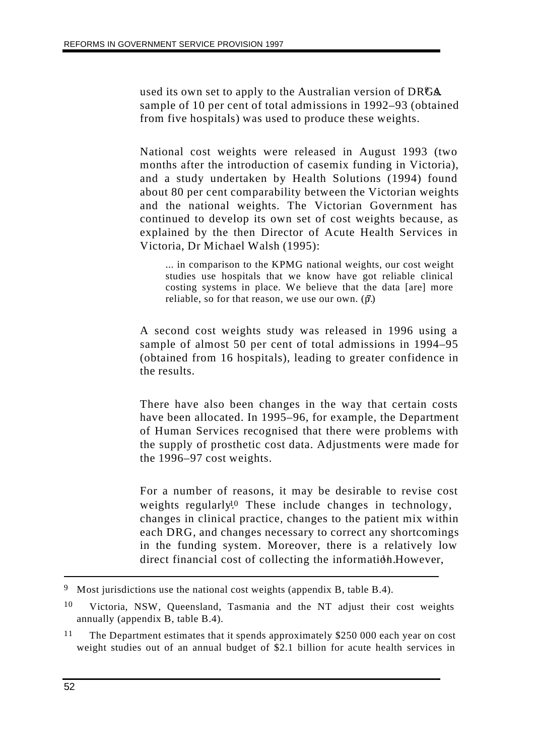used its own set to apply to the Australian version of DRGs.[9] A sample of 10 per cent of total admissions in 1992–93 (obtained from five hospitals) was used to produce these weights.

National cost weights were released in August 1993 (two months after the introduction of casemix funding in Victoria), and a study undertaken by Health Solutions (1994) found about 80 per cent comparability between the Victorian weights and the national weights. The Victorian Government has continued to develop its own set of cost weights because, as explained by the then Director of Acute Health Services in Victoria, Dr Michael Walsh (1995):

> ... in comparison to the KPMG national weights, our cost weight studies use hospitals that we know have got reliable clinical costing systems in place. We believe that the data [are] more reliable, so for that reason, we use our own. (p. 7)

A second cost weights study was released in 1996 using a sample of almost 50 per cent of total admissions in 1994–95 (obtained from 16 hospitals), leading to greater confidence in the results.

There have also been changes in the way that certain costs have been allocated. In 1995–96, for example, the Department of Human Services recognised that there were problems with the supply of prosthetic cost data. Adjustments were made for the 1996–97 cost weights.

For a number of reasons, it may be desirable to revise cost weights regularly.[10] These include changes in technology, changes in clinical practice, changes to the patient mix within each DRG, and changes necessary to correct any shortcomings in the funding system. Moreover, there is a relatively low direct financial cost of collecting the information.[11] However,

---

[9] Most jurisdictions use the national cost weights (appendix B, table B.4).

[10] Victoria, NSW, Queensland, Tasmania and the NT adjust their cost weights annually (appendix B, table B.4).

[11] The Department estimates that it spends approximately $250 000 each year on cost weight studies out of an annual budget of $2.1 billion for acute health services in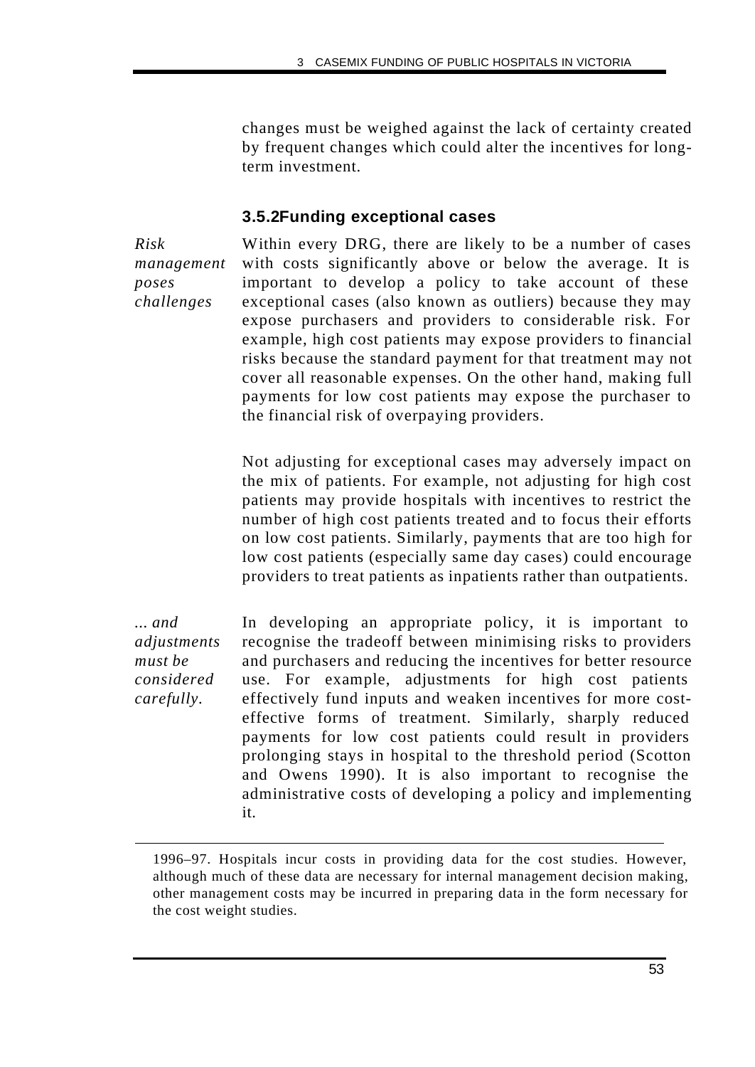changes must be weighed against the lack of certainty created by frequent changes which could alter the incentives for long-term investment.

### 3.5.2 Funding exceptional cases

*Risk management poses challenges*

Within every DRG, there are likely to be a number of cases with costs significantly above or below the average. It is important to develop a policy to take account of these exceptional cases (also known as outliers) because they may expose purchasers and providers to considerable risk. For example, high cost patients may expose providers to financial risks because the standard payment for that treatment may not cover all reasonable expenses. On the other hand, making full payments for low cost patients may expose the purchaser to the financial risk of overpaying providers.

Not adjusting for exceptional cases may adversely impact on the mix of patients. For example, not adjusting for high cost patients may provide hospitals with incentives to restrict the number of high cost patients treated and to focus their efforts on low cost patients. Similarly, payments that are too high for low cost patients (especially same day cases) could encourage providers to treat patients as inpatients rather than outpatients.

*... and adjustments must be considered carefully.*

In developing an appropriate policy, it is important to recognise the tradeoff between minimising risks to providers and purchasers and reducing the incentives for better resource use. For example, adjustments for high cost patients effectively fund inputs and weaken incentives for more cost-effective forms of treatment. Similarly, sharply reduced payments for low cost patients could result in providers prolonging stays in hospital to the threshold period (Scotton and Owens 1990). It is also important to recognise the administrative costs of developing a policy and implementing it.

---

1996–97. Hospitals incur costs in providing data for the cost studies. However, although much of these data are necessary for internal management decision making, other management costs may be incurred in preparing data in the form necessary for the cost weight studies.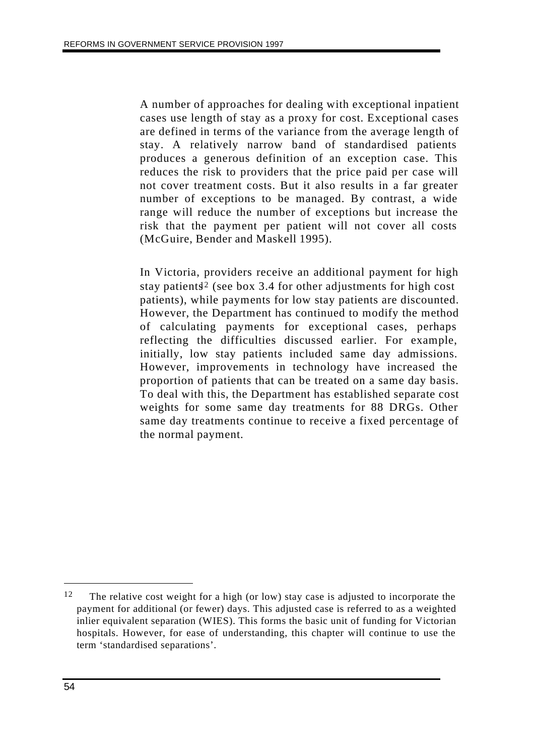A number of approaches for dealing with exceptional inpatient cases use length of stay as a proxy for cost. Exceptional cases are defined in terms of the variance from the average length of stay. A relatively narrow band of standardised patients produces a generous definition of an exception case. This reduces the risk to providers that the price paid per case will not cover treatment costs. But it also results in a far greater number of exceptions to be managed. By contrast, a wide range will reduce the number of exceptions but increase the risk that the payment per patient will not cover all costs (McGuire, Bender and Maskell 1995).

In Victoria, providers receive an additional payment for high stay patients[12] (see box 3.4 for other adjustments for high cost patients), while payments for low stay patients are discounted. However, the Department has continued to modify the method of calculating payments for exceptional cases, perhaps reflecting the difficulties discussed earlier. For example, initially, low stay patients included same day admissions. However, improvements in technology have increased the proportion of patients that can be treated on a same day basis. To deal with this, the Department has established separate cost weights for some same day treatments for 88 DRGs. Other same day treatments continue to receive a fixed percentage of the normal payment.

---

[12] The relative cost weight for a high (or low) stay case is adjusted to incorporate the payment for additional (or fewer) days. This adjusted case is referred to as a weighted inlier equivalent separation (WIES). This forms the basic unit of funding for Victorian hospitals. However, for ease of understanding, this chapter will continue to use the term 'standardised separations'.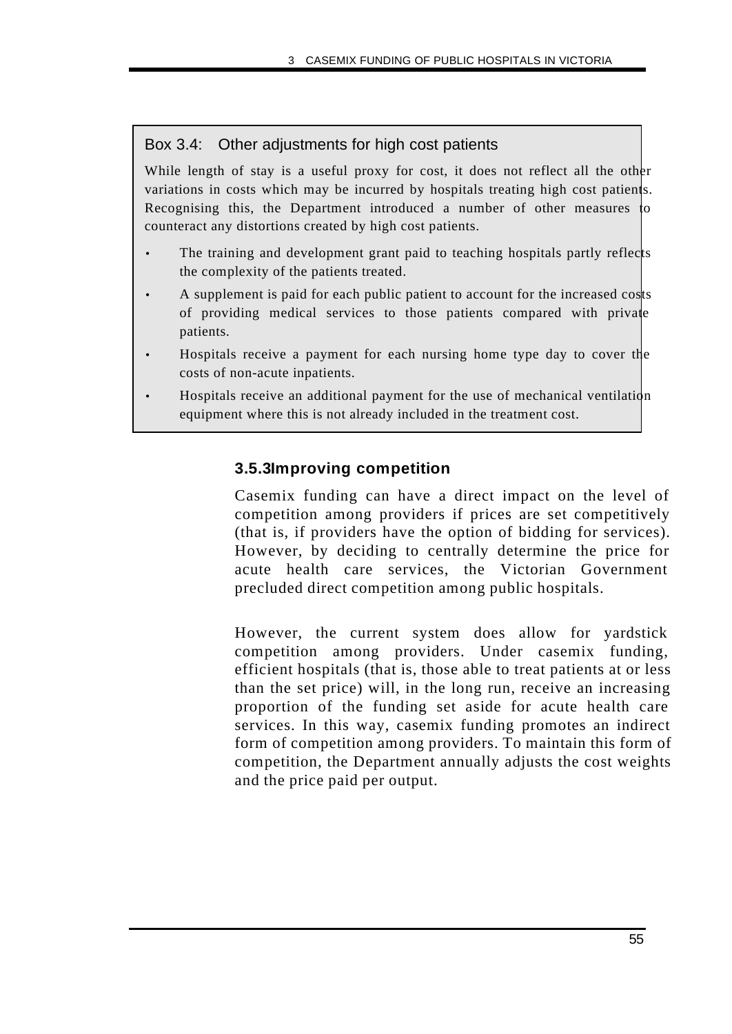## Box 3.4: Other adjustments for high cost patients

While length of stay is a useful proxy for cost, it does not reflect all the other variations in costs which may be incurred by hospitals treating high cost patients. Recognising this, the Department introduced a number of other measures to counteract any distortions created by high cost patients.

- The training and development grant paid to teaching hospitals partly reflects the complexity of the patients treated.
- A supplement is paid for each public patient to account for the increased costs of providing medical services to those patients compared with private patients.
- Hospitals receive a payment for each nursing home type day to cover the costs of non-acute inpatients.
- Hospitals receive an additional payment for the use of mechanical ventilation equipment where this is not already included in the treatment cost.

### 3.5.3 Improving competition

Casemix funding can have a direct impact on the level of competition among providers if prices are set competitively (that is, if providers have the option of bidding for services). However, by deciding to centrally determine the price for acute health care services, the Victorian Government precluded direct competition among public hospitals.

However, the current system does allow for yardstick competition among providers. Under casemix funding, efficient hospitals (that is, those able to treat patients at or less than the set price) will, in the long run, receive an increasing proportion of the funding set aside for acute health care services. In this way, casemix funding promotes an indirect form of competition among providers. To maintain this form of competition, the Department annually adjusts the cost weights and the price paid per output.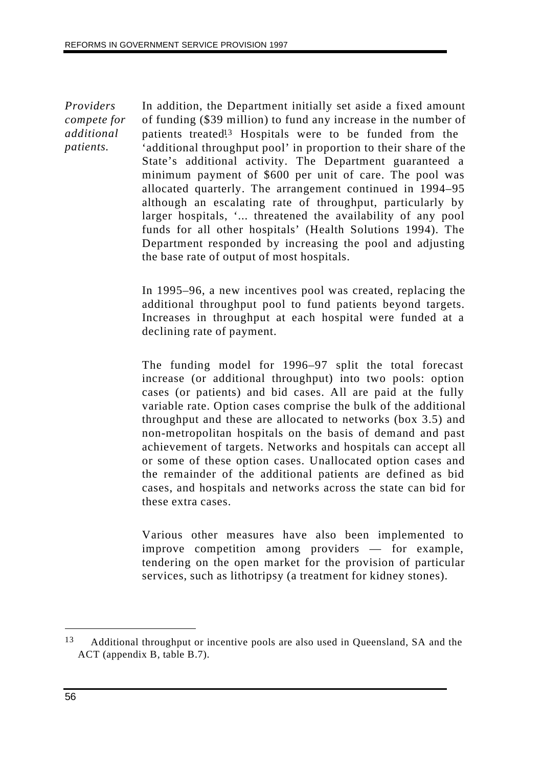*Providers compete for additional patients.*

In addition, the Department initially set aside a fixed amount of funding ($39 million) to fund any increase in the number of patients treated.[13] Hospitals were to be funded from the 'additional throughput pool' in proportion to their share of the State's additional activity. The Department guaranteed a minimum payment of $600 per unit of care. The pool was allocated quarterly. The arrangement continued in 1994–95 although an escalating rate of throughput, particularly by larger hospitals, '... threatened the availability of any pool funds for all other hospitals' (Health Solutions 1994). The Department responded by increasing the pool and adjusting the base rate of output of most hospitals.

In 1995–96, a new incentives pool was created, replacing the additional throughput pool to fund patients beyond targets. Increases in throughput at each hospital were funded at a declining rate of payment.

The funding model for 1996–97 split the total forecast increase (or additional throughput) into two pools: option cases (or patients) and bid cases. All are paid at the fully variable rate. Option cases comprise the bulk of the additional throughput and these are allocated to networks (box 3.5) and non-metropolitan hospitals on the basis of demand and past achievement of targets. Networks and hospitals can accept all or some of these option cases. Unallocated option cases and the remainder of the additional patients are defined as bid cases, and hospitals and networks across the state can bid for these extra cases.

Various other measures have also been implemented to improve competition among providers — for example, tendering on the open market for the provision of particular services, such as lithotripsy (a treatment for kidney stones).

---

[13] Additional throughput or incentive pools are also used in Queensland, SA and the ACT (appendix B, table B.7).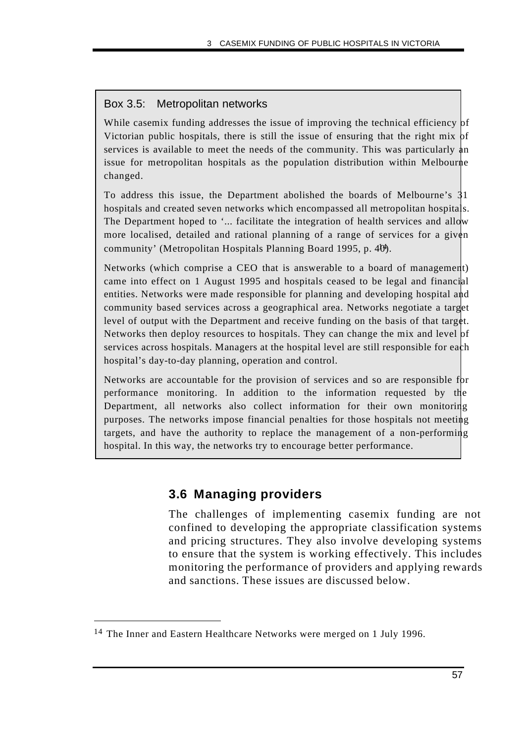### Box 3.5: Metropolitan networks

While casemix funding addresses the issue of improving the technical efficiency of Victorian public hospitals, there is still the issue of ensuring that the right mix of services is available to meet the needs of the community. This was particularly an issue for metropolitan hospitals as the population distribution within Melbourne changed.

To address this issue, the Department abolished the boards of Melbourne's 31 hospitals and created seven networks which encompassed all metropolitan hospitals. The Department hoped to '... facilitate the integration of health services and allow more localised, detailed and rational planning of a range of services for a given community' (Metropolitan Hospitals Planning Board 1995, p. 40).[14]

Networks (which comprise a CEO that is answerable to a board of management) came into effect on 1 August 1995 and hospitals ceased to be legal and financial entities. Networks were made responsible for planning and developing hospital and community based services across a geographical area. Networks negotiate a target level of output with the Department and receive funding on the basis of that target. Networks then deploy resources to hospitals. They can change the mix and level of services across hospitals. Managers at the hospital level are still responsible for each hospital's day-to-day planning, operation and control.

Networks are accountable for the provision of services and so are responsible for performance monitoring. In addition to the information requested by the Department, all networks also collect information for their own monitoring purposes. The networks impose financial penalties for those hospitals not meeting targets, and have the authority to replace the management of a non-performing hospital. In this way, the networks try to encourage better performance.

## 3.6 Managing providers

The challenges of implementing casemix funding are not confined to developing the appropriate classification systems and pricing structures. They also involve developing systems to ensure that the system is working effectively. This includes monitoring the performance of providers and applying rewards and sanctions. These issues are discussed below.

---

[14] The Inner and Eastern Healthcare Networks were merged on 1 July 1996.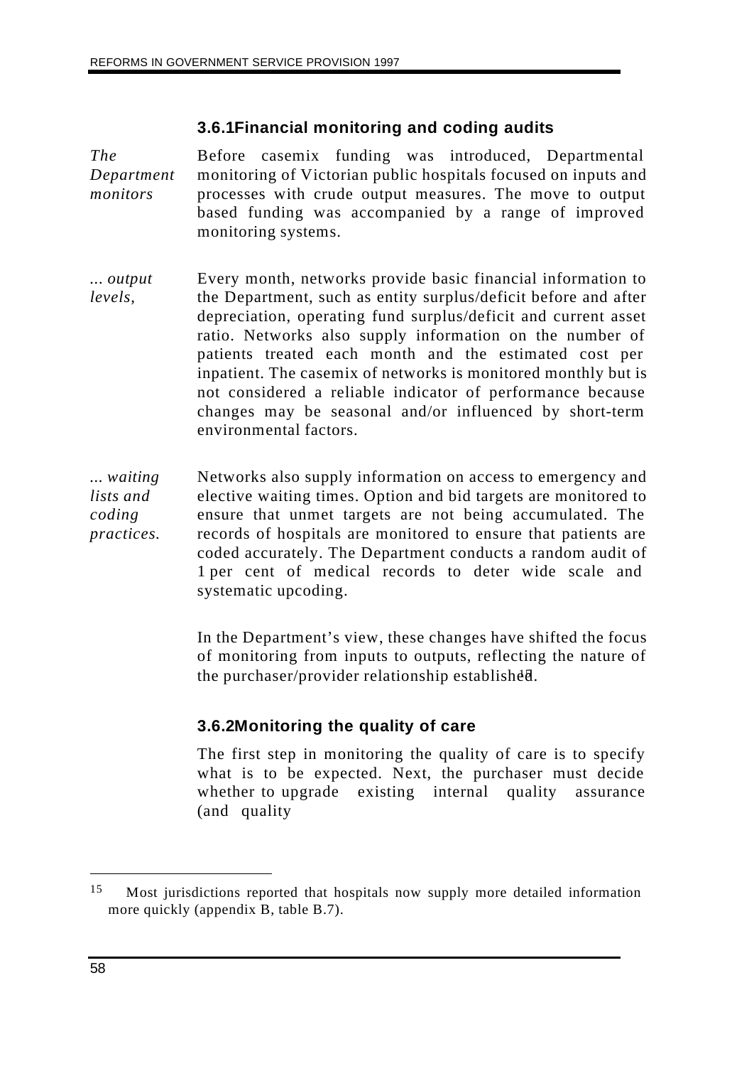### 3.6.1 Financial monitoring and coding audits

*The Department monitors*

Before casemix funding was introduced, Departmental monitoring of Victorian public hospitals focused on inputs and processes with crude output measures. The move to output based funding was accompanied by a range of improved monitoring systems.

*... output levels,*

Every month, networks provide basic financial information to the Department, such as entity surplus/deficit before and after depreciation, operating fund surplus/deficit and current asset ratio. Networks also supply information on the number of patients treated each month and the estimated cost per inpatient. The casemix of networks is monitored monthly but is not considered a reliable indicator of performance because changes may be seasonal and/or influenced by short-term environmental factors.

*... waiting lists and coding practices.*

Networks also supply information on access to emergency and elective waiting times. Option and bid targets are monitored to ensure that unmet targets are not being accumulated. The records of hospitals are monitored to ensure that patients are coded accurately. The Department conducts a random audit of 1 per cent of medical records to deter wide scale and systematic upcoding.

In the Department's view, these changes have shifted the focus of monitoring from inputs to outputs, reflecting the nature of the purchaser/provider relationship established.[15]

### 3.6.2 Monitoring the quality of care

The first step in monitoring the quality of care is to specify what is to be expected. Next, the purchaser must decide whether to upgrade existing internal quality assurance (and quality

---

[15] Most jurisdictions reported that hospitals now supply more detailed information more quickly (appendix B, table B.7).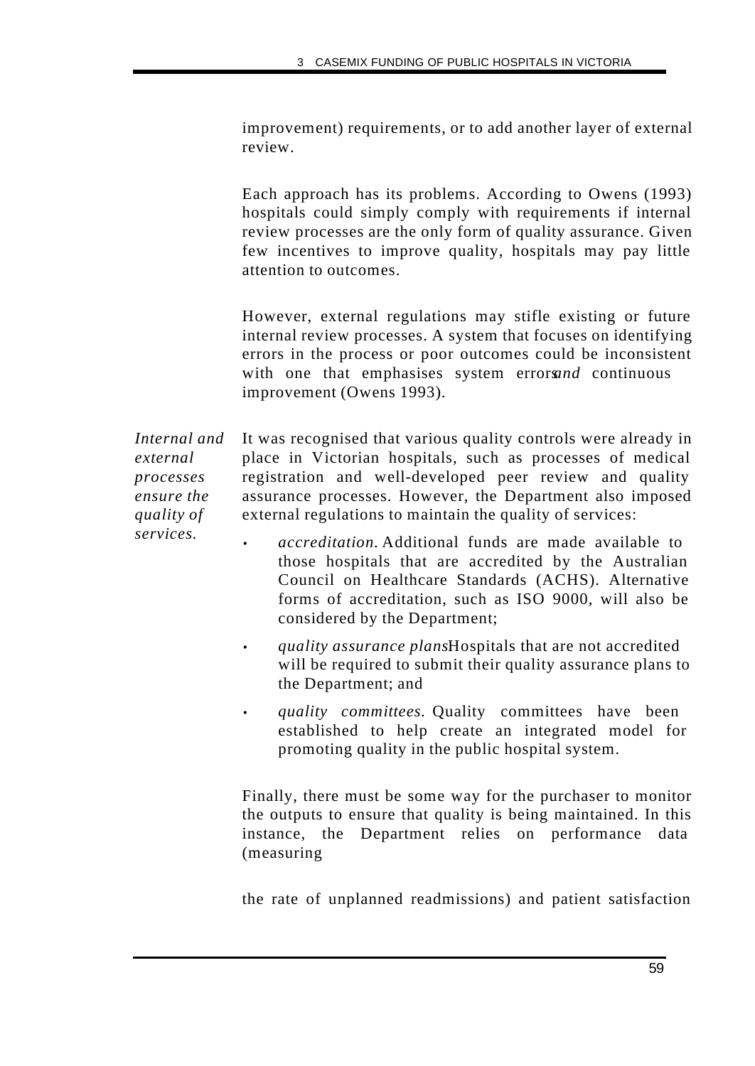improvement) requirements, or to add another layer of external review.

Each approach has its problems. According to Owens (1993) hospitals could simply comply with requirements if internal review processes are the only form of quality assurance. Given few incentives to improve quality, hospitals may pay little attention to outcomes.

However, external regulations may stifle existing or future internal review processes. A system that focuses on identifying errors in the process or poor outcomes could be inconsistent with one that emphasises system errors *and* continuous improvement (Owens 1993).

*Internal and external processes ensure the quality of services.*

It was recognised that various quality controls were already in place in Victorian hospitals, such as processes of medical registration and well-developed peer review and quality assurance processes. However, the Department also imposed external regulations to maintain the quality of services:

- *accreditation*. Additional funds are made available to those hospitals that are accredited by the Australian Council on Healthcare Standards (ACHS). Alternative forms of accreditation, such as ISO 9000, will also be considered by the Department;
- *quality assurance plans*. Hospitals that are not accredited will be required to submit their quality assurance plans to the Department; and
- *quality committees*. Quality committees have been established to help create an integrated model for promoting quality in the public hospital system.

Finally, there must be some way for the purchaser to monitor the outputs to ensure that quality is being maintained. In this instance, the Department relies on performance data (measuring

the rate of unplanned readmissions) and patient satisfaction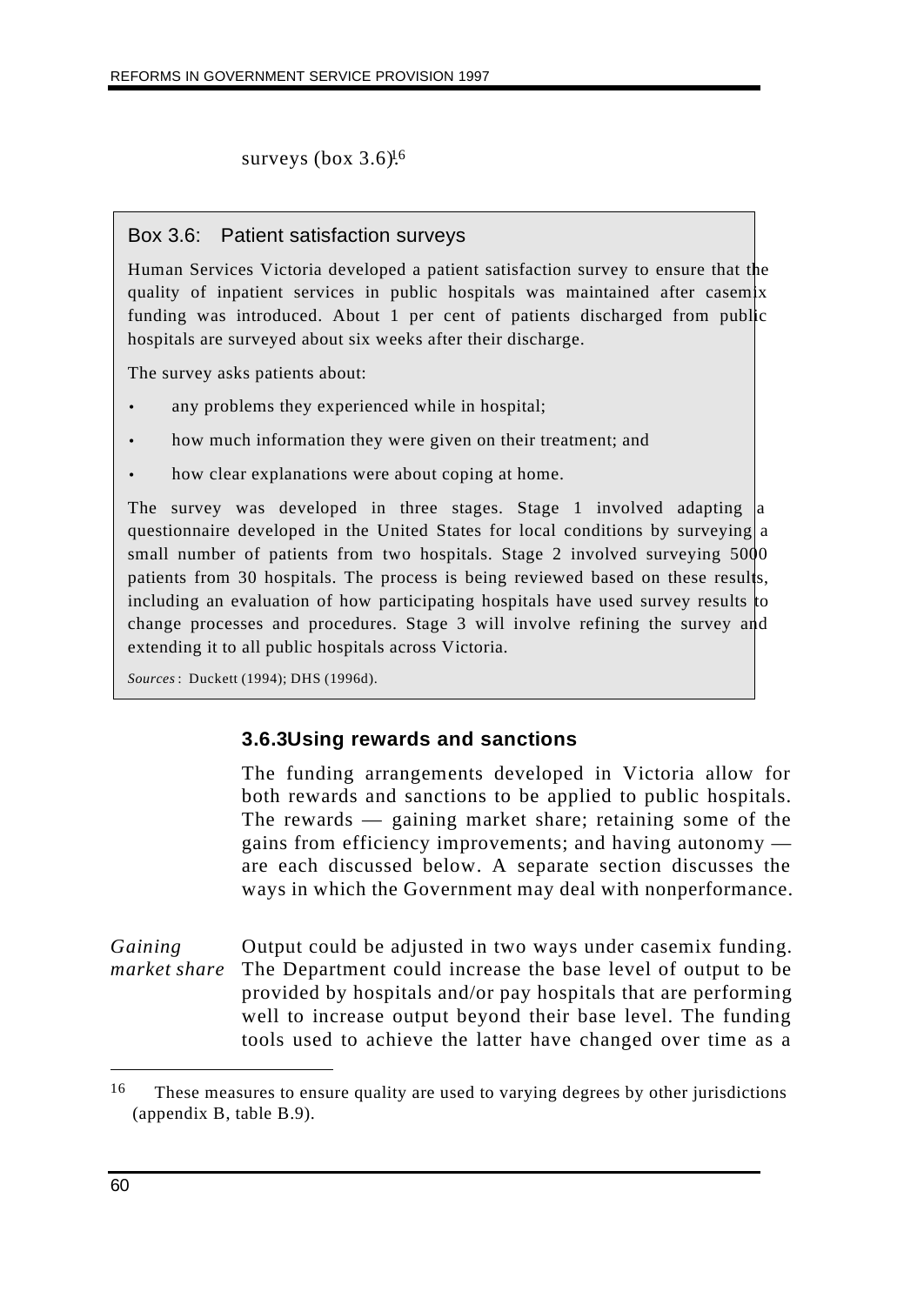surveys (box 3.6).[16]

> **Box 3.6: Patient satisfaction surveys**
>
> Human Services Victoria developed a patient satisfaction survey to ensure that the quality of inpatient services in public hospitals was maintained after casemix funding was introduced. About 1 per cent of patients discharged from public hospitals are surveyed about six weeks after their discharge.
>
> The survey asks patients about:
>
> - any problems they experienced while in hospital;
> - how much information they were given on their treatment; and
> - how clear explanations were about coping at home.
>
> The survey was developed in three stages. Stage 1 involved adapting a questionnaire developed in the United States for local conditions by surveying a small number of patients from two hospitals. Stage 2 involved surveying 5000 patients from 30 hospitals. The process is being reviewed based on these results, including an evaluation of how participating hospitals have used survey results to change processes and procedures. Stage 3 will involve refining the survey and extending it to all public hospitals across Victoria.
>
> *Sources*: Duckett (1994); DHS (1996d).

### 3.6.3 Using rewards and sanctions

The funding arrangements developed in Victoria allow for both rewards and sanctions to be applied to public hospitals. The rewards — gaining market share; retaining some of the gains from efficiency improvements; and having autonomy — are each discussed below. A separate section discusses the ways in which the Government may deal with nonperformance.

*Gaining market share*

Output could be adjusted in two ways under casemix funding. The Department could increase the base level of output to be provided by hospitals and/or pay hospitals that are performing well to increase output beyond their base level. The funding tools used to achieve the latter have changed over time as a

---

[16] These measures to ensure quality are used to varying degrees by other jurisdictions (appendix B, table B.9).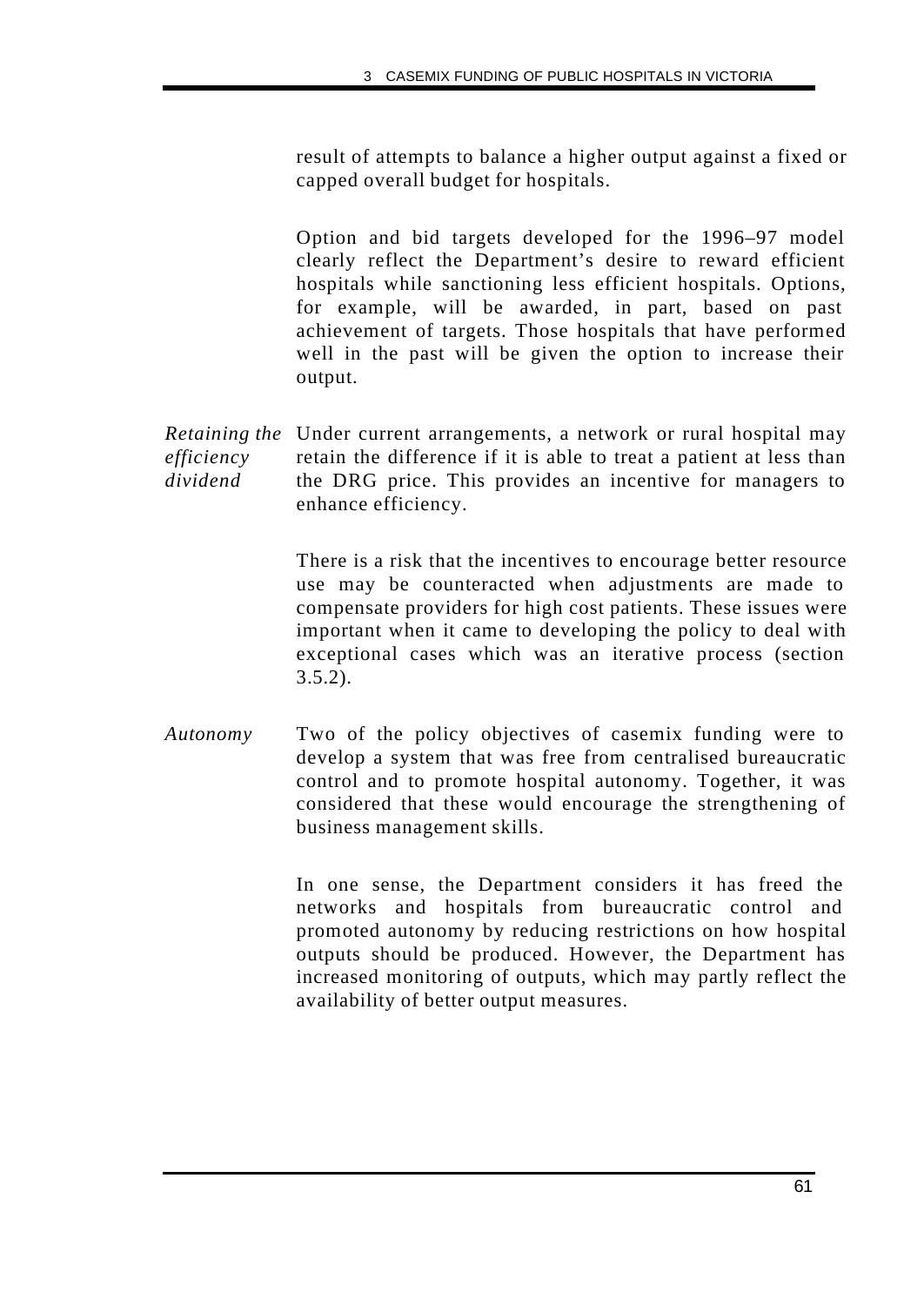result of attempts to balance a higher output against a fixed or capped overall budget for hospitals.

Option and bid targets developed for the 1996–97 model clearly reflect the Department's desire to reward efficient hospitals while sanctioning less efficient hospitals. Options, for example, will be awarded, in part, based on past achievement of targets. Those hospitals that have performed well in the past will be given the option to increase their output.

*Retaining the efficiency dividend*

Under current arrangements, a network or rural hospital may retain the difference if it is able to treat a patient at less than the DRG price. This provides an incentive for managers to enhance efficiency.

There is a risk that the incentives to encourage better resource use may be counteracted when adjustments are made to compensate providers for high cost patients. These issues were important when it came to developing the policy to deal with exceptional cases which was an iterative process (section 3.5.2).

*Autonomy*

Two of the policy objectives of casemix funding were to develop a system that was free from centralised bureaucratic control and to promote hospital autonomy. Together, it was considered that these would encourage the strengthening of business management skills.

In one sense, the Department considers it has freed the networks and hospitals from bureaucratic control and promoted autonomy by reducing restrictions on how hospital outputs should be produced. However, the Department has increased monitoring of outputs, which may partly reflect the availability of better output measures.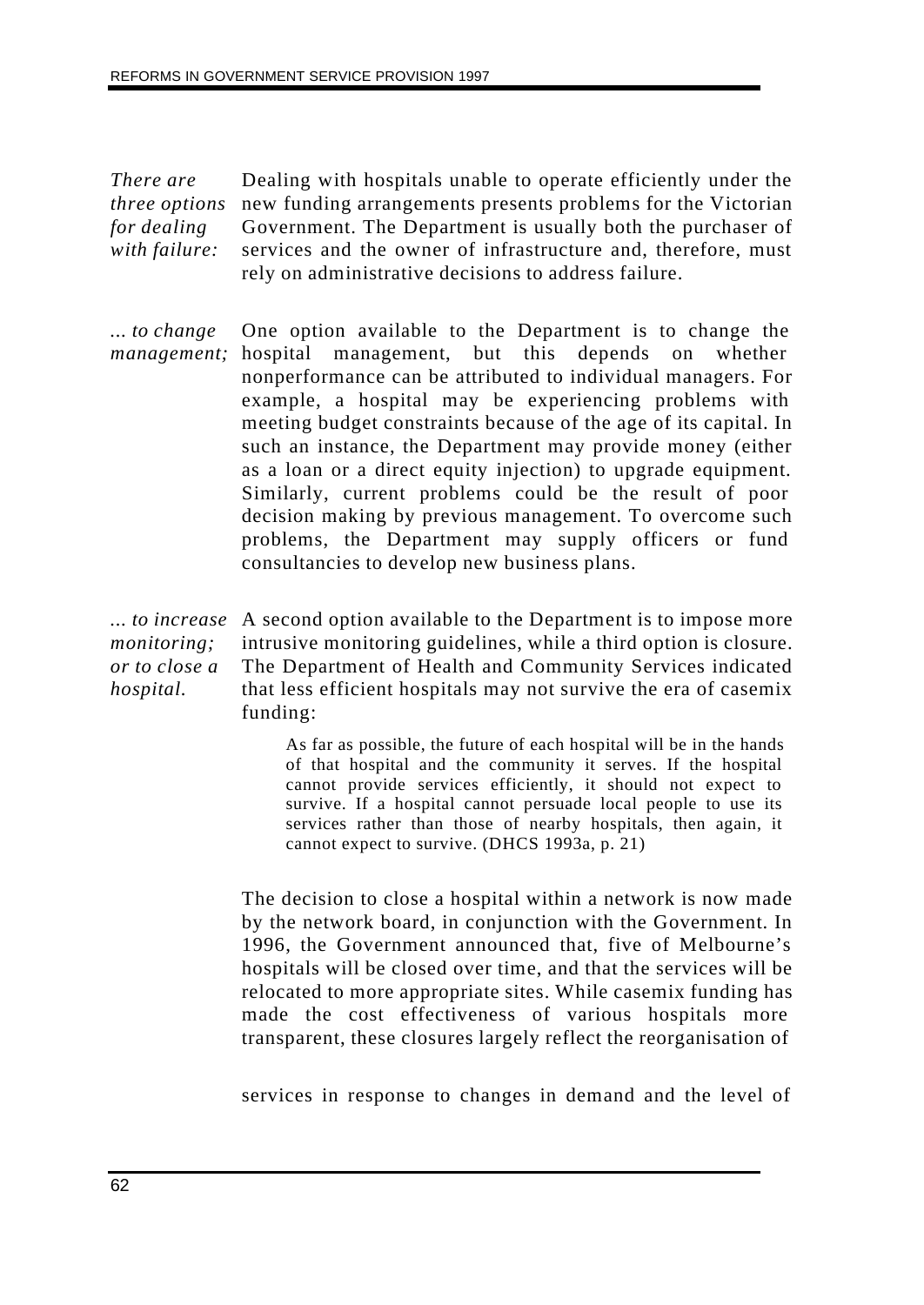*There are three options for dealing with failure:*

Dealing with hospitals unable to operate efficiently under the new funding arrangements presents problems for the Victorian Government. The Department is usually both the purchaser of services and the owner of infrastructure and, therefore, must rely on administrative decisions to address failure.

*... to change management;*

One option available to the Department is to change the hospital management, but this depends on whether nonperformance can be attributed to individual managers. For example, a hospital may be experiencing problems with meeting budget constraints because of the age of its capital. In such an instance, the Department may provide money (either as a loan or a direct equity injection) to upgrade equipment. Similarly, current problems could be the result of poor decision making by previous management. To overcome such problems, the Department may supply officers or fund consultancies to develop new business plans.

*... to increase monitoring; or to close a hospital.*

A second option available to the Department is to impose more intrusive monitoring guidelines, while a third option is closure. The Department of Health and Community Services indicated that less efficient hospitals may not survive the era of casemix funding:

> As far as possible, the future of each hospital will be in the hands of that hospital and the community it serves. If the hospital cannot provide services efficiently, it should not expect to survive. If a hospital cannot persuade local people to use its services rather than those of nearby hospitals, then again, it cannot expect to survive. (DHCS 1993a, p. 21)

The decision to close a hospital within a network is now made by the network board, in conjunction with the Government. In 1996, the Government announced that, five of Melbourne's hospitals will be closed over time, and that the services will be relocated to more appropriate sites. While casemix funding has made the cost effectiveness of various hospitals more transparent, these closures largely reflect the reorganisation of

services in response to changes in demand and the level of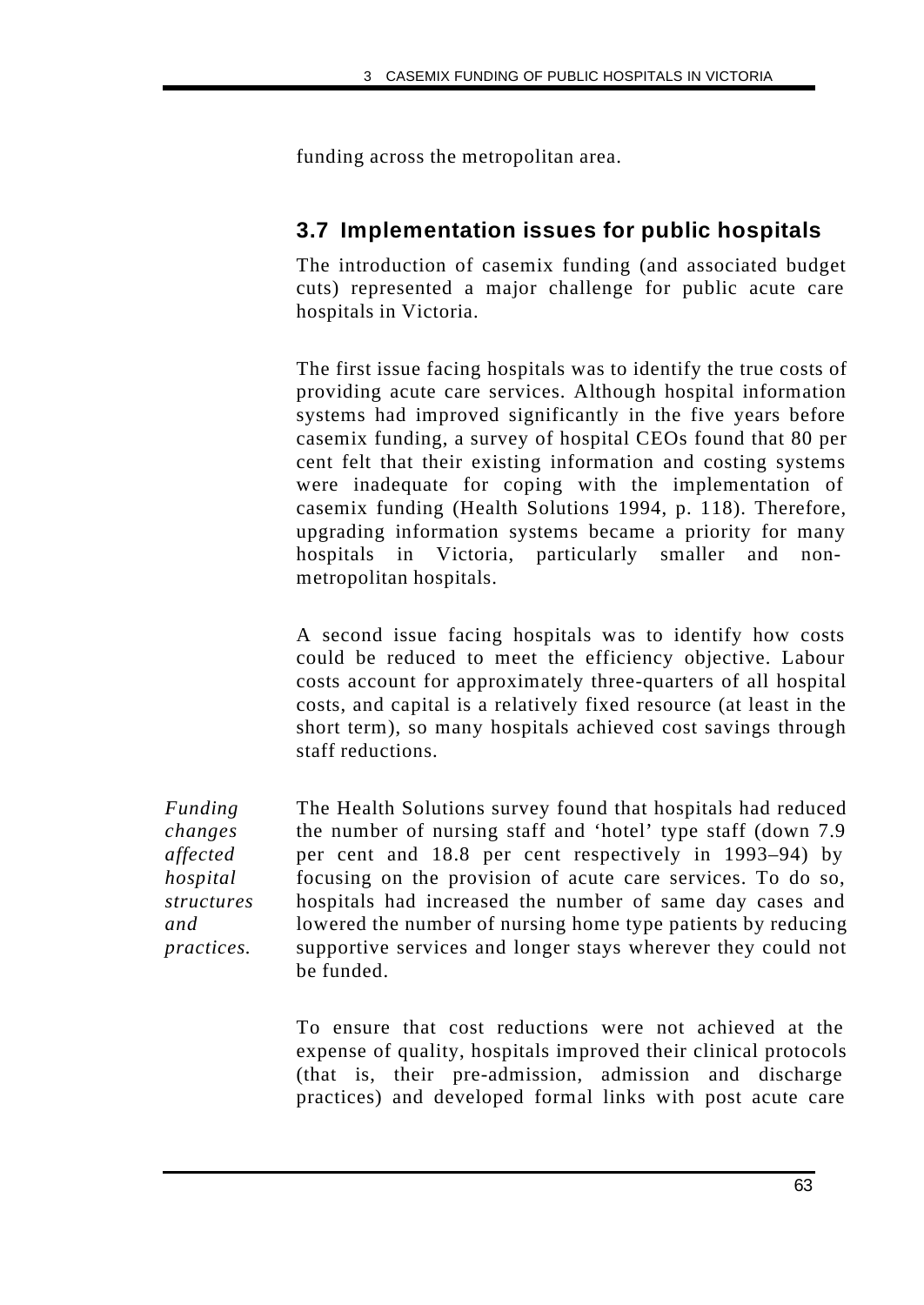funding across the metropolitan area.

## 3.7 Implementation issues for public hospitals

The introduction of casemix funding (and associated budget cuts) represented a major challenge for public acute care hospitals in Victoria.

The first issue facing hospitals was to identify the true costs of providing acute care services. Although hospital information systems had improved significantly in the five years before casemix funding, a survey of hospital CEOs found that 80 per cent felt that their existing information and costing systems were inadequate for coping with the implementation of casemix funding (Health Solutions 1994, p. 118). Therefore, upgrading information systems became a priority for many hospitals in Victoria, particularly smaller and non-metropolitan hospitals.

A second issue facing hospitals was to identify how costs could be reduced to meet the efficiency objective. Labour costs account for approximately three-quarters of all hospital costs, and capital is a relatively fixed resource (at least in the short term), so many hospitals achieved cost savings through staff reductions.

*Funding changes affected hospital structures and practices.*

The Health Solutions survey found that hospitals had reduced the number of nursing staff and 'hotel' type staff (down 7.9 per cent and 18.8 per cent respectively in 1993–94) by focusing on the provision of acute care services. To do so, hospitals had increased the number of same day cases and lowered the number of nursing home type patients by reducing supportive services and longer stays wherever they could not be funded.

To ensure that cost reductions were not achieved at the expense of quality, hospitals improved their clinical protocols (that is, their pre-admission, admission and discharge practices) and developed formal links with post acute care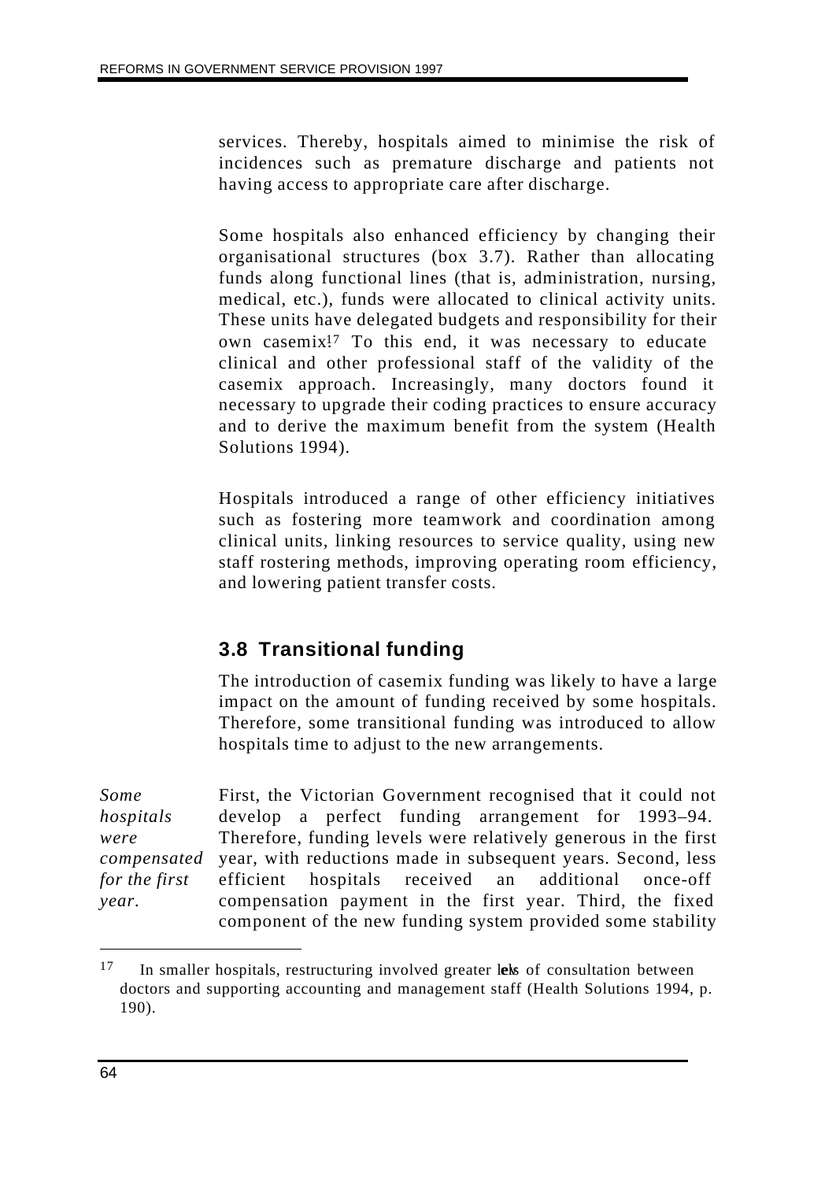services. Thereby, hospitals aimed to minimise the risk of incidences such as premature discharge and patients not having access to appropriate care after discharge.

Some hospitals also enhanced efficiency by changing their organisational structures (box 3.7). Rather than allocating funds along functional lines (that is, administration, nursing, medical, etc.), funds were allocated to clinical activity units. These units have delegated budgets and responsibility for their own casemix.[17] To this end, it was necessary to educate clinical and other professional staff of the validity of the casemix approach. Increasingly, many doctors found it necessary to upgrade their coding practices to ensure accuracy and to derive the maximum benefit from the system (Health Solutions 1994).

Hospitals introduced a range of other efficiency initiatives such as fostering more teamwork and coordination among clinical units, linking resources to service quality, using new staff rostering methods, improving operating room efficiency, and lowering patient transfer costs.

## 3.8 Transitional funding

The introduction of casemix funding was likely to have a large impact on the amount of funding received by some hospitals. Therefore, some transitional funding was introduced to allow hospitals time to adjust to the new arrangements.

*Some hospitals were compensated for the first year.*

First, the Victorian Government recognised that it could not develop a perfect funding arrangement for 1993–94. Therefore, funding levels were relatively generous in the first year, with reductions made in subsequent years. Second, less efficient hospitals received an additional once-off compensation payment in the first year. Third, the fixed component of the new funding system provided some stability

---

[17] In smaller hospitals, restructuring involved greater levels of consultation between doctors and supporting accounting and management staff (Health Solutions 1994, p. 190).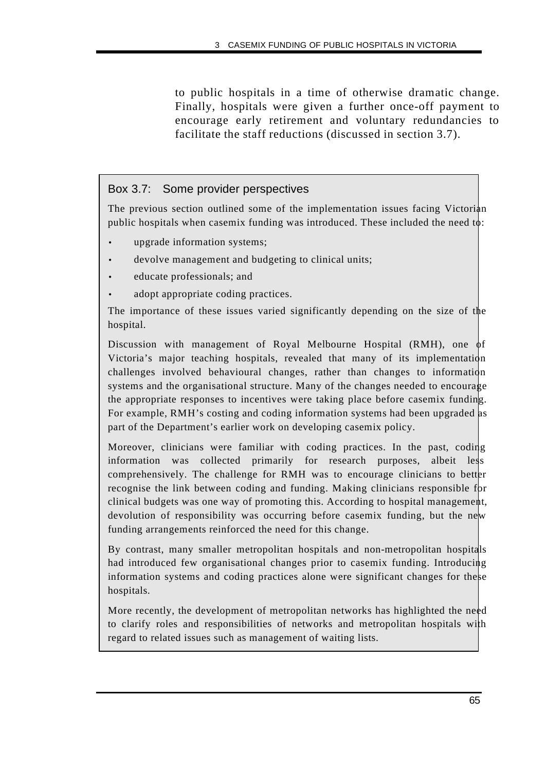to public hospitals in a time of otherwise dramatic change. Finally, hospitals were given a further once-off payment to encourage early retirement and voluntary redundancies to facilitate the staff reductions (discussed in section 3.7).

### Box 3.7: Some provider perspectives

The previous section outlined some of the implementation issues facing Victorian public hospitals when casemix funding was introduced. These included the need to:

- upgrade information systems;
- devolve management and budgeting to clinical units;
- educate professionals; and
- adopt appropriate coding practices.

The importance of these issues varied significantly depending on the size of the hospital.

Discussion with management of Royal Melbourne Hospital (RMH), one of Victoria's major teaching hospitals, revealed that many of its implementation challenges involved behavioural changes, rather than changes to information systems and the organisational structure. Many of the changes needed to encourage the appropriate responses to incentives were taking place before casemix funding. For example, RMH's costing and coding information systems had been upgraded as part of the Department's earlier work on developing casemix policy.

Moreover, clinicians were familiar with coding practices. In the past, coding information was collected primarily for research purposes, albeit less comprehensively. The challenge for RMH was to encourage clinicians to better recognise the link between coding and funding. Making clinicians responsible for clinical budgets was one way of promoting this. According to hospital management, devolution of responsibility was occurring before casemix funding, but the new funding arrangements reinforced the need for this change.

By contrast, many smaller metropolitan hospitals and non-metropolitan hospitals had introduced few organisational changes prior to casemix funding. Introducing information systems and coding practices alone were significant changes for these hospitals.

More recently, the development of metropolitan networks has highlighted the need to clarify roles and responsibilities of networks and metropolitan hospitals with regard to related issues such as management of waiting lists.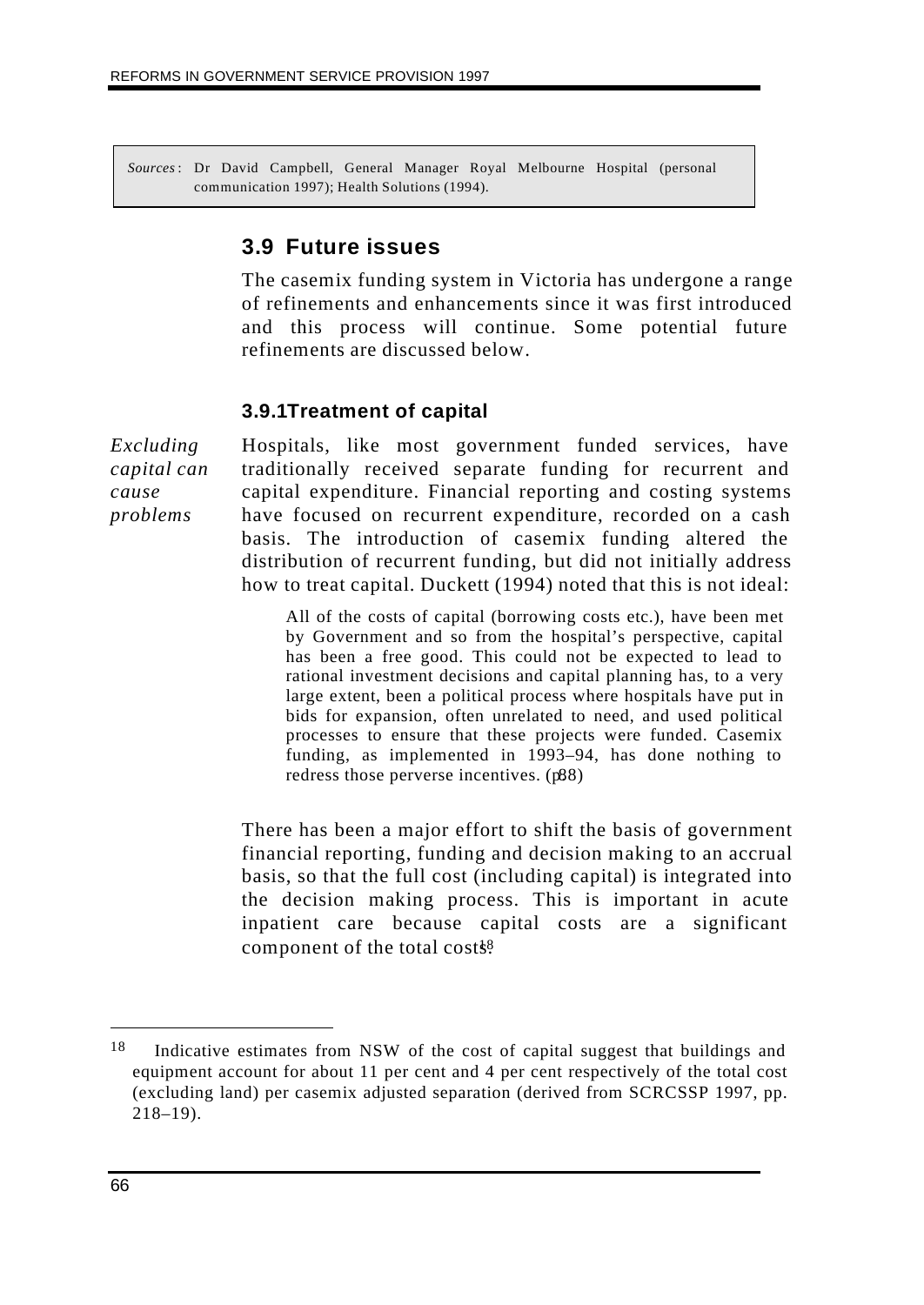*Sources*: Dr David Campbell, General Manager Royal Melbourne Hospital (personal communication 1997); Health Solutions (1994).

## 3.9 Future issues

The casemix funding system in Victoria has undergone a range of refinements and enhancements since it was first introduced and this process will continue. Some potential future refinements are discussed below.

### 3.9.1 Treatment of capital

*Excluding capital can cause problems*

Hospitals, like most government funded services, have traditionally received separate funding for recurrent and capital expenditure. Financial reporting and costing systems have focused on recurrent expenditure, recorded on a cash basis. The introduction of casemix funding altered the distribution of recurrent funding, but did not initially address how to treat capital. Duckett (1994) noted that this is not ideal:

> All of the costs of capital (borrowing costs etc.), have been met by Government and so from the hospital's perspective, capital has been a free good. This could not be expected to lead to rational investment decisions and capital planning has, to a very large extent, been a political process where hospitals have put in bids for expansion, often unrelated to need, and used political processes to ensure that these projects were funded. Casemix funding, as implemented in 1993–94, has done nothing to redress those perverse incentives. (p88)

There has been a major effort to shift the basis of government financial reporting, funding and decision making to an accrual basis, so that the full cost (including capital) is integrated into the decision making process. This is important in acute inpatient care because capital costs are a significant component of the total costs.[18]

[18] Indicative estimates from NSW of the cost of capital suggest that buildings and equipment account for about 11 per cent and 4 per cent respectively of the total cost (excluding land) per casemix adjusted separation (derived from SCRCSSP 1997, pp. 218–19).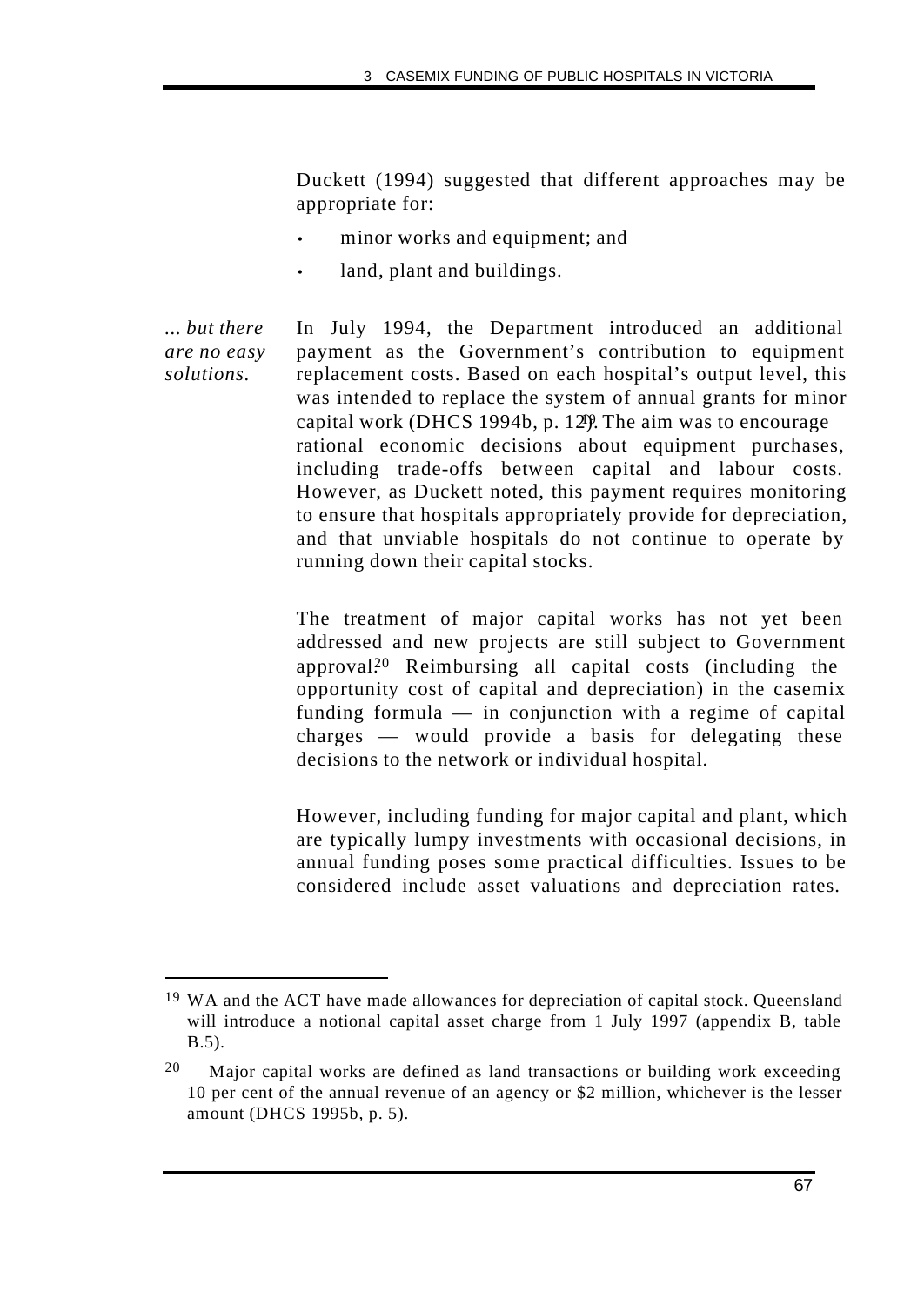Duckett (1994) suggested that different approaches may be appropriate for:

- minor works and equipment; and
- land, plant and buildings.

*... but there are no easy solutions.*

In July 1994, the Department introduced an additional payment as the Government's contribution to equipment replacement costs. Based on each hospital's output level, this was intended to replace the system of annual grants for minor capital work (DHCS 1994b, p. 12).[19] The aim was to encourage rational economic decisions about equipment purchases, including trade-offs between capital and labour costs. However, as Duckett noted, this payment requires monitoring to ensure that hospitals appropriately provide for depreciation, and that unviable hospitals do not continue to operate by running down their capital stocks.

The treatment of major capital works has not yet been addressed and new projects are still subject to Government approval.[20] Reimbursing all capital costs (including the opportunity cost of capital and depreciation) in the casemix funding formula — in conjunction with a regime of capital charges — would provide a basis for delegating these decisions to the network or individual hospital.

However, including funding for major capital and plant, which are typically lumpy investments with occasional decisions, in annual funding poses some practical difficulties. Issues to be considered include asset valuations and depreciation rates.

---

[19] WA and the ACT have made allowances for depreciation of capital stock. Queensland will introduce a notional capital asset charge from 1 July 1997 (appendix B, table B.5).

[20] Major capital works are defined as land transactions or building work exceeding 10 per cent of the annual revenue of an agency or $2 million, whichever is the lesser amount (DHCS 1995b, p. 5).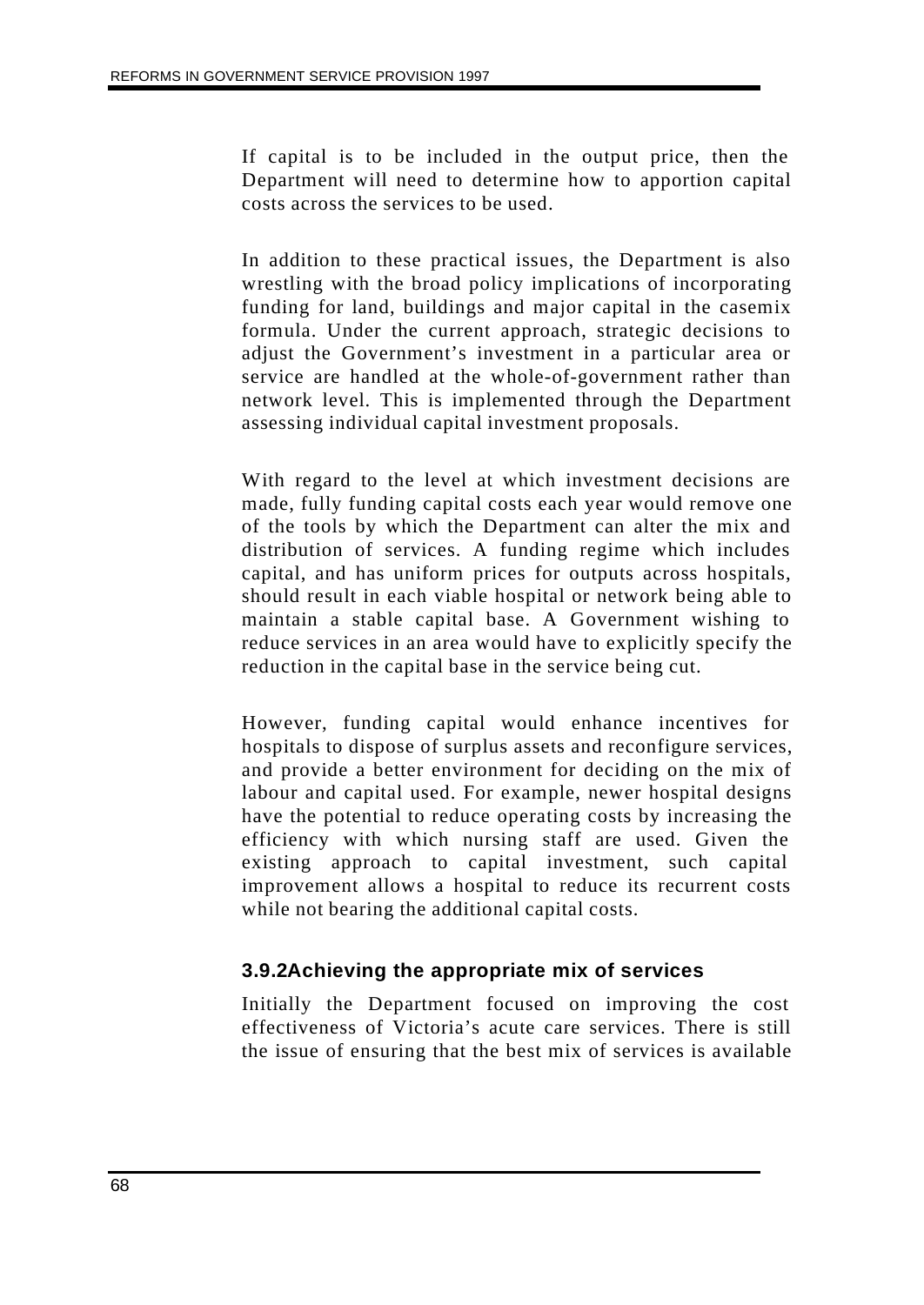If capital is to be included in the output price, then the Department will need to determine how to apportion capital costs across the services to be used.

In addition to these practical issues, the Department is also wrestling with the broad policy implications of incorporating funding for land, buildings and major capital in the casemix formula. Under the current approach, strategic decisions to adjust the Government's investment in a particular area or service are handled at the whole-of-government rather than network level. This is implemented through the Department assessing individual capital investment proposals.

With regard to the level at which investment decisions are made, fully funding capital costs each year would remove one of the tools by which the Department can alter the mix and distribution of services. A funding regime which includes capital, and has uniform prices for outputs across hospitals, should result in each viable hospital or network being able to maintain a stable capital base. A Government wishing to reduce services in an area would have to explicitly specify the reduction in the capital base in the service being cut.

However, funding capital would enhance incentives for hospitals to dispose of surplus assets and reconfigure services, and provide a better environment for deciding on the mix of labour and capital used. For example, newer hospital designs have the potential to reduce operating costs by increasing the efficiency with which nursing staff are used. Given the existing approach to capital investment, such capital improvement allows a hospital to reduce its recurrent costs while not bearing the additional capital costs.

### 3.9.2 Achieving the appropriate mix of services

Initially the Department focused on improving the cost effectiveness of Victoria's acute care services. There is still the issue of ensuring that the best mix of services is available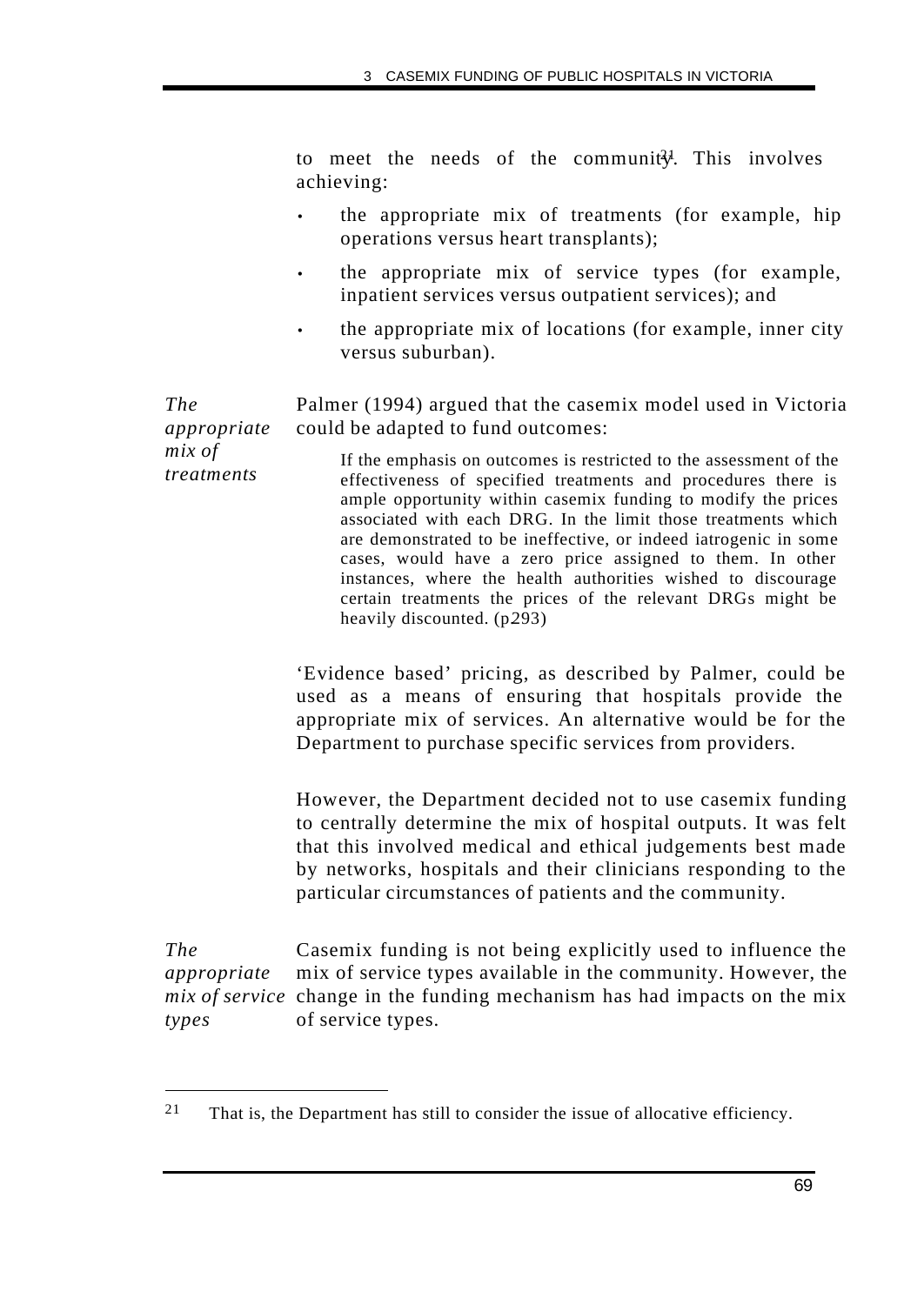to meet the needs of the community[21]. This involves achieving:

- the appropriate mix of treatments (for example, hip operations versus heart transplants);
- the appropriate mix of service types (for example, inpatient services versus outpatient services); and
- the appropriate mix of locations (for example, inner city versus suburban).

*The appropriate mix of treatments*

Palmer (1994) argued that the casemix model used in Victoria could be adapted to fund outcomes:

> If the emphasis on outcomes is restricted to the assessment of the effectiveness of specified treatments and procedures there is ample opportunity within casemix funding to modify the prices associated with each DRG. In the limit those treatments which are demonstrated to be ineffective, or indeed iatrogenic in some cases, would have a zero price assigned to them. In other instances, where the health authorities wished to discourage certain treatments the prices of the relevant DRGs might be heavily discounted. (p293)

'Evidence based' pricing, as described by Palmer, could be used as a means of ensuring that hospitals provide the appropriate mix of services. An alternative would be for the Department to purchase specific services from providers.

However, the Department decided not to use casemix funding to centrally determine the mix of hospital outputs. It was felt that this involved medical and ethical judgements best made by networks, hospitals and their clinicians responding to the particular circumstances of patients and the community.

*The appropriate mix of service types*

Casemix funding is not being explicitly used to influence the mix of service types available in the community. However, the change in the funding mechanism has had impacts on the mix of service types.

---

[21] That is, the Department has still to consider the issue of allocative efficiency.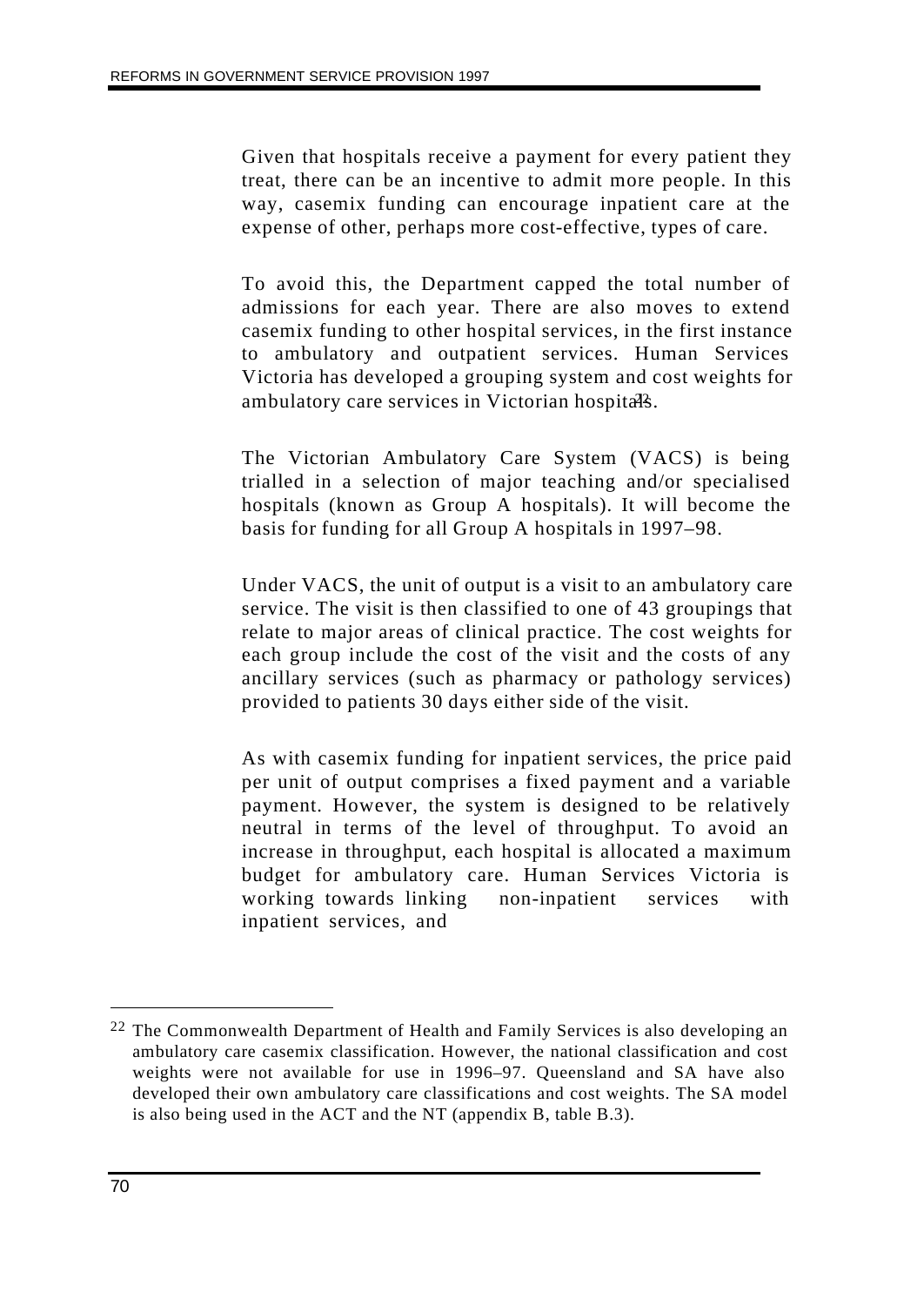Given that hospitals receive a payment for every patient they treat, there can be an incentive to admit more people. In this way, casemix funding can encourage inpatient care at the expense of other, perhaps more cost-effective, types of care.

To avoid this, the Department capped the total number of admissions for each year. There are also moves to extend casemix funding to other hospital services, in the first instance to ambulatory and outpatient services. Human Services Victoria has developed a grouping system and cost weights for ambulatory care services in Victorian hospitals.[22]

The Victorian Ambulatory Care System (VACS) is being trialled in a selection of major teaching and/or specialised hospitals (known as Group A hospitals). It will become the basis for funding for all Group A hospitals in 1997–98.

Under VACS, the unit of output is a visit to an ambulatory care service. The visit is then classified to one of 43 groupings that relate to major areas of clinical practice. The cost weights for each group include the cost of the visit and the costs of any ancillary services (such as pharmacy or pathology services) provided to patients 30 days either side of the visit.

As with casemix funding for inpatient services, the price paid per unit of output comprises a fixed payment and a variable payment. However, the system is designed to be relatively neutral in terms of the level of throughput. To avoid an increase in throughput, each hospital is allocated a maximum budget for ambulatory care. Human Services Victoria is working towards linking non-inpatient services with inpatient services, and

---

[22] The Commonwealth Department of Health and Family Services is also developing an ambulatory care casemix classification. However, the national classification and cost weights were not available for use in 1996–97. Queensland and SA have also developed their own ambulatory care classifications and cost weights. The SA model is also being used in the ACT and the NT (appendix B, table B.3).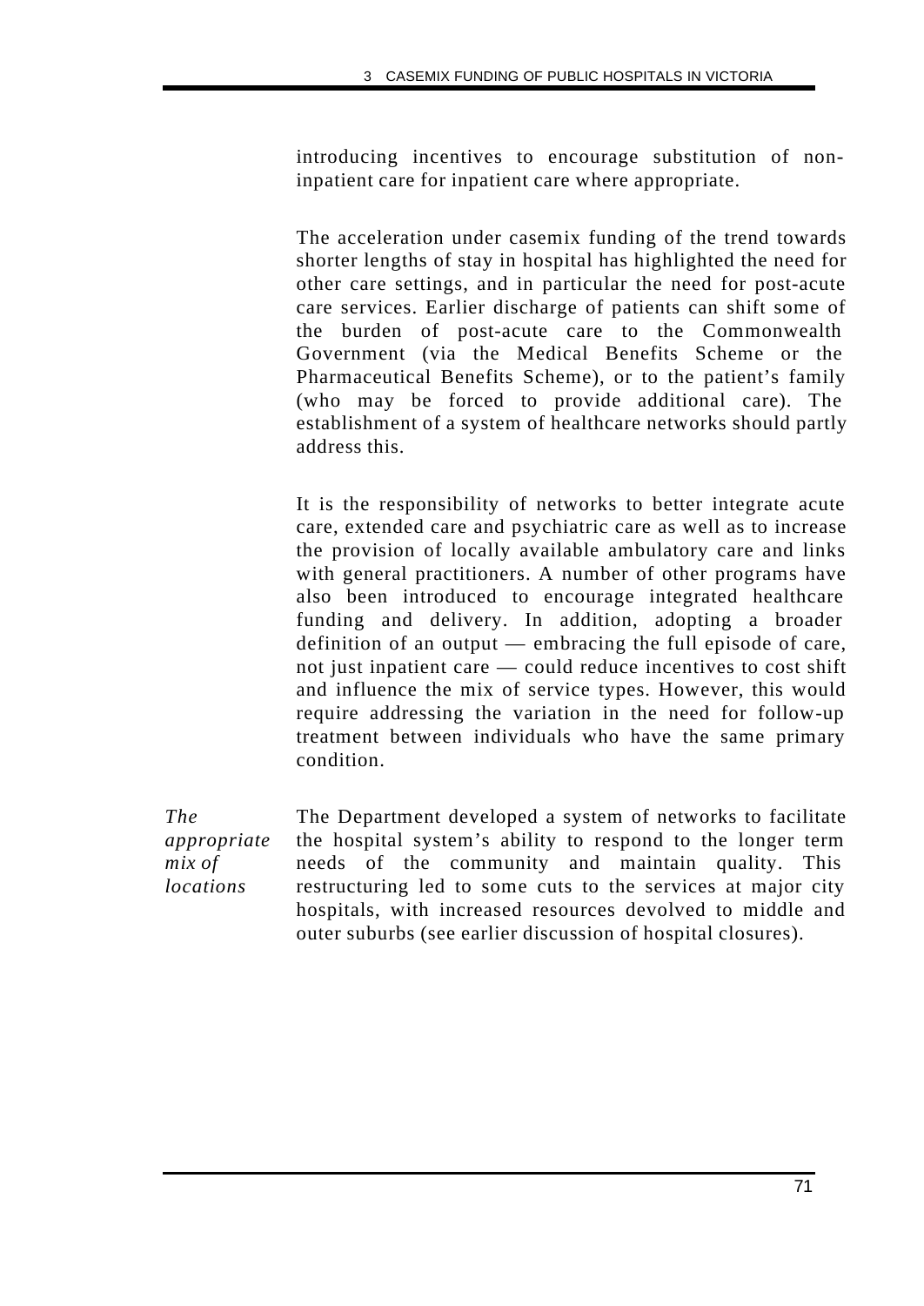introducing incentives to encourage substitution of non-inpatient care for inpatient care where appropriate.

The acceleration under casemix funding of the trend towards shorter lengths of stay in hospital has highlighted the need for other care settings, and in particular the need for post-acute care services. Earlier discharge of patients can shift some of the burden of post-acute care to the Commonwealth Government (via the Medical Benefits Scheme or the Pharmaceutical Benefits Scheme), or to the patient's family (who may be forced to provide additional care). The establishment of a system of healthcare networks should partly address this.

It is the responsibility of networks to better integrate acute care, extended care and psychiatric care as well as to increase the provision of locally available ambulatory care and links with general practitioners. A number of other programs have also been introduced to encourage integrated healthcare funding and delivery. In addition, adopting a broader definition of an output — embracing the full episode of care, not just inpatient care — could reduce incentives to cost shift and influence the mix of service types. However, this would require addressing the variation in the need for follow-up treatment between individuals who have the same primary condition.

*The appropriate mix of locations*

The Department developed a system of networks to facilitate the hospital system's ability to respond to the longer term needs of the community and maintain quality. This restructuring led to some cuts to the services at major city hospitals, with increased resources devolved to middle and outer suburbs (see earlier discussion of hospital closures).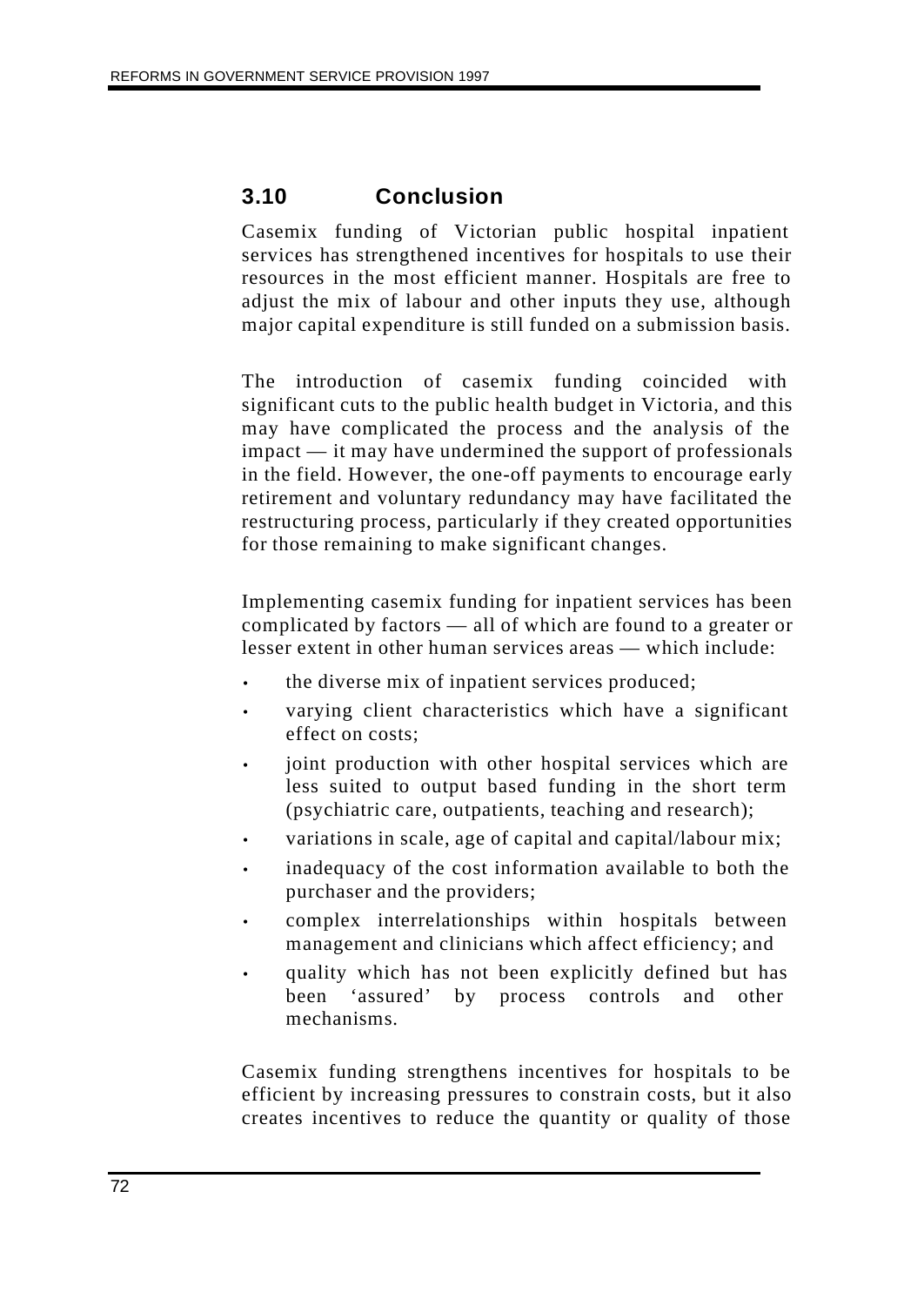## 3.10 Conclusion

Casemix funding of Victorian public hospital inpatient services has strengthened incentives for hospitals to use their resources in the most efficient manner. Hospitals are free to adjust the mix of labour and other inputs they use, although major capital expenditure is still funded on a submission basis.

The introduction of casemix funding coincided with significant cuts to the public health budget in Victoria, and this may have complicated the process and the analysis of the impact — it may have undermined the support of professionals in the field. However, the one-off payments to encourage early retirement and voluntary redundancy may have facilitated the restructuring process, particularly if they created opportunities for those remaining to make significant changes.

Implementing casemix funding for inpatient services has been complicated by factors — all of which are found to a greater or lesser extent in other human services areas — which include:

- the diverse mix of inpatient services produced;
- varying client characteristics which have a significant effect on costs;
- joint production with other hospital services which are less suited to output based funding in the short term (psychiatric care, outpatients, teaching and research);
- variations in scale, age of capital and capital/labour mix;
- inadequacy of the cost information available to both the purchaser and the providers;
- complex interrelationships within hospitals between management and clinicians which affect efficiency; and
- quality which has not been explicitly defined but has been 'assured' by process controls and other mechanisms.

Casemix funding strengthens incentives for hospitals to be efficient by increasing pressures to constrain costs, but it also creates incentives to reduce the quantity or quality of those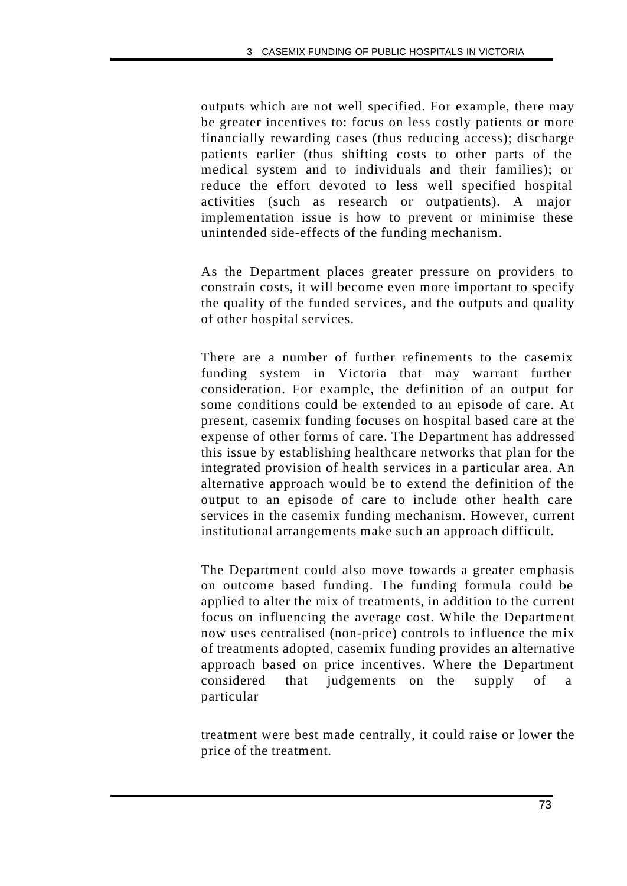outputs which are not well specified. For example, there may be greater incentives to: focus on less costly patients or more financially rewarding cases (thus reducing access); discharge patients earlier (thus shifting costs to other parts of the medical system and to individuals and their families); or reduce the effort devoted to less well specified hospital activities (such as research or outpatients). A major implementation issue is how to prevent or minimise these unintended side-effects of the funding mechanism.

As the Department places greater pressure on providers to constrain costs, it will become even more important to specify the quality of the funded services, and the outputs and quality of other hospital services.

There are a number of further refinements to the casemix funding system in Victoria that may warrant further consideration. For example, the definition of an output for some conditions could be extended to an episode of care. At present, casemix funding focuses on hospital based care at the expense of other forms of care. The Department has addressed this issue by establishing healthcare networks that plan for the integrated provision of health services in a particular area. An alternative approach would be to extend the definition of the output to an episode of care to include other health care services in the casemix funding mechanism. However, current institutional arrangements make such an approach difficult.

The Department could also move towards a greater emphasis on outcome based funding. The funding formula could be applied to alter the mix of treatments, in addition to the current focus on influencing the average cost. While the Department now uses centralised (non-price) controls to influence the mix of treatments adopted, casemix funding provides an alternative approach based on price incentives. Where the Department considered that judgements on the supply of a particular treatment were best made centrally, it could raise or lower the price of the treatment.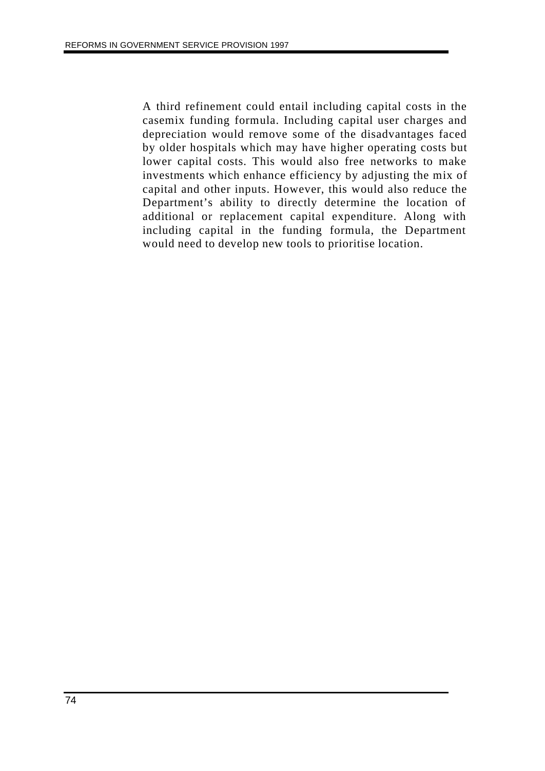A third refinement could entail including capital costs in the casemix funding formula. Including capital user charges and depreciation would remove some of the disadvantages faced by older hospitals which may have higher operating costs but lower capital costs. This would also free networks to make investments which enhance efficiency by adjusting the mix of capital and other inputs. However, this would also reduce the Department's ability to directly determine the location of additional or replacement capital expenditure. Along with including capital in the funding formula, the Department would need to develop new tools to prioritise location.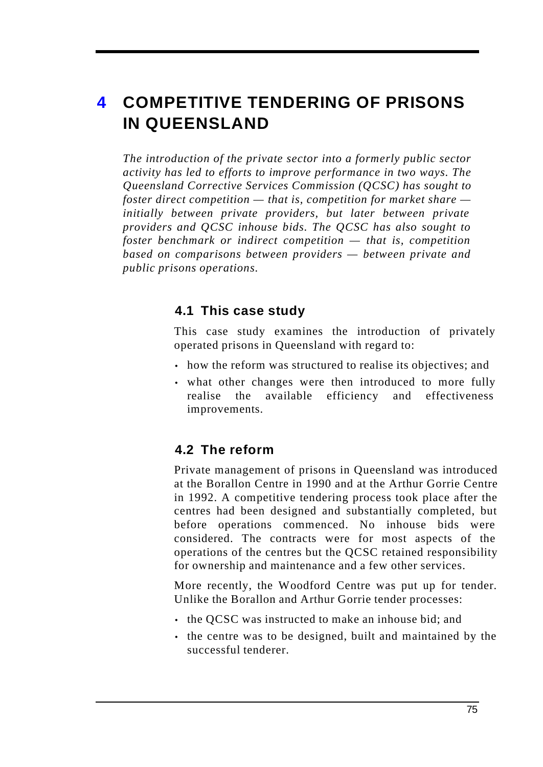# 4 COMPETITIVE TENDERING OF PRISONS IN QUEENSLAND

*The introduction of the private sector into a formerly public sector activity has led to efforts to improve performance in two ways. The Queensland Corrective Services Commission (QCSC) has sought to foster direct competition — that is, competition for market share — initially between private providers, but later between private providers and QCSC inhouse bids. The QCSC has also sought to foster benchmark or indirect competition — that is, competition based on comparisons between providers — between private and public prisons operations.*

## 4.1 This case study

This case study examines the introduction of privately operated prisons in Queensland with regard to:

- how the reform was structured to realise its objectives; and
- what other changes were then introduced to more fully realise the available efficiency and effectiveness improvements.

## 4.2 The reform

Private management of prisons in Queensland was introduced at the Borallon Centre in 1990 and at the Arthur Gorrie Centre in 1992. A competitive tendering process took place after the centres had been designed and substantially completed, but before operations commenced. No inhouse bids were considered. The contracts were for most aspects of the operations of the centres but the QCSC retained responsibility for ownership and maintenance and a few other services.

More recently, the Woodford Centre was put up for tender. Unlike the Borallon and Arthur Gorrie tender processes:

- the QCSC was instructed to make an inhouse bid; and
- the centre was to be designed, built and maintained by the successful tenderer.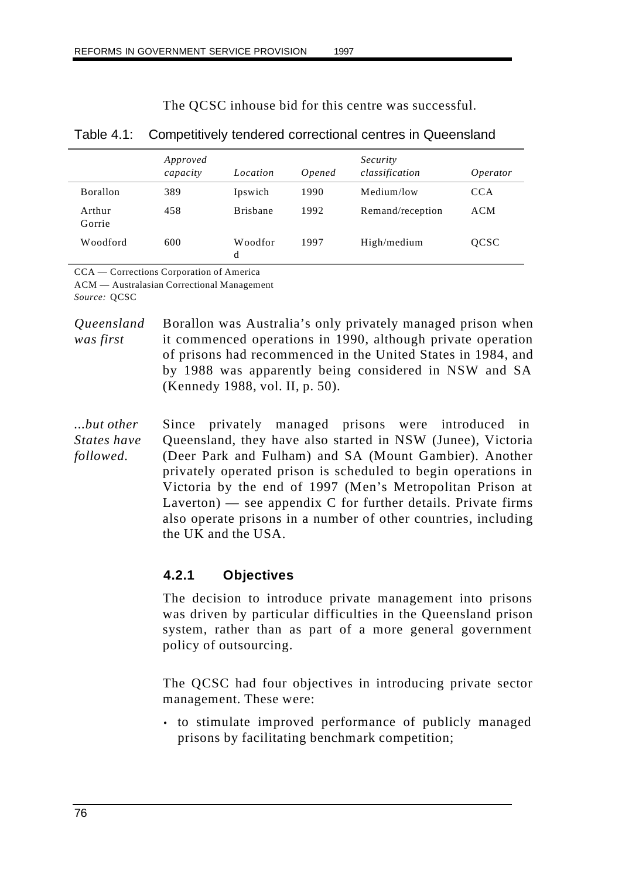The QCSC inhouse bid for this centre was successful.

Table 4.1: Competitively tendered correctional centres in Queensland

| | *Approved capacity* | *Location* | *Opened* | *Security classification* | *Operator* |
|---|---|---|---|---|---|
| Borallon | 389 | Ipswich | 1990 | Medium/low | CCA |
| Arthur Gorrie | 458 | Brisbane | 1992 | Remand/reception | ACM |
| Woodford | 600 | Woodford | 1997 | High/medium | QCSC |

CCA — Corrections Corporation of America
ACM — Australasian Correctional Management
*Source:* QCSC

*Queensland was first*

Borallon was Australia's only privately managed prison when it commenced operations in 1990, although private operation of prisons had recommenced in the United States in 1984, and by 1988 was apparently being considered in NSW and SA (Kennedy 1988, vol. II, p. 50).

*...but other States have followed.*

Since privately managed prisons were introduced in Queensland, they have also started in NSW (Junee), Victoria (Deer Park and Fulham) and SA (Mount Gambier). Another privately operated prison is scheduled to begin operations in Victoria by the end of 1997 (Men's Metropolitan Prison at Laverton) — see appendix C for further details. Private firms also operate prisons in a number of other countries, including the UK and the USA.

### 4.2.1 Objectives

The decision to introduce private management into prisons was driven by particular difficulties in the Queensland prison system, rather than as part of a more general government policy of outsourcing.

The QCSC had four objectives in introducing private sector management. These were:

- to stimulate improved performance of publicly managed prisons by facilitating benchmark competition;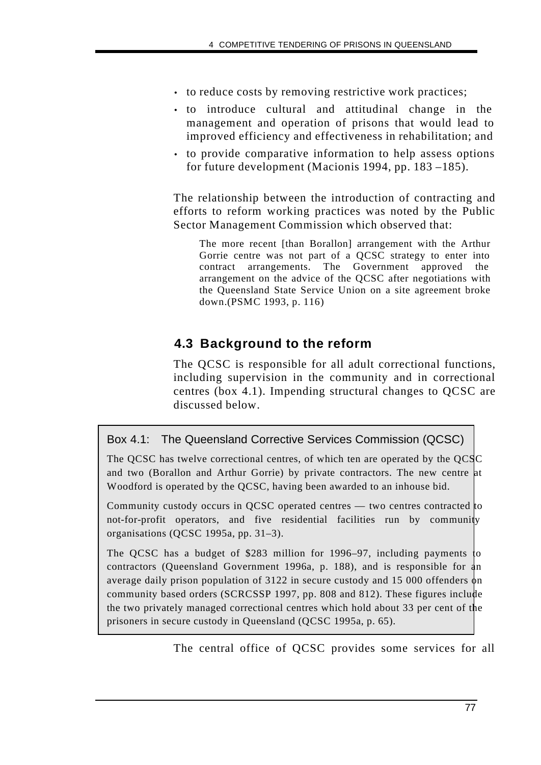- to reduce costs by removing restrictive work practices;
- to introduce cultural and attitudinal change in the management and operation of prisons that would lead to improved efficiency and effectiveness in rehabilitation; and
- to provide comparative information to help assess options for future development (Macionis 1994, pp. 183 –185).

The relationship between the introduction of contracting and efforts to reform working practices was noted by the Public Sector Management Commission which observed that:

> The more recent [than Borallon] arrangement with the Arthur Gorrie centre was not part of a QCSC strategy to enter into contract arrangements. The Government approved the arrangement on the advice of the QCSC after negotiations with the Queensland State Service Union on a site agreement broke down.(PSMC 1993, p. 116)

## 4.3 Background to the reform

The QCSC is responsible for all adult correctional functions, including supervision in the community and in correctional centres (box 4.1). Impending structural changes to QCSC are discussed below.

> **Box 4.1: The Queensland Corrective Services Commission (QCSC)**
>
> The QCSC has twelve correctional centres, of which ten are operated by the QCSC and two (Borallon and Arthur Gorrie) by private contractors. The new centre at Woodford is operated by the QCSC, having been awarded to an inhouse bid.
>
> Community custody occurs in QCSC operated centres — two centres contracted to not-for-profit operators, and five residential facilities run by community organisations (QCSC 1995a, pp. 31–3).
>
> The QCSC has a budget of $283 million for 1996–97, including payments to contractors (Queensland Government 1996a, p. 188), and is responsible for an average daily prison population of 3122 in secure custody and 15 000 offenders on community based orders (SCRCSSP 1997, pp. 808 and 812). These figures include the two privately managed correctional centres which hold about 33 per cent of the prisoners in secure custody in Queensland (QCSC 1995a, p. 65).

The central office of QCSC provides some services for all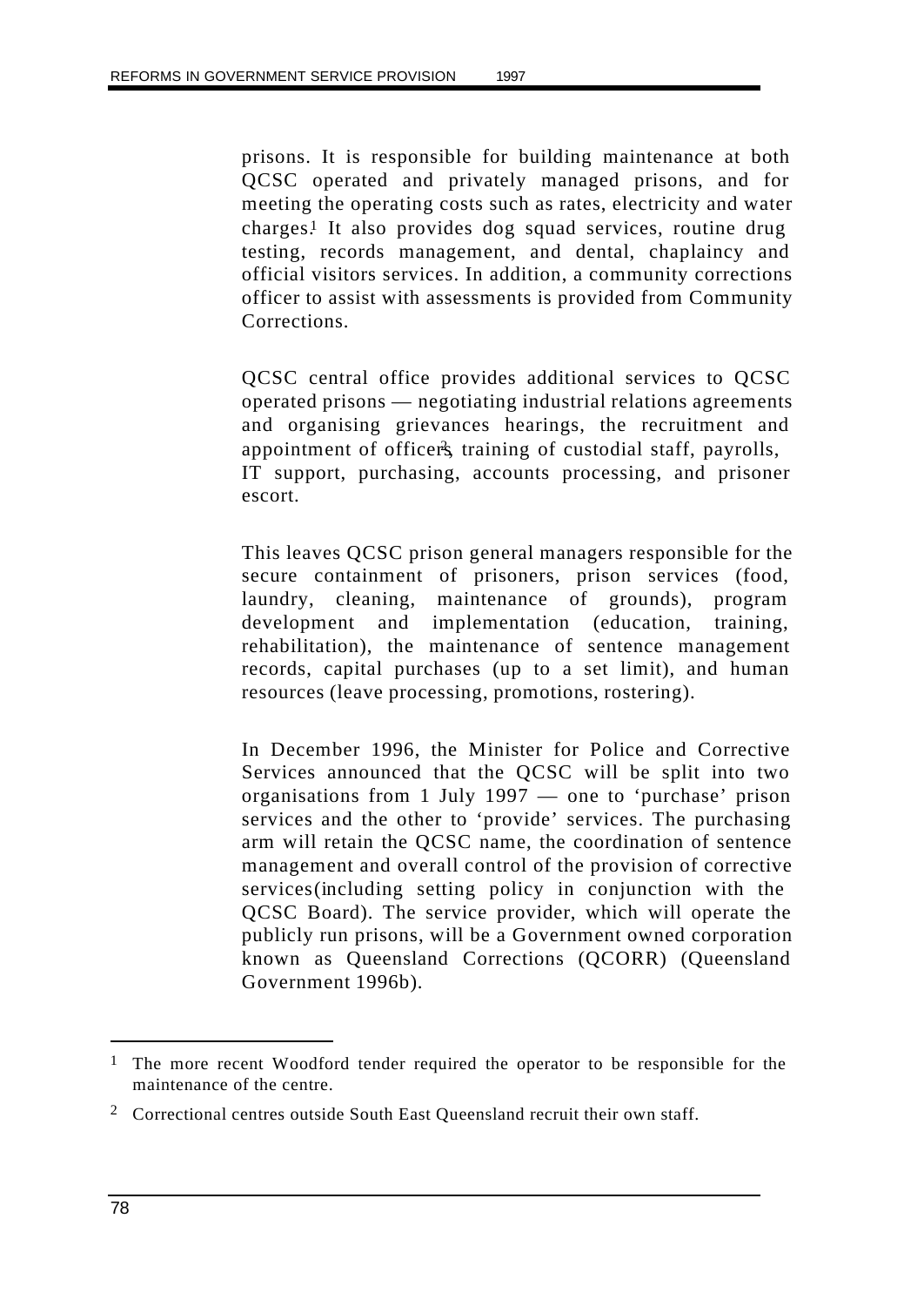prisons. It is responsible for building maintenance at both QCSC operated and privately managed prisons, and for meeting the operating costs such as rates, electricity and water charges.[1] It also provides dog squad services, routine drug testing, records management, and dental, chaplaincy and official visitors services. In addition, a community corrections officer to assist with assessments is provided from Community Corrections.

QCSC central office provides additional services to QCSC operated prisons — negotiating industrial relations agreements and organising grievances hearings, the recruitment and appointment of officers[2], training of custodial staff, payrolls, IT support, purchasing, accounts processing, and prisoner escort.

This leaves QCSC prison general managers responsible for the secure containment of prisoners, prison services (food, laundry, cleaning, maintenance of grounds), program development and implementation (education, training, rehabilitation), the maintenance of sentence management records, capital purchases (up to a set limit), and human resources (leave processing, promotions, rostering).

In December 1996, the Minister for Police and Corrective Services announced that the QCSC will be split into two organisations from 1 July 1997 — one to 'purchase' prison services and the other to 'provide' services. The purchasing arm will retain the QCSC name, the coordination of sentence management and overall control of the provision of corrective services(including setting policy in conjunction with the QCSC Board). The service provider, which will operate the publicly run prisons, will be a Government owned corporation known as Queensland Corrections (QCORR) (Queensland Government 1996b).

---

[1] The more recent Woodford tender required the operator to be responsible for the maintenance of the centre.

[2] Correctional centres outside South East Queensland recruit their own staff.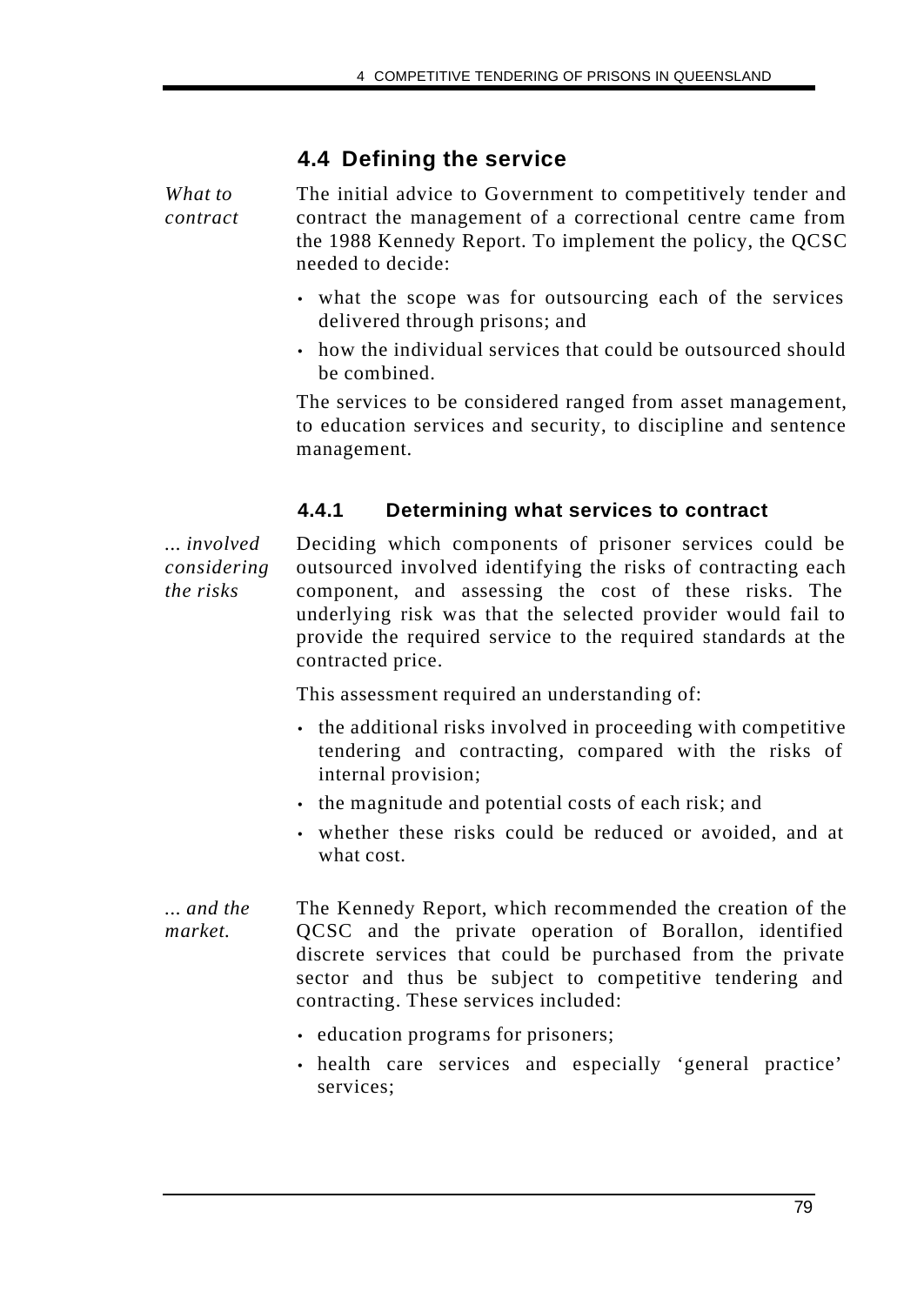## 4.4 Defining the service

*What to contract*

The initial advice to Government to competitively tender and contract the management of a correctional centre came from the 1988 Kennedy Report. To implement the policy, the QCSC needed to decide:

- what the scope was for outsourcing each of the services delivered through prisons; and
- how the individual services that could be outsourced should be combined.

The services to be considered ranged from asset management, to education services and security, to discipline and sentence management.

### 4.4.1 Determining what services to contract

*... involved considering the risks*

Deciding which components of prisoner services could be outsourced involved identifying the risks of contracting each component, and assessing the cost of these risks. The underlying risk was that the selected provider would fail to provide the required service to the required standards at the contracted price.

This assessment required an understanding of:

- the additional risks involved in proceeding with competitive tendering and contracting, compared with the risks of internal provision;
- the magnitude and potential costs of each risk; and
- whether these risks could be reduced or avoided, and at what cost.

*... and the market.*

The Kennedy Report, which recommended the creation of the QCSC and the private operation of Borallon, identified discrete services that could be purchased from the private sector and thus be subject to competitive tendering and contracting. These services included:

- education programs for prisoners;
- health care services and especially 'general practice' services;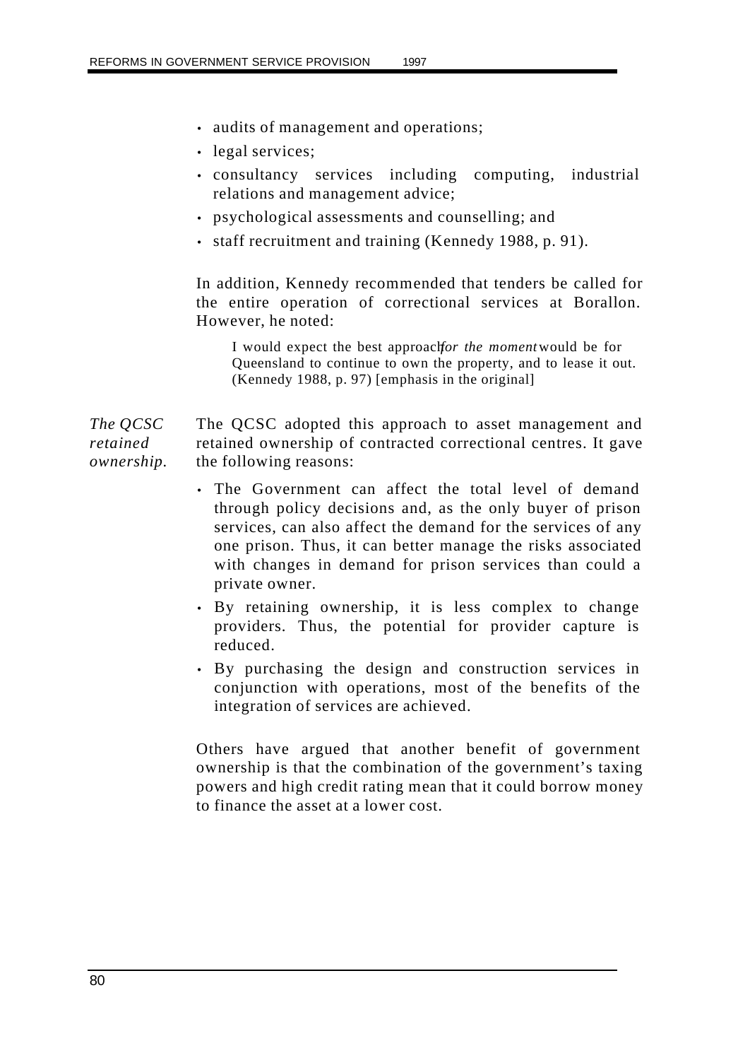- audits of management and operations;
- legal services;
- consultancy services including computing, industrial relations and management advice;
- psychological assessments and counselling; and
- staff recruitment and training (Kennedy 1988, p. 91).

In addition, Kennedy recommended that tenders be called for the entire operation of correctional services at Borallon. However, he noted:

> I would expect the best approach *for the moment* would be for Queensland to continue to own the property, and to lease it out. (Kennedy 1988, p. 97) [emphasis in the original]

*The QCSC retained ownership.*

The QCSC adopted this approach to asset management and retained ownership of contracted correctional centres. It gave the following reasons:

- The Government can affect the total level of demand through policy decisions and, as the only buyer of prison services, can also affect the demand for the services of any one prison. Thus, it can better manage the risks associated with changes in demand for prison services than could a private owner.
- By retaining ownership, it is less complex to change providers. Thus, the potential for provider capture is reduced.
- By purchasing the design and construction services in conjunction with operations, most of the benefits of the integration of services are achieved.

Others have argued that another benefit of government ownership is that the combination of the government's taxing powers and high credit rating mean that it could borrow money to finance the asset at a lower cost.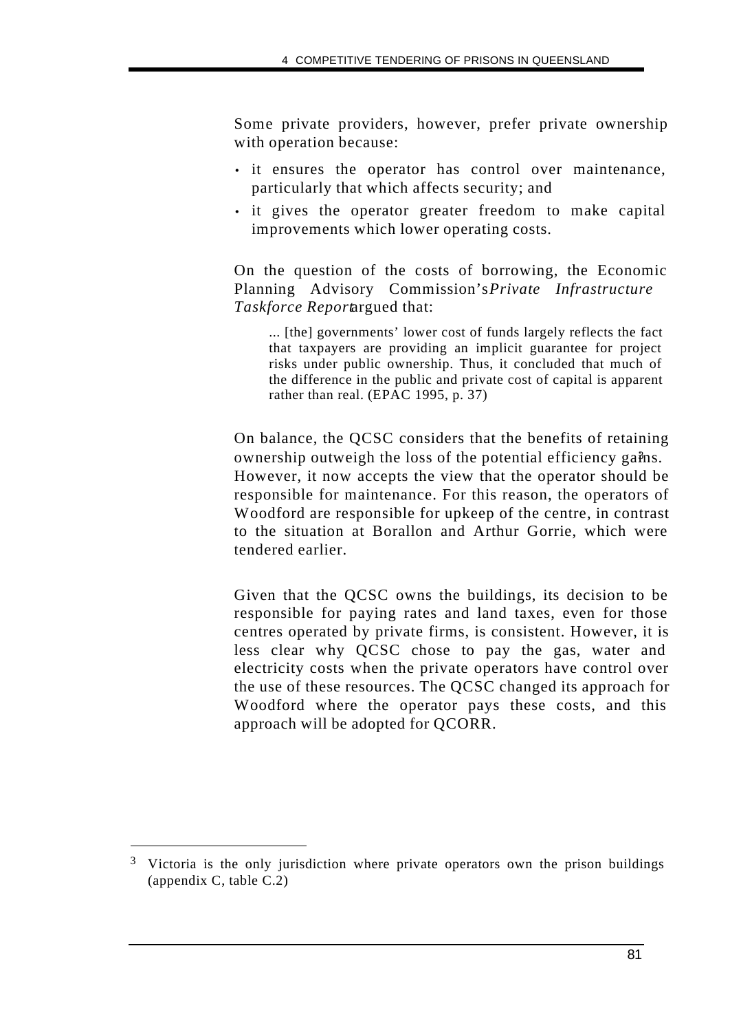Some private providers, however, prefer private ownership with operation because:

- it ensures the operator has control over maintenance, particularly that which affects security; and
- it gives the operator greater freedom to make capital improvements which lower operating costs.

On the question of the costs of borrowing, the Economic Planning Advisory Commission's *Private Infrastructure Taskforce Report* argued that:

> ... [the] governments' lower cost of funds largely reflects the fact that taxpayers are providing an implicit guarantee for project risks under public ownership. Thus, it concluded that much of the difference in the public and private cost of capital is apparent rather than real. (EPAC 1995, p. 37)

On balance, the QCSC considers that the benefits of retaining ownership outweigh the loss of the potential efficiency gains.[3] However, it now accepts the view that the operator should be responsible for maintenance. For this reason, the operators of Woodford are responsible for upkeep of the centre, in contrast to the situation at Borallon and Arthur Gorrie, which were tendered earlier.

Given that the QCSC owns the buildings, its decision to be responsible for paying rates and land taxes, even for those centres operated by private firms, is consistent. However, it is less clear why QCSC chose to pay the gas, water and electricity costs when the private operators have control over the use of these resources. The QCSC changed its approach for Woodford where the operator pays these costs, and this approach will be adopted for QCORR.

---

[3] Victoria is the only jurisdiction where private operators own the prison buildings (appendix C, table C.2)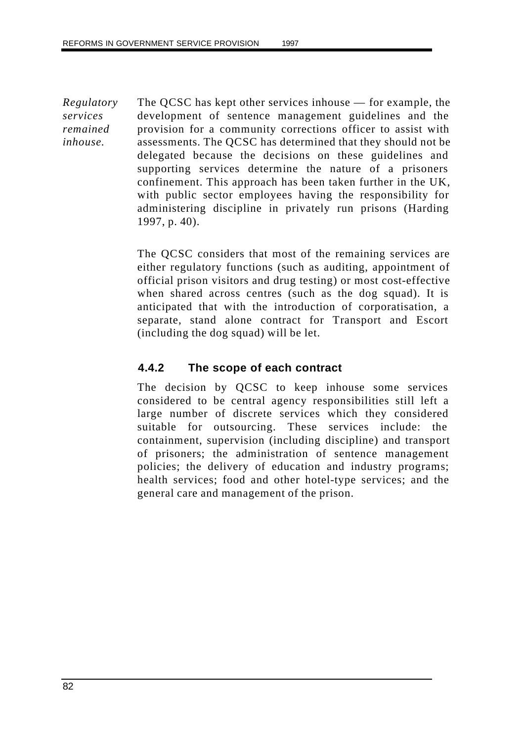*Regulatory services remained inhouse.*

The QCSC has kept other services inhouse — for example, the development of sentence management guidelines and the provision for a community corrections officer to assist with assessments. The QCSC has determined that they should not be delegated because the decisions on these guidelines and supporting services determine the nature of a prisoners confinement. This approach has been taken further in the UK, with public sector employees having the responsibility for administering discipline in privately run prisons (Harding 1997, p. 40).

The QCSC considers that most of the remaining services are either regulatory functions (such as auditing, appointment of official prison visitors and drug testing) or most cost-effective when shared across centres (such as the dog squad). It is anticipated that with the introduction of corporatisation, a separate, stand alone contract for Transport and Escort (including the dog squad) will be let.

### 4.4.2 The scope of each contract

The decision by QCSC to keep inhouse some services considered to be central agency responsibilities still left a large number of discrete services which they considered suitable for outsourcing. These services include: the containment, supervision (including discipline) and transport of prisoners; the administration of sentence management policies; the delivery of education and industry programs; health services; food and other hotel-type services; and the general care and management of the prison.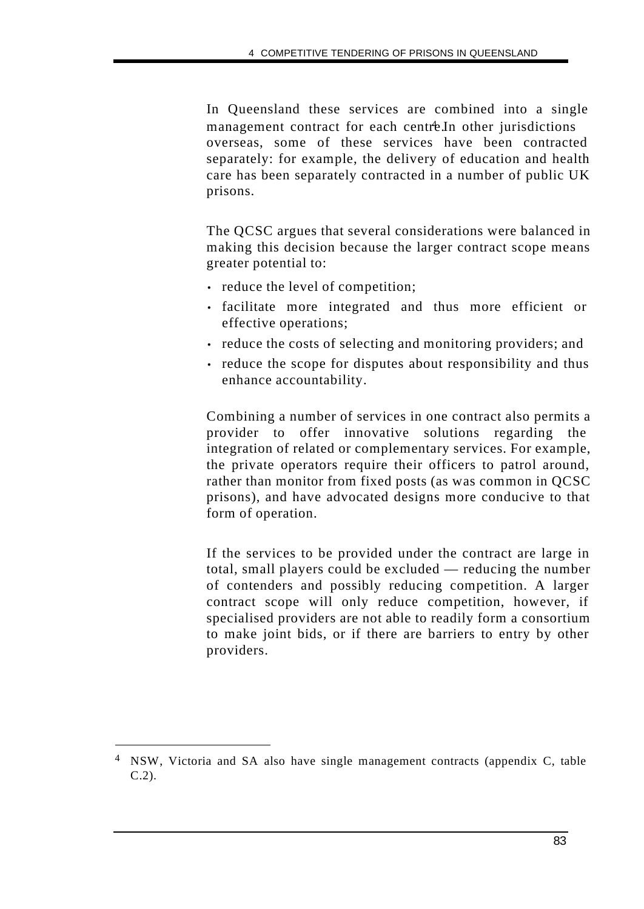In Queensland these services are combined into a single management contract for each centre.[4] In other jurisdictions overseas, some of these services have been contracted separately: for example, the delivery of education and health care has been separately contracted in a number of public UK prisons.

The QCSC argues that several considerations were balanced in making this decision because the larger contract scope means greater potential to:

- reduce the level of competition;
- facilitate more integrated and thus more efficient or effective operations;
- reduce the costs of selecting and monitoring providers; and
- reduce the scope for disputes about responsibility and thus enhance accountability.

Combining a number of services in one contract also permits a provider to offer innovative solutions regarding the integration of related or complementary services. For example, the private operators require their officers to patrol around, rather than monitor from fixed posts (as was common in QCSC prisons), and have advocated designs more conducive to that form of operation.

If the services to be provided under the contract are large in total, small players could be excluded — reducing the number of contenders and possibly reducing competition. A larger contract scope will only reduce competition, however, if specialised providers are not able to readily form a consortium to make joint bids, or if there are barriers to entry by other providers.

---

[4] NSW, Victoria and SA also have single management contracts (appendix C, table C.2).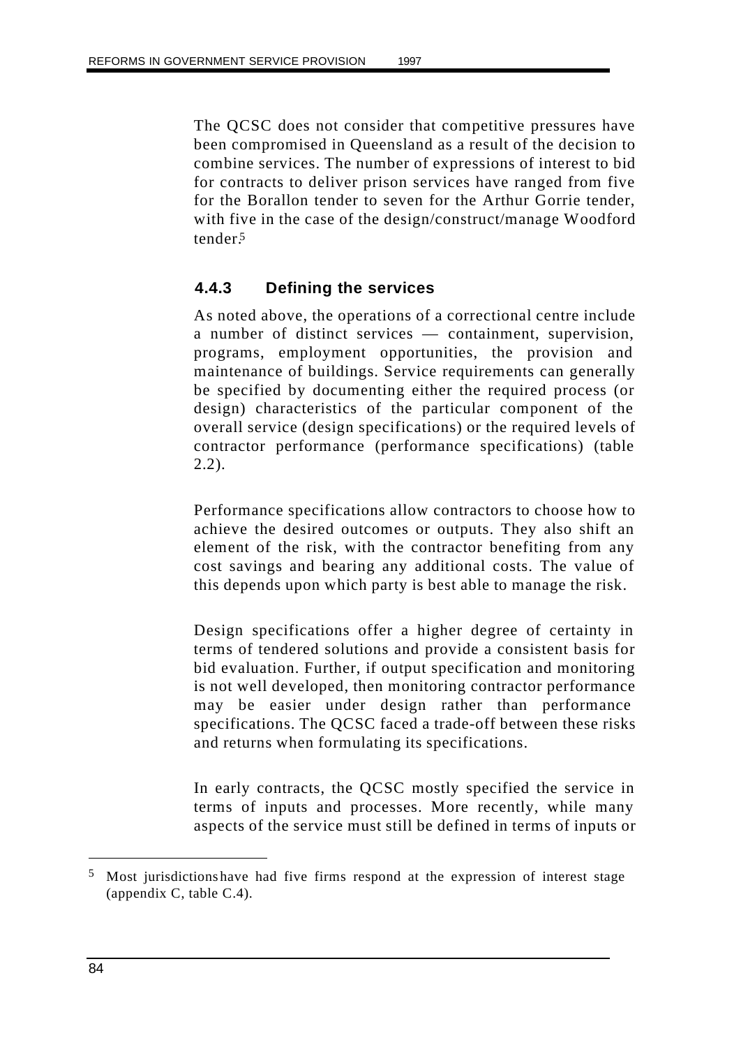The QCSC does not consider that competitive pressures have been compromised in Queensland as a result of the decision to combine services. The number of expressions of interest to bid for contracts to deliver prison services have ranged from five for the Borallon tender to seven for the Arthur Gorrie tender, with five in the case of the design/construct/manage Woodford tender.[5]

### 4.4.3 Defining the services

As noted above, the operations of a correctional centre include a number of distinct services — containment, supervision, programs, employment opportunities, the provision and maintenance of buildings. Service requirements can generally be specified by documenting either the required process (or design) characteristics of the particular component of the overall service (design specifications) or the required levels of contractor performance (performance specifications) (table 2.2).

Performance specifications allow contractors to choose how to achieve the desired outcomes or outputs. They also shift an element of the risk, with the contractor benefiting from any cost savings and bearing any additional costs. The value of this depends upon which party is best able to manage the risk.

Design specifications offer a higher degree of certainty in terms of tendered solutions and provide a consistent basis for bid evaluation. Further, if output specification and monitoring is not well developed, then monitoring contractor performance may be easier under design rather than performance specifications. The QCSC faced a trade-off between these risks and returns when formulating its specifications.

In early contracts, the QCSC mostly specified the service in terms of inputs and processes. More recently, while many aspects of the service must still be defined in terms of inputs or

---

[5] Most jurisdictions have had five firms respond at the expression of interest stage (appendix C, table C.4).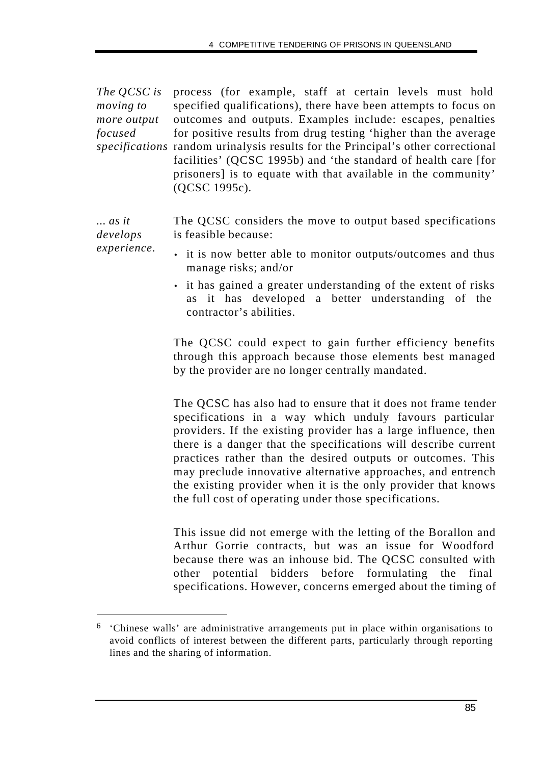*The QCSC is moving to more output focused specifications*

process (for example, staff at certain levels must hold specified qualifications), there have been attempts to focus on outcomes and outputs. Examples include: escapes, penalties for positive results from drug testing 'higher than the average random urinalysis results for the Principal's other correctional facilities' (QCSC 1995b) and 'the standard of health care [for prisoners] is to equate with that available in the community' (QCSC 1995c).

*... as it develops experience.*

The QCSC considers the move to output based specifications is feasible because:

- it is now better able to monitor outputs/outcomes and thus manage risks; and/or
- it has gained a greater understanding of the extent of risks as it has developed a better understanding of the contractor's abilities.

The QCSC could expect to gain further efficiency benefits through this approach because those elements best managed by the provider are no longer centrally mandated.

The QCSC has also had to ensure that it does not frame tender specifications in a way which unduly favours particular providers. If the existing provider has a large influence, then there is a danger that the specifications will describe current practices rather than the desired outputs or outcomes. This may preclude innovative alternative approaches, and entrench the existing provider when it is the only provider that knows the full cost of operating under those specifications.

This issue did not emerge with the letting of the Borallon and Arthur Gorrie contracts, but was an issue for Woodford because there was an inhouse bid. The QCSC consulted with other potential bidders before formulating the final specifications. However, concerns emerged about the timing of

---

[6] 'Chinese walls' are administrative arrangements put in place within organisations to avoid conflicts of interest between the different parts, particularly through reporting lines and the sharing of information.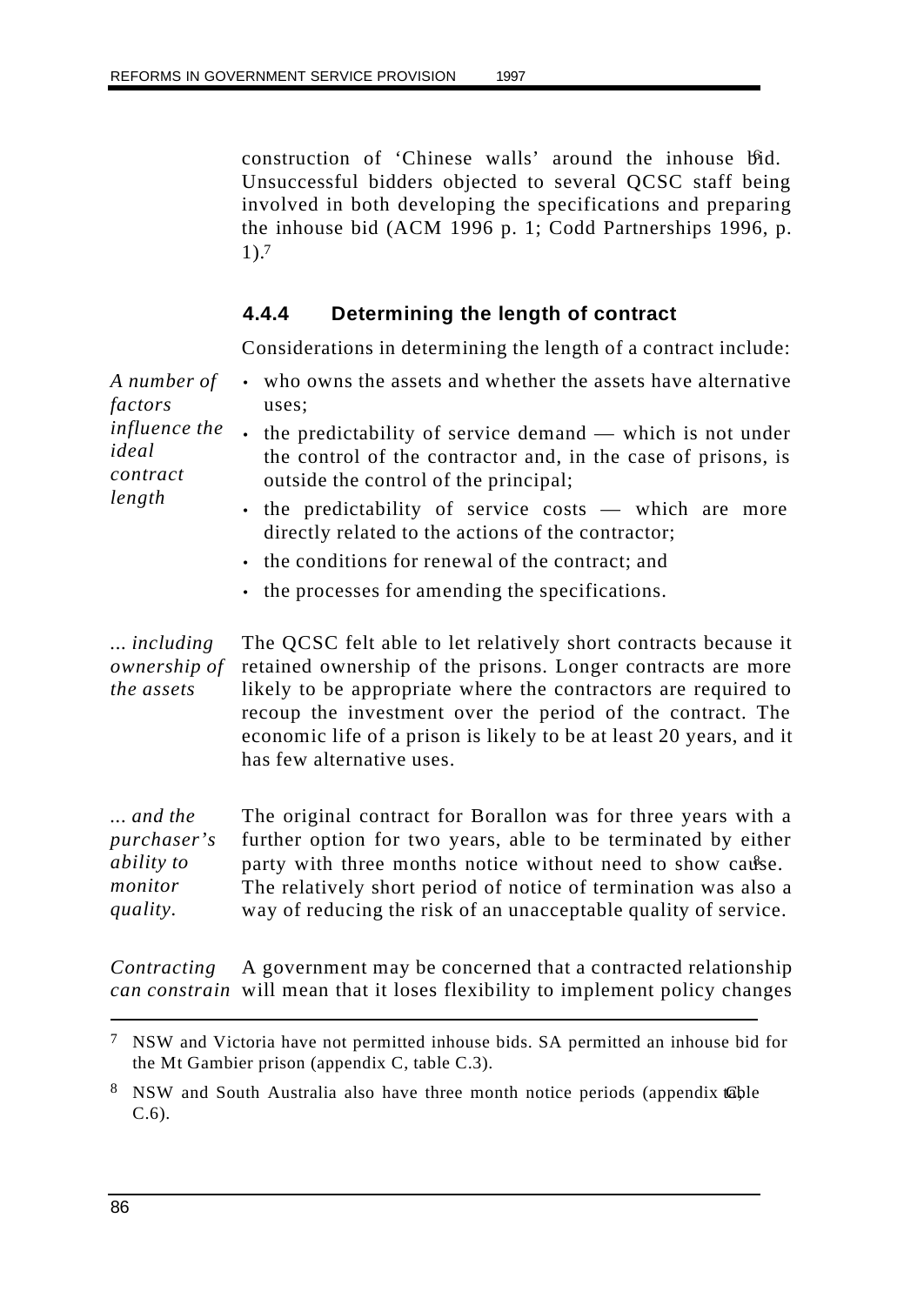construction of 'Chinese walls' around the inhouse bid.[6] Unsuccessful bidders objected to several QCSC staff being involved in both developing the specifications and preparing the inhouse bid (ACM 1996 p. 1; Codd Partnerships 1996, p. 1).[7]

### 4.4.4 Determining the length of contract

Considerations in determining the length of a contract include:

*A number of factors influence the ideal contract length*

- who owns the assets and whether the assets have alternative uses;
- the predictability of service demand — which is not under the control of the contractor and, in the case of prisons, is outside the control of the principal;
- the predictability of service costs — which are more directly related to the actions of the contractor;
- the conditions for renewal of the contract; and
- the processes for amending the specifications.

*... including ownership of the assets*

The QCSC felt able to let relatively short contracts because it retained ownership of the prisons. Longer contracts are more likely to be appropriate where the contractors are required to recoup the investment over the period of the contract. The economic life of a prison is likely to be at least 20 years, and it has few alternative uses.

*... and the purchaser's ability to monitor quality.*

The original contract for Borallon was for three years with a further option for two years, able to be terminated by either party with three months notice without need to show cause.[8] The relatively short period of notice of termination was also a way of reducing the risk of an unacceptable quality of service.

*Contracting can constrain*

A government may be concerned that a contracted relationship will mean that it loses flexibility to implement policy changes

---

[7] NSW and Victoria have not permitted inhouse bids. SA permitted an inhouse bid for the Mt Gambier prison (appendix C, table C.3).

[8] NSW and South Australia also have three month notice periods (appendix C, table C.6).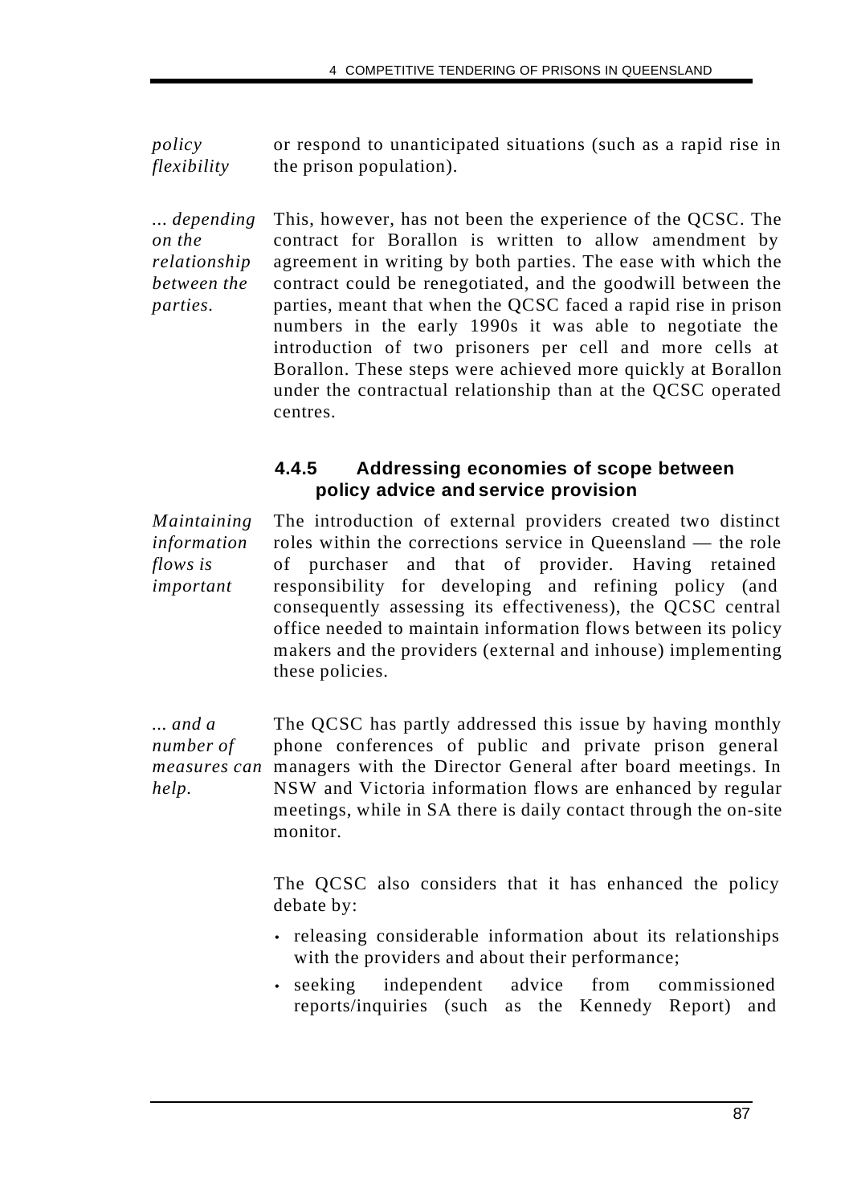*policy flexibility*

or respond to unanticipated situations (such as a rapid rise in the prison population).

*... depending on the relationship between the parties.*

This, however, has not been the experience of the QCSC. The contract for Borallon is written to allow amendment by agreement in writing by both parties. The ease with which the contract could be renegotiated, and the goodwill between the parties, meant that when the QCSC faced a rapid rise in prison numbers in the early 1990s it was able to negotiate the introduction of two prisoners per cell and more cells at Borallon. These steps were achieved more quickly at Borallon under the contractual relationship than at the QCSC operated centres.

### 4.4.5 Addressing economies of scope between policy advice and service provision

*Maintaining information flows is important*

The introduction of external providers created two distinct roles within the corrections service in Queensland — the role of purchaser and that of provider. Having retained responsibility for developing and refining policy (and consequently assessing its effectiveness), the QCSC central office needed to maintain information flows between its policy makers and the providers (external and inhouse) implementing these policies.

*... and a number of measures can help.*

The QCSC has partly addressed this issue by having monthly phone conferences of public and private prison general managers with the Director General after board meetings. In NSW and Victoria information flows are enhanced by regular meetings, while in SA there is daily contact through the on-site monitor.

The QCSC also considers that it has enhanced the policy debate by:

- releasing considerable information about its relationships with the providers and about their performance;
- seeking independent advice from commissioned reports/inquiries (such as the Kennedy Report) and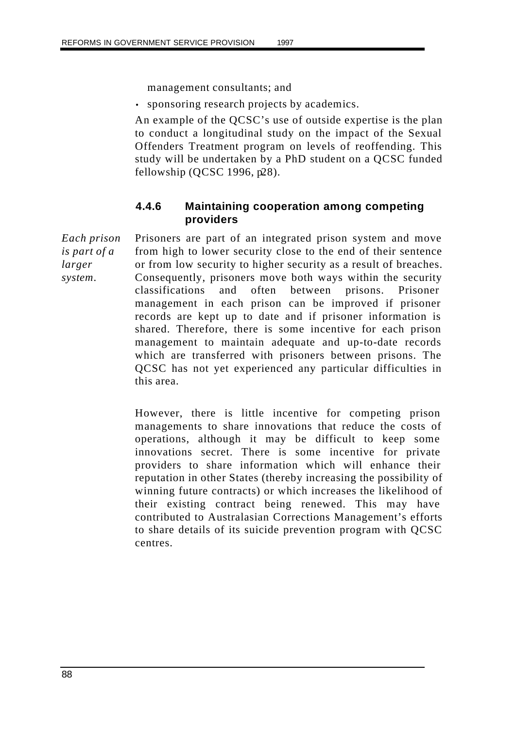management consultants; and

- sponsoring research projects by academics.

An example of the QCSC's use of outside expertise is the plan to conduct a longitudinal study on the impact of the Sexual Offenders Treatment program on levels of reoffending. This study will be undertaken by a PhD student on a QCSC funded fellowship (QCSC 1996, p28).

### 4.4.6 Maintaining cooperation among competing providers

*Each prison is part of a larger system.*

Prisoners are part of an integrated prison system and move from high to lower security close to the end of their sentence or from low security to higher security as a result of breaches. Consequently, prisoners move both ways within the security classifications and often between prisons. Prisoner management in each prison can be improved if prisoner records are kept up to date and if prisoner information is shared. Therefore, there is some incentive for each prison management to maintain adequate and up-to-date records which are transferred with prisoners between prisons. The QCSC has not yet experienced any particular difficulties in this area.

However, there is little incentive for competing prison managements to share innovations that reduce the costs of operations, although it may be difficult to keep some innovations secret. There is some incentive for private providers to share information which will enhance their reputation in other States (thereby increasing the possibility of winning future contracts) or which increases the likelihood of their existing contract being renewed. This may have contributed to Australasian Corrections Management's efforts to share details of its suicide prevention program with QCSC centres.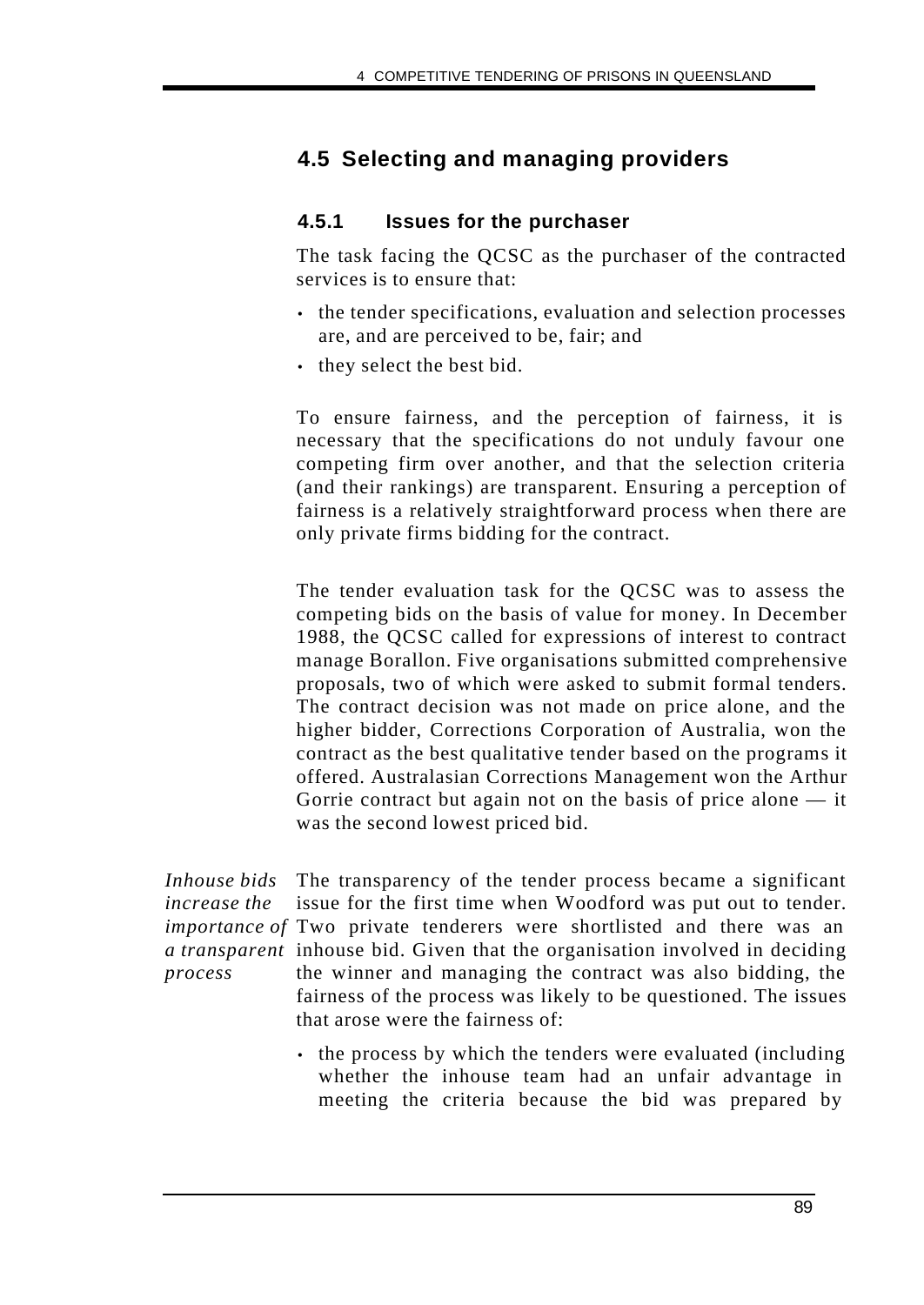## 4.5 Selecting and managing providers

### 4.5.1 Issues for the purchaser

The task facing the QCSC as the purchaser of the contracted services is to ensure that:

- the tender specifications, evaluation and selection processes are, and are perceived to be, fair; and
- they select the best bid.

To ensure fairness, and the perception of fairness, it is necessary that the specifications do not unduly favour one competing firm over another, and that the selection criteria (and their rankings) are transparent. Ensuring a perception of fairness is a relatively straightforward process when there are only private firms bidding for the contract.

The tender evaluation task for the QCSC was to assess the competing bids on the basis of value for money. In December 1988, the QCSC called for expressions of interest to contract manage Borallon. Five organisations submitted comprehensive proposals, two of which were asked to submit formal tenders. The contract decision was not made on price alone, and the higher bidder, Corrections Corporation of Australia, won the contract as the best qualitative tender based on the programs it offered. Australasian Corrections Management won the Arthur Gorrie contract but again not on the basis of price alone — it was the second lowest priced bid.

*Inhouse bids increase the importance of a transparent process*

The transparency of the tender process became a significant issue for the first time when Woodford was put out to tender. Two private tenderers were shortlisted and there was an inhouse bid. Given that the organisation involved in deciding the winner and managing the contract was also bidding, the fairness of the process was likely to be questioned. The issues that arose were the fairness of:

- the process by which the tenders were evaluated (including whether the inhouse team had an unfair advantage in meeting the criteria because the bid was prepared by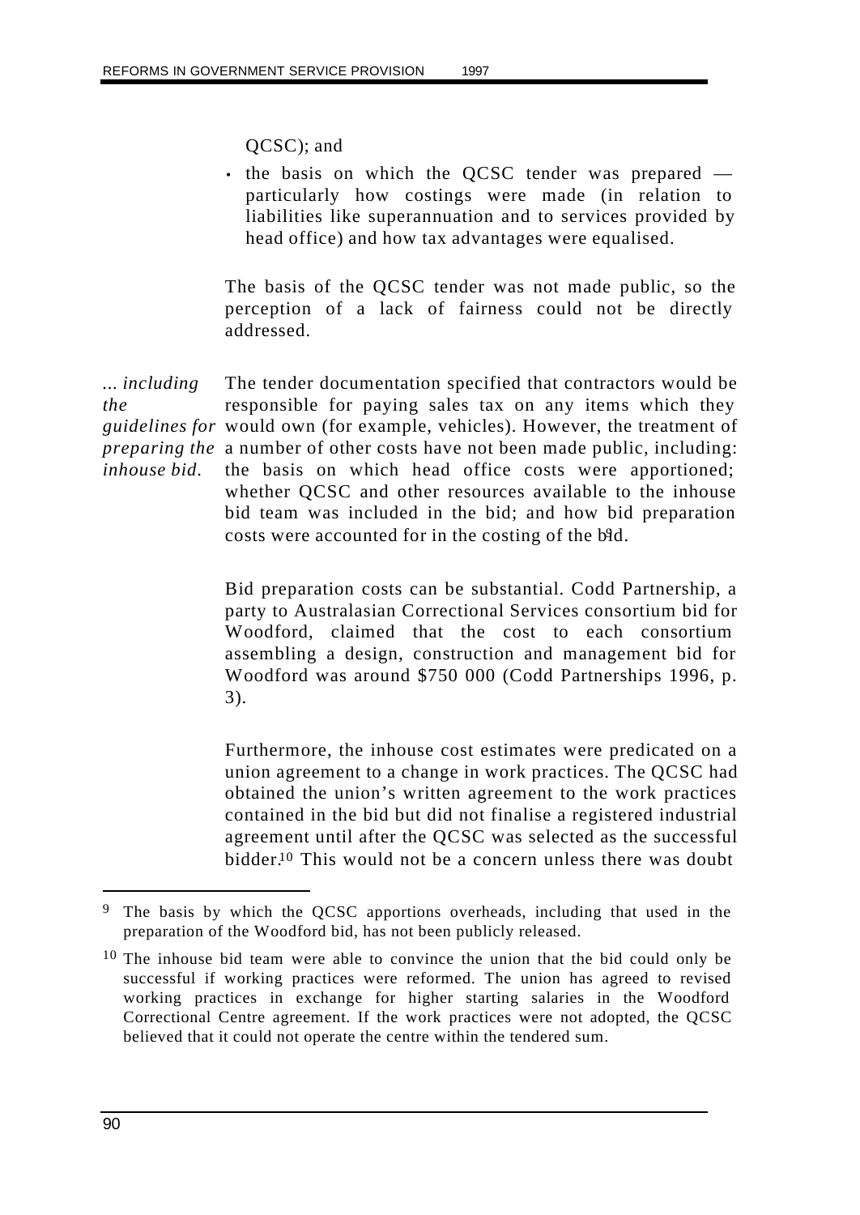QCSC); and

- the basis on which the QCSC tender was prepared — particularly how costings were made (in relation to liabilities like superannuation and to services provided by head office) and how tax advantages were equalised.

The basis of the QCSC tender was not made public, so the perception of a lack of fairness could not be directly addressed.

*... including the guidelines for preparing the inhouse bid.*

The tender documentation specified that contractors would be responsible for paying sales tax on any items which they would own (for example, vehicles). However, the treatment of a number of other costs have not been made public, including: the basis on which head office costs were apportioned; whether QCSC and other resources available to the inhouse bid team was included in the bid; and how bid preparation costs were accounted for in the costing of the bid.[9]

Bid preparation costs can be substantial. Codd Partnership, a party to Australasian Correctional Services consortium bid for Woodford, claimed that the cost to each consortium assembling a design, construction and management bid for Woodford was around $750 000 (Codd Partnerships 1996, p. 3).

Furthermore, the inhouse cost estimates were predicated on a union agreement to a change in work practices. The QCSC had obtained the union's written agreement to the work practices contained in the bid but did not finalise a registered industrial agreement until after the QCSC was selected as the successful bidder.[10] This would not be a concern unless there was doubt

---

[9] The basis by which the QCSC apportions overheads, including that used in the preparation of the Woodford bid, has not been publicly released.

[10] The inhouse bid team were able to convince the union that the bid could only be successful if working practices were reformed. The union has agreed to revised working practices in exchange for higher starting salaries in the Woodford Correctional Centre agreement. If the work practices were not adopted, the QCSC believed that it could not operate the centre within the tendered sum.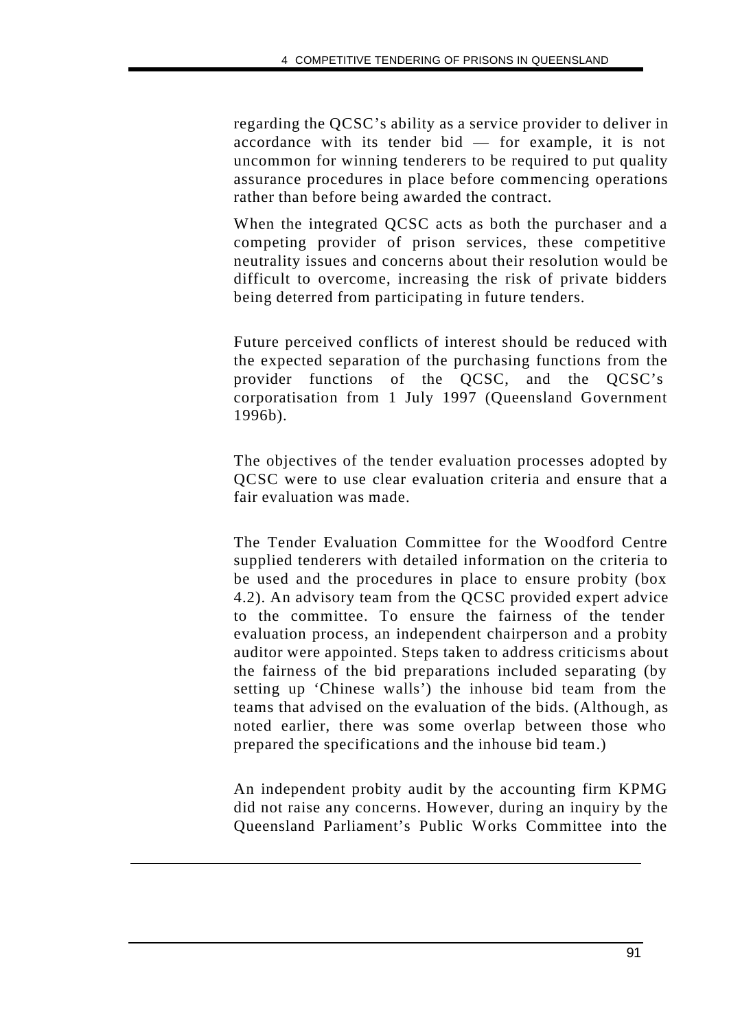regarding the QCSC's ability as a service provider to deliver in accordance with its tender bid — for example, it is not uncommon for winning tenderers to be required to put quality assurance procedures in place before commencing operations rather than before being awarded the contract.

When the integrated QCSC acts as both the purchaser and a competing provider of prison services, these competitive neutrality issues and concerns about their resolution would be difficult to overcome, increasing the risk of private bidders being deterred from participating in future tenders.

Future perceived conflicts of interest should be reduced with the expected separation of the purchasing functions from the provider functions of the QCSC, and the QCSC's corporatisation from 1 July 1997 (Queensland Government 1996b).

The objectives of the tender evaluation processes adopted by QCSC were to use clear evaluation criteria and ensure that a fair evaluation was made.

The Tender Evaluation Committee for the Woodford Centre supplied tenderers with detailed information on the criteria to be used and the procedures in place to ensure probity (box 4.2). An advisory team from the QCSC provided expert advice to the committee. To ensure the fairness of the tender evaluation process, an independent chairperson and a probity auditor were appointed. Steps taken to address criticisms about the fairness of the bid preparations included separating (by setting up 'Chinese walls') the inhouse bid team from the teams that advised on the evaluation of the bids. (Although, as noted earlier, there was some overlap between those who prepared the specifications and the inhouse bid team.)

An independent probity audit by the accounting firm KPMG did not raise any concerns. However, during an inquiry by the Queensland Parliament's Public Works Committee into the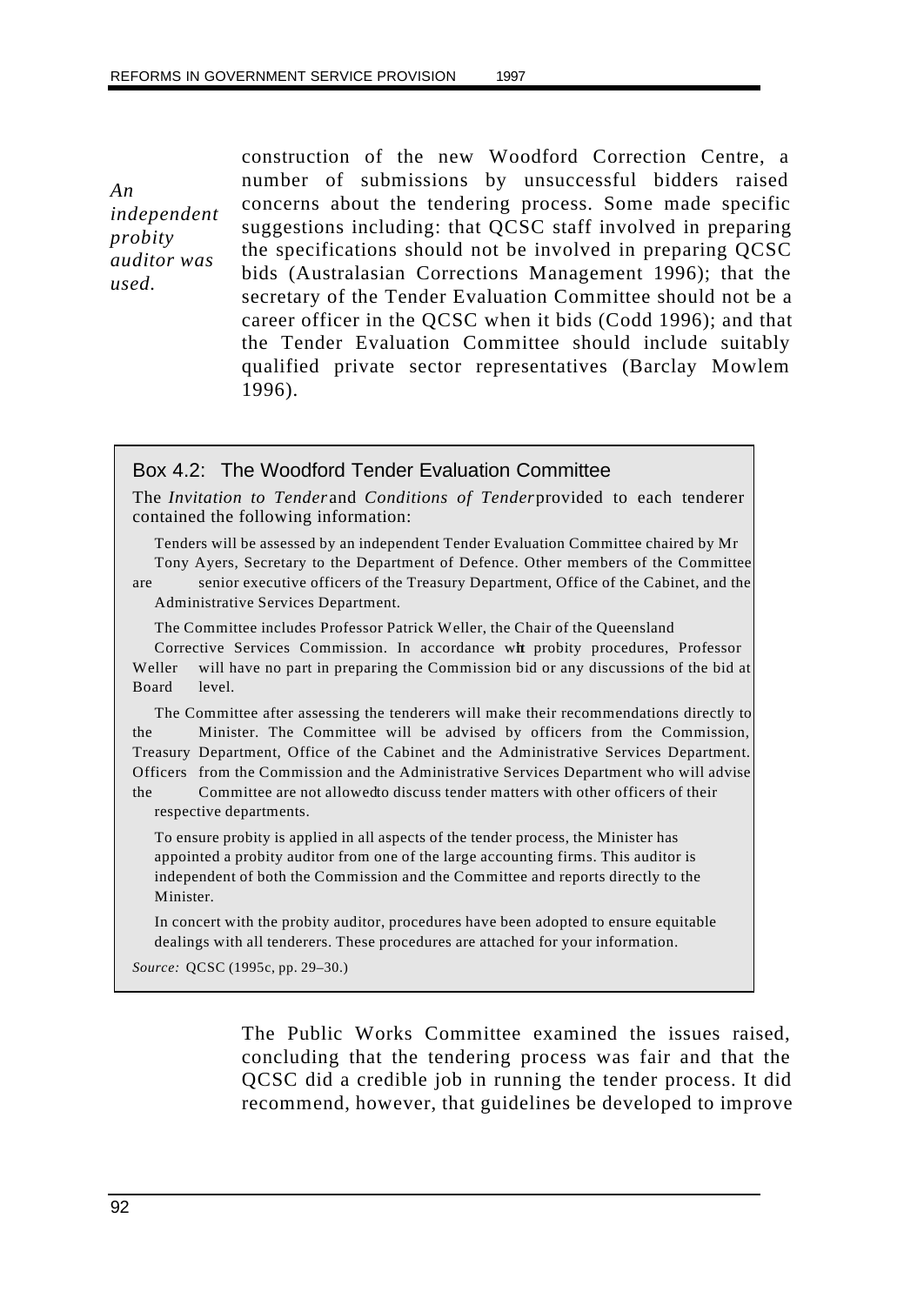*An independent probity auditor was used.*

construction of the new Woodford Correction Centre, a number of submissions by unsuccessful bidders raised concerns about the tendering process. Some made specific suggestions including: that QCSC staff involved in preparing the specifications should not be involved in preparing QCSC bids (Australasian Corrections Management 1996); that the secretary of the Tender Evaluation Committee should not be a career officer in the QCSC when it bids (Codd 1996); and that the Tender Evaluation Committee should include suitably qualified private sector representatives (Barclay Mowlem 1996).

### Box 4.2: The Woodford Tender Evaluation Committee

The *Invitation to Tender* and *Conditions of Tender* provided to each tenderer contained the following information:

> Tenders will be assessed by an independent Tender Evaluation Committee chaired by Mr Tony Ayers, Secretary to the Department of Defence. Other members of the Committee are senior executive officers of the Treasury Department, Office of the Cabinet, and the Administrative Services Department.
>
> The Committee includes Professor Patrick Weller, the Chair of the Queensland Corrective Services Commission. In accordance with probity procedures, Professor Weller will have no part in preparing the Commission bid or any discussions of the bid at Board level.
>
> The Committee after assessing the tenderers will make their recommendations directly to the Minister. The Committee will be advised by officers from the Commission, Treasury Department, Office of the Cabinet and the Administrative Services Department. Officers from the Commission and the Administrative Services Department who will advise the Committee are not allowed to discuss tender matters with other officers of their respective departments.
>
> To ensure probity is applied in all aspects of the tender process, the Minister has appointed a probity auditor from one of the large accounting firms. This auditor is independent of both the Commission and the Committee and reports directly to the Minister.
>
> In concert with the probity auditor, procedures have been adopted to ensure equitable dealings with all tenderers. These procedures are attached for your information.

*Source:* QCSC (1995c, pp. 29–30.)

The Public Works Committee examined the issues raised, concluding that the tendering process was fair and that the QCSC did a credible job in running the tender process. It did recommend, however, that guidelines be developed to improve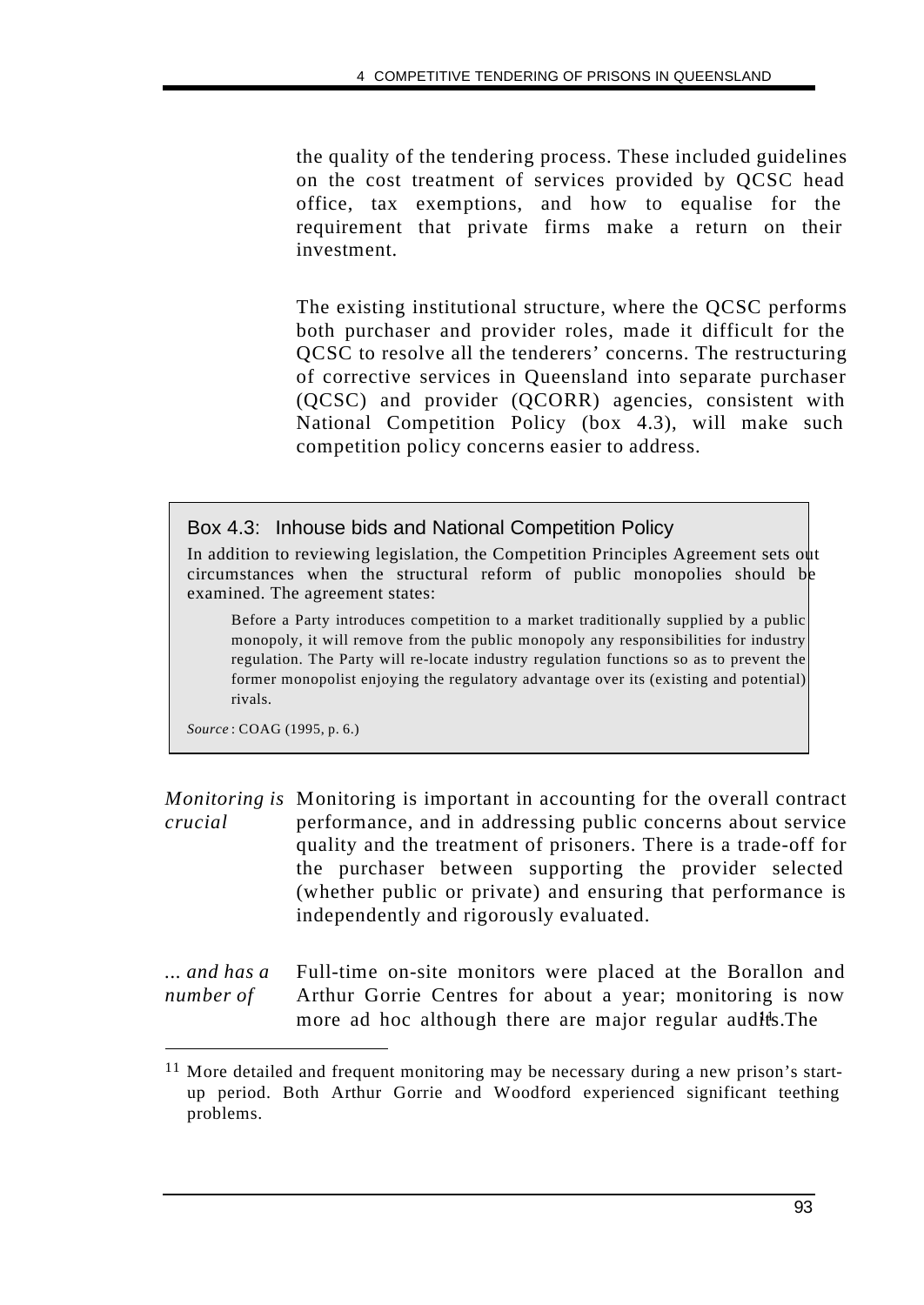the quality of the tendering process. These included guidelines on the cost treatment of services provided by QCSC head office, tax exemptions, and how to equalise for the requirement that private firms make a return on their investment.

The existing institutional structure, where the QCSC performs both purchaser and provider roles, made it difficult for the QCSC to resolve all the tenderers' concerns. The restructuring of corrective services in Queensland into separate purchaser (QCSC) and provider (QCORR) agencies, consistent with National Competition Policy (box 4.3), will make such competition policy concerns easier to address.

> **Box 4.3: Inhouse bids and National Competition Policy**
>
> In addition to reviewing legislation, the Competition Principles Agreement sets out circumstances when the structural reform of public monopolies should be examined. The agreement states:
>
> > Before a Party introduces competition to a market traditionally supplied by a public monopoly, it will remove from the public monopoly any responsibilities for industry regulation. The Party will re-locate industry regulation functions so as to prevent the former monopolist enjoying the regulatory advantage over its (existing and potential) rivals.
>
> *Source*: COAG (1995, p. 6.)

*Monitoring is crucial*

Monitoring is important in accounting for the overall contract performance, and in addressing public concerns about service quality and the treatment of prisoners. There is a trade-off for the purchaser between supporting the provider selected (whether public or private) and ensuring that performance is independently and rigorously evaluated.

*... and has a number of*

Full-time on-site monitors were placed at the Borallon and Arthur Gorrie Centres for about a year; monitoring is now more ad hoc although there are major regular audits.[11] The

[11] More detailed and frequent monitoring may be necessary during a new prison's start-up period. Both Arthur Gorrie and Woodford experienced significant teething problems.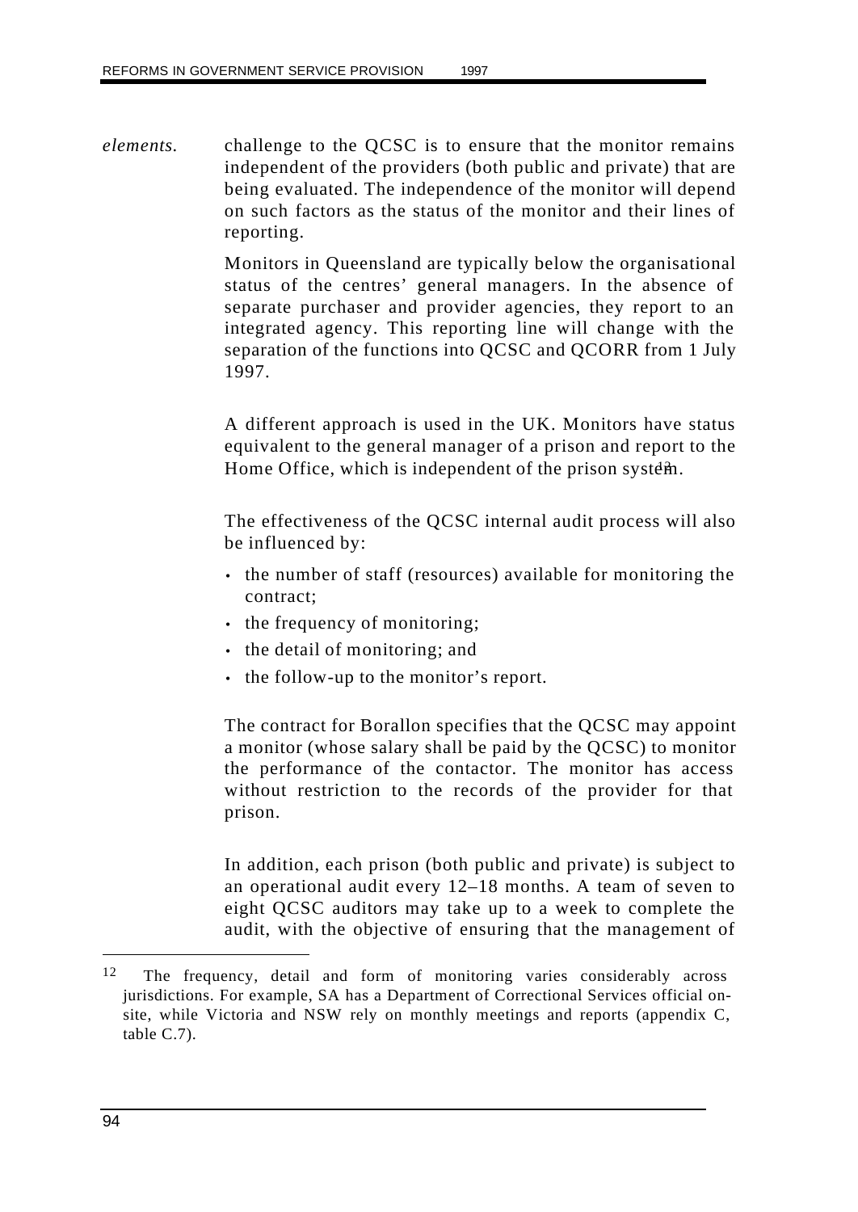*elements.*

challenge to the QCSC is to ensure that the monitor remains independent of the providers (both public and private) that are being evaluated. The independence of the monitor will depend on such factors as the status of the monitor and their lines of reporting.

Monitors in Queensland are typically below the organisational status of the centres' general managers. In the absence of separate purchaser and provider agencies, they report to an integrated agency. This reporting line will change with the separation of the functions into QCSC and QCORR from 1 July 1997.

A different approach is used in the UK. Monitors have status equivalent to the general manager of a prison and report to the Home Office, which is independent of the prison system.[12]

The effectiveness of the QCSC internal audit process will also be influenced by:

- the number of staff (resources) available for monitoring the contract;
- the frequency of monitoring;
- the detail of monitoring; and
- the follow-up to the monitor's report.

The contract for Borallon specifies that the QCSC may appoint a monitor (whose salary shall be paid by the QCSC) to monitor the performance of the contactor. The monitor has access without restriction to the records of the provider for that prison.

In addition, each prison (both public and private) is subject to an operational audit every 12–18 months. A team of seven to eight QCSC auditors may take up to a week to complete the audit, with the objective of ensuring that the management of

---

[12] The frequency, detail and form of monitoring varies considerably across jurisdictions. For example, SA has a Department of Correctional Services official on-site, while Victoria and NSW rely on monthly meetings and reports (appendix C, table C.7).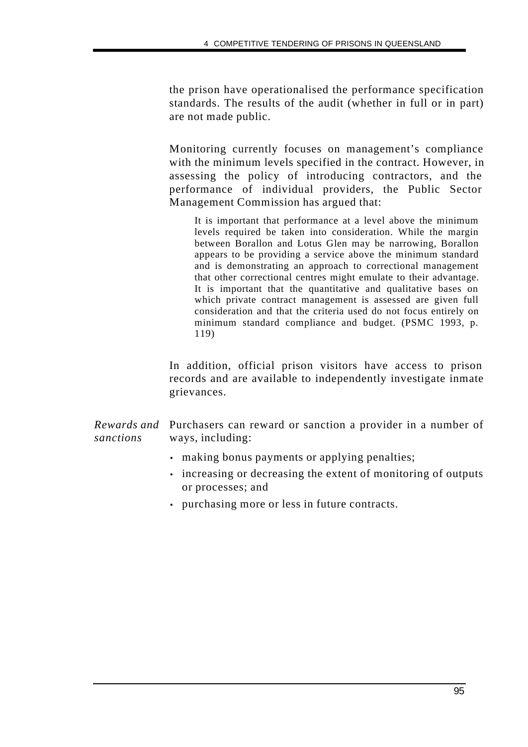the prison have operationalised the performance specification standards. The results of the audit (whether in full or in part) are not made public.

Monitoring currently focuses on management's compliance with the minimum levels specified in the contract. However, in assessing the policy of introducing contractors, and the performance of individual providers, the Public Sector Management Commission has argued that:

> It is important that performance at a level above the minimum levels required be taken into consideration. While the margin between Borallon and Lotus Glen may be narrowing, Borallon appears to be providing a service above the minimum standard and is demonstrating an approach to correctional management that other correctional centres might emulate to their advantage. It is important that the quantitative and qualitative bases on which private contract management is assessed are given full consideration and that the criteria used do not focus entirely on minimum standard compliance and budget. (PSMC 1993, p. 119)

In addition, official prison visitors have access to prison records and are available to independently investigate inmate grievances.

*Rewards and sanctions*

Purchasers can reward or sanction a provider in a number of ways, including:

- making bonus payments or applying penalties;
- increasing or decreasing the extent of monitoring of outputs or processes; and
- purchasing more or less in future contracts.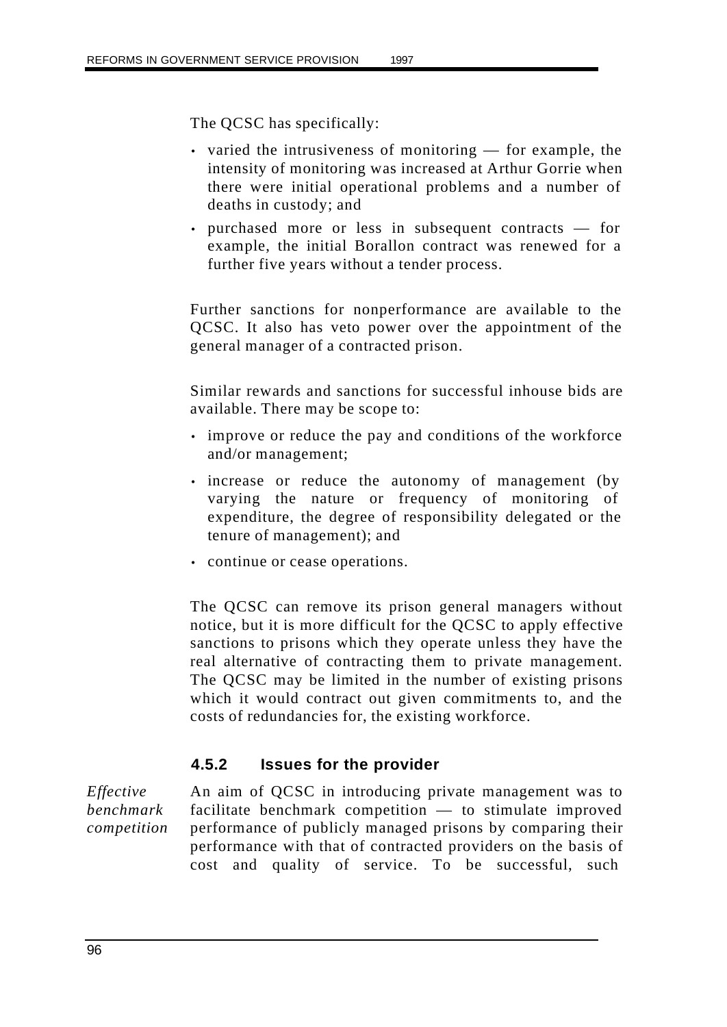The QCSC has specifically:

- varied the intrusiveness of monitoring — for example, the intensity of monitoring was increased at Arthur Gorrie when there were initial operational problems and a number of deaths in custody; and
- purchased more or less in subsequent contracts — for example, the initial Borallon contract was renewed for a further five years without a tender process.

Further sanctions for nonperformance are available to the QCSC. It also has veto power over the appointment of the general manager of a contracted prison.

Similar rewards and sanctions for successful inhouse bids are available. There may be scope to:

- improve or reduce the pay and conditions of the workforce and/or management;
- increase or reduce the autonomy of management (by varying the nature or frequency of monitoring of expenditure, the degree of responsibility delegated or the tenure of management); and
- continue or cease operations.

The QCSC can remove its prison general managers without notice, but it is more difficult for the QCSC to apply effective sanctions to prisons which they operate unless they have the real alternative of contracting them to private management. The QCSC may be limited in the number of existing prisons which it would contract out given commitments to, and the costs of redundancies for, the existing workforce.

### 4.5.2 Issues for the provider

*Effective benchmark competition*

An aim of QCSC in introducing private management was to facilitate benchmark competition — to stimulate improved performance of publicly managed prisons by comparing their performance with that of contracted providers on the basis of cost and quality of service. To be successful, such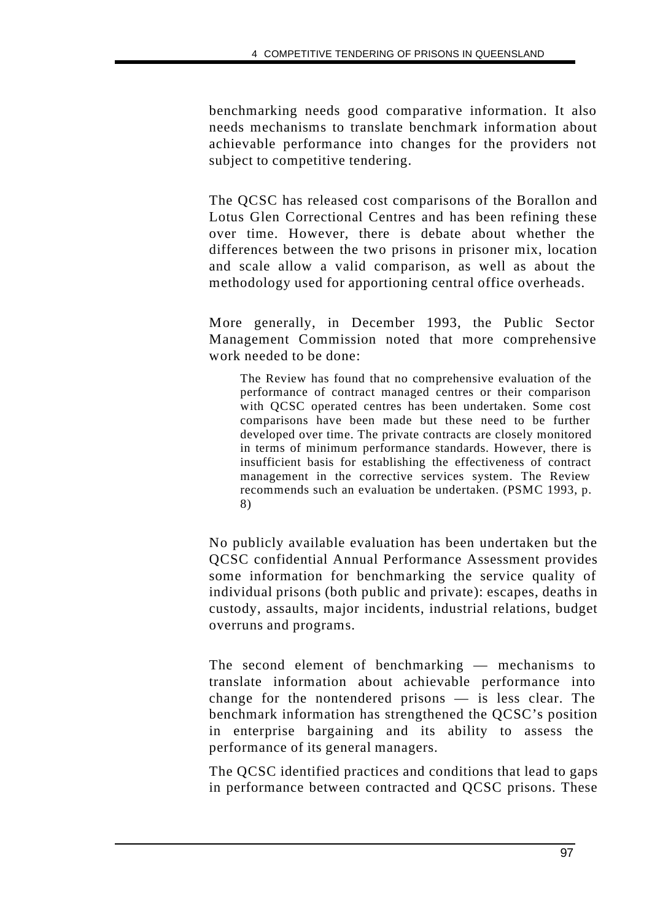benchmarking needs good comparative information. It also needs mechanisms to translate benchmark information about achievable performance into changes for the providers not subject to competitive tendering.

The QCSC has released cost comparisons of the Borallon and Lotus Glen Correctional Centres and has been refining these over time. However, there is debate about whether the differences between the two prisons in prisoner mix, location and scale allow a valid comparison, as well as about the methodology used for apportioning central office overheads.

More generally, in December 1993, the Public Sector Management Commission noted that more comprehensive work needed to be done:

> The Review has found that no comprehensive evaluation of the performance of contract managed centres or their comparison with QCSC operated centres has been undertaken. Some cost comparisons have been made but these need to be further developed over time. The private contracts are closely monitored in terms of minimum performance standards. However, there is insufficient basis for establishing the effectiveness of contract management in the corrective services system. The Review recommends such an evaluation be undertaken. (PSMC 1993, p. 8)

No publicly available evaluation has been undertaken but the QCSC confidential Annual Performance Assessment provides some information for benchmarking the service quality of individual prisons (both public and private): escapes, deaths in custody, assaults, major incidents, industrial relations, budget overruns and programs.

The second element of benchmarking — mechanisms to translate information about achievable performance into change for the nontendered prisons — is less clear. The benchmark information has strengthened the QCSC's position in enterprise bargaining and its ability to assess the performance of its general managers.

The QCSC identified practices and conditions that lead to gaps in performance between contracted and QCSC prisons. These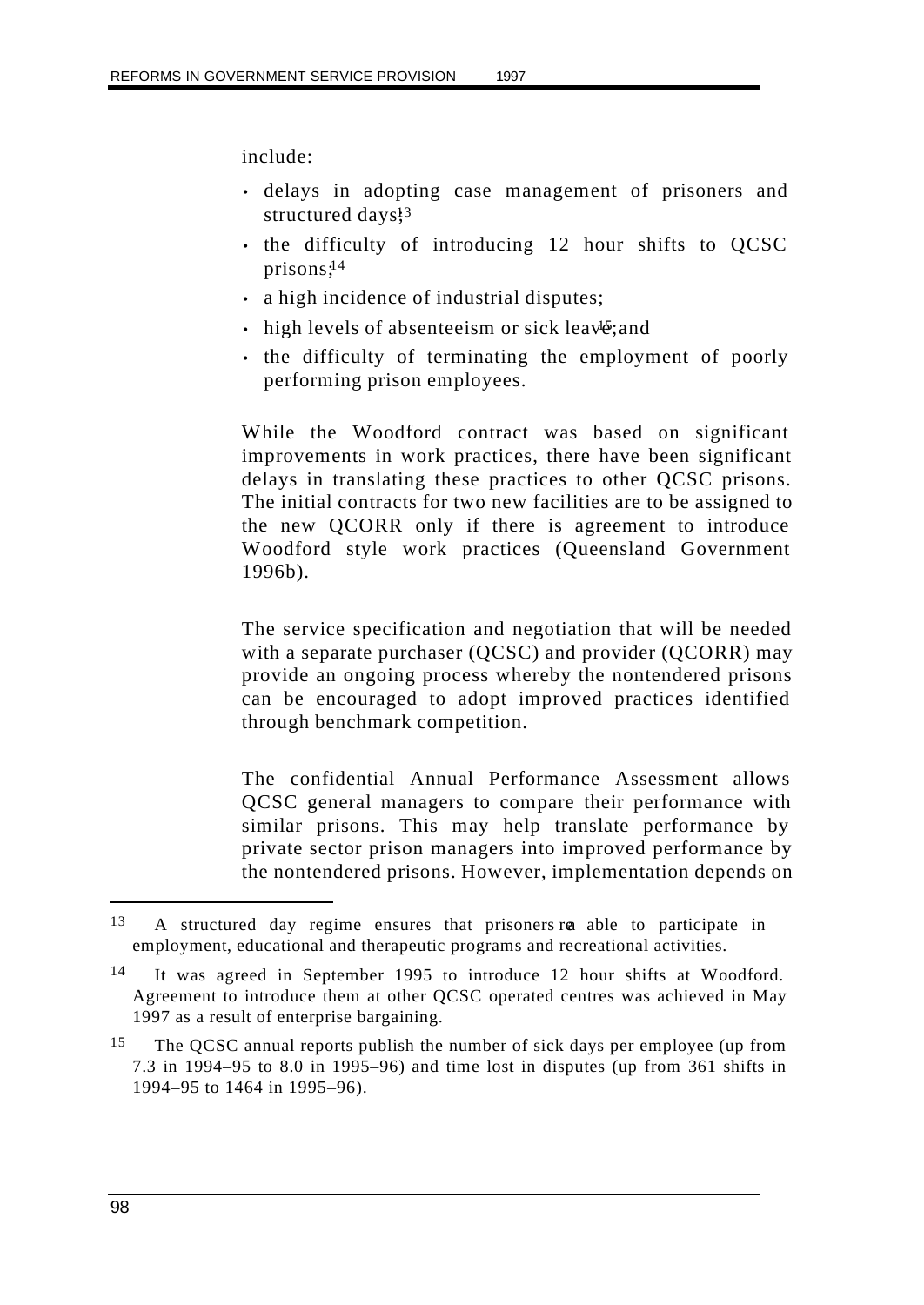include:

- delays in adopting case management of prisoners and structured days;[13]
- the difficulty of introducing 12 hour shifts to QCSC prisons;[14]
- a high incidence of industrial disputes;
- high levels of absenteeism or sick leave;[15] and
- the difficulty of terminating the employment of poorly performing prison employees.

While the Woodford contract was based on significant improvements in work practices, there have been significant delays in translating these practices to other QCSC prisons. The initial contracts for two new facilities are to be assigned to the new QCORR only if there is agreement to introduce Woodford style work practices (Queensland Government 1996b).

The service specification and negotiation that will be needed with a separate purchaser (QCSC) and provider (QCORR) may provide an ongoing process whereby the nontendered prisons can be encouraged to adopt improved practices identified through benchmark competition.

The confidential Annual Performance Assessment allows QCSC general managers to compare their performance with similar prisons. This may help translate performance by private sector prison managers into improved performance by the nontendered prisons. However, implementation depends on

---

[13] A structured day regime ensures that prisoners are able to participate in employment, educational and therapeutic programs and recreational activities.

[14] It was agreed in September 1995 to introduce 12 hour shifts at Woodford. Agreement to introduce them at other QCSC operated centres was achieved in May 1997 as a result of enterprise bargaining.

[15] The QCSC annual reports publish the number of sick days per employee (up from 7.3 in 1994–95 to 8.0 in 1995–96) and time lost in disputes (up from 361 shifts in 1994–95 to 1464 in 1995–96).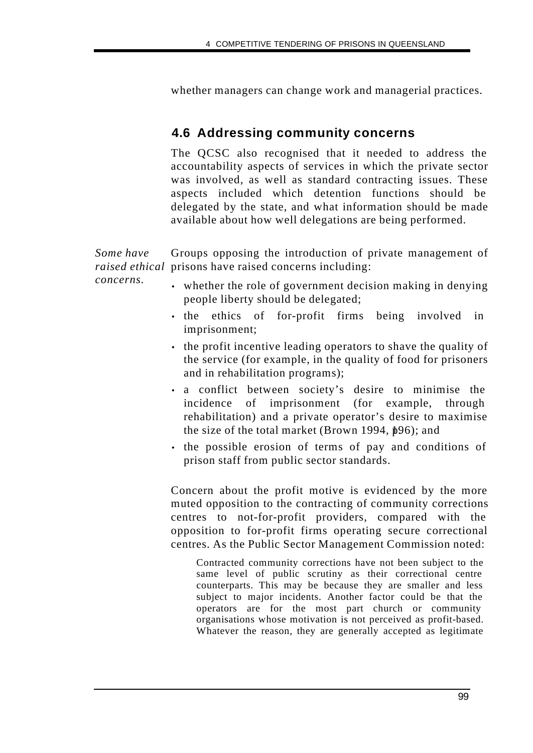whether managers can change work and managerial practices.

## 4.6 Addressing community concerns

The QCSC also recognised that it needed to address the accountability aspects of services in which the private sector was involved, as well as standard contracting issues. These aspects included which detention functions should be delegated by the state, and what information should be made available about how well delegations are being performed.

*Some have raised ethical concerns.*

Groups opposing the introduction of private management of prisons have raised concerns including:

- whether the role of government decision making in denying people liberty should be delegated;
- the ethics of for-profit firms being involved in imprisonment;
- the profit incentive leading operators to shave the quality of the service (for example, in the quality of food for prisoners and in rehabilitation programs);
- a conflict between society's desire to minimise the incidence of imprisonment (for example, through rehabilitation) and a private operator's desire to maximise the size of the total market (Brown 1994, p196); and
- the possible erosion of terms of pay and conditions of prison staff from public sector standards.

Concern about the profit motive is evidenced by the more muted opposition to the contracting of community corrections centres to not-for-profit providers, compared with the opposition to for-profit firms operating secure correctional centres. As the Public Sector Management Commission noted:

> Contracted community corrections have not been subject to the same level of public scrutiny as their correctional centre counterparts. This may be because they are smaller and less subject to major incidents. Another factor could be that the operators are for the most part church or community organisations whose motivation is not perceived as profit-based. Whatever the reason, they are generally accepted as legitimate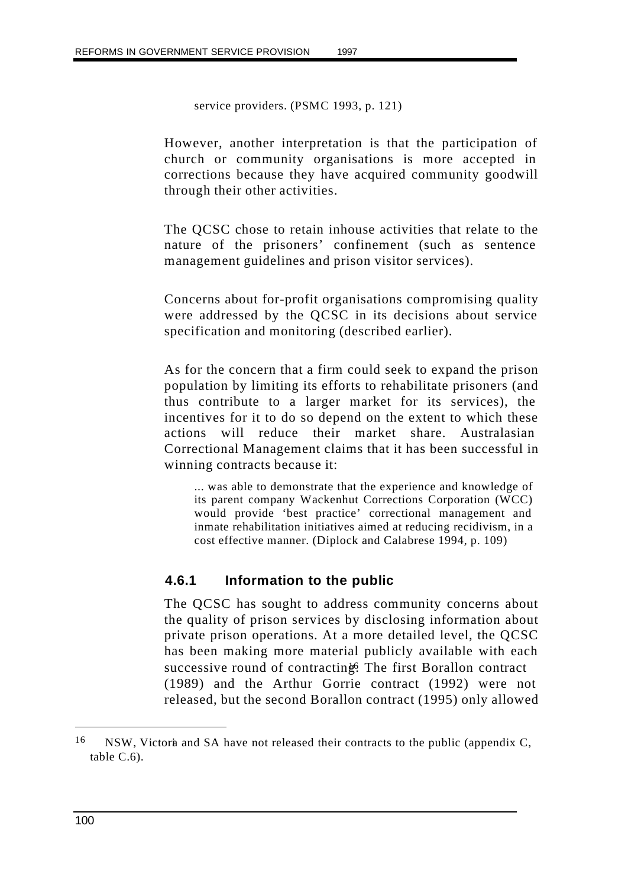service providers. (PSMC 1993, p. 121)

However, another interpretation is that the participation of church or community organisations is more accepted in corrections because they have acquired community goodwill through their other activities.

The QCSC chose to retain inhouse activities that relate to the nature of the prisoners' confinement (such as sentence management guidelines and prison visitor services).

Concerns about for-profit organisations compromising quality were addressed by the QCSC in its decisions about service specification and monitoring (described earlier).

As for the concern that a firm could seek to expand the prison population by limiting its efforts to rehabilitate prisoners (and thus contribute to a larger market for its services), the incentives for it to do so depend on the extent to which these actions will reduce their market share. Australasian Correctional Management claims that it has been successful in winning contracts because it:

> ... was able to demonstrate that the experience and knowledge of its parent company Wackenhut Corrections Corporation (WCC) would provide 'best practice' correctional management and inmate rehabilitation initiatives aimed at reducing recidivism, in a cost effective manner. (Diplock and Calabrese 1994, p. 109)

### 4.6.1 Information to the public

The QCSC has sought to address community concerns about the quality of prison services by disclosing information about private prison operations. At a more detailed level, the QCSC has been making more material publicly available with each successive round of contracting.[16] The first Borallon contract (1989) and the Arthur Gorrie contract (1992) were not released, but the second Borallon contract (1995) only allowed

---

[16] NSW, Victoria and SA have not released their contracts to the public (appendix C, table C.6).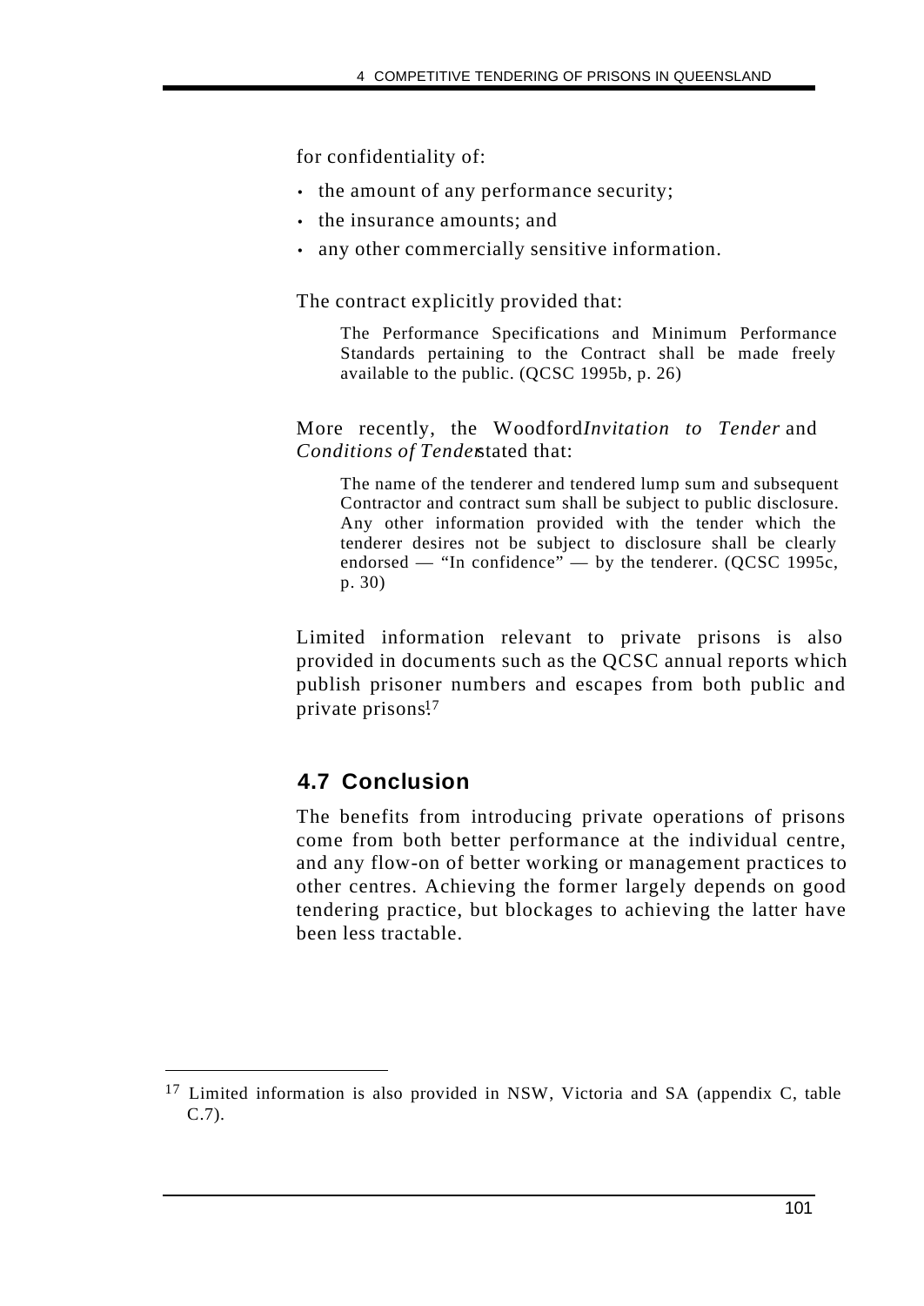for confidentiality of:

- the amount of any performance security;
- the insurance amounts; and
- any other commercially sensitive information.

The contract explicitly provided that:

> The Performance Specifications and Minimum Performance Standards pertaining to the Contract shall be made freely available to the public. (QCSC 1995b, p. 26)

More recently, the Woodford *Invitation to Tender* and *Conditions of Tender* stated that:

> The name of the tenderer and tendered lump sum and subsequent Contractor and contract sum shall be subject to public disclosure. Any other information provided with the tender which the tenderer desires not be subject to disclosure shall be clearly endorsed — "In confidence" — by the tenderer. (QCSC 1995c, p. 30)

Limited information relevant to private prisons is also provided in documents such as the QCSC annual reports which publish prisoner numbers and escapes from both public and private prisons.[17]

## 4.7 Conclusion

The benefits from introducing private operations of prisons come from both better performance at the individual centre, and any flow-on of better working or management practices to other centres. Achieving the former largely depends on good tendering practice, but blockages to achieving the latter have been less tractable.

---

[17] Limited information is also provided in NSW, Victoria and SA (appendix C, table C.7).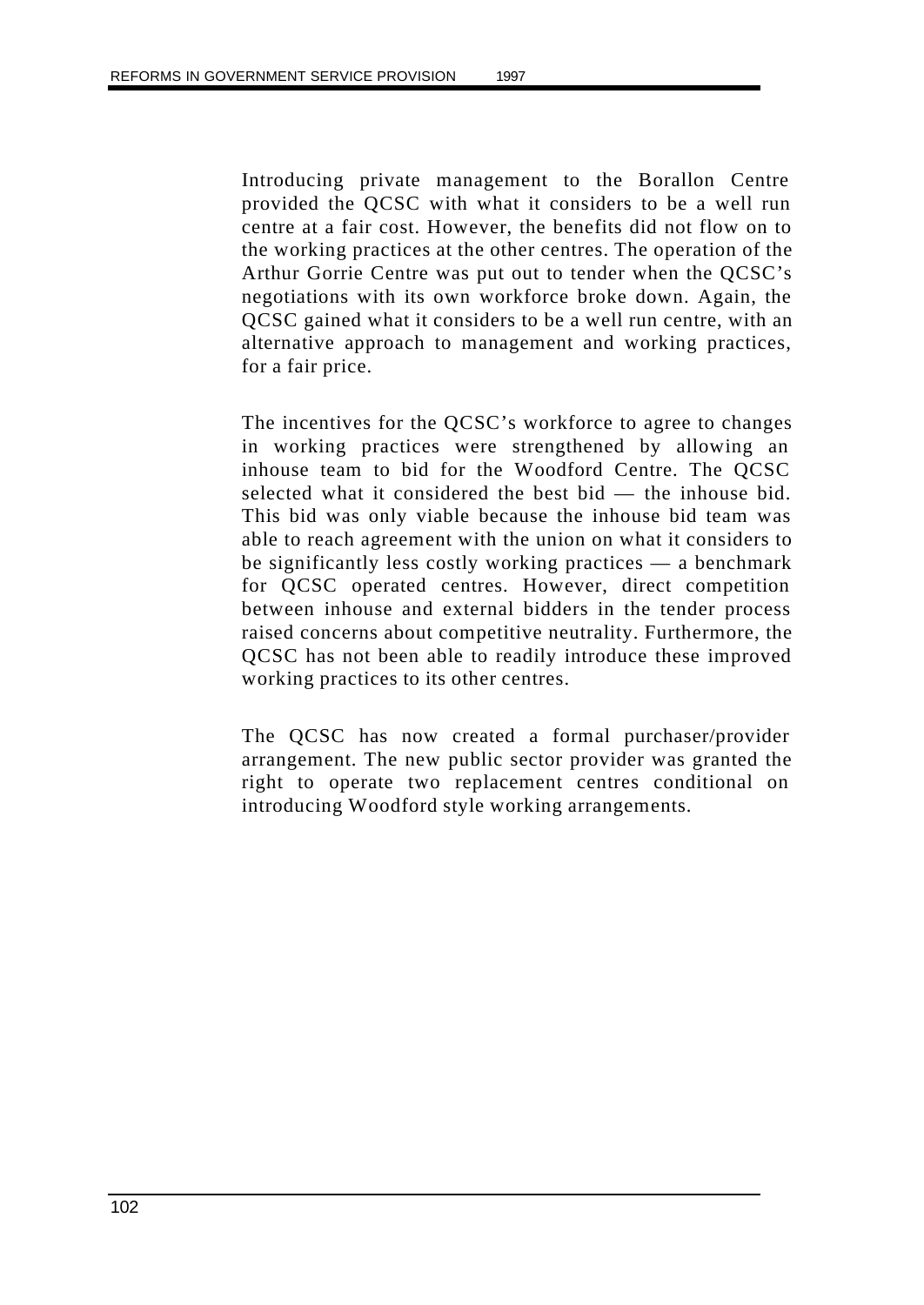Introducing private management to the Borallon Centre provided the QCSC with what it considers to be a well run centre at a fair cost. However, the benefits did not flow on to the working practices at the other centres. The operation of the Arthur Gorrie Centre was put out to tender when the QCSC's negotiations with its own workforce broke down. Again, the QCSC gained what it considers to be a well run centre, with an alternative approach to management and working practices, for a fair price.

The incentives for the QCSC's workforce to agree to changes in working practices were strengthened by allowing an inhouse team to bid for the Woodford Centre. The QCSC selected what it considered the best bid — the inhouse bid. This bid was only viable because the inhouse bid team was able to reach agreement with the union on what it considers to be significantly less costly working practices — a benchmark for QCSC operated centres. However, direct competition between inhouse and external bidders in the tender process raised concerns about competitive neutrality. Furthermore, the QCSC has not been able to readily introduce these improved working practices to its other centres.

The QCSC has now created a formal purchaser/provider arrangement. The new public sector provider was granted the right to operate two replacement centres conditional on introducing Woodford style working arrangements.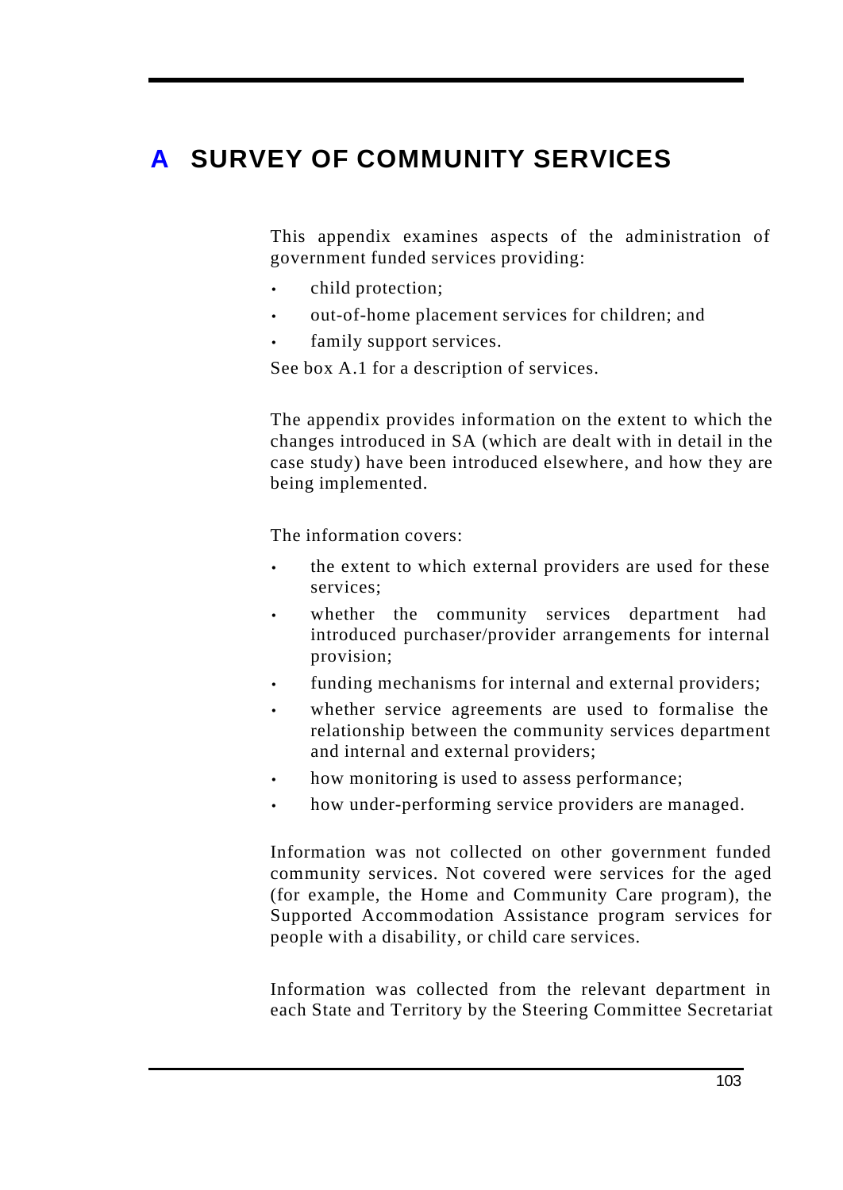# A SURVEY OF COMMUNITY SERVICES

This appendix examines aspects of the administration of government funded services providing:

- child protection;
- out-of-home placement services for children; and
- family support services.

See box A.1 for a description of services.

The appendix provides information on the extent to which the changes introduced in SA (which are dealt with in detail in the case study) have been introduced elsewhere, and how they are being implemented.

The information covers:

- the extent to which external providers are used for these services;
- whether the community services department had introduced purchaser/provider arrangements for internal provision;
- funding mechanisms for internal and external providers;
- whether service agreements are used to formalise the relationship between the community services department and internal and external providers;
- how monitoring is used to assess performance;
- how under-performing service providers are managed.

Information was not collected on other government funded community services. Not covered were services for the aged (for example, the Home and Community Care program), the Supported Accommodation Assistance program services for people with a disability, or child care services.

Information was collected from the relevant department in each State and Territory by the Steering Committee Secretariat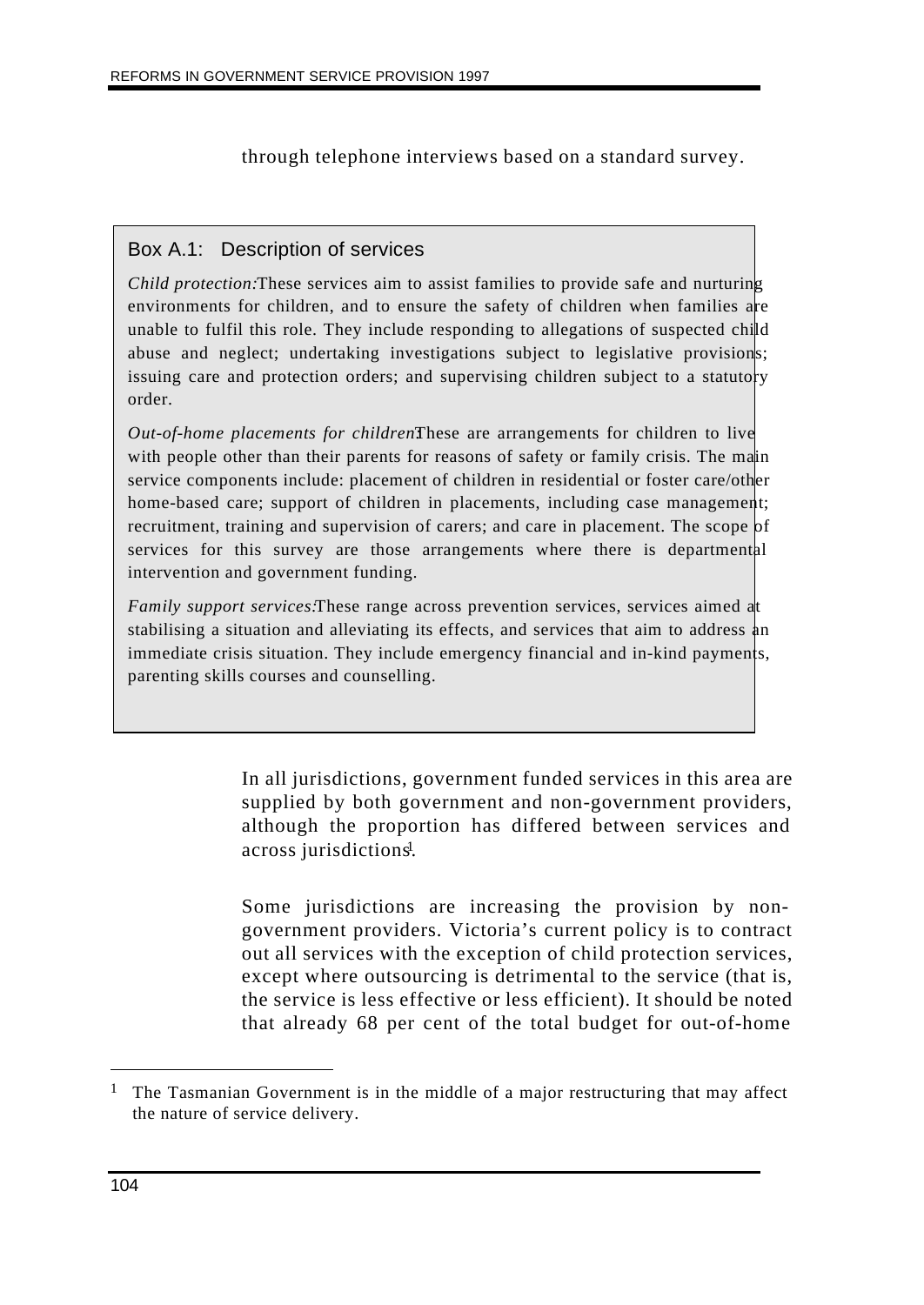through telephone interviews based on a standard survey.

### Box A.1: Description of services

*Child protection:* These services aim to assist families to provide safe and nurturing environments for children, and to ensure the safety of children when families are unable to fulfil this role. They include responding to allegations of suspected child abuse and neglect; undertaking investigations subject to legislative provisions; issuing care and protection orders; and supervising children subject to a statutory order.

*Out-of-home placements for children:* These are arrangements for children to live with people other than their parents for reasons of safety or family crisis. The main service components include: placement of children in residential or foster care/other home-based care; support of children in placements, including case management; recruitment, training and supervision of carers; and care in placement. The scope of services for this survey are those arrangements where there is departmental intervention and government funding.

*Family support services:* These range across prevention services, services aimed at stabilising a situation and alleviating its effects, and services that aim to address an immediate crisis situation. They include emergency financial and in-kind payments, parenting skills courses and counselling.

In all jurisdictions, government funded services in this area are supplied by both government and non-government providers, although the proportion has differed between services and across jurisdictions[1].

Some jurisdictions are increasing the provision by non-government providers. Victoria's current policy is to contract out all services with the exception of child protection services, except where outsourcing is detrimental to the service (that is, the service is less effective or less efficient). It should be noted that already 68 per cent of the total budget for out-of-home

---

[1] The Tasmanian Government is in the middle of a major restructuring that may affect the nature of service delivery.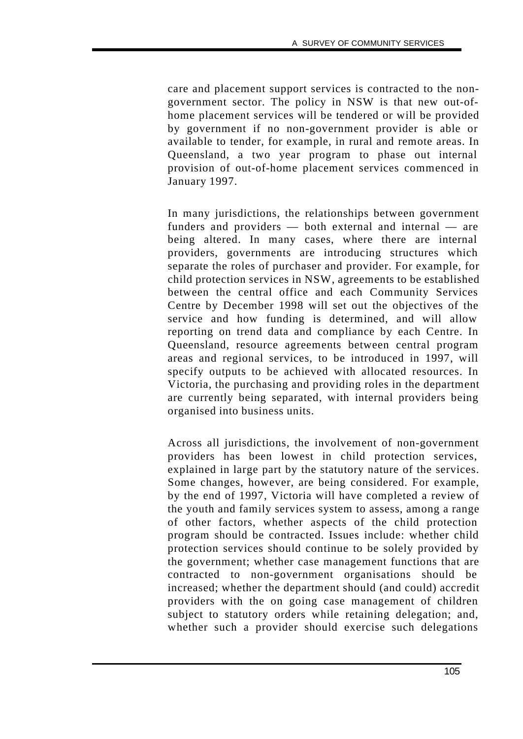care and placement support services is contracted to the non-government sector. The policy in NSW is that new out-of-home placement services will be tendered or will be provided by government if no non-government provider is able or available to tender, for example, in rural and remote areas. In Queensland, a two year program to phase out internal provision of out-of-home placement services commenced in January 1997.

In many jurisdictions, the relationships between government funders and providers — both external and internal — are being altered. In many cases, where there are internal providers, governments are introducing structures which separate the roles of purchaser and provider. For example, for child protection services in NSW, agreements to be established between the central office and each Community Services Centre by December 1998 will set out the objectives of the service and how funding is determined, and will allow reporting on trend data and compliance by each Centre. In Queensland, resource agreements between central program areas and regional services, to be introduced in 1997, will specify outputs to be achieved with allocated resources. In Victoria, the purchasing and providing roles in the department are currently being separated, with internal providers being organised into business units.

Across all jurisdictions, the involvement of non-government providers has been lowest in child protection services, explained in large part by the statutory nature of the services. Some changes, however, are being considered. For example, by the end of 1997, Victoria will have completed a review of the youth and family services system to assess, among a range of other factors, whether aspects of the child protection program should be contracted. Issues include: whether child protection services should continue to be solely provided by the government; whether case management functions that are contracted to non-government organisations should be increased; whether the department should (and could) accredit providers with the on going case management of children subject to statutory orders while retaining delegation; and, whether such a provider should exercise such delegations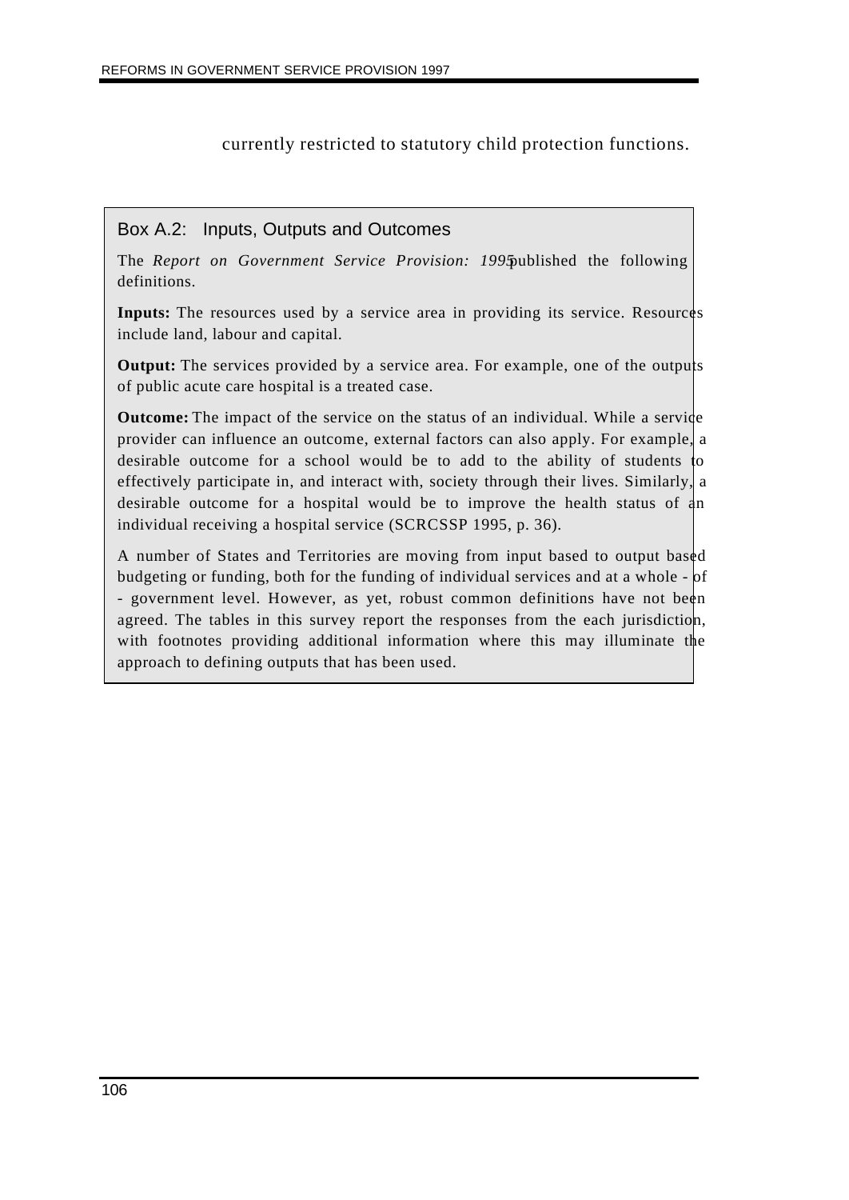currently restricted to statutory child protection functions.

### Box A.2: Inputs, Outputs and Outcomes

The *Report on Government Service Provision: 1995* published the following definitions.

**Inputs:** The resources used by a service area in providing its service. Resources include land, labour and capital.

**Output:** The services provided by a service area. For example, one of the outputs of public acute care hospital is a treated case.

**Outcome:** The impact of the service on the status of an individual. While a service provider can influence an outcome, external factors can also apply. For example, a desirable outcome for a school would be to add to the ability of students to effectively participate in, and interact with, society through their lives. Similarly, a desirable outcome for a hospital would be to improve the health status of an individual receiving a hospital service (SCRCSSP 1995, p. 36).

A number of States and Territories are moving from input based to output based budgeting or funding, both for the funding of individual services and at a whole - of - government level. However, as yet, robust common definitions have not been agreed. The tables in this survey report the responses from the each jurisdiction, with footnotes providing additional information where this may illuminate the approach to defining outputs that has been used.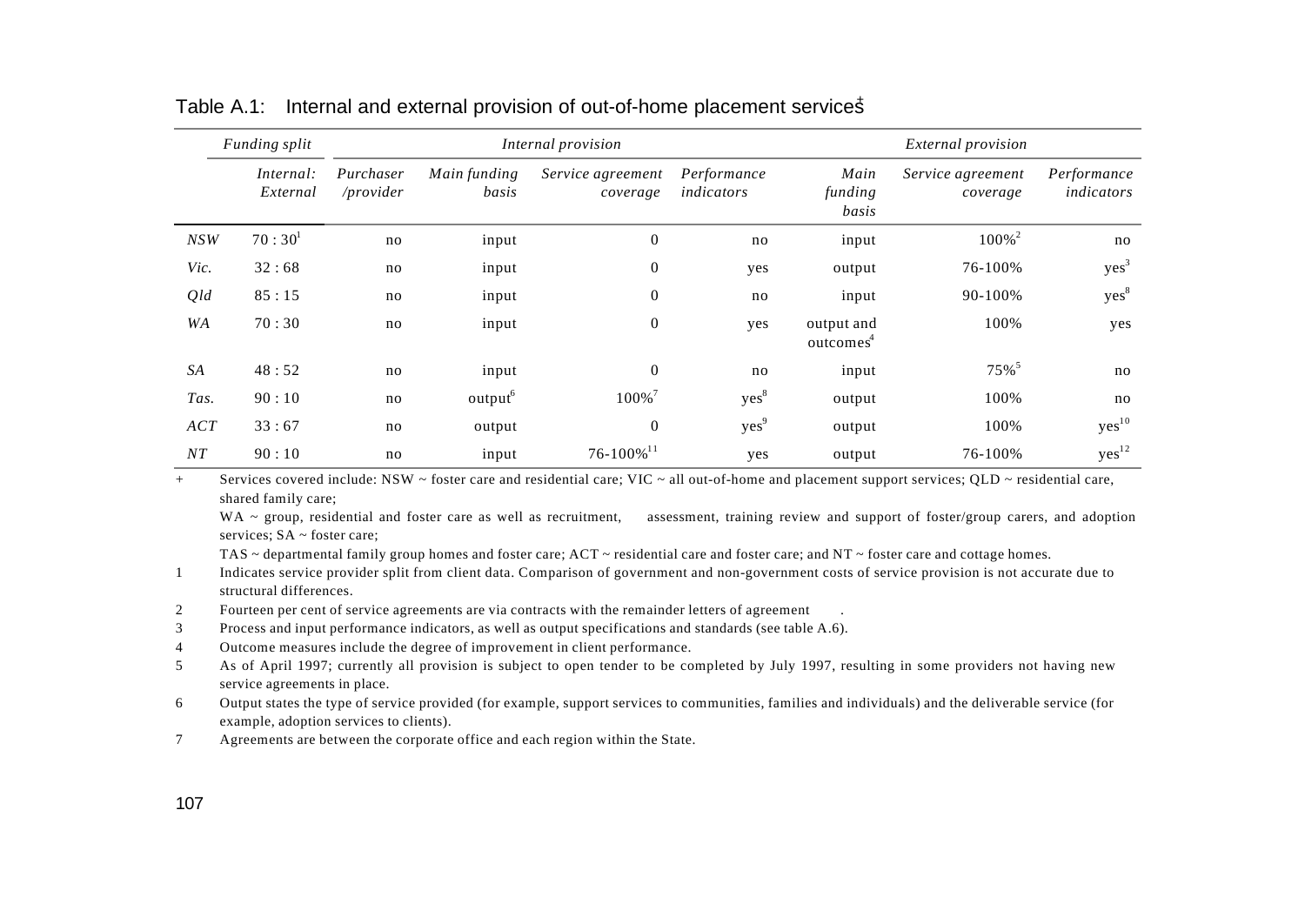Table A.1: Internal and external provision of out-of-home placement services[+]

| | Funding split | Internal provision | | | | External provision | | |
|---|---|---|---|---|---|---|---|---|
| | *Internal: External* | *Purchaser /provider* | *Main funding basis* | *Service agreement coverage* | *Performance indicators* | *Main funding basis* | *Service agreement coverage* | *Performance indicators* |
| *NSW* | 70 : 30[1] | no | input | 0 | no | input | 100%[2] | no |
| *Vic.* | 32 : 68 | no | input | 0 | yes | output | 76-100% | yes[3] |
| *Qld* | 85 : 15 | no | input | 0 | no | input | 90-100% | yes[8] |
| *WA* | 70 : 30 | no | input | 0 | yes | output and outcomes[4] | 100% | yes |
| *SA* | 48 : 52 | no | input | 0 | no | input | 75%[5] | no |
| *Tas.* | 90 : 10 | no | output[6] | 100%[7] | yes[8] | output | 100% | no |
| *ACT* | 33 : 67 | no | output | 0 | yes[9] | output | 100% | yes[10] |
| *NT* | 90 : 10 | no | input | 76-100%[11] | yes | output | 76-100% | yes[12] |

\+ Services covered include: NSW ~ foster care and residential care; VIC ~ all out-of-home and placement support services; QLD ~ residential care, shared family care;
WA ~ group, residential and foster care as well as recruitment, assessment, training review and support of foster/group carers, and adoption services; SA ~ foster care;
TAS ~ departmental family group homes and foster care; ACT ~ residential care and foster care; and NT ~ foster care and cottage homes.

1 Indicates service provider split from client data. Comparison of government and non-government costs of service provision is not accurate due to structural differences.

2 Fourteen per cent of service agreements are via contracts with the remainder letters of agreement .

3 Process and input performance indicators, as well as output specifications and standards (see table A.6).

4 Outcome measures include the degree of improvement in client performance.

5 As of April 1997; currently all provision is subject to open tender to be completed by July 1997, resulting in some providers not having new service agreements in place.

6 Output states the type of service provided (for example, support services to communities, families and individuals) and the deliverable service (for example, adoption services to clients).

7 Agreements are between the corporate office and each region within the State.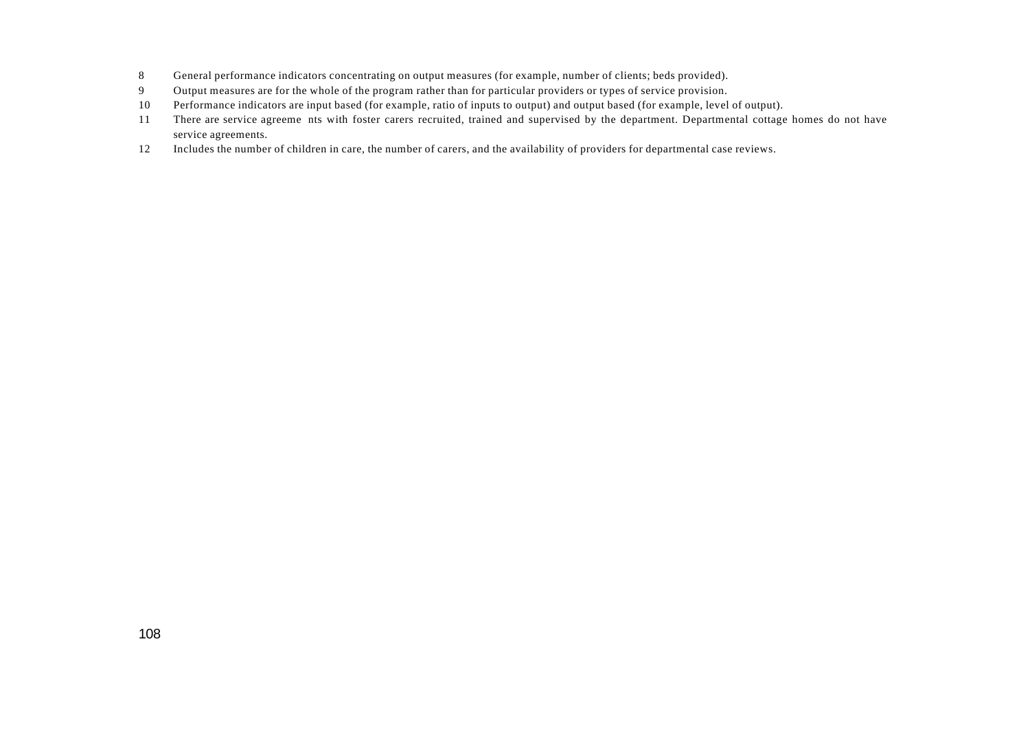8 General performance indicators concentrating on output measures (for example, number of clients; beds provided).

9 Output measures are for the whole of the program rather than for particular providers or types of service provision.

10 Performance indicators are input based (for example, ratio of inputs to output) and output based (for example, level of output).

11 There are service agreeme nts with foster carers recruited, trained and supervised by the department. Departmental cottage homes do not have service agreements.

12 Includes the number of children in care, the number of carers, and the availability of providers for departmental case reviews.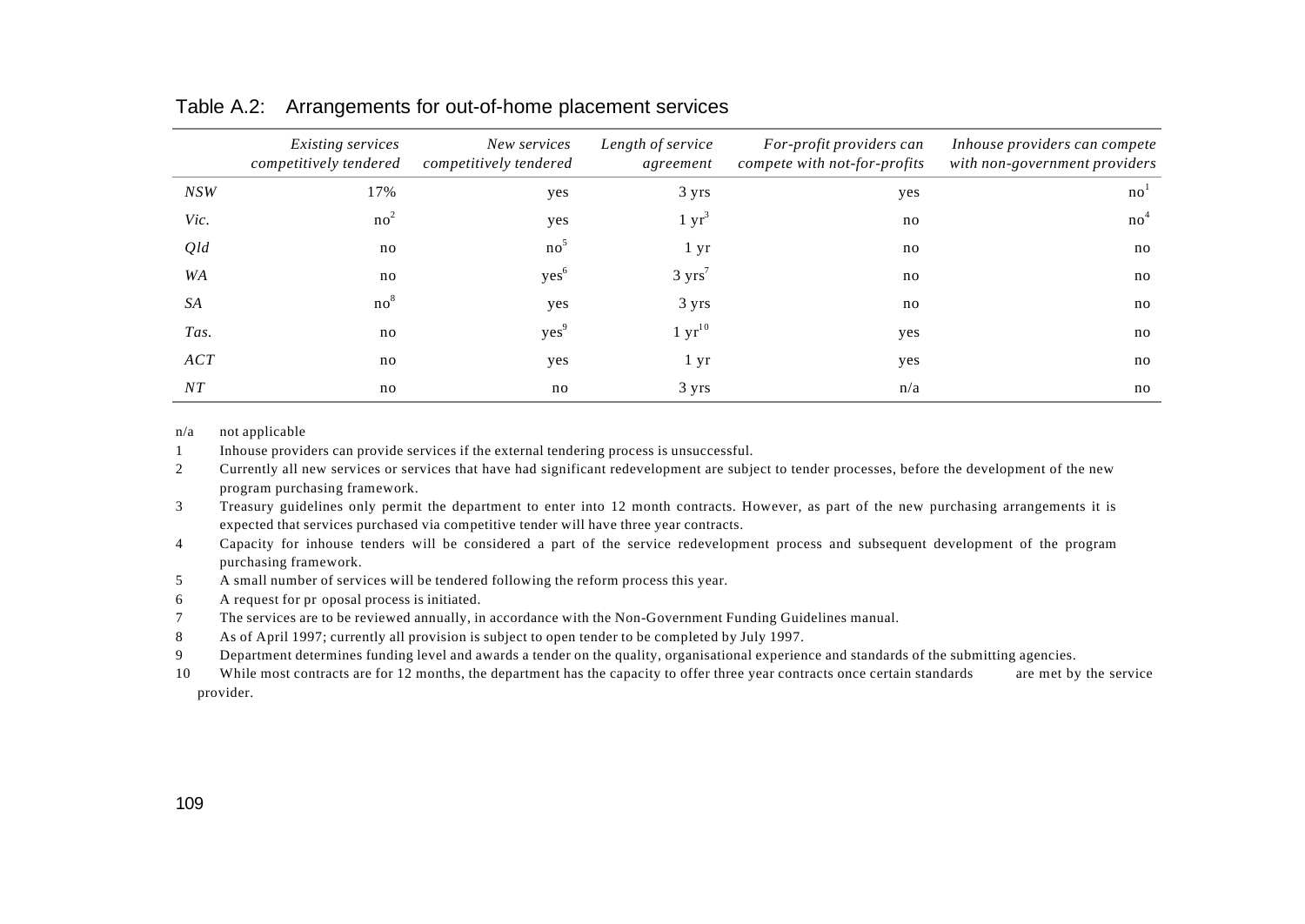Table A.2: Arrangements for out-of-home placement services

| | *Existing services competitively tendered* | *New services competitively tendered* | *Length of service agreement* | *For-profit providers can compete with not-for-profits* | *Inhouse providers can compete with non-government providers* |
|---|---|---|---|---|---|
| *NSW* | 17% | yes | 3 yrs | yes | no[1] |
| *Vic.* | no[2] | yes | 1 yr[3] | no | no[4] |
| *Qld* | no | no[5] | 1 yr | no | no |
| *WA* | no | yes[6] | 3 yrs[7] | no | no |
| *SA* | no[8] | yes | 3 yrs | no | no |
| *Tas.* | no | yes[9] | 1 yr[10] | yes | no |
| *ACT* | no | yes | 1 yr | yes | no |
| *NT* | no | no | 3 yrs | n/a | no |

n/a not applicable

1 Inhouse providers can provide services if the external tendering process is unsuccessful.

2 Currently all new services or services that have had significant redevelopment are subject to tender processes, before the development of the new program purchasing framework.

3 Treasury guidelines only permit the department to enter into 12 month contracts. However, as part of the new purchasing arrangements it is expected that services purchased via competitive tender will have three year contracts.

4 Capacity for inhouse tenders will be considered a part of the service redevelopment process and subsequent development of the program purchasing framework.

5 A small number of services will be tendered following the reform process this year.

6 A request for pr oposal process is initiated.

7 The services are to be reviewed annually, in accordance with the Non-Government Funding Guidelines manual.

8 As of April 1997; currently all provision is subject to open tender to be completed by July 1997.

9 Department determines funding level and awards a tender on the quality, organisational experience and standards of the submitting agencies.

10 While most contracts are for 12 months, the department has the capacity to offer three year contracts once certain standards are met by the service provider.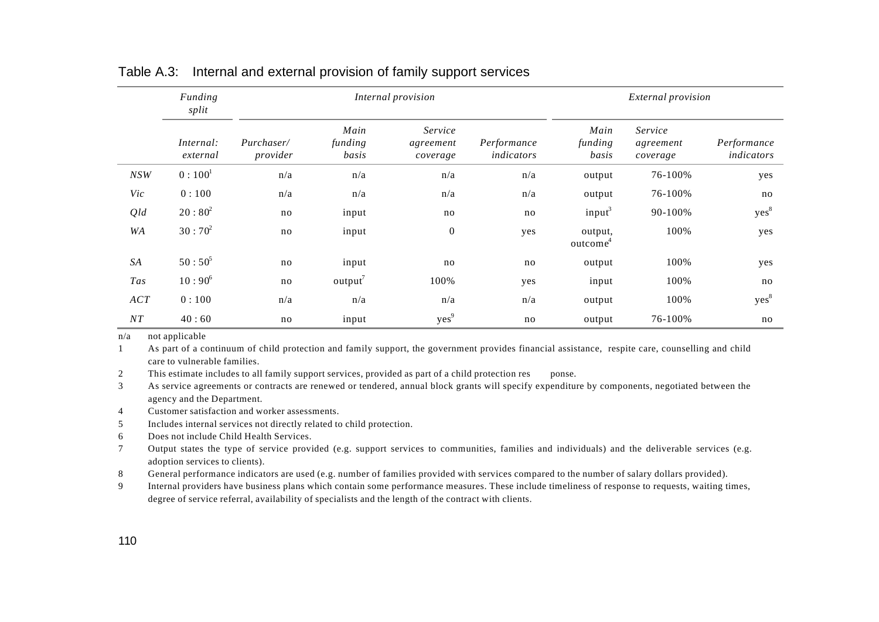Table A.3: Internal and external provision of family support services

| | *Funding split* | *Internal provision* | | | | *External provision* | | |
|---|---|---|---|---|---|---|---|---|
| | *Internal: external* | *Purchaser/ provider* | *Main funding basis* | *Service agreement coverage* | *Performance indicators* | *Main funding basis* | *Service agreement coverage* | *Performance indicators* |
| *NSW* | 0 : 100[1] | n/a | n/a | n/a | n/a | output | 76-100% | yes |
| *Vic* | 0 : 100 | n/a | n/a | n/a | n/a | output | 76-100% | no |
| *Qld* | 20 : 80[2] | no | input | no | no | input[3] | 90-100% | yes[8] |
| *WA* | 30 : 70[2] | no | input | 0 | yes | output, outcome[4] | 100% | yes |
| *SA* | 50 : 50[5] | no | input | no | no | output | 100% | yes |
| *Tas* | 10 : 90[6] | no | output[7] | 100% | yes | input | 100% | no |
| *ACT* | 0 : 100 | n/a | n/a | n/a | n/a | output | 100% | yes[8] |
| *NT* | 40 : 60 | no | input | yes[9] | no | output | 76-100% | no |

n/a not applicable

1 As part of a continuum of child protection and family support, the government provides financial assistance, respite care, counselling and child care to vulnerable families.

2 This estimate includes to all family support services, provided as part of a child protection response.

3 As service agreements or contracts are renewed or tendered, annual block grants will specify expenditure by components, negotiated between the agency and the Department.

4 Customer satisfaction and worker assessments.

5 Includes internal services not directly related to child protection.

6 Does not include Child Health Services.

7 Output states the type of service provided (e.g. support services to communities, families and individuals) and the deliverable services (e.g. adoption services to clients).

8 General performance indicators are used (e.g. number of families provided with services compared to the number of salary dollars provided).

9 Internal providers have business plans which contain some performance measures. These include timeliness of response to requests, waiting times, degree of service referral, availability of specialists and the length of the contract with clients.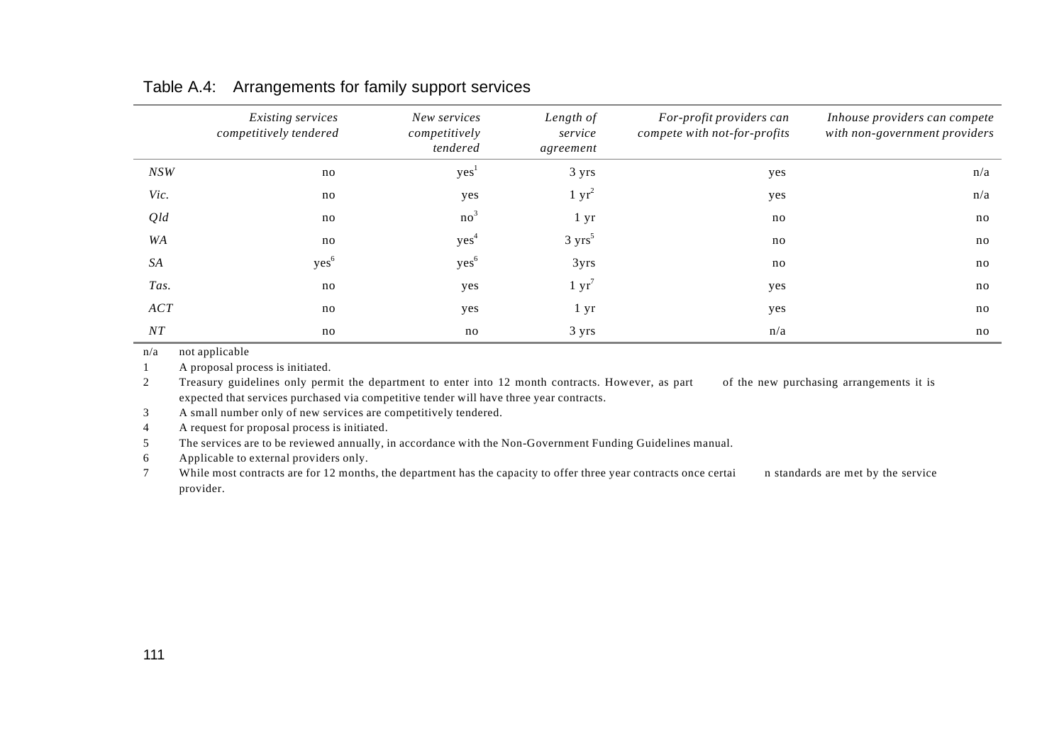Table A.4: Arrangements for family support services

| | *Existing services competitively tendered* | *New services competitively tendered* | *Length of service agreement* | *For-profit providers can compete with not-for-profits* | *Inhouse providers can compete with non-government providers* |
|---|---|---|---|---|---|
| *NSW* | no | yes[1] | 3 yrs | yes | n/a |
| *Vic.* | no | yes | 1 yr[2] | yes | n/a |
| *Qld* | no | no[3] | 1 yr | no | no |
| *WA* | no | yes[4] | 3 yrs[5] | no | no |
| *SA* | yes[6] | yes[6] | 3yrs | no | no |
| *Tas.* | no | yes | 1 yr[7] | yes | no |
| *ACT* | no | yes | 1 yr | yes | no |
| *NT* | no | no | 3 yrs | n/a | no |

n/a not applicable

1 A proposal process is initiated.

2 Treasury guidelines only permit the department to enter into 12 month contracts. However, as part of the new purchasing arrangements it is expected that services purchased via competitive tender will have three year contracts.

3 A small number only of new services are competitively tendered.

4 A request for proposal process is initiated.

5 The services are to be reviewed annually, in accordance with the Non-Government Funding Guidelines manual.

6 Applicable to external providers only.

7 While most contracts are for 12 months, the department has the capacity to offer three year contracts once certain standards are met by the service provider.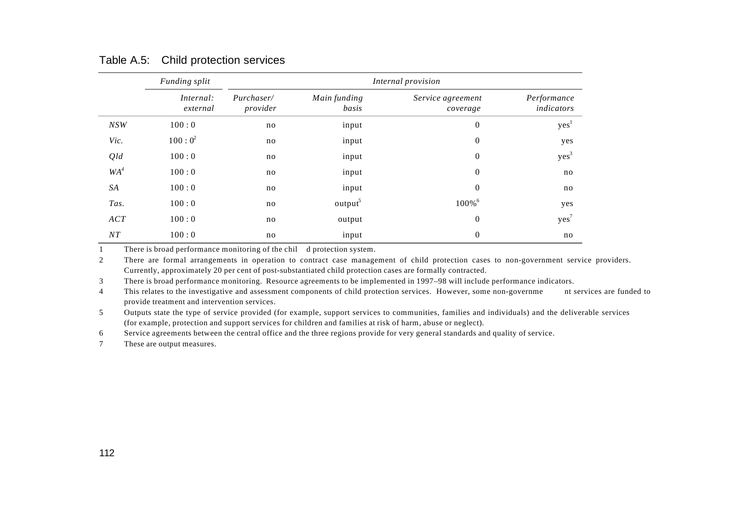Table A.5: Child protection services

| | *Funding split* | *Internal provision* | | | |
|---|---|---|---|---|---|
| | *Internal: external* | *Purchaser/ provider* | *Main funding basis* | *Service agreement coverage* | *Performance indicators* |
| *NSW* | 100 : 0 | no | input | 0 | yes[1] |
| *Vic.* | 100 : 0[2] | no | input | 0 | yes |
| *Qld* | 100 : 0 | no | input | 0 | yes[3] |
| *WA*[4] | 100 : 0 | no | input | 0 | no |
| *SA* | 100 : 0 | no | input | 0 | no |
| *Tas.* | 100 : 0 | no | output[5] | 100%[6] | yes |
| *ACT* | 100 : 0 | no | output | 0 | yes[7] |
| *NT* | 100 : 0 | no | input | 0 | no |

1 There is broad performance monitoring of the child protection system.

2 There are formal arrangements in operation to contract case management of child protection cases to non-government service providers. Currently, approximately 20 per cent of post-substantiated child protection cases are formally contracted.

3 There is broad performance monitoring. Resource agreements to be implemented in 1997–98 will include performance indicators.

4 This relates to the investigative and assessment components of child protection services. However, some non-government services are funded to provide treatment and intervention services.

5 Outputs state the type of service provided (for example, support services to communities, families and individuals) and the deliverable services (for example, protection and support services for children and families at risk of harm, abuse or neglect).

6 Service agreements between the central office and the three regions provide for very general standards and quality of service.

7 These are output measures.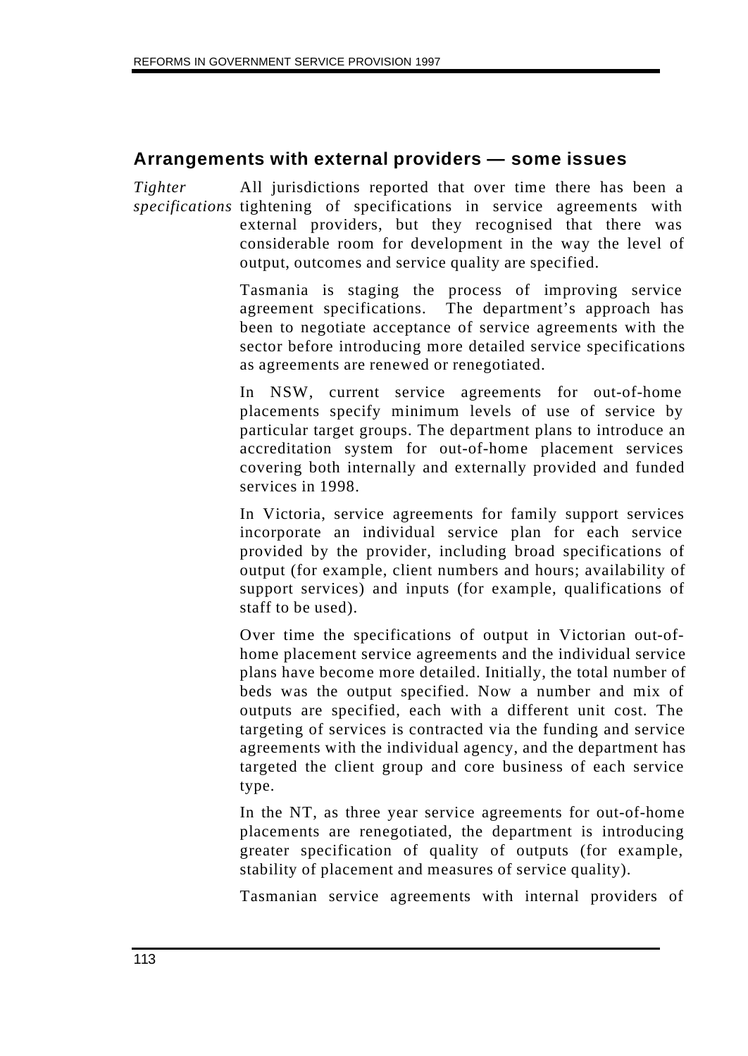## Arrangements with external providers — some issues

*Tighter specifications*

All jurisdictions reported that over time there has been a tightening of specifications in service agreements with external providers, but they recognised that there was considerable room for development in the way the level of output, outcomes and service quality are specified.

Tasmania is staging the process of improving service agreement specifications. The department's approach has been to negotiate acceptance of service agreements with the sector before introducing more detailed service specifications as agreements are renewed or renegotiated.

In NSW, current service agreements for out-of-home placements specify minimum levels of use of service by particular target groups. The department plans to introduce an accreditation system for out-of-home placement services covering both internally and externally provided and funded services in 1998.

In Victoria, service agreements for family support services incorporate an individual service plan for each service provided by the provider, including broad specifications of output (for example, client numbers and hours; availability of support services) and inputs (for example, qualifications of staff to be used).

Over time the specifications of output in Victorian out-of-home placement service agreements and the individual service plans have become more detailed. Initially, the total number of beds was the output specified. Now a number and mix of outputs are specified, each with a different unit cost. The targeting of services is contracted via the funding and service agreements with the individual agency, and the department has targeted the client group and core business of each service type.

In the NT, as three year service agreements for out-of-home placements are renegotiated, the department is introducing greater specification of quality of outputs (for example, stability of placement and measures of service quality).

Tasmanian service agreements with internal providers of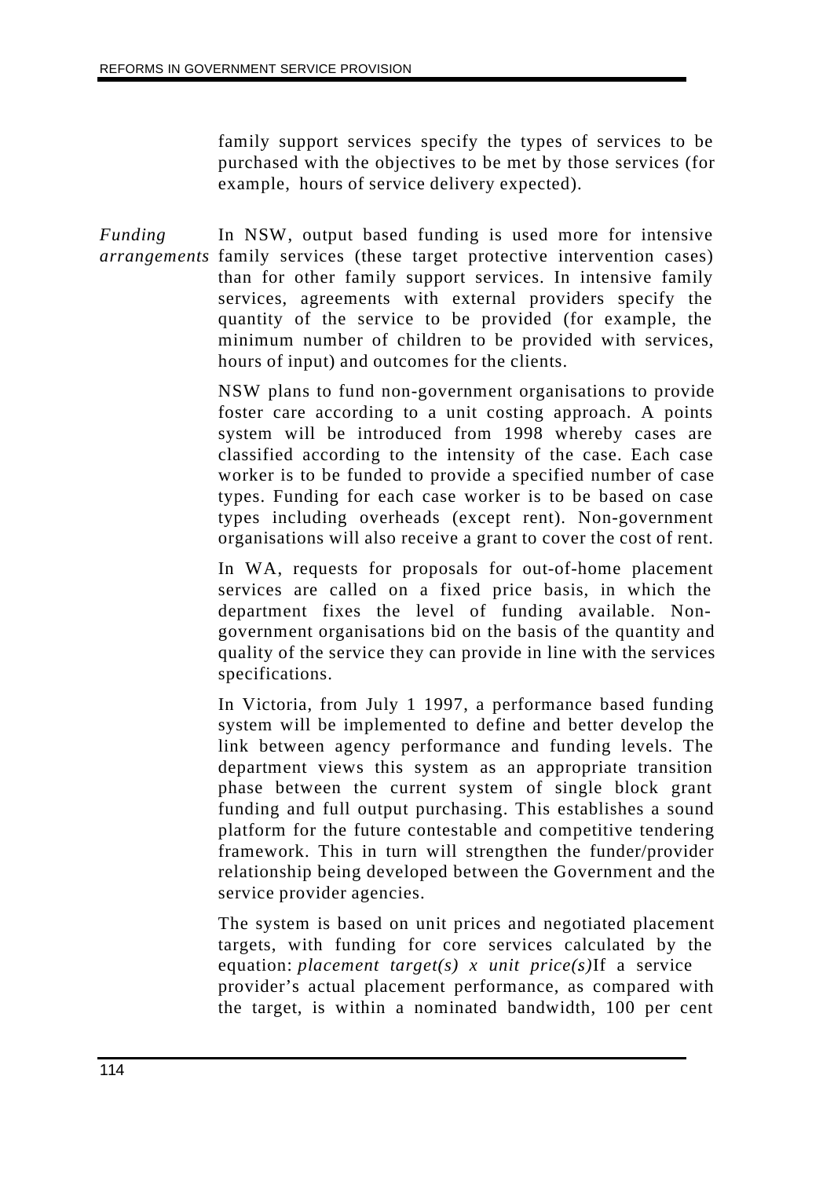family support services specify the types of services to be purchased with the objectives to be met by those services (for example, hours of service delivery expected).

*Funding arrangements*

In NSW, output based funding is used more for intensive family services (these target protective intervention cases) than for other family support services. In intensive family services, agreements with external providers specify the quantity of the service to be provided (for example, the minimum number of children to be provided with services, hours of input) and outcomes for the clients.

NSW plans to fund non-government organisations to provide foster care according to a unit costing approach. A points system will be introduced from 1998 whereby cases are classified according to the intensity of the case. Each case worker is to be funded to provide a specified number of case types. Funding for each case worker is to be based on case types including overheads (except rent). Non-government organisations will also receive a grant to cover the cost of rent.

In WA, requests for proposals for out-of-home placement services are called on a fixed price basis, in which the department fixes the level of funding available. Non-government organisations bid on the basis of the quantity and quality of the service they can provide in line with the services specifications.

In Victoria, from July 1 1997, a performance based funding system will be implemented to define and better develop the link between agency performance and funding levels. The department views this system as an appropriate transition phase between the current system of single block grant funding and full output purchasing. This establishes a sound platform for the future contestable and competitive tendering framework. This in turn will strengthen the funder/provider relationship being developed between the Government and the service provider agencies.

The system is based on unit prices and negotiated placement targets, with funding for core services calculated by the equation: *placement target(s) x unit price(s)*If a service provider's actual placement performance, as compared with the target, is within a nominated bandwidth, 100 per cent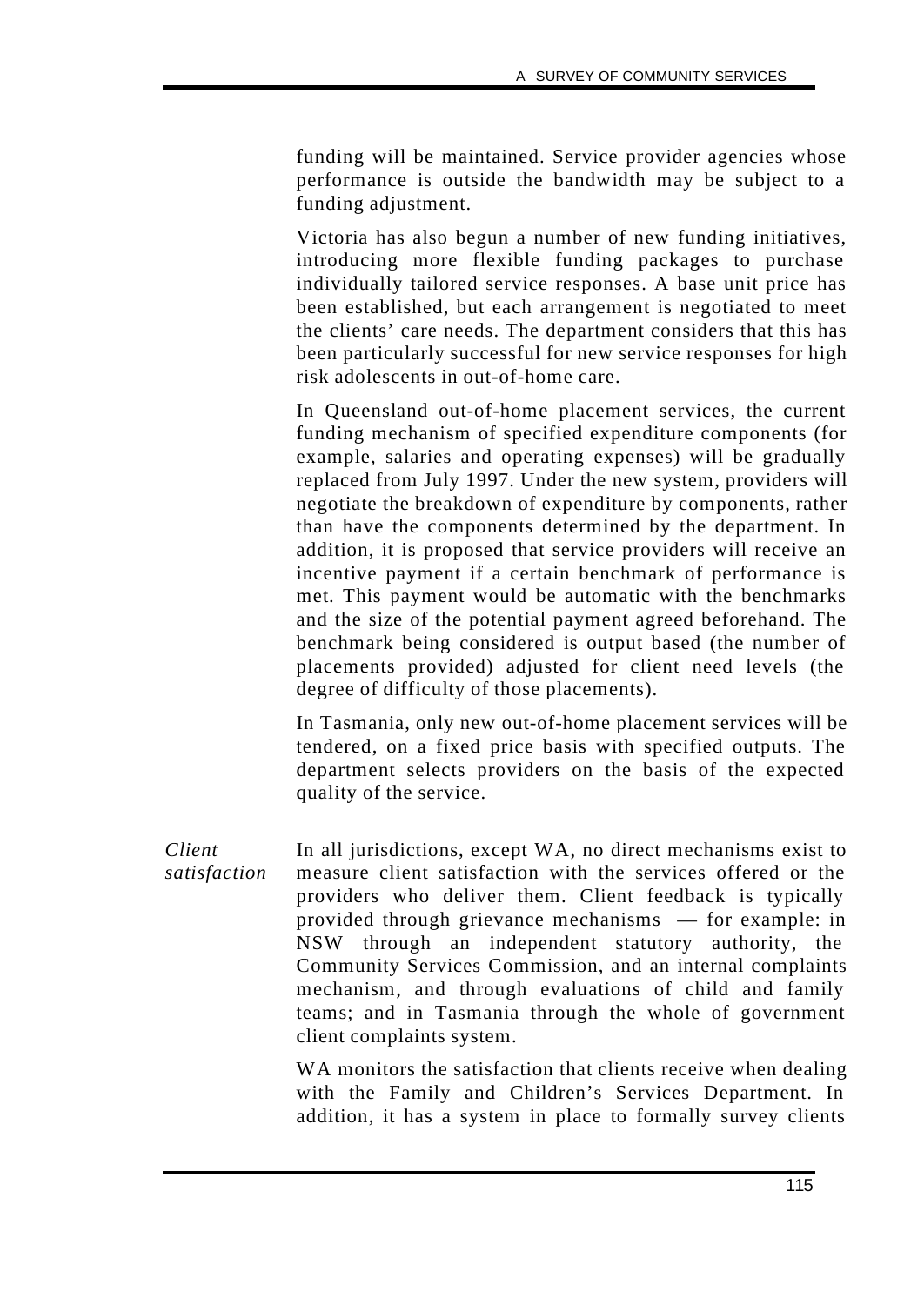funding will be maintained. Service provider agencies whose performance is outside the bandwidth may be subject to a funding adjustment.

Victoria has also begun a number of new funding initiatives, introducing more flexible funding packages to purchase individually tailored service responses. A base unit price has been established, but each arrangement is negotiated to meet the clients' care needs. The department considers that this has been particularly successful for new service responses for high risk adolescents in out-of-home care.

In Queensland out-of-home placement services, the current funding mechanism of specified expenditure components (for example, salaries and operating expenses) will be gradually replaced from July 1997. Under the new system, providers will negotiate the breakdown of expenditure by components, rather than have the components determined by the department. In addition, it is proposed that service providers will receive an incentive payment if a certain benchmark of performance is met. This payment would be automatic with the benchmarks and the size of the potential payment agreed beforehand. The benchmark being considered is output based (the number of placements provided) adjusted for client need levels (the degree of difficulty of those placements).

In Tasmania, only new out-of-home placement services will be tendered, on a fixed price basis with specified outputs. The department selects providers on the basis of the expected quality of the service.

*Client satisfaction*

In all jurisdictions, except WA, no direct mechanisms exist to measure client satisfaction with the services offered or the providers who deliver them. Client feedback is typically provided through grievance mechanisms — for example: in NSW through an independent statutory authority, the Community Services Commission, and an internal complaints mechanism, and through evaluations of child and family teams; and in Tasmania through the whole of government client complaints system.

WA monitors the satisfaction that clients receive when dealing with the Family and Children's Services Department. In addition, it has a system in place to formally survey clients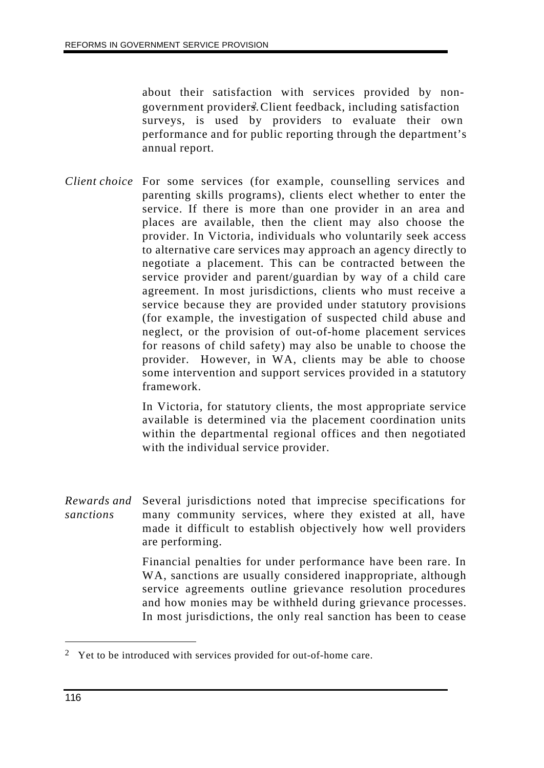about their satisfaction with services provided by non-government providers.[2] Client feedback, including satisfaction surveys, is used by providers to evaluate their own performance and for public reporting through the department's annual report.

*Client choice* For some services (for example, counselling services and parenting skills programs), clients elect whether to enter the service. If there is more than one provider in an area and places are available, then the client may also choose the provider. In Victoria, individuals who voluntarily seek access to alternative care services may approach an agency directly to negotiate a placement. This can be contracted between the service provider and parent/guardian by way of a child care agreement. In most jurisdictions, clients who must receive a service because they are provided under statutory provisions (for example, the investigation of suspected child abuse and neglect, or the provision of out-of-home placement services for reasons of child safety) may also be unable to choose the provider. However, in WA, clients may be able to choose some intervention and support services provided in a statutory framework.

In Victoria, for statutory clients, the most appropriate service available is determined via the placement coordination units within the departmental regional offices and then negotiated with the individual service provider.

*Rewards and sanctions* Several jurisdictions noted that imprecise specifications for many community services, where they existed at all, have made it difficult to establish objectively how well providers are performing.

Financial penalties for under performance have been rare. In WA, sanctions are usually considered inappropriate, although service agreements outline grievance resolution procedures and how monies may be withheld during grievance processes. In most jurisdictions, the only real sanction has been to cease

[2] Yet to be introduced with services provided for out-of-home care.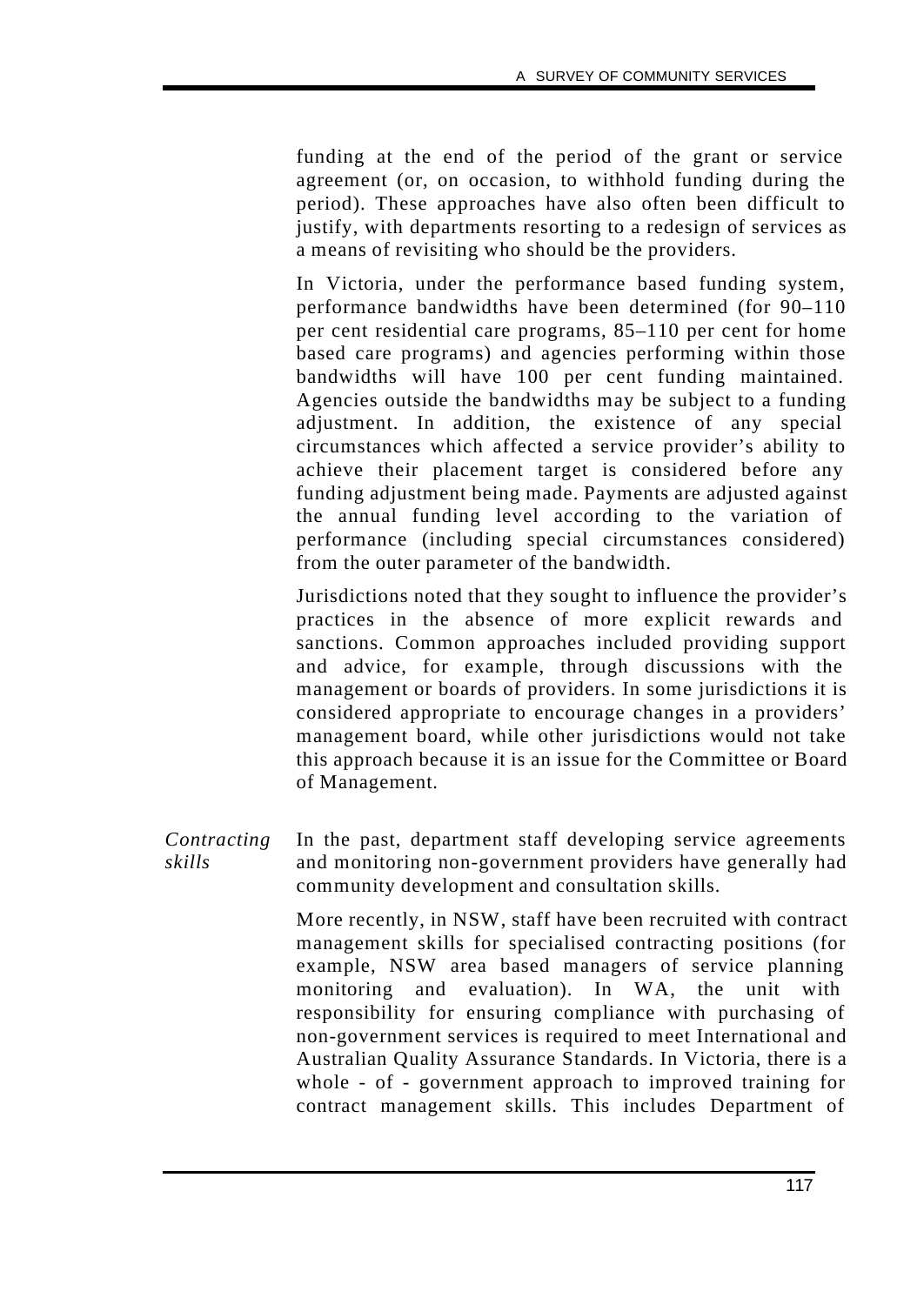funding at the end of the period of the grant or service agreement (or, on occasion, to withhold funding during the period). These approaches have also often been difficult to justify, with departments resorting to a redesign of services as a means of revisiting who should be the providers.

In Victoria, under the performance based funding system, performance bandwidths have been determined (for 90–110 per cent residential care programs, 85–110 per cent for home based care programs) and agencies performing within those bandwidths will have 100 per cent funding maintained. Agencies outside the bandwidths may be subject to a funding adjustment. In addition, the existence of any special circumstances which affected a service provider's ability to achieve their placement target is considered before any funding adjustment being made. Payments are adjusted against the annual funding level according to the variation of performance (including special circumstances considered) from the outer parameter of the bandwidth.

Jurisdictions noted that they sought to influence the provider's practices in the absence of more explicit rewards and sanctions. Common approaches included providing support and advice, for example, through discussions with the management or boards of providers. In some jurisdictions it is considered appropriate to encourage changes in a providers' management board, while other jurisdictions would not take this approach because it is an issue for the Committee or Board of Management.

*Contracting skills*

In the past, department staff developing service agreements and monitoring non-government providers have generally had community development and consultation skills.

More recently, in NSW, staff have been recruited with contract management skills for specialised contracting positions (for example, NSW area based managers of service planning monitoring and evaluation). In WA, the unit with responsibility for ensuring compliance with purchasing of non-government services is required to meet International and Australian Quality Assurance Standards. In Victoria, there is a whole - of - government approach to improved training for contract management skills. This includes Department of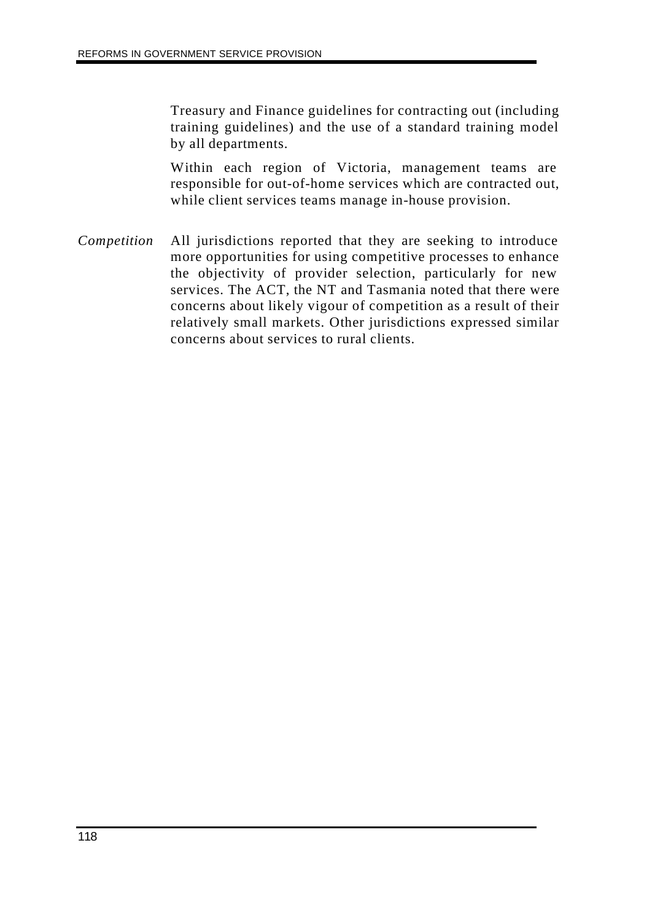Treasury and Finance guidelines for contracting out (including training guidelines) and the use of a standard training model by all departments.

Within each region of Victoria, management teams are responsible for out-of-home services which are contracted out, while client services teams manage in-house provision.

*Competition* All jurisdictions reported that they are seeking to introduce more opportunities for using competitive processes to enhance the objectivity of provider selection, particularly for new services. The ACT, the NT and Tasmania noted that there were concerns about likely vigour of competition as a result of their relatively small markets. Other jurisdictions expressed similar concerns about services to rural clients.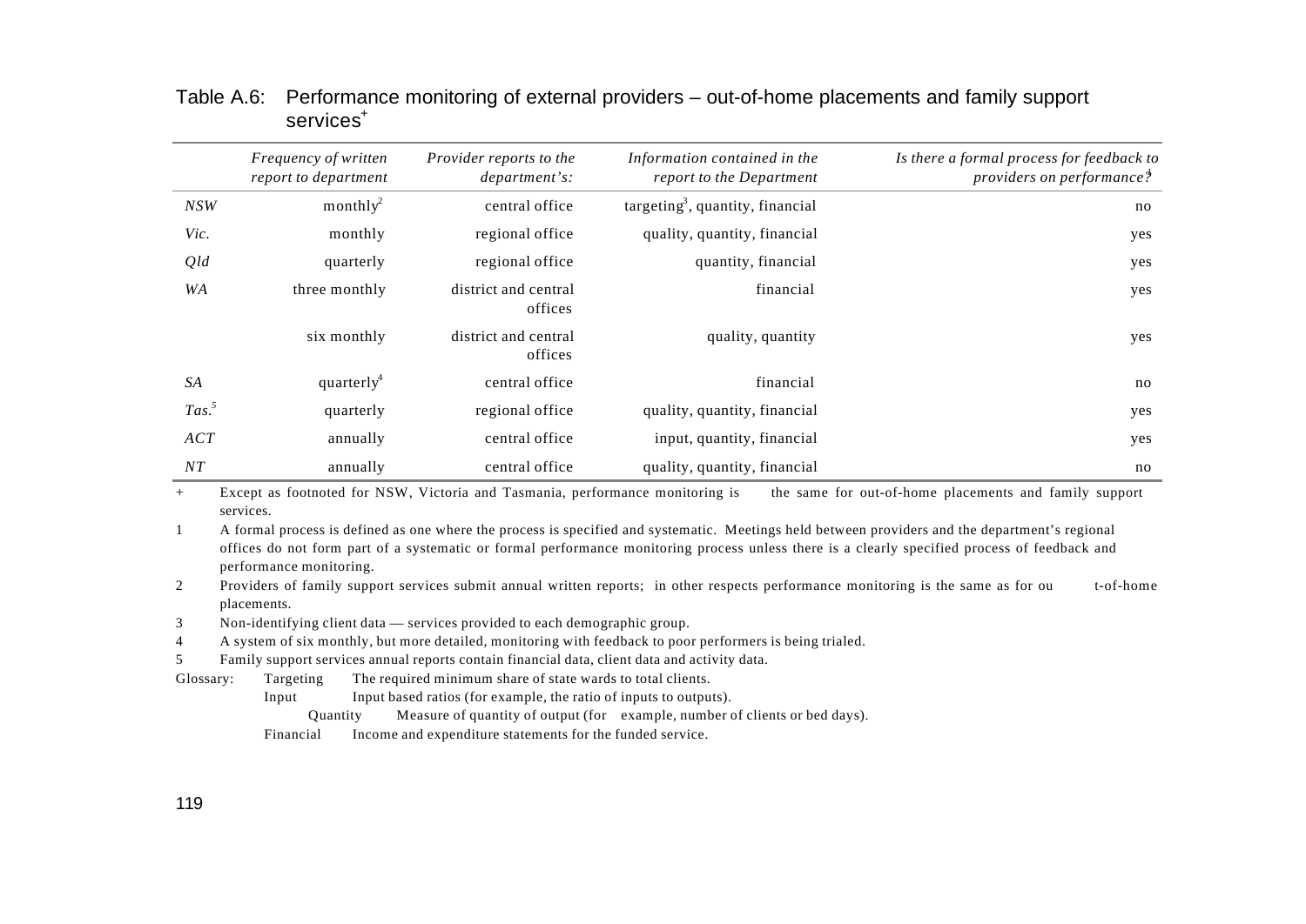Table A.6: Performance monitoring of external providers – out-of-home placements and family support services+

| | *Frequency of written report to department* | *Provider reports to the department's:* | *Information contained in the report to the Department* | *Is there a formal process for feedback to providers on performance?*[1] |
|---|---|---|---|---|
| *NSW* | monthly[2] | central office | targeting[3], quantity, financial | no |
| *Vic.* | monthly | regional office | quality, quantity, financial | yes |
| *Qld* | quarterly | regional office | quantity, financial | yes |
| *WA* | three monthly | district and central offices | financial | yes |
| | six monthly | district and central offices | quality, quantity | yes |
| *SA* | quarterly[4] | central office | financial | no |
| *Tas.*[5] | quarterly | regional office | quality, quantity, financial | yes |
| *ACT* | annually | central office | input, quantity, financial | yes |
| *NT* | annually | central office | quality, quantity, financial | no |

\+ Except as footnoted for NSW, Victoria and Tasmania, performance monitoring is the same for out-of-home placements and family support services.

1 A formal process is defined as one where the process is specified and systematic. Meetings held between providers and the department's regional offices do not form part of a systematic or formal performance monitoring process unless there is a clearly specified process of feedback and performance monitoring.

2 Providers of family support services submit annual written reports; in other respects performance monitoring is the same as for out-of-home placements.

3 Non-identifying client data — services provided to each demographic group.

4 A system of six monthly, but more detailed, monitoring with feedback to poor performers is being trialed.

5 Family support services annual reports contain financial data, client data and activity data.

Glossary:
- Targeting — The required minimum share of state wards to total clients.
- Input — Input based ratios (for example, the ratio of inputs to outputs).
- Quantity — Measure of quantity of output (for example, number of clients or bed days).
- Financial — Income and expenditure statements for the funded service.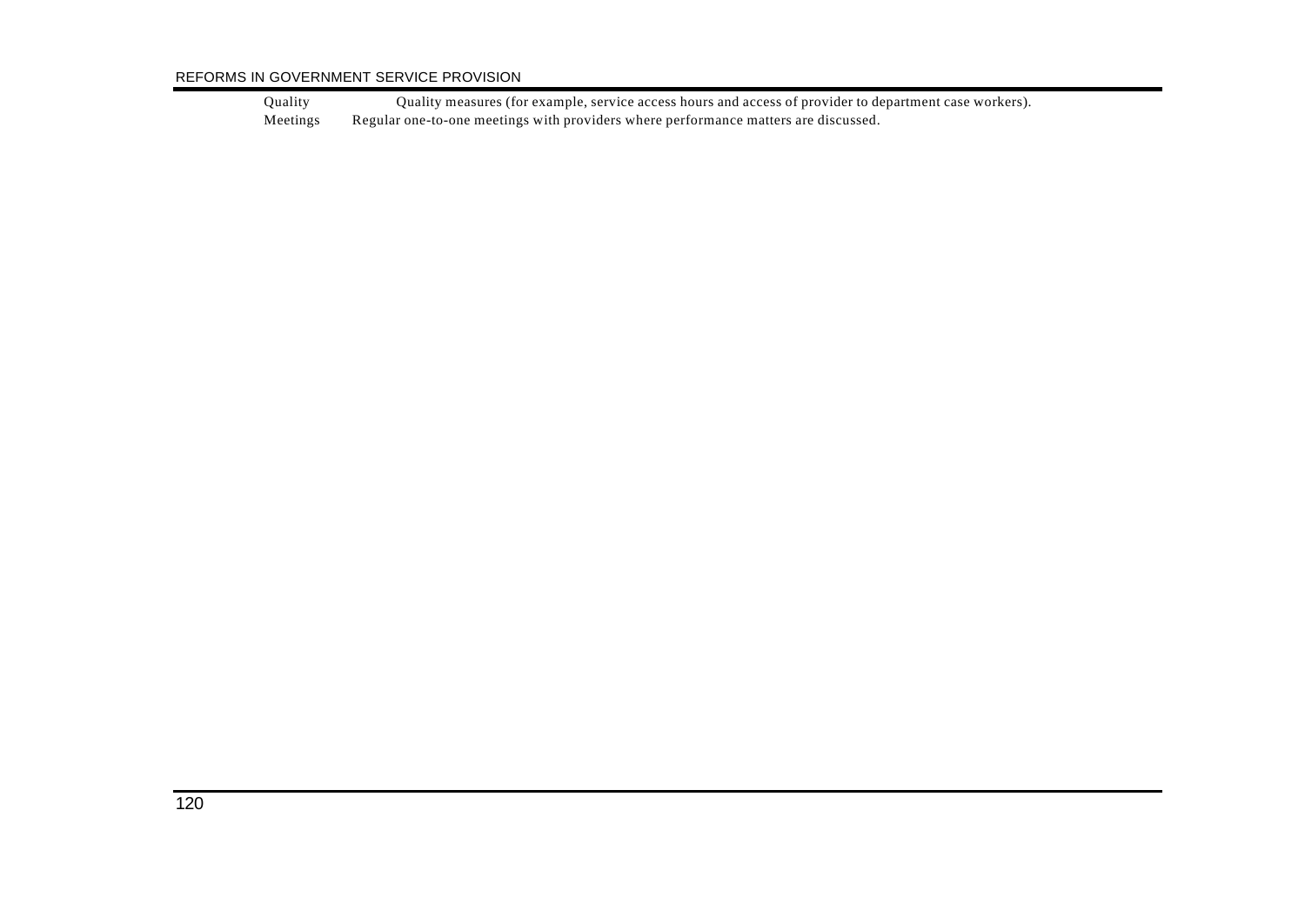| | |
|---|---|
| Quality | Quality measures (for example, service access hours and access of provider to department case workers). |
| Meetings | Regular one-to-one meetings with providers where performance matters are discussed. |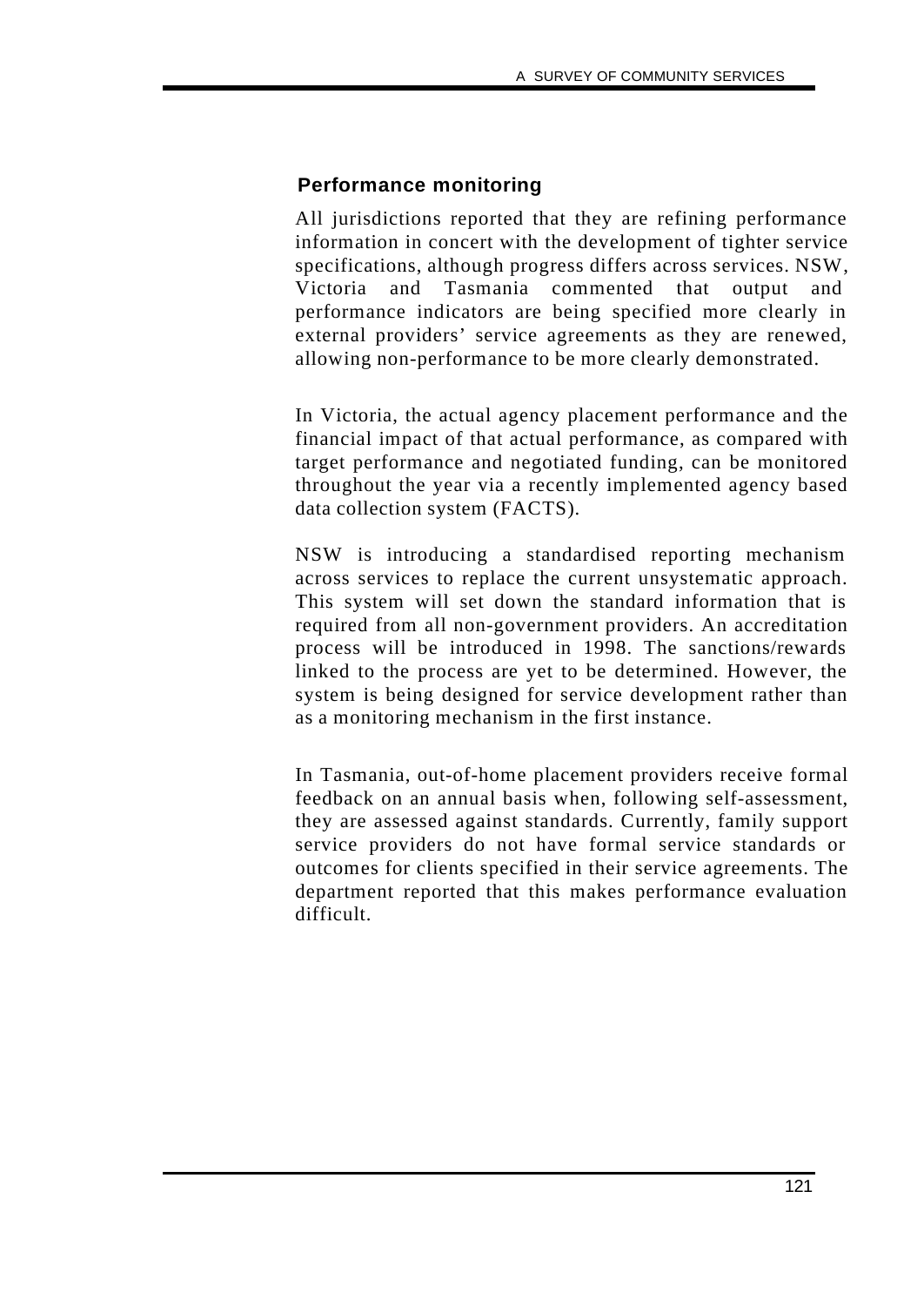### Performance monitoring

All jurisdictions reported that they are refining performance information in concert with the development of tighter service specifications, although progress differs across services. NSW, Victoria and Tasmania commented that output and performance indicators are being specified more clearly in external providers' service agreements as they are renewed, allowing non-performance to be more clearly demonstrated.

In Victoria, the actual agency placement performance and the financial impact of that actual performance, as compared with target performance and negotiated funding, can be monitored throughout the year via a recently implemented agency based data collection system (FACTS).

NSW is introducing a standardised reporting mechanism across services to replace the current unsystematic approach. This system will set down the standard information that is required from all non-government providers. An accreditation process will be introduced in 1998. The sanctions/rewards linked to the process are yet to be determined. However, the system is being designed for service development rather than as a monitoring mechanism in the first instance.

In Tasmania, out-of-home placement providers receive formal feedback on an annual basis when, following self-assessment, they are assessed against standards. Currently, family support service providers do not have formal service standards or outcomes for clients specified in their service agreements. The department reported that this makes performance evaluation difficult.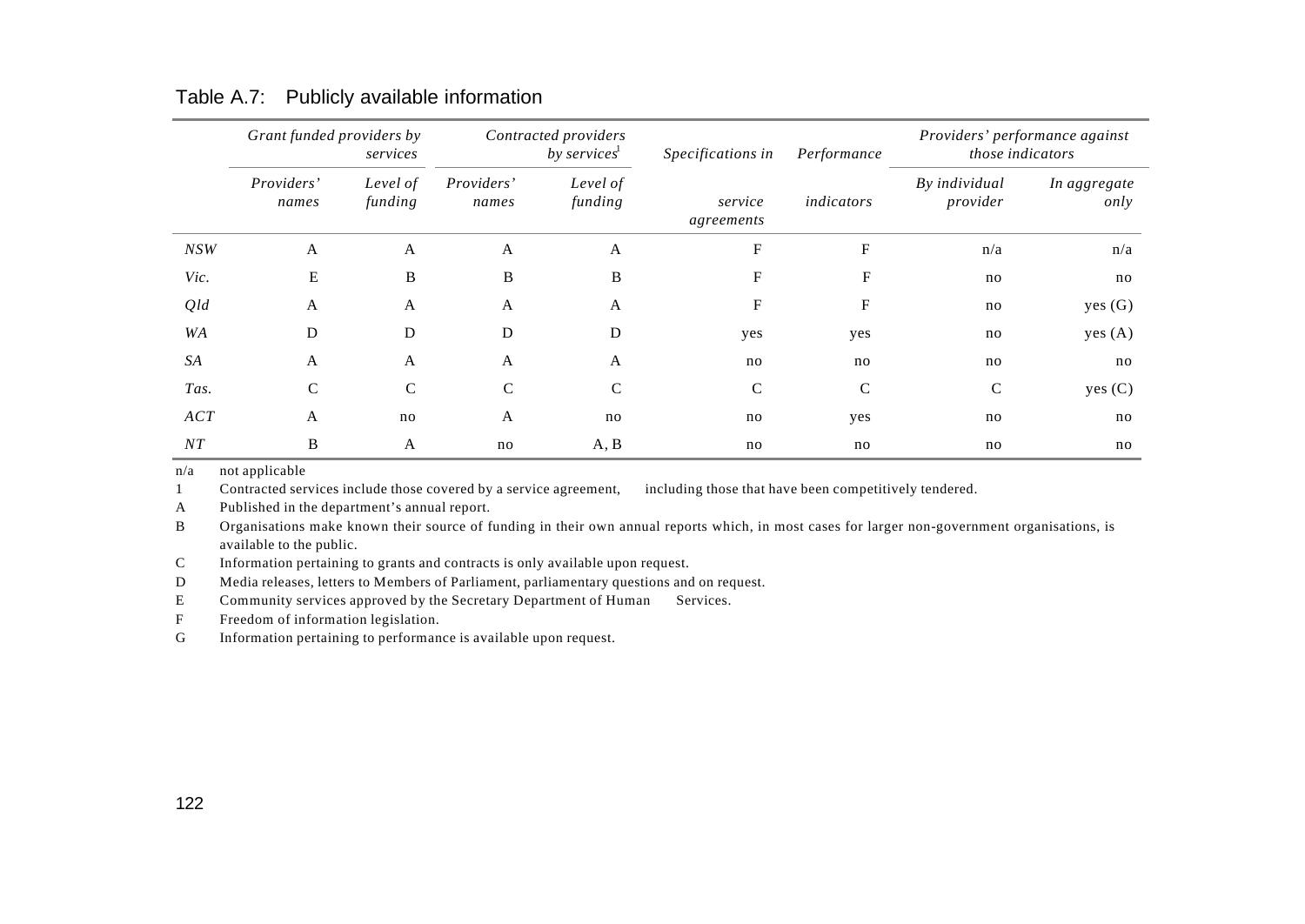Table A.7: Publicly available information

| | Grant funded providers by services | | Contracted providers by services[1] | | Specifications in | Performance | Providers' performance against those indicators | |
|---|---|---|---|---|---|---|---|---|
| | *Providers' names* | *Level of funding* | *Providers' names* | *Level of funding* | *service agreements* | *indicators* | *By individual provider* | *In aggregate only* |
| *NSW* | A | A | A | A | F | F | n/a | n/a |
| *Vic.* | E | B | B | B | F | F | no | no |
| *Qld* | A | A | A | A | F | F | no | yes (G) |
| *WA* | D | D | D | D | yes | yes | no | yes (A) |
| *SA* | A | A | A | A | no | no | no | no |
| *Tas.* | C | C | C | C | C | C | C | yes (C) |
| *ACT* | A | no | A | no | no | yes | no | no |
| *NT* | B | A | no | A, B | no | no | no | no |

n/a not applicable

1 Contracted services include those covered by a service agreement, including those that have been competitively tendered.

A Published in the department's annual report.

B Organisations make known their source of funding in their own annual reports which, in most cases for larger non-government organisations, is available to the public.

C Information pertaining to grants and contracts is only available upon request.

D Media releases, letters to Members of Parliament, parliamentary questions and on request.

E Community services approved by the Secretary Department of Human Services.

F Freedom of information legislation.

G Information pertaining to performance is available upon request.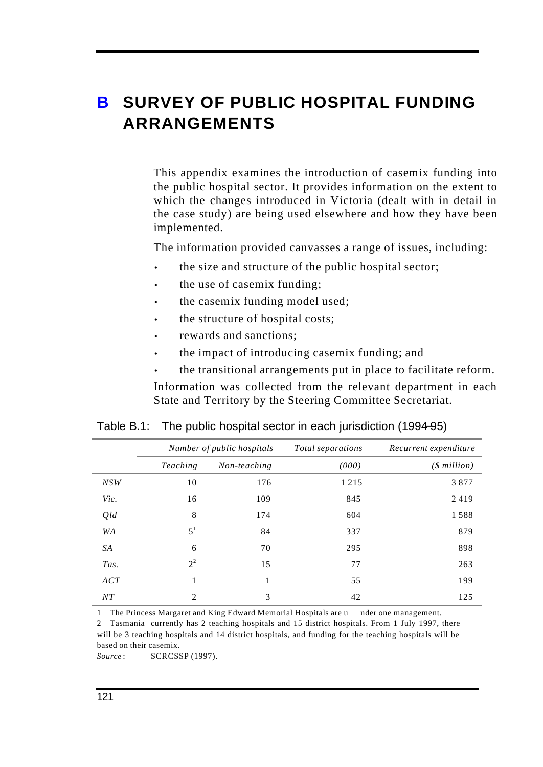# B SURVEY OF PUBLIC HOSPITAL FUNDING ARRANGEMENTS

This appendix examines the introduction of casemix funding into the public hospital sector. It provides information on the extent to which the changes introduced in Victoria (dealt with in detail in the case study) are being used elsewhere and how they have been implemented.

The information provided canvasses a range of issues, including:

- the size and structure of the public hospital sector;
- the use of casemix funding;
- the casemix funding model used;
- the structure of hospital costs;
- rewards and sanctions;
- the impact of introducing casemix funding; and
- the transitional arrangements put in place to facilitate reform.

Information was collected from the relevant department in each State and Territory by the Steering Committee Secretariat.

Table B.1: The public hospital sector in each jurisdiction (1994–95)

| | *Number of public hospitals* | | *Total separations* | *Recurrent expenditure* |
|---|---|---|---|---|
| | *Teaching* | *Non-teaching* | *(000)* | *($ million)* |
| *NSW* | 10 | 176 | 1 215 | 3 877 |
| *Vic.* | 16 | 109 | 845 | 2 419 |
| *Qld* | 8 | 174 | 604 | 1 588 |
| *WA* | 5[1] | 84 | 337 | 879 |
| *SA* | 6 | 70 | 295 | 898 |
| *Tas.* | 2[2] | 15 | 77 | 263 |
| *ACT* | 1 | 1 | 55 | 199 |
| *NT* | 2 | 3 | 42 | 125 |

1 The Princess Margaret and King Edward Memorial Hospitals are under one management.

2 Tasmania currently has 2 teaching hospitals and 15 district hospitals. From 1 July 1997, there will be 3 teaching hospitals and 14 district hospitals, and funding for the teaching hospitals will be based on their casemix.

*Source*: SCRCSSP (1997).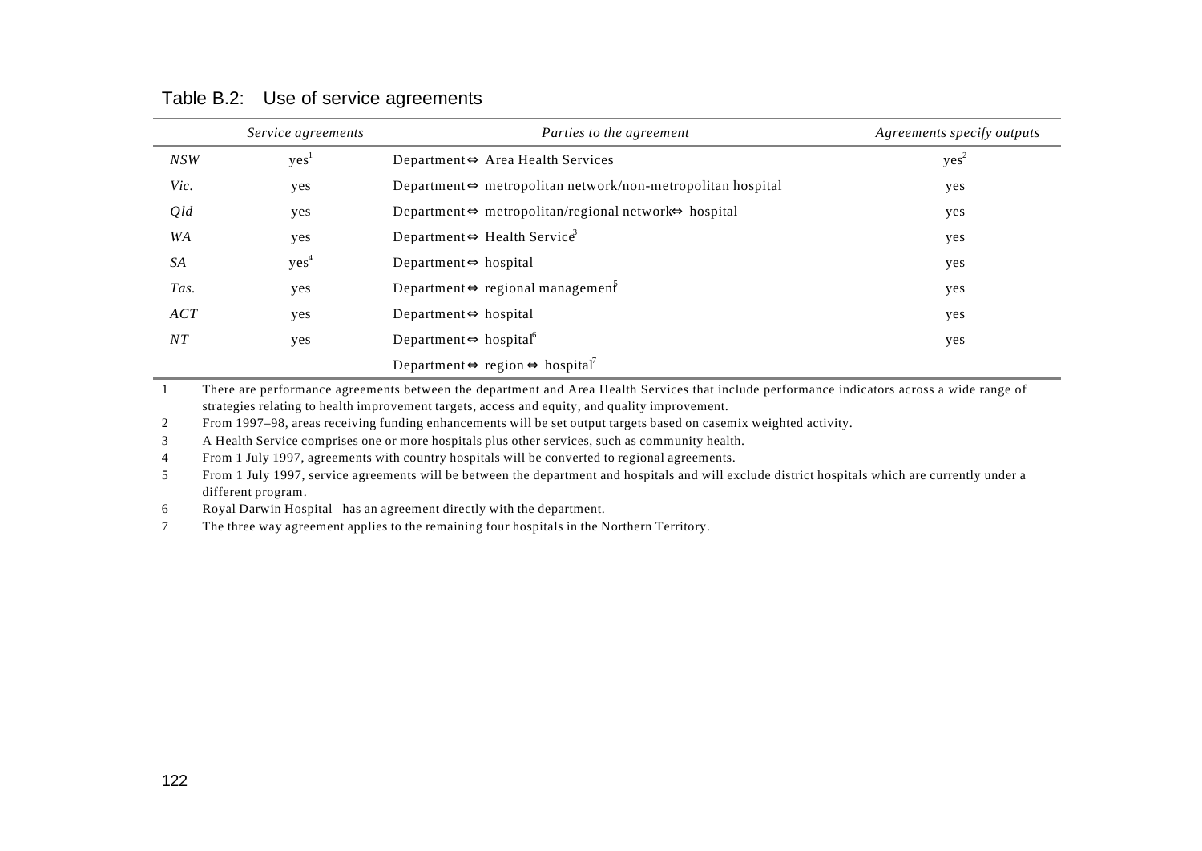## Table B.2: Use of service agreements

| | Service agreements | Parties to the agreement | Agreements specify outputs |
|---|---|---|---|
| *NSW* | yes[1] | Department ⇔ Area Health Services | yes[2] |
| *Vic.* | yes | Department ⇔ metropolitan network/non-metropolitan hospital | yes |
| *Qld* | yes | Department ⇔ metropolitan/regional network ⇔ hospital | yes |
| *WA* | yes | Department ⇔ Health Service[3] | yes |
| *SA* | yes[4] | Department ⇔ hospital | yes |
| *Tas.* | yes | Department ⇔ regional management[5] | yes |
| *ACT* | yes | Department ⇔ hospital | yes |
| *NT* | yes | Department ⇔ hospital[6] | yes |
| | | Department ⇔ region ⇔ hospital[7] | |

1 There are performance agreements between the department and Area Health Services that include performance indicators across a wide range of strategies relating to health improvement targets, access and equity, and quality improvement.

2 From 1997–98, areas receiving funding enhancements will be set output targets based on casemix weighted activity.

3 A Health Service comprises one or more hospitals plus other services, such as community health.

4 From 1 July 1997, agreements with country hospitals will be converted to regional agreements.

5 From 1 July 1997, service agreements will be between the department and hospitals and will exclude district hospitals which are currently under a different program.

6 Royal Darwin Hospital has an agreement directly with the department.

7 The three way agreement applies to the remaining four hospitals in the Northern Territory.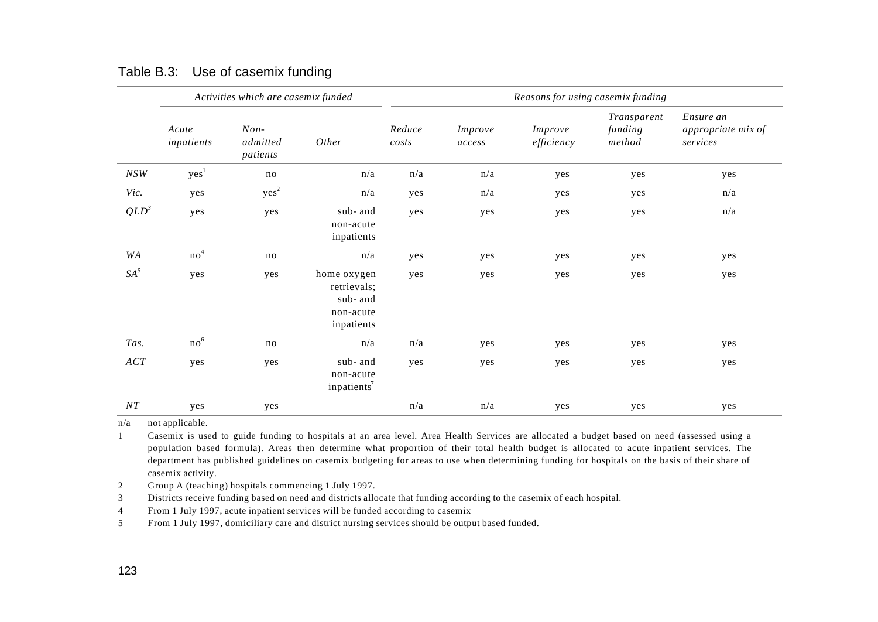Table B.3: Use of casemix funding

| | *Activities which are casemix funded* | | | *Reasons for using casemix funding* | | | | |
|---|---|---|---|---|---|---|---|---|
| | *Acute inpatients* | *Non-admitted patients* | *Other* | *Reduce costs* | *Improve access* | *Improve efficiency* | *Transparent funding method* | *Ensure an appropriate mix of services* |
| *NSW* | yes[1] | no | n/a | n/a | n/a | yes | yes | yes |
| *Vic.* | yes | yes[2] | n/a | yes | n/a | yes | yes | n/a |
| *QLD*[3] | yes | yes | sub- and non-acute inpatients | yes | yes | yes | yes | n/a |
| *WA* | no[4] | no | n/a | yes | yes | yes | yes | yes |
| *SA*[5] | yes | yes | home oxygen retrievals; sub- and non-acute inpatients | yes | yes | yes | yes | yes |
| *Tas.* | no[6] | no | n/a | n/a | yes | yes | yes | yes |
| *ACT* | yes | yes | sub- and non-acute inpatients[7] | yes | yes | yes | yes | yes |
| *NT* | yes | yes | | n/a | n/a | yes | yes | yes |

n/a not applicable.

1 Casemix is used to guide funding to hospitals at an area level. Area Health Services are allocated a budget based on need (assessed using a population based formula). Areas then determine what proportion of their total health budget is allocated to acute inpatient services. The department has published guidelines on casemix budgeting for areas to use when determining funding for hospitals on the basis of their share of casemix activity.

2 Group A (teaching) hospitals commencing 1 July 1997.

3 Districts receive funding based on need and districts allocate that funding according to the casemix of each hospital.

4 From 1 July 1997, acute inpatient services will be funded according to casemix

5 From 1 July 1997, domiciliary care and district nursing services should be output based funded.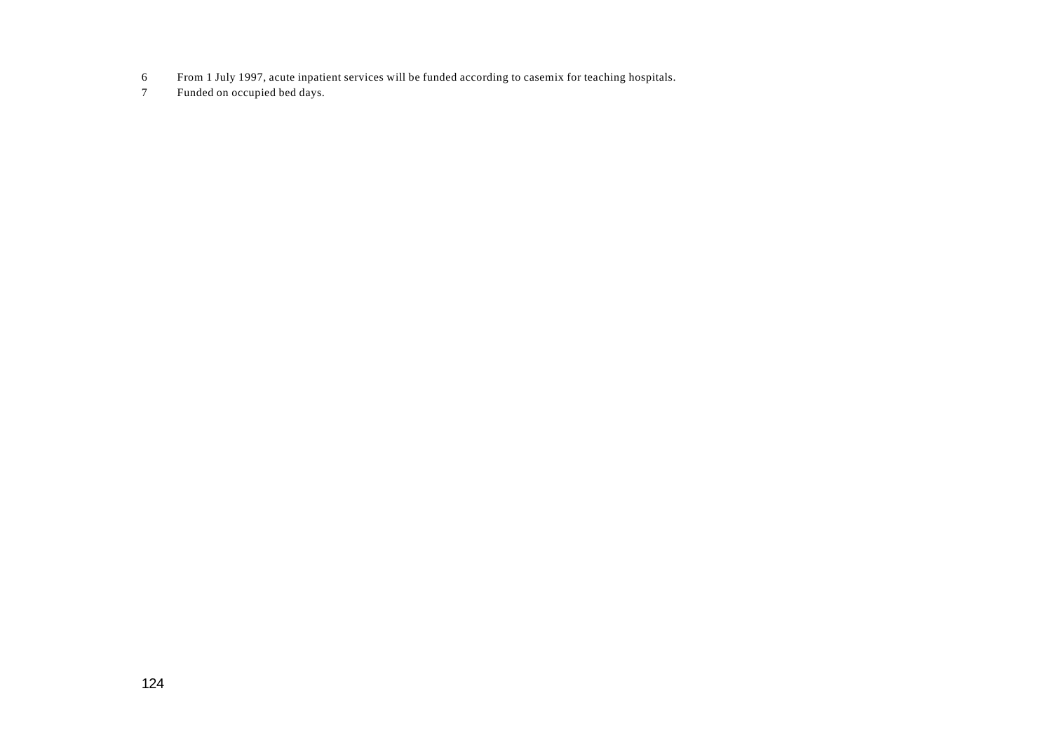6 From 1 July 1997, acute inpatient services will be funded according to casemix for teaching hospitals.

7 Funded on occupied bed days.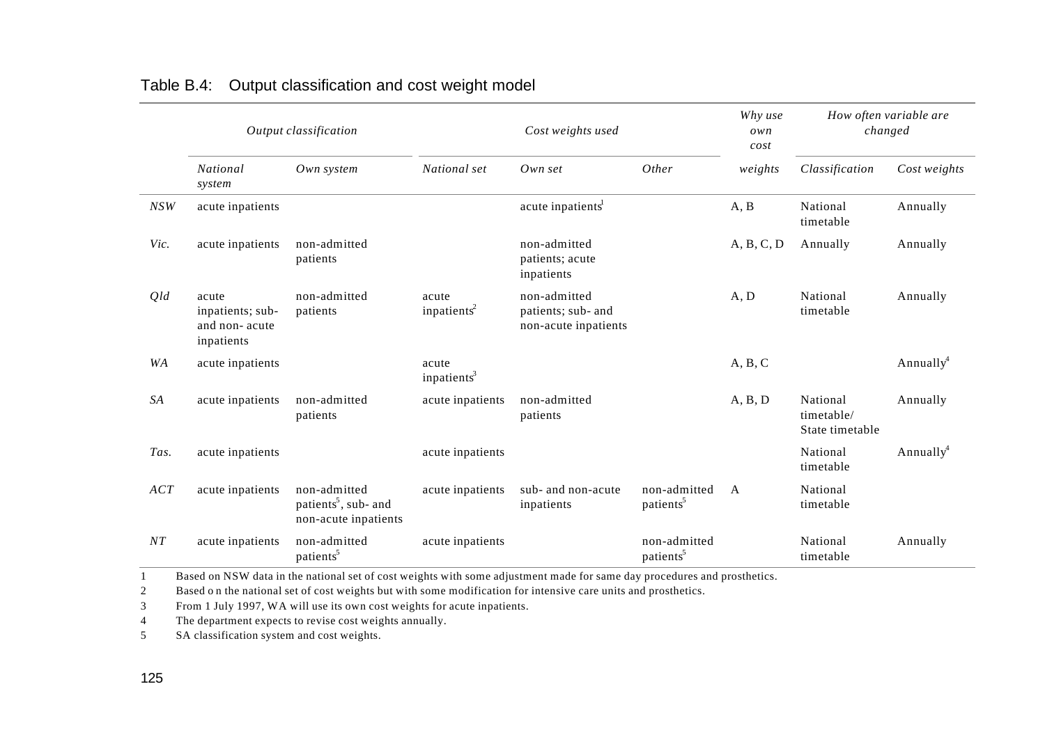Table B.4: Output classification and cost weight model

| | *Output classification* | | *Cost weights used* | | | *Why use own cost weights* | *How often variable are changed* | |
|---|---|---|---|---|---|---|---|---|
| | *National system* | *Own system* | *National set* | *Own set* | *Other* | | *Classification* | *Cost weights* |
| *NSW* | acute inpatients | | | acute inpatients[1] | | A, B | National timetable | Annually |
| *Vic.* | acute inpatients | non-admitted patients | | non-admitted patients; acute inpatients | | A, B, C, D | Annually | Annually |
| *Qld* | acute inpatients; sub- and non- acute inpatients | non-admitted patients | acute inpatients[2] | non-admitted patients; sub- and non-acute inpatients | | A, D | National timetable | Annually |
| *WA* | acute inpatients | | acute inpatients[3] | | | A, B, C | | Annually[4] |
| *SA* | acute inpatients | non-admitted patients | acute inpatients | non-admitted patients | | A, B, D | National timetable/ State timetable | Annually |
| *Tas.* | acute inpatients | | acute inpatients | | | | National timetable | Annually[4] |
| *ACT* | acute inpatients | non-admitted patients[5], sub- and non-acute inpatients | acute inpatients | sub- and non-acute inpatients | non-admitted patients[5] | A | National timetable | |
| *NT* | acute inpatients | non-admitted patients[5] | acute inpatients | | non-admitted patients[5] | | National timetable | Annually |

1 Based on NSW data in the national set of cost weights with some adjustment made for same day procedures and prosthetics.

2 Based o n the national set of cost weights but with some modification for intensive care units and prosthetics.

3 From 1 July 1997, WA will use its own cost weights for acute inpatients.

4 The department expects to revise cost weights annually.

5 SA classification system and cost weights.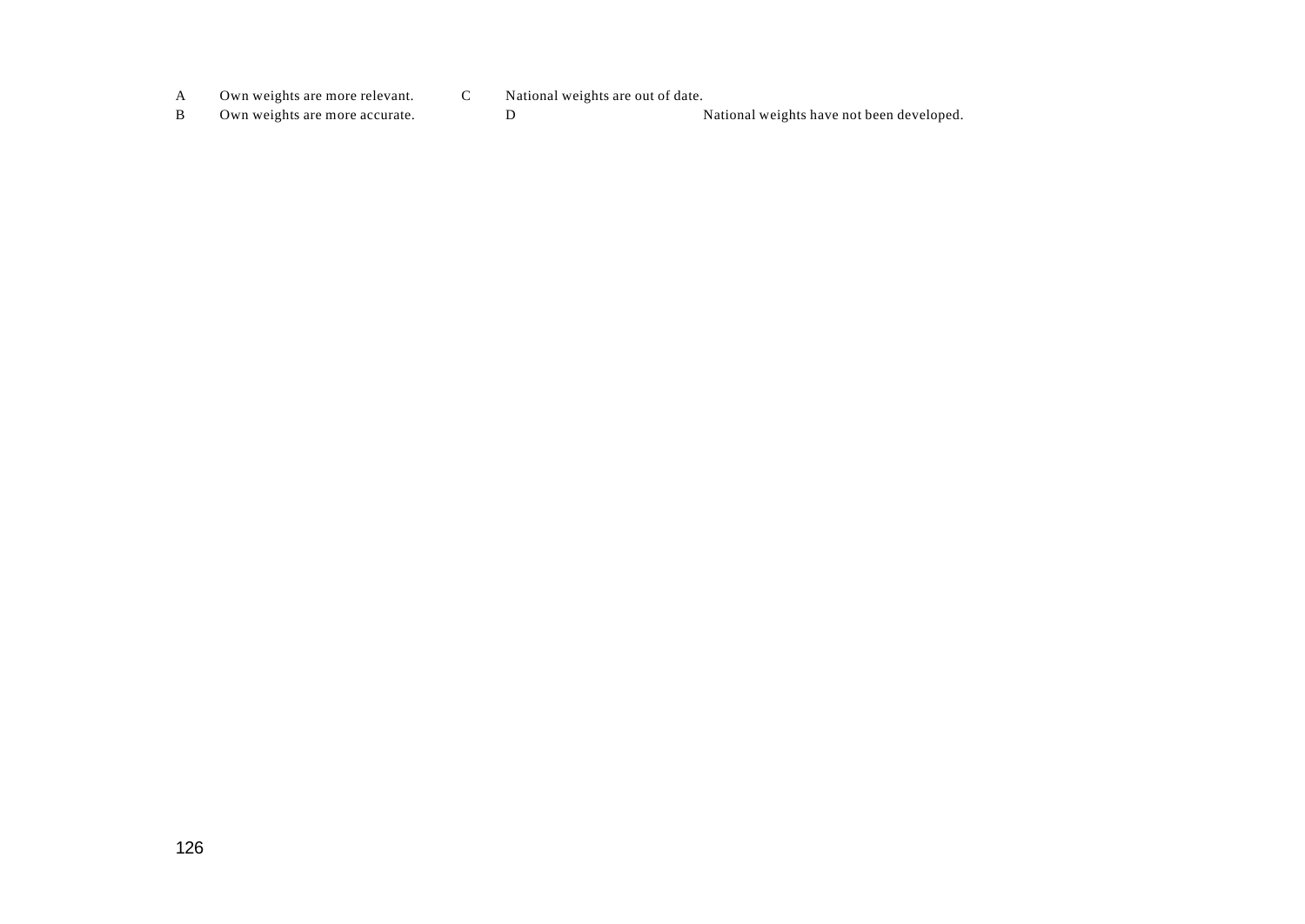A Own weights are more relevant.

B Own weights are more accurate.

C National weights are out of date.

D National weights have not been developed.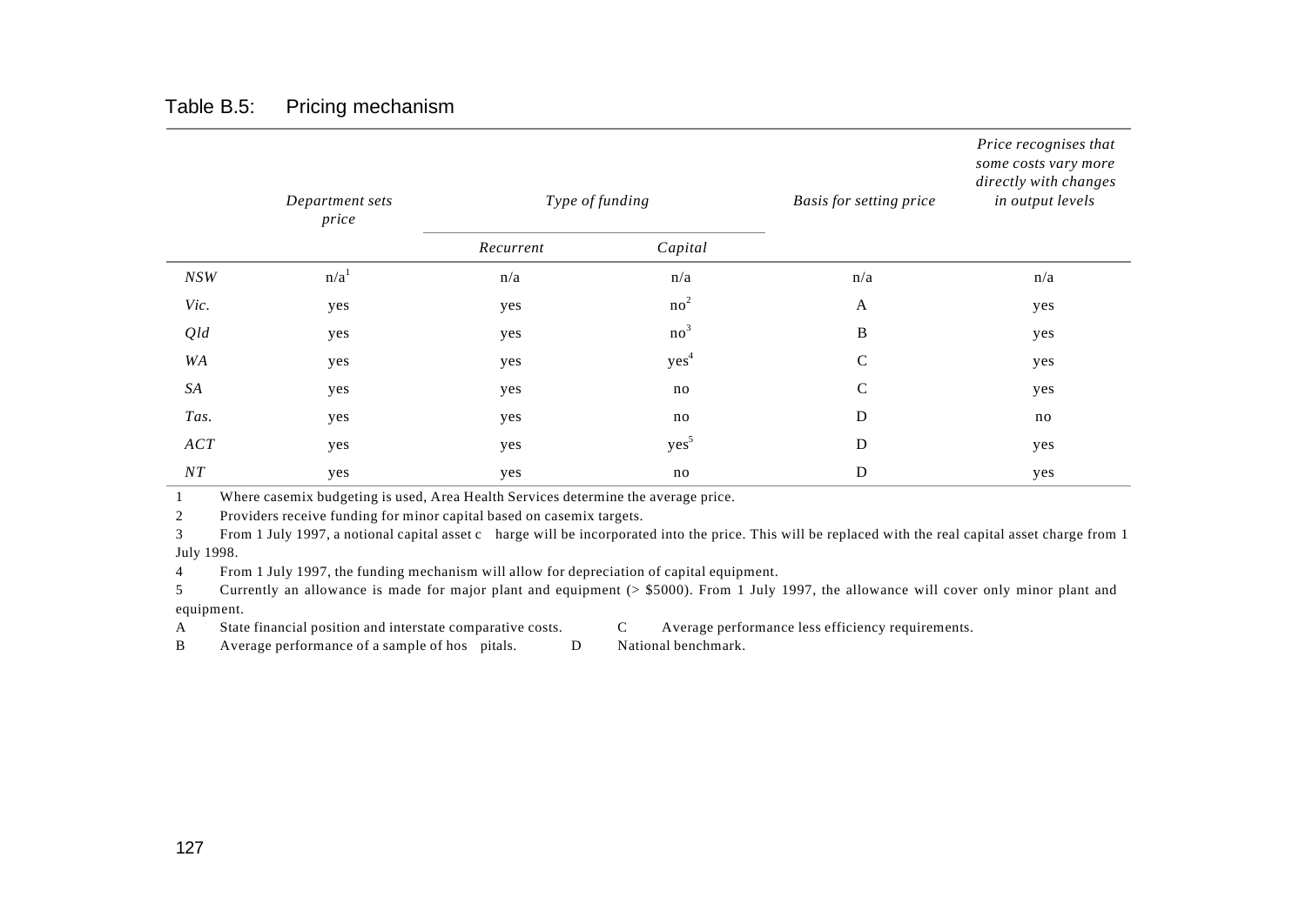Table B.5: Pricing mechanism

| | *Department sets price* | *Type of funding* | | *Basis for setting price* | *Price recognises that some costs vary more directly with changes in output levels* |
|---|---|---|---|---|---|
| | | *Recurrent* | *Capital* | | |
| *NSW* | n/a[1] | n/a | n/a | n/a | n/a |
| *Vic.* | yes | yes | no[2] | A | yes |
| *Qld* | yes | yes | no[3] | B | yes |
| *WA* | yes | yes | yes[4] | C | yes |
| *SA* | yes | yes | no | C | yes |
| *Tas.* | yes | yes | no | D | no |
| *ACT* | yes | yes | yes[5] | D | yes |
| *NT* | yes | yes | no | D | yes |

1 Where casemix budgeting is used, Area Health Services determine the average price.

2 Providers receive funding for minor capital based on casemix targets.

3 From 1 July 1997, a notional capital asset charge will be incorporated into the price. This will be replaced with the real capital asset charge from 1 July 1998.

4 From 1 July 1997, the funding mechanism will allow for depreciation of capital equipment.

5 Currently an allowance is made for major plant and equipment (> $5000). From 1 July 1997, the allowance will cover only minor plant and equipment.

A State financial position and interstate comparative costs.

B Average performance of a sample of hospitals.

C Average performance less efficiency requirements.

D National benchmark.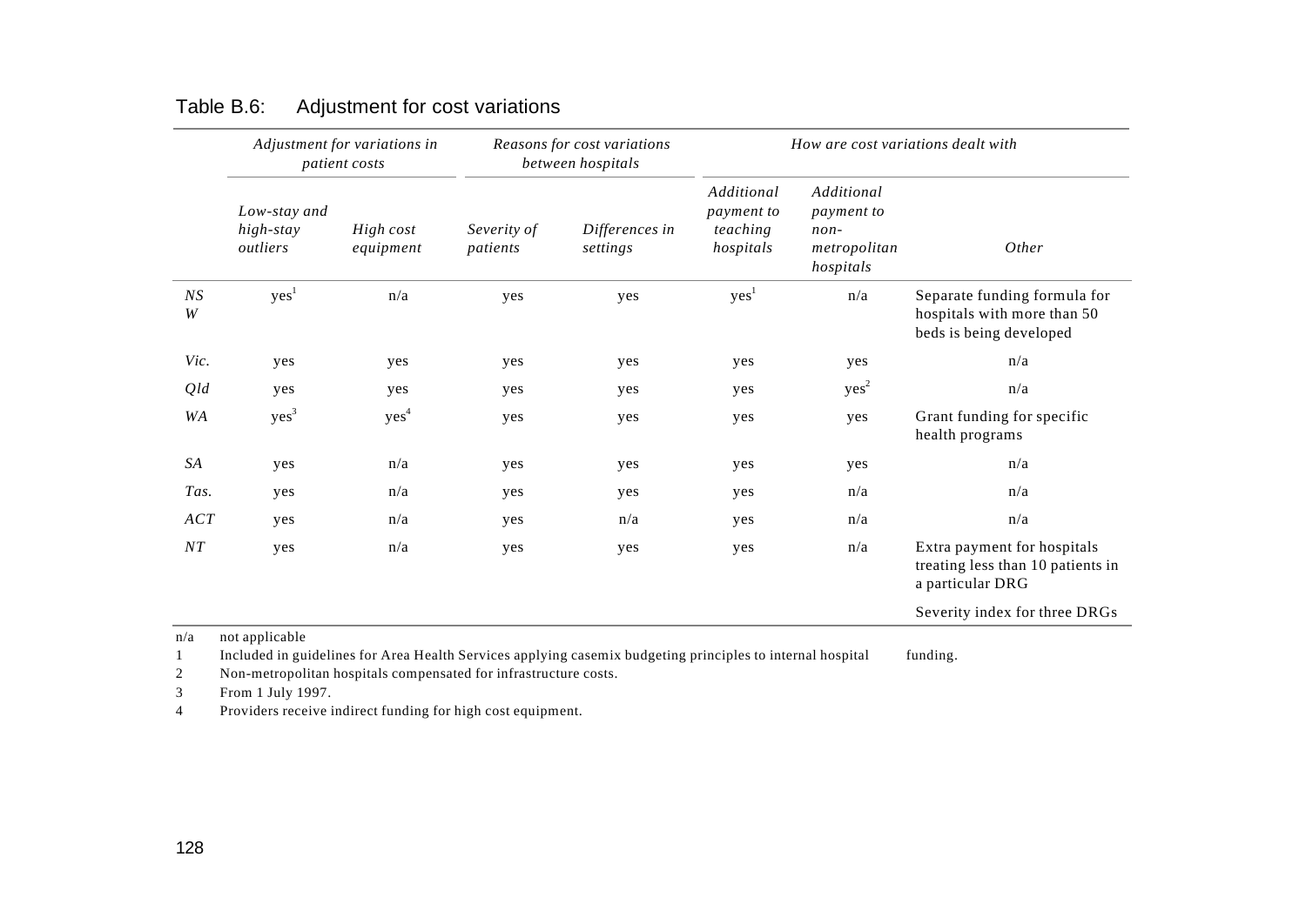Table B.6: Adjustment for cost variations

| | Adjustment for variations in patient costs | | Reasons for cost variations between hospitals | | How are cost variations dealt with | | |
|---|---|---|---|---|---|---|---|
| | *Low-stay and high-stay outliers* | *High cost equipment* | *Severity of patients* | *Differences in settings* | *Additional payment to teaching hospitals* | *Additional payment to non-metropolitan hospitals* | *Other* |
| *NSW* | yes[1] | n/a | yes | yes | yes[1] | n/a | Separate funding formula for hospitals with more than 50 beds is being developed |
| *Vic.* | yes | yes | yes | yes | yes | yes | n/a |
| *Qld* | yes | yes | yes | yes | yes | yes[2] | n/a |
| *WA* | yes[3] | yes[4] | yes | yes | yes | yes | Grant funding for specific health programs |
| *SA* | yes | n/a | yes | yes | yes | yes | n/a |
| *Tas.* | yes | n/a | yes | yes | yes | n/a | n/a |
| *ACT* | yes | n/a | yes | n/a | yes | n/a | n/a |
| *NT* | yes | n/a | yes | yes | yes | n/a | Extra payment for hospitals treating less than 10 patients in a particular DRG<br>Severity index for three DRGs |

n/a not applicable

1 Included in guidelines for Area Health Services applying casemix budgeting principles to internal hospital funding.

2 Non-metropolitan hospitals compensated for infrastructure costs.

3 From 1 July 1997.

4 Providers receive indirect funding for high cost equipment.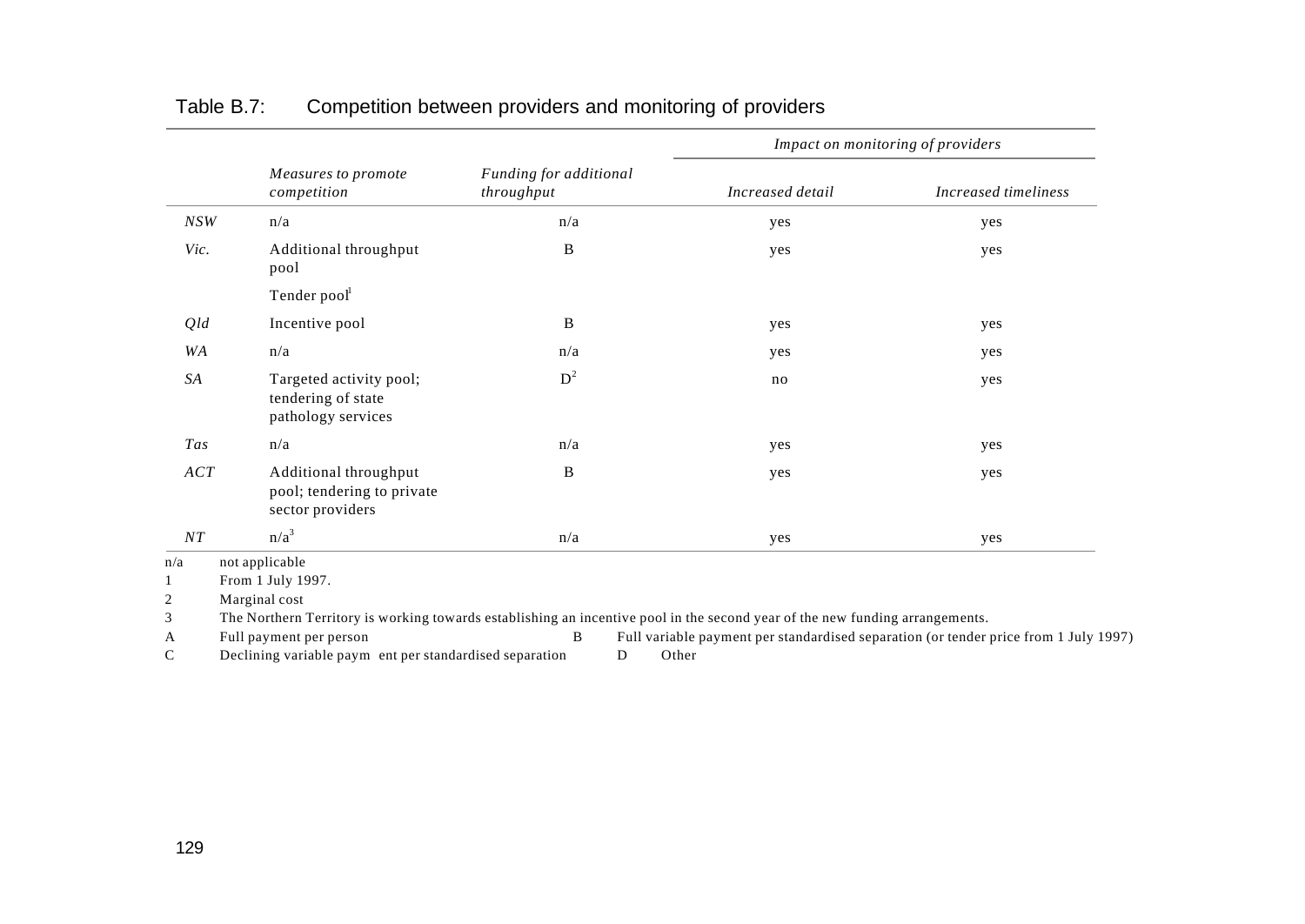Table B.7: Competition between providers and monitoring of providers

| | Measures to promote competition | Funding for additional throughput | Impact on monitoring of providers | |
|---|---|---|---|---|
| | | | Increased detail | Increased timeliness |
| NSW | n/a | n/a | yes | yes |
| Vic. | Additional throughput pool<br>Tender pool[1] | B | yes | yes |
| Qld | Incentive pool | B | yes | yes |
| WA | n/a | n/a | yes | yes |
| SA | Targeted activity pool; tendering of state pathology services | D[2] | no | yes |
| Tas | n/a | n/a | yes | yes |
| ACT | Additional throughput pool; tendering to private sector providers | B | yes | yes |
| NT | n/a[3] | n/a | yes | yes |

n/a not applicable

1 From 1 July 1997.

2 Marginal cost

3 The Northern Territory is working towards establishing an incentive pool in the second year of the new funding arrangements.

A Full payment per person B Full variable payment per standardised separation (or tender price from 1 July 1997)

C Declining variable payment per standardised separation D Other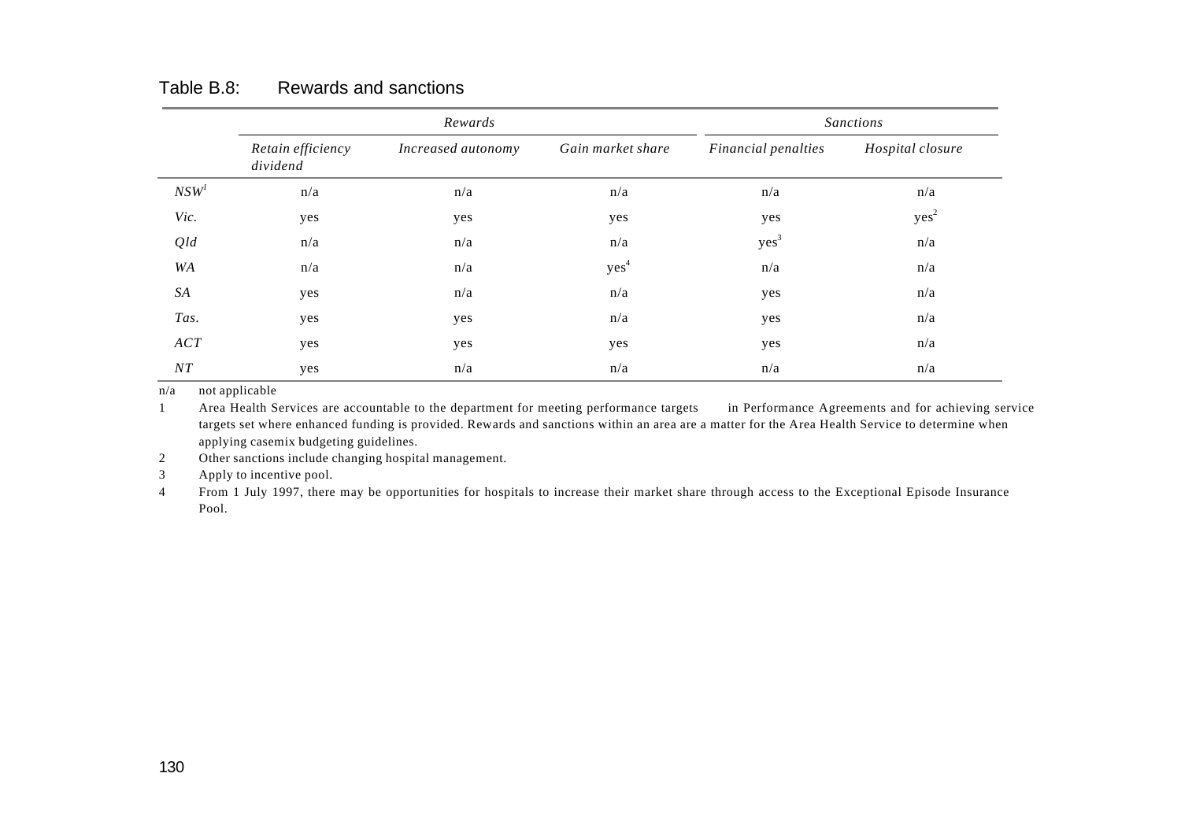Table B.8: Rewards and sanctions

| | *Rewards* | | | *Sanctions* | |
|---|---|---|---|---|---|
| | *Retain efficiency dividend* | *Increased autonomy* | *Gain market share* | *Financial penalties* | *Hospital closure* |
| *NSW*[1] | n/a | n/a | n/a | n/a | n/a |
| *Vic.* | yes | yes | yes | yes | yes[2] |
| *Qld* | n/a | n/a | n/a | yes[3] | n/a |
| *WA* | n/a | n/a | yes[4] | n/a | n/a |
| *SA* | yes | n/a | n/a | yes | n/a |
| *Tas.* | yes | yes | n/a | yes | n/a |
| *ACT* | yes | yes | yes | yes | n/a |
| *NT* | yes | n/a | n/a | n/a | n/a |

n/a not applicable

1 Area Health Services are accountable to the department for meeting performance targets in Performance Agreements and for achieving service targets set where enhanced funding is provided. Rewards and sanctions within an area are a matter for the Area Health Service to determine when applying casemix budgeting guidelines.

2 Other sanctions include changing hospital management.

3 Apply to incentive pool.

4 From 1 July 1997, there may be opportunities for hospitals to increase their market share through access to the Exceptional Episode Insurance Pool.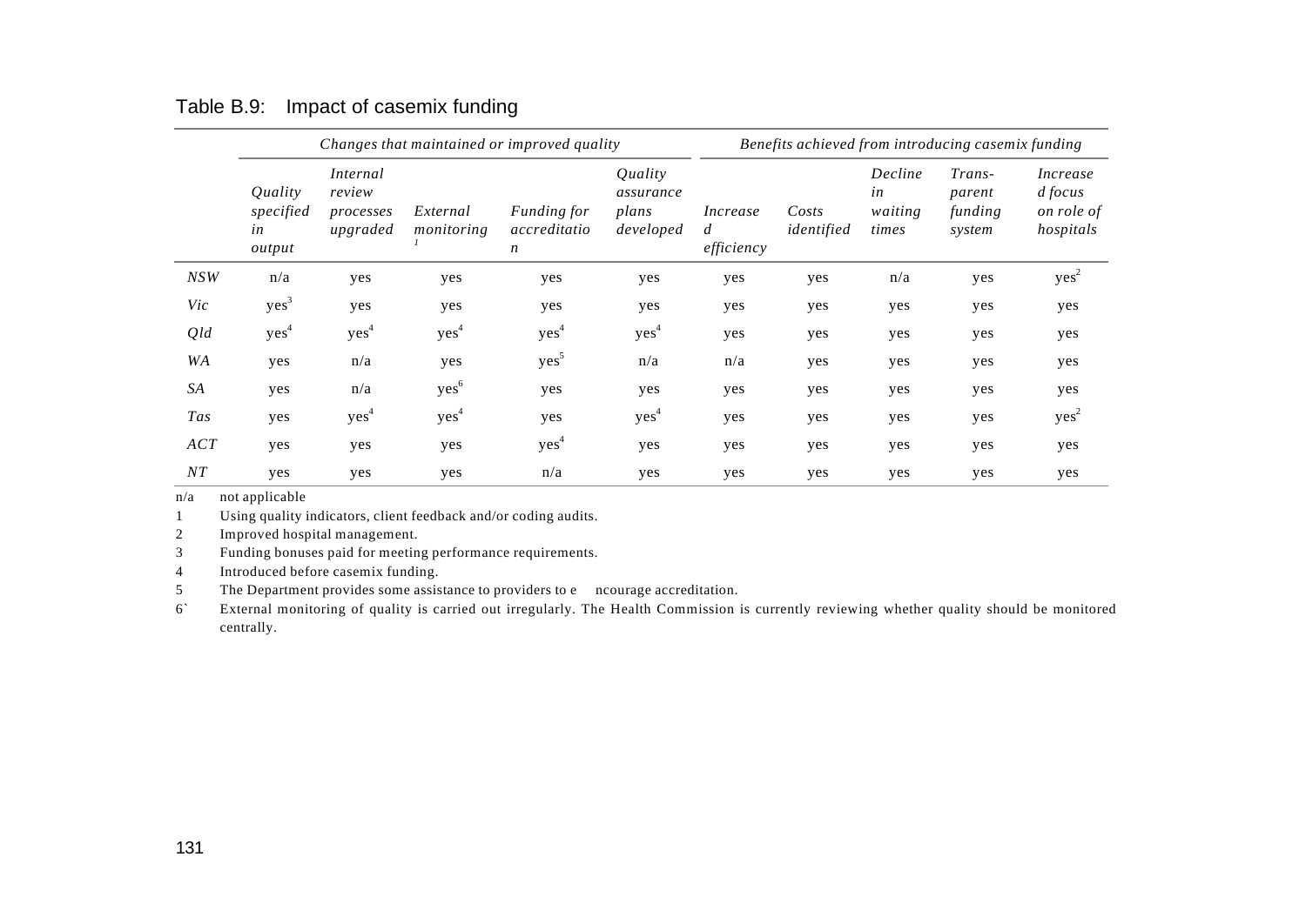## Table B.9: Impact of casemix funding

| | *Changes that maintained or improved quality* | | | | | *Benefits achieved from introducing casemix funding* | | | | |
|---|---|---|---|---|---|---|---|---|---|---|
| | *Quality specified in output* | *Internal review processes upgraded* | *External monitoring* [1] | *Funding for accreditation* | *Quality assurance plans developed* | *Increased efficiency* | *Costs identified* | *Decline in waiting times* | *Trans-parent funding system* | *Increased focus on role of hospitals* |
| *NSW* | n/a | yes | yes | yes | yes | yes | yes | n/a | yes | yes[2] |
| *Vic* | yes[3] | yes | yes | yes | yes | yes | yes | yes | yes | yes |
| *Qld* | yes[4] | yes[4] | yes[4] | yes[4] | yes[4] | yes | yes | yes | yes | yes |
| *WA* | yes | n/a | yes | yes[5] | n/a | n/a | yes | yes | yes | yes |
| *SA* | yes | n/a | yes[6] | yes | yes | yes | yes | yes | yes | yes |
| *Tas* | yes | yes[4] | yes[4] | yes | yes[4] | yes | yes | yes | yes | yes[2] |
| *ACT* | yes | yes | yes | yes[4] | yes | yes | yes | yes | yes | yes |
| *NT* | yes | yes | yes | n/a | yes | yes | yes | yes | yes | yes |

n/a not applicable

1 Using quality indicators, client feedback and/or coding audits.

2 Improved hospital management.

3 Funding bonuses paid for meeting performance requirements.

4 Introduced before casemix funding.

5 The Department provides some assistance to providers to encourage accreditation.

6` External monitoring of quality is carried out irregularly. The Health Commission is currently reviewing whether quality should be monitored centrally.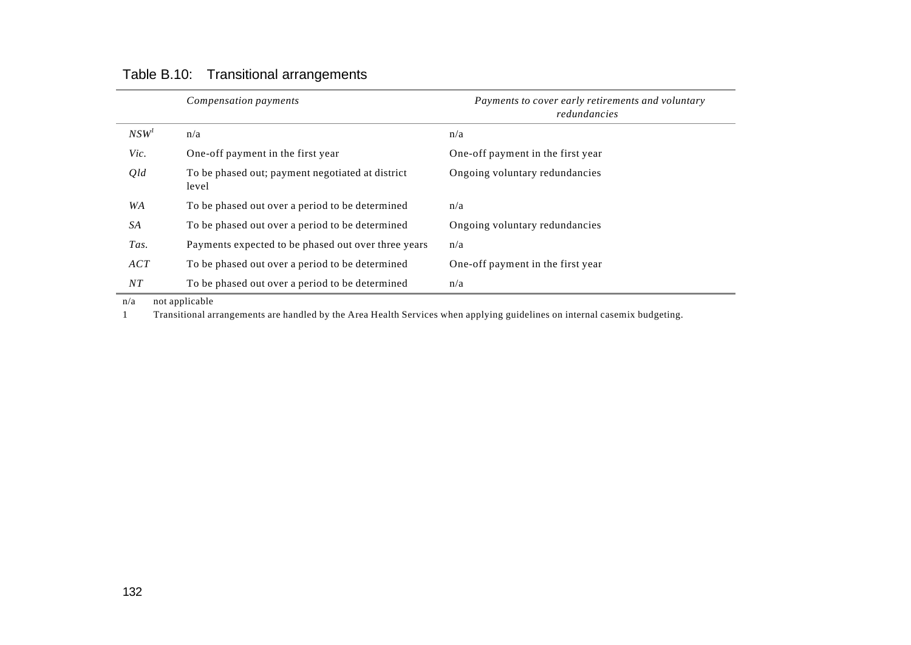## Table B.10: Transitional arrangements

| | *Compensation payments* | *Payments to cover early retirements and voluntary redundancies* |
|---|---|---|
| *NSW*[1] | n/a | n/a |
| *Vic.* | One-off payment in the first year | One-off payment in the first year |
| *Qld* | To be phased out; payment negotiated at district level | Ongoing voluntary redundancies |
| *WA* | To be phased out over a period to be determined | n/a |
| *SA* | To be phased out over a period to be determined | Ongoing voluntary redundancies |
| *Tas.* | Payments expected to be phased out over three years | n/a |
| *ACT* | To be phased out over a period to be determined | One-off payment in the first year |
| *NT* | To be phased out over a period to be determined | n/a |

n/a not applicable

1 Transitional arrangements are handled by the Area Health Services when applying guidelines on internal casemix budgeting.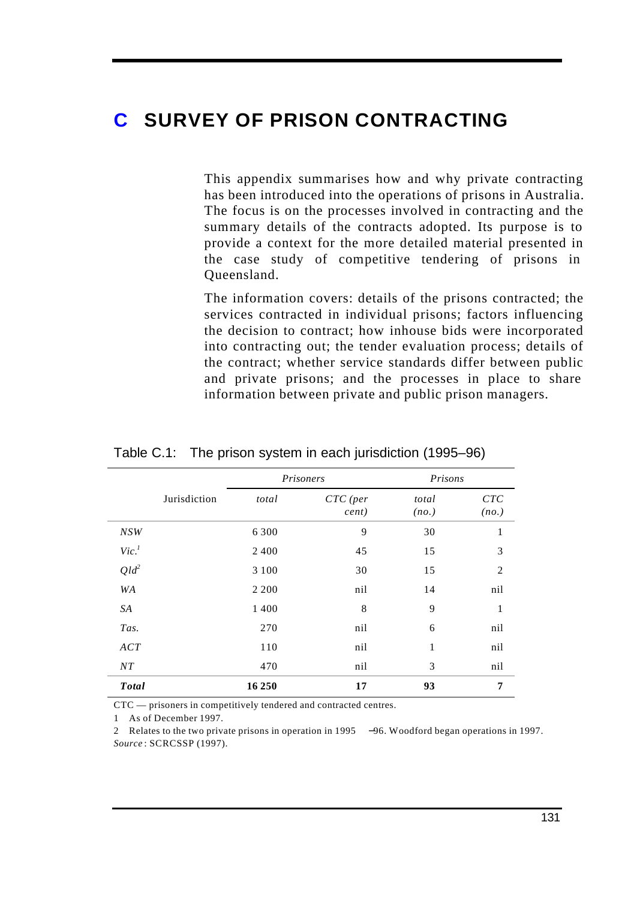# C SURVEY OF PRISON CONTRACTING

This appendix summarises how and why private contracting has been introduced into the operations of prisons in Australia. The focus is on the processes involved in contracting and the summary details of the contracts adopted. Its purpose is to provide a context for the more detailed material presented in the case study of competitive tendering of prisons in Queensland.

The information covers: details of the prisons contracted; the services contracted in individual prisons; factors influencing the decision to contract; how inhouse bids were incorporated into contracting out; the tender evaluation process; details of the contract; whether service standards differ between public and private prisons; and the processes in place to share information between private and public prison managers.

Table C.1: The prison system in each jurisdiction (1995–96)

| Jurisdiction | *Prisoners* | | *Prisons* | |
|---|---|---|---|---|
| | *total* | *CTC (per cent)* | *total (no.)* | *CTC (no.)* |
| *NSW* | 6 300 | 9 | 30 | 1 |
| *Vic.*[1] | 2 400 | 45 | 15 | 3 |
| *Qld*[2] | 3 100 | 30 | 15 | 2 |
| *WA* | 2 200 | nil | 14 | nil |
| *SA* | 1 400 | 8 | 9 | 1 |
| *Tas.* | 270 | nil | 6 | nil |
| *ACT* | 110 | nil | 1 | nil |
| *NT* | 470 | nil | 3 | nil |
| ***Total*** | **16 250** | **17** | **93** | **7** |

CTC — prisoners in competitively tendered and contracted centres.

1 As of December 1997.

2 Relates to the two private prisons in operation in 1995–96. Woodford began operations in 1997.

*Source*: SCRCSSP (1997).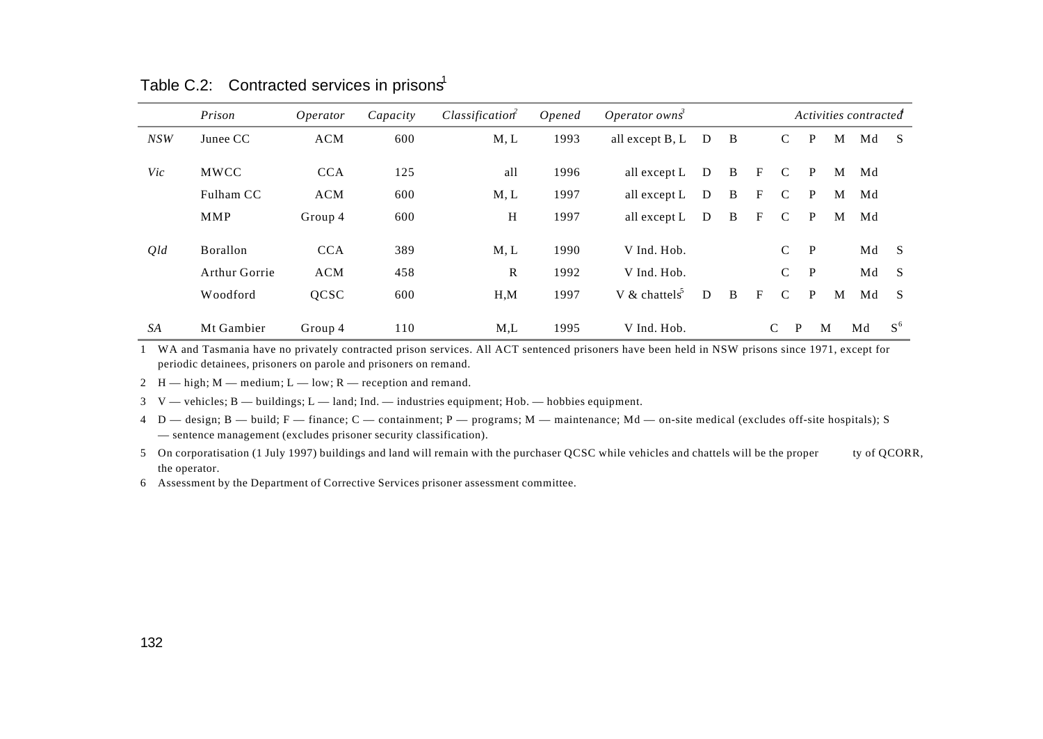Table C.2: Contracted services in prisons[1]

| | Prison | Operator | Capacity | Classification[2] | Opened | Operator owns[3] | Activities contracted[4] | | | | | | | |
|---|---|---|---|---|---|---|---|---|---|---|---|---|---|---|
| *NSW* | Junee CC | ACM | 600 | M, L | 1993 | all except B, L | D | B | | C | P | M | Md | S |
| *Vic* | MWCC | CCA | 125 | all | 1996 | all except L | D | B | F | C | P | M | Md | |
| | Fulham CC | ACM | 600 | M, L | 1997 | all except L | D | B | F | C | P | M | Md | |
| | MMP | Group 4 | 600 | H | 1997 | all except L | D | B | F | C | P | M | Md | |
| *Qld* | Borallon | CCA | 389 | M, L | 1990 | V Ind. Hob. | | | | C | P | | Md | S |
| | Arthur Gorrie | ACM | 458 | R | 1992 | V Ind. Hob. | | | | C | P | | Md | S |
| | Woodford | QCSC | 600 | H,M | 1997 | V & chattels[5] | D | B | F | C | P | M | Md | S |
| *SA* | Mt Gambier | Group 4 | 110 | M,L | 1995 | V Ind. Hob. | | | | C | P | M | Md | S[6] |

1 WA and Tasmania have no privately contracted prison services. All ACT sentenced prisoners have been held in NSW prisons since 1971, except for periodic detainees, prisoners on parole and prisoners on remand.

2 H — high; M — medium; L — low; R — reception and remand.

3 V — vehicles; B — buildings; L — land; Ind. — industries equipment; Hob. — hobbies equipment.

4 D — design; B — build; F — finance; C — containment; P — programs; M — maintenance; Md — on-site medical (excludes off-site hospitals); S — sentence management (excludes prisoner security classification).

5 On corporatisation (1 July 1997) buildings and land will remain with the purchaser QCSC while vehicles and chattels will be the property of QCORR, the operator.

6 Assessment by the Department of Corrective Services prisoner assessment committee.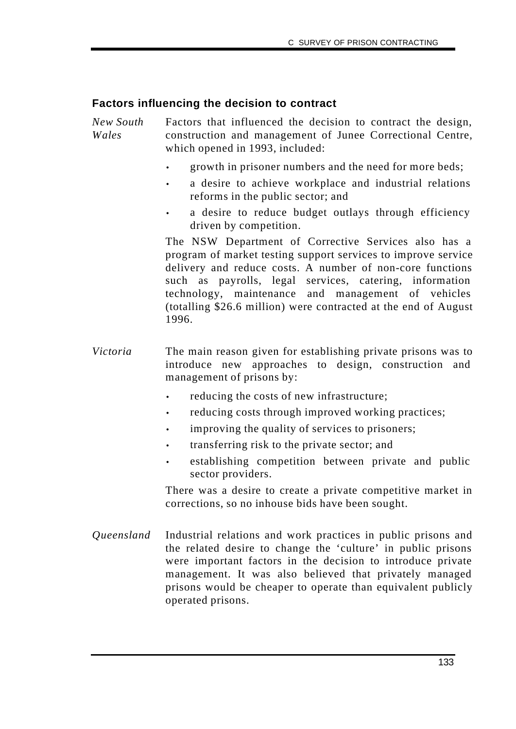### Factors influencing the decision to contract

*New South Wales*

Factors that influenced the decision to contract the design, construction and management of Junee Correctional Centre, which opened in 1993, included:

- growth in prisoner numbers and the need for more beds;
- a desire to achieve workplace and industrial relations reforms in the public sector; and
- a desire to reduce budget outlays through efficiency driven by competition.

The NSW Department of Corrective Services also has a program of market testing support services to improve service delivery and reduce costs. A number of non-core functions such as payrolls, legal services, catering, information technology, maintenance and management of vehicles (totalling $26.6 million) were contracted at the end of August 1996.

*Victoria*

The main reason given for establishing private prisons was to introduce new approaches to design, construction and management of prisons by:

- reducing the costs of new infrastructure;
- reducing costs through improved working practices;
- improving the quality of services to prisoners;
- transferring risk to the private sector; and
- establishing competition between private and public sector providers.

There was a desire to create a private competitive market in corrections, so no inhouse bids have been sought.

*Queensland*

Industrial relations and work practices in public prisons and the related desire to change the 'culture' in public prisons were important factors in the decision to introduce private management. It was also believed that privately managed prisons would be cheaper to operate than equivalent publicly operated prisons.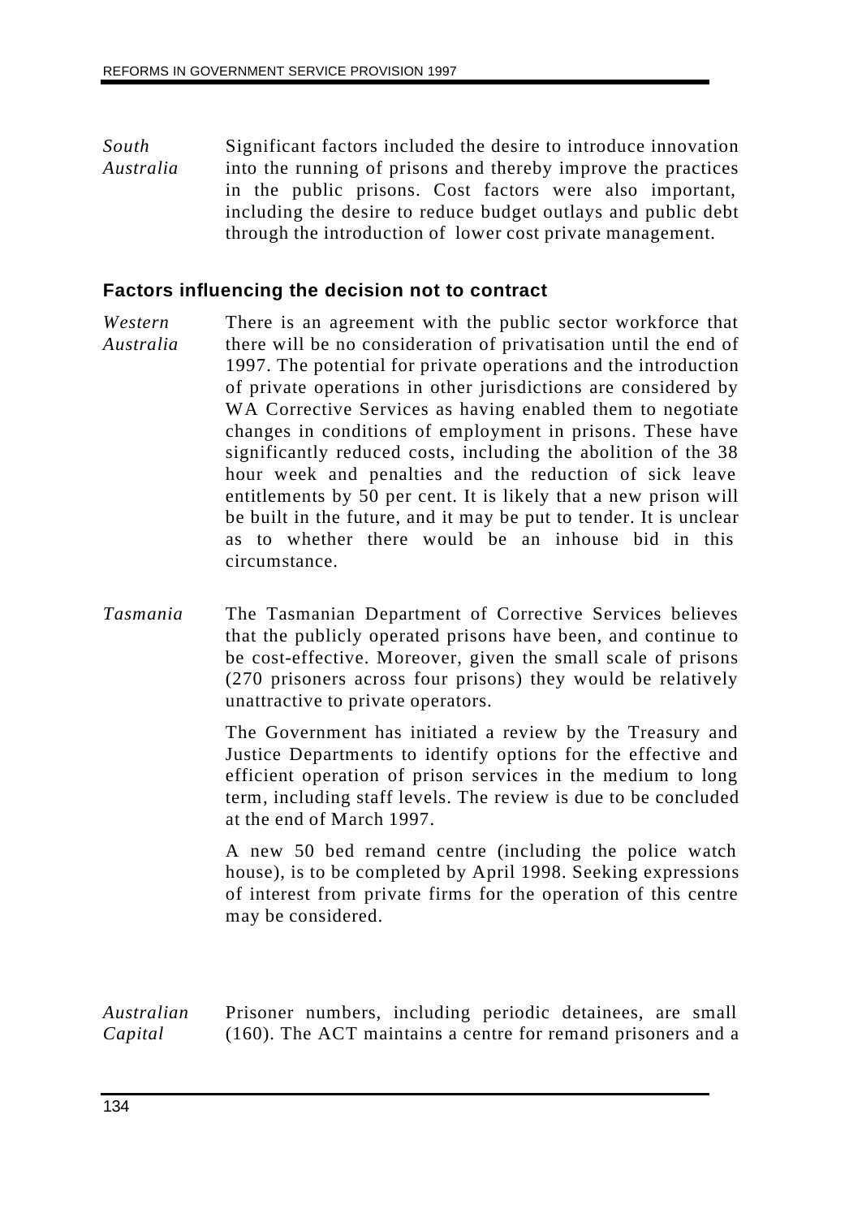*South Australia* Significant factors included the desire to introduce innovation into the running of prisons and thereby improve the practices in the public prisons. Cost factors were also important, including the desire to reduce budget outlays and public debt through the introduction of lower cost private management.

### Factors influencing the decision not to contract

*Western Australia* There is an agreement with the public sector workforce that there will be no consideration of privatisation until the end of 1997. The potential for private operations and the introduction of private operations in other jurisdictions are considered by WA Corrective Services as having enabled them to negotiate changes in conditions of employment in prisons. These have significantly reduced costs, including the abolition of the 38 hour week and penalties and the reduction of sick leave entitlements by 50 per cent. It is likely that a new prison will be built in the future, and it may be put to tender. It is unclear as to whether there would be an inhouse bid in this circumstance.

*Tasmania* The Tasmanian Department of Corrective Services believes that the publicly operated prisons have been, and continue to be cost-effective. Moreover, given the small scale of prisons (270 prisoners across four prisons) they would be relatively unattractive to private operators.

The Government has initiated a review by the Treasury and Justice Departments to identify options for the effective and efficient operation of prison services in the medium to long term, including staff levels. The review is due to be concluded at the end of March 1997.

A new 50 bed remand centre (including the police watch house), is to be completed by April 1998. Seeking expressions of interest from private firms for the operation of this centre may be considered.

*Australian Capital* Prisoner numbers, including periodic detainees, are small (160). The ACT maintains a centre for remand prisoners and a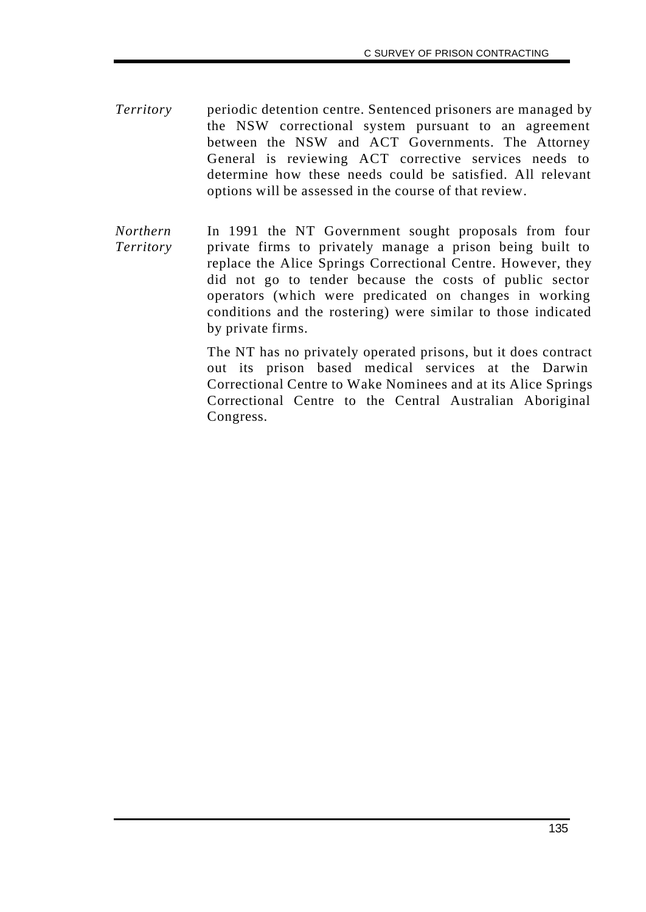*Territory* periodic detention centre. Sentenced prisoners are managed by the NSW correctional system pursuant to an agreement between the NSW and ACT Governments. The Attorney General is reviewing ACT corrective services needs to determine how these needs could be satisfied. All relevant options will be assessed in the course of that review.

*Northern Territory* In 1991 the NT Government sought proposals from four private firms to privately manage a prison being built to replace the Alice Springs Correctional Centre. However, they did not go to tender because the costs of public sector operators (which were predicated on changes in working conditions and the rostering) were similar to those indicated by private firms.

The NT has no privately operated prisons, but it does contract out its prison based medical services at the Darwin Correctional Centre to Wake Nominees and at its Alice Springs Correctional Centre to the Central Australian Aboriginal Congress.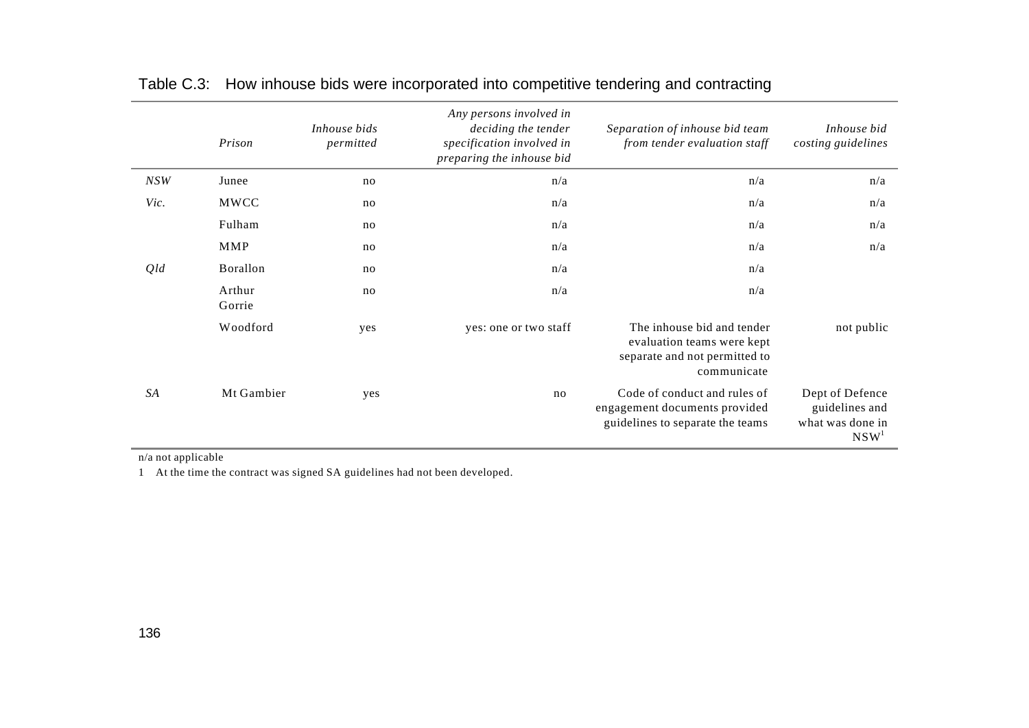Table C.3: How inhouse bids were incorporated into competitive tendering and contracting

| | *Prison* | *Inhouse bids permitted* | *Any persons involved in deciding the tender specification involved in preparing the inhouse bid* | *Separation of inhouse bid team from tender evaluation staff* | *Inhouse bid costing guidelines* |
|---|---|---|---|---|---|
| *NSW* | Junee | no | n/a | n/a | n/a |
| *Vic.* | MWCC | no | n/a | n/a | n/a |
| | Fulham | no | n/a | n/a | n/a |
| | MMP | no | n/a | n/a | n/a |
| *Qld* | Borallon | no | n/a | n/a | |
| | Arthur Gorrie | no | n/a | n/a | |
| | Woodford | yes | yes: one or two staff | The inhouse bid and tender evaluation teams were kept separate and not permitted to communicate | not public |
| *SA* | Mt Gambier | yes | no | Code of conduct and rules of engagement documents provided guidelines to separate the teams | Dept of Defence guidelines and what was done in NSW[1] |

n/a not applicable

1 At the time the contract was signed SA guidelines had not been developed.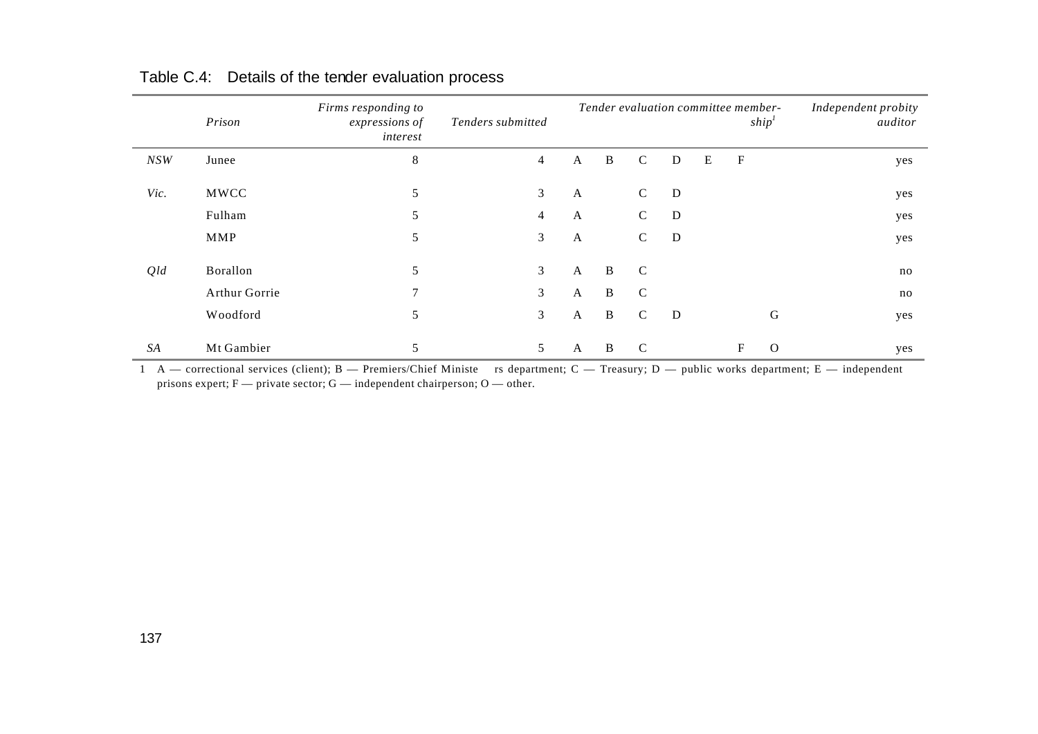## Table C.4: Details of the tender evaluation process

| | Prison | Firms responding to expressions of interest | Tenders submitted | Tender evaluation committee membership[1] | | | | | | | Independent probity auditor |
|---|---|---|---|---|---|---|---|---|---|---|---|
| *NSW* | Junee | 8 | 4 | A | B | C | D | E | F | | yes |
| *Vic.* | MWCC | 5 | 3 | A | | C | D | | | | yes |
| | Fulham | 5 | 4 | A | | C | D | | | | yes |
| | MMP | 5 | 3 | A | | C | D | | | | yes |
| *Qld* | Borallon | 5 | 3 | A | B | C | | | | | no |
| | Arthur Gorrie | 7 | 3 | A | B | C | | | | | no |
| | Woodford | 5 | 3 | A | B | C | D | | | G | yes |
| *SA* | Mt Gambier | 5 | 5 | A | B | C | | | F | O | yes |

1 A — correctional services (client); B — Premiers/Chief Ministers department; C — Treasury; D — public works department; E — independent prisons expert; F — private sector; G — independent chairperson; O — other.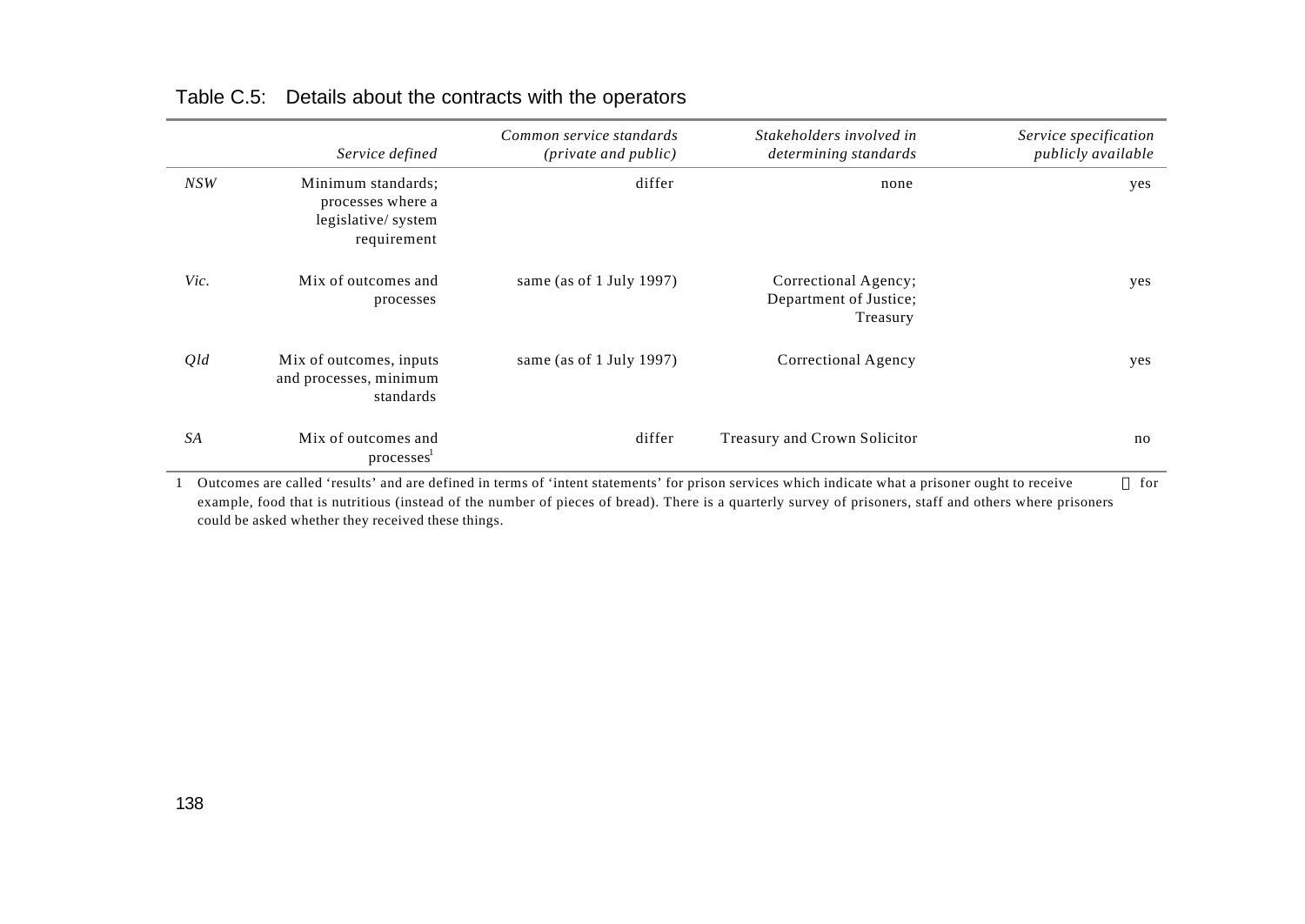Table C.5: Details about the contracts with the operators

| | *Service defined* | *Common service standards (private and public)* | *Stakeholders involved in determining standards* | *Service specification publicly available* |
|---|---|---|---|---|
| *NSW* | Minimum standards; processes where a legislative/ system requirement | differ | none | yes |
| *Vic.* | Mix of outcomes and processes | same (as of 1 July 1997) | Correctional Agency; Department of Justice; Treasury | yes |
| *Qld* | Mix of outcomes, inputs and processes, minimum standards | same (as of 1 July 1997) | Correctional Agency | yes |
| *SA* | Mix of outcomes and processes[1] | differ | Treasury and Crown Solicitor | no |

1 Outcomes are called 'results' and are defined in terms of 'intent statements' for prison services which indicate what a prisoner ought to receive  for example, food that is nutritious (instead of the number of pieces of bread). There is a quarterly survey of prisoners, staff and others where prisoners could be asked whether they received these things.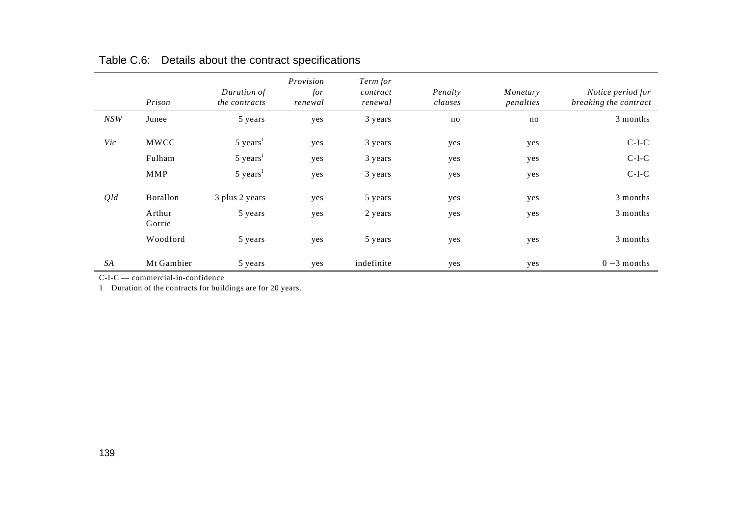Table C.6: Details about the contract specifications

| | *Prison* | *Duration of the contracts* | *Provision for renewal* | *Term for contract renewal* | *Penalty clauses* | *Monetary penalties* | *Notice period for breaking the contract* |
|---|---|---|---|---|---|---|---|
| *NSW* | Junee | 5 years | yes | 3 years | no | no | 3 months |
| *Vic* | MWCC | 5 years[1] | yes | 3 years | yes | yes | C-I-C |
| | Fulham | 5 years[1] | yes | 3 years | yes | yes | C-I-C |
| | MMP | 5 years[1] | yes | 3 years | yes | yes | C-I-C |
| *Qld* | Borallon | 3 plus 2 years | yes | 5 years | yes | yes | 3 months |
| | Arthur Gorrie | 5 years | yes | 2 years | yes | yes | 3 months |
| | Woodford | 5 years | yes | 5 years | yes | yes | 3 months |
| *SA* | Mt Gambier | 5 years | yes | indefinite | yes | yes | 0 − 3 months |

C-I-C — commercial-in-confidence

1 Duration of the contracts for buildings are for 20 years.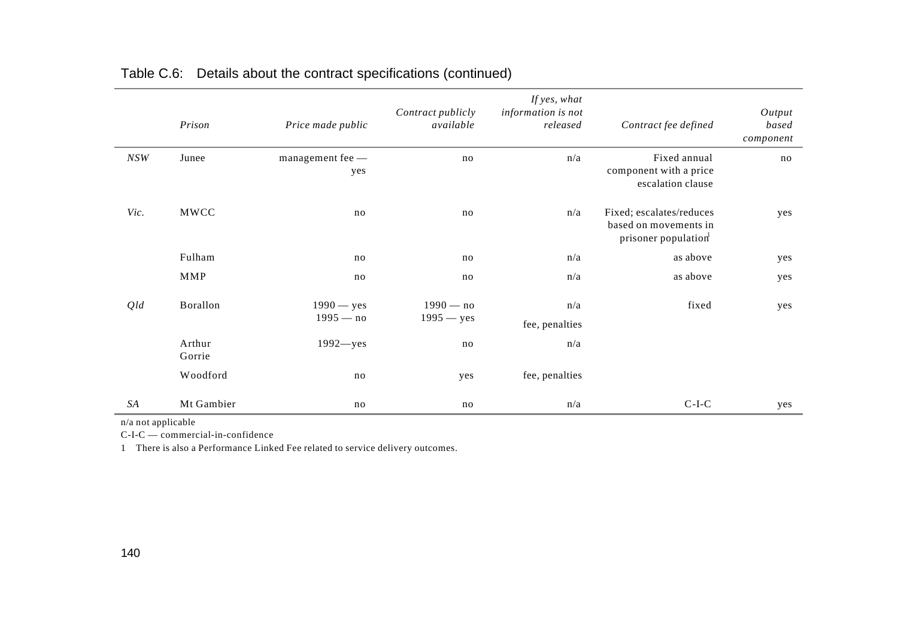Table C.6: Details about the contract specifications (continued)

| | *Prison* | *Price made public* | *Contract publicly available* | *If yes, what information is not released* | *Contract fee defined* | *Output based component* |
|---|---|---|---|---|---|---|
| *NSW* | Junee | management fee — yes | no | n/a | Fixed annual component with a price escalation clause | no |
| *Vic.* | MWCC | no | no | n/a | Fixed; escalates/reduces based on movements in prisoner population[1] | yes |
| | Fulham | no | no | n/a | as above | yes |
| | MMP | no | no | n/a | as above | yes |
| *Qld* | Borallon | 1990 — yes<br>1995 — no | 1990 — no<br>1995 — yes | n/a<br>fee, penalties | fixed | yes |
| | Arthur Gorrie | 1992—yes | no | n/a | | |
| | Woodford | no | yes | fee, penalties | | |
| *SA* | Mt Gambier | no | no | n/a | C-I-C | yes |

n/a not applicable

C-I-C — commercial-in-confidence

1 There is also a Performance Linked Fee related to service delivery outcomes.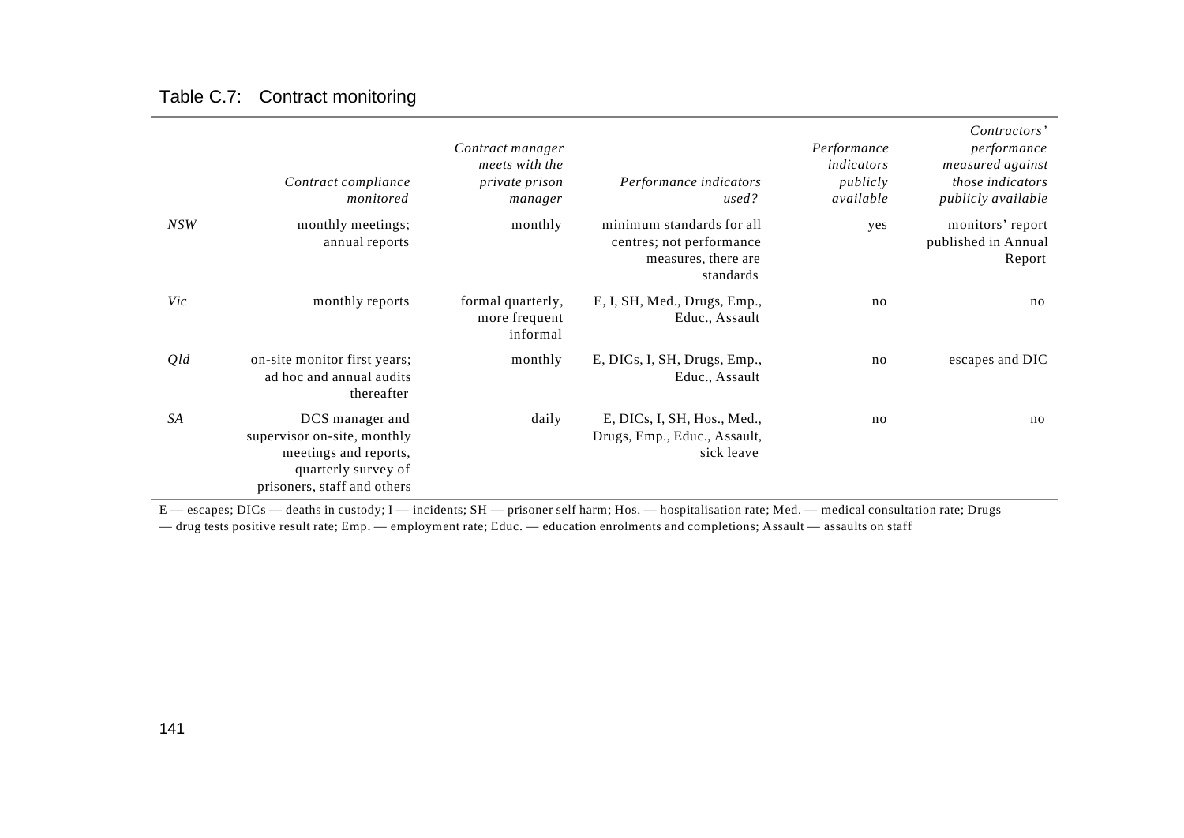Table C.7: Contract monitoring

| | *Contract compliance monitored* | *Contract manager meets with the private prison manager* | *Performance indicators used?* | *Performance indicators publicly available* | *Contractors' performance measured against those indicators publicly available* |
|---|---|---|---|---|---|
| *NSW* | monthly meetings; annual reports | monthly | minimum standards for all centres; not performance measures, there are standards | yes | monitors' report published in Annual Report |
| *Vic* | monthly reports | formal quarterly, more frequent informal | E, I, SH, Med., Drugs, Emp., Educ., Assault | no | no |
| *Qld* | on-site monitor first years; ad hoc and annual audits thereafter | monthly | E, DICs, I, SH, Drugs, Emp., Educ., Assault | no | escapes and DIC |
| *SA* | DCS manager and supervisor on-site, monthly meetings and reports, quarterly survey of prisoners, staff and others | daily | E, DICs, I, SH, Hos., Med., Drugs, Emp., Educ., Assault, sick leave | no | no |

E — escapes; DICs — deaths in custody; I — incidents; SH — prisoner self harm; Hos. — hospitalisation rate; Med. — medical consultation rate; Drugs — drug tests positive result rate; Emp. — employment rate; Educ. — education enrolments and completions; Assault — assaults on staff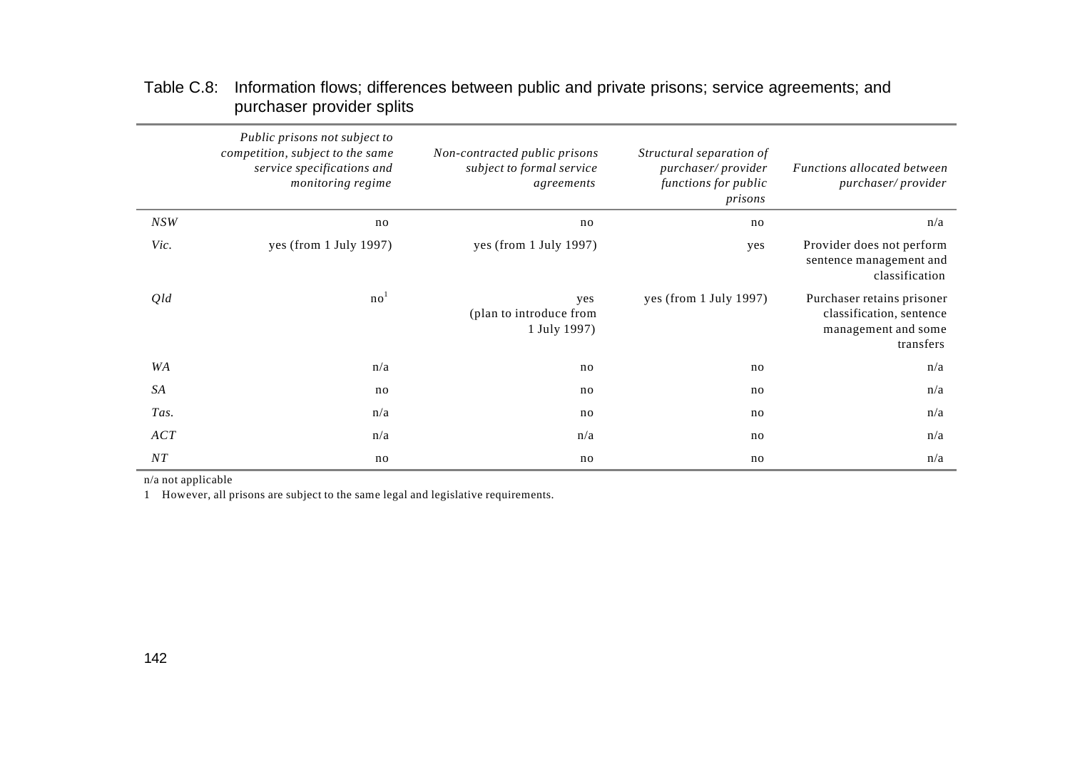Table C.8: Information flows; differences between public and private prisons; service agreements; and purchaser provider splits

| | *Public prisons not subject to competition, subject to the same service specifications and monitoring regime* | *Non-contracted public prisons subject to formal service agreements* | *Structural separation of purchaser/provider functions for public prisons* | *Functions allocated between purchaser/provider* |
|---|---|---|---|---|
| *NSW* | no | no | no | n/a |
| *Vic.* | yes (from 1 July 1997) | yes (from 1 July 1997) | yes | Provider does not perform sentence management and classification |
| *Qld* | no[1] | yes (plan to introduce from 1 July 1997) | yes (from 1 July 1997) | Purchaser retains prisoner classification, sentence management and some transfers |
| *WA* | n/a | no | no | n/a |
| *SA* | no | no | no | n/a |
| *Tas.* | n/a | no | no | n/a |
| *ACT* | n/a | n/a | no | n/a |
| *NT* | no | no | no | n/a |

n/a not applicable

1 However, all prisons are subject to the same legal and legislative requirements.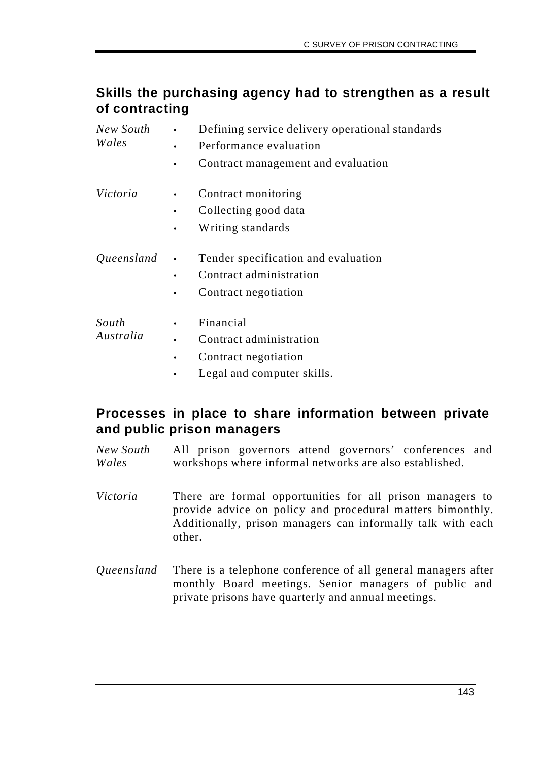## Skills the purchasing agency had to strengthen as a result of contracting

*New South Wales*

- Defining service delivery operational standards
- Performance evaluation
- Contract management and evaluation

*Victoria*

- Contract monitoring
- Collecting good data
- Writing standards

*Queensland*

- Tender specification and evaluation
- Contract administration
- Contract negotiation

*South Australia*

- Financial
- Contract administration
- Contract negotiation
- Legal and computer skills.

## Processes in place to share information between private and public prison managers

*New South Wales* All prison governors attend governors' conferences and workshops where informal networks are also established.

*Victoria* There are formal opportunities for all prison managers to provide advice on policy and procedural matters bimonthly. Additionally, prison managers can informally talk with each other.

*Queensland* There is a telephone conference of all general managers after monthly Board meetings. Senior managers of public and private prisons have quarterly and annual meetings.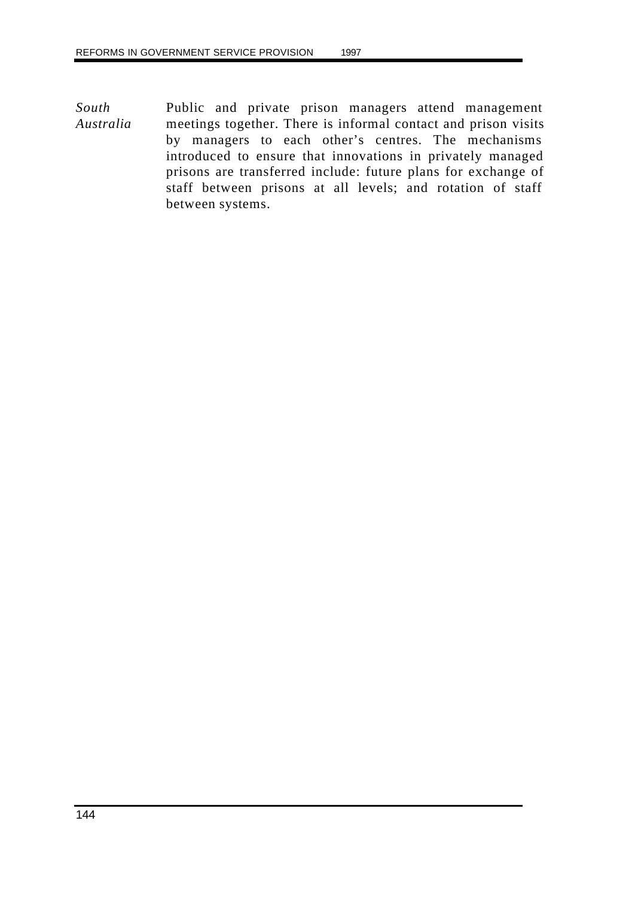*South Australia* Public and private prison managers attend management meetings together. There is informal contact and prison visits by managers to each other's centres. The mechanisms introduced to ensure that innovations in privately managed prisons are transferred include: future plans for exchange of staff between prisons at all levels; and rotation of staff between systems.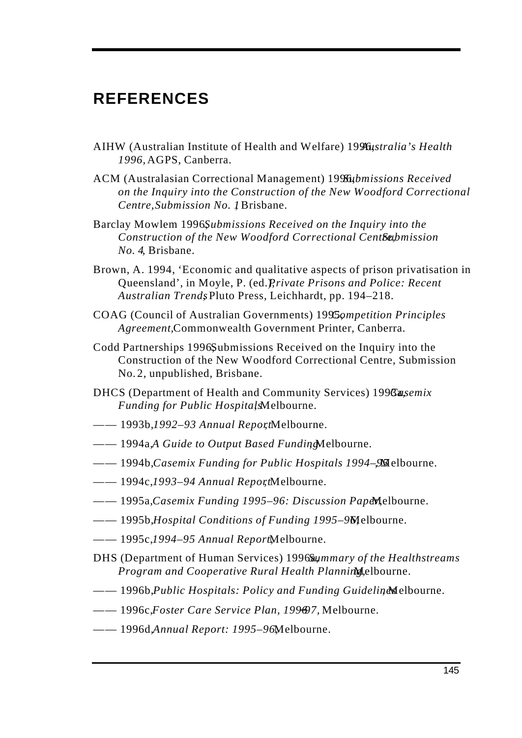# REFERENCES

AIHW (Australian Institute of Health and Welfare) 1996, *Australia's Health 1996*, AGPS, Canberra.

ACM (Australasian Correctional Management) 1996, *Submissions Received on the Inquiry into the Construction of the New Woodford Correctional Centre, Submission No. 1*, Brisbane.

Barclay Mowlem 1996, *Submissions Received on the Inquiry into the Construction of the New Woodford Correctional Centre, Submission No. 4*, Brisbane.

Brown, A. 1994, 'Economic and qualitative aspects of prison privatisation in Queensland', in Moyle, P. (ed.), *Private Prisons and Police: Recent Australian Trends*, Pluto Press, Leichhardt, pp. 194–218.

COAG (Council of Australian Governments) 1995, *Competition Principles Agreement*, Commonwealth Government Printer, Canberra.

Codd Partnerships 1996, Submissions Received on the Inquiry into the Construction of the New Woodford Correctional Centre, Submission No. 2, unpublished, Brisbane.

DHCS (Department of Health and Community Services) 1993a, *Casemix Funding for Public Hospitals*, Melbourne.

—— 1993b, *1992–93 Annual Report*, Melbourne.

—— 1994a, *A Guide to Output Based Funding*, Melbourne.

—— 1994b, *Casemix Funding for Public Hospitals 1994–95*, Melbourne.

—— 1994c, *1993–94 Annual Report*, Melbourne.

—— 1995a, *Casemix Funding 1995–96: Discussion Paper*, Melbourne.

—— 1995b, *Hospital Conditions of Funding 1995–96*, Melbourne.

—— 1995c, *1994–95 Annual Report*, Melbourne.

DHS (Department of Human Services) 1996a, *Summary of the Healthstreams Program and Cooperative Rural Health Planning*, Melbourne.

—— 1996b, *Public Hospitals: Policy and Funding Guidelines*, Melbourne.

—— 1996c, *Foster Care Service Plan, 1996–97*, Melbourne.

—— 1996d, *Annual Report: 1995–96*, Melbourne.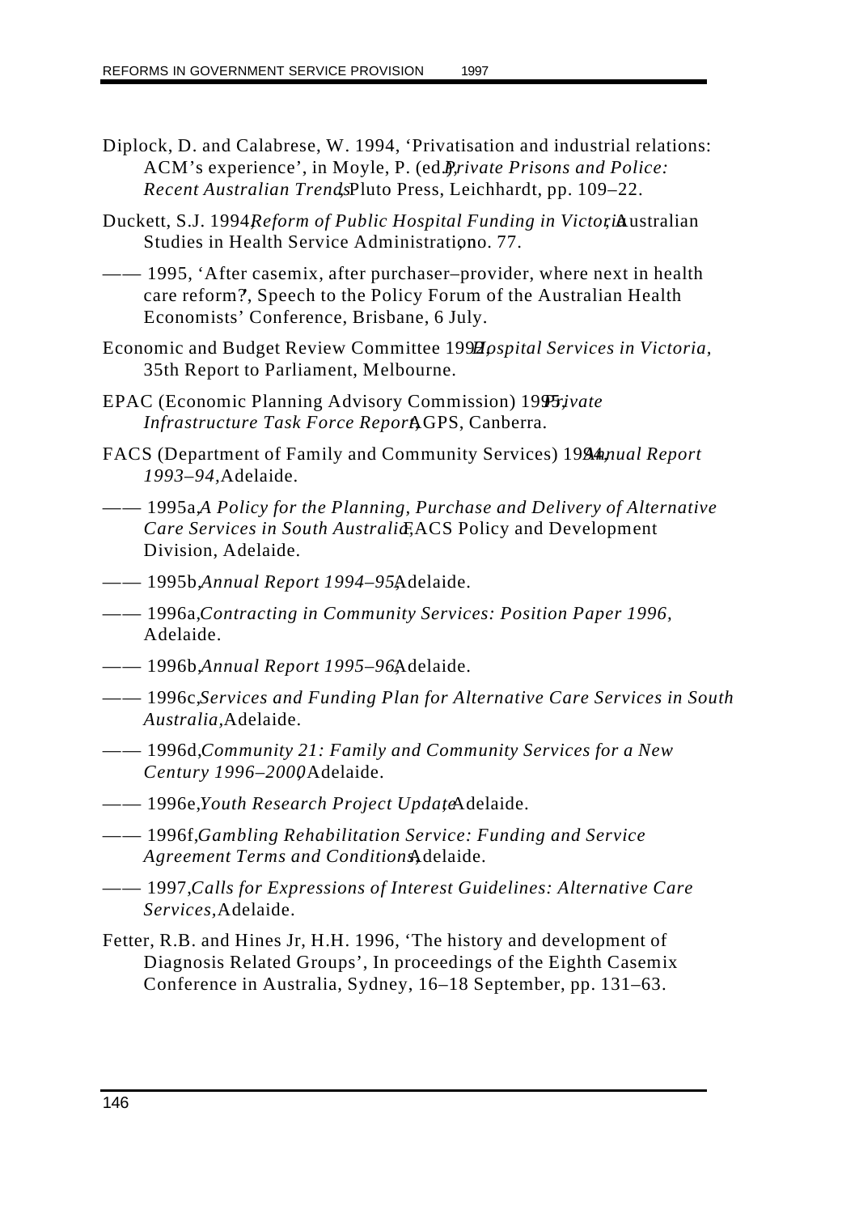Diplock, D. and Calabrese, W. 1994, 'Privatisation and industrial relations: ACM's experience', in Moyle, P. (ed.), *Private Prisons and Police: Recent Australian Trends*, Pluto Press, Leichhardt, pp. 109–22.

Duckett, S.J. 1994, *Reform of Public Hospital Funding in Victoria*, Australian Studies in Health Service Administration, no. 77.

—— 1995, 'After casemix, after purchaser–provider, where next in health care reform?', Speech to the Policy Forum of the Australian Health Economists' Conference, Brisbane, 6 July.

Economic and Budget Review Committee 1992, *Hospital Services in Victoria*, 35th Report to Parliament, Melbourne.

EPAC (Economic Planning Advisory Commission) 1995, *Private Infrastructure Task Force Report*, AGPS, Canberra.

FACS (Department of Family and Community Services) 1994, *Annual Report 1993–94*, Adelaide.

—— 1995a, *A Policy for the Planning, Purchase and Delivery of Alternative Care Services in South Australia*, FACS Policy and Development Division, Adelaide.

—— 1995b, *Annual Report 1994–95*, Adelaide.

—— 1996a, *Contracting in Community Services: Position Paper 1996*, Adelaide.

—— 1996b, *Annual Report 1995–96*, Adelaide.

—— 1996c, *Services and Funding Plan for Alternative Care Services in South Australia*, Adelaide.

—— 1996d, *Community 21: Family and Community Services for a New Century 1996–2000*, Adelaide.

—— 1996e, *Youth Research Project Update*, Adelaide.

—— 1996f, *Gambling Rehabilitation Service: Funding and Service Agreement Terms and Conditions*, Adelaide.

—— 1997, *Calls for Expressions of Interest Guidelines: Alternative Care Services*, Adelaide.

Fetter, R.B. and Hines Jr, H.H. 1996, 'The history and development of Diagnosis Related Groups', In proceedings of the Eighth Casemix Conference in Australia, Sydney, 16–18 September, pp. 131–63.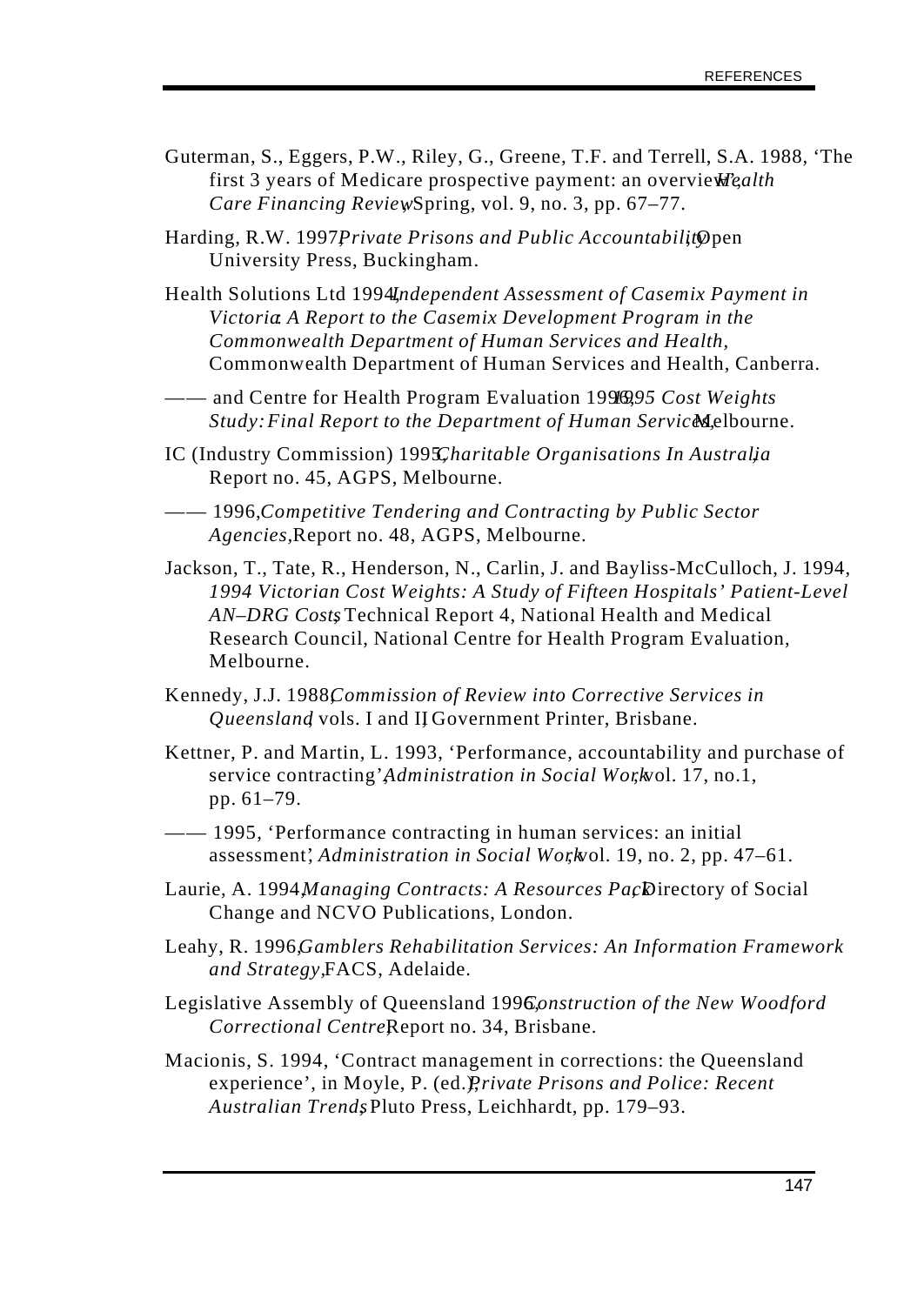Guterman, S., Eggers, P.W., Riley, G., Greene, T.F. and Terrell, S.A. 1988, 'The first 3 years of Medicare prospective payment: an overview', *Health Care Financing Review*, Spring, vol. 9, no. 3, pp. 67–77.

Harding, R.W. 1997, *Private Prisons and Public Accountability*, Open University Press, Buckingham.

Health Solutions Ltd 1994, *Independent Assessment of Casemix Payment in Victoria: A Report to the Casemix Development Program in the Commonwealth Department of Human Services and Health*, Commonwealth Department of Human Services and Health, Canberra.

—— and Centre for Health Program Evaluation 1996, *1995 Cost Weights Study: Final Report to the Department of Human Services*, Melbourne.

IC (Industry Commission) 1995, *Charitable Organisations In Australia*, Report no. 45, AGPS, Melbourne.

—— 1996, *Competitive Tendering and Contracting by Public Sector Agencies*, Report no. 48, AGPS, Melbourne.

Jackson, T., Tate, R., Henderson, N., Carlin, J. and Bayliss-McCulloch, J. 1994, *1994 Victorian Cost Weights: A Study of Fifteen Hospitals' Patient-Level AN–DRG Costs*, Technical Report 4, National Health and Medical Research Council, National Centre for Health Program Evaluation, Melbourne.

Kennedy, J.J. 1988, *Commission of Review into Corrective Services in Queensland*, vols. I and II, Government Printer, Brisbane.

Kettner, P. and Martin, L. 1993, 'Performance, accountability and purchase of service contracting', *Administration in Social Work*, vol. 17, no.1, pp. 61–79.

—— 1995, 'Performance contracting in human services: an initial assessment', *Administration in Social Work*, vol. 19, no. 2, pp. 47–61.

Laurie, A. 1994, *Managing Contracts: A Resources Pack*, Directory of Social Change and NCVO Publications, London.

Leahy, R. 1996, *Gamblers Rehabilitation Services: An Information Framework and Strategy*, FACS, Adelaide.

Legislative Assembly of Queensland 1996, *Construction of the New Woodford Correctional Centre*, Report no. 34, Brisbane.

Macionis, S. 1994, 'Contract management in corrections: the Queensland experience', in Moyle, P. (ed.), *Private Prisons and Police: Recent Australian Trends*, Pluto Press, Leichhardt, pp. 179–93.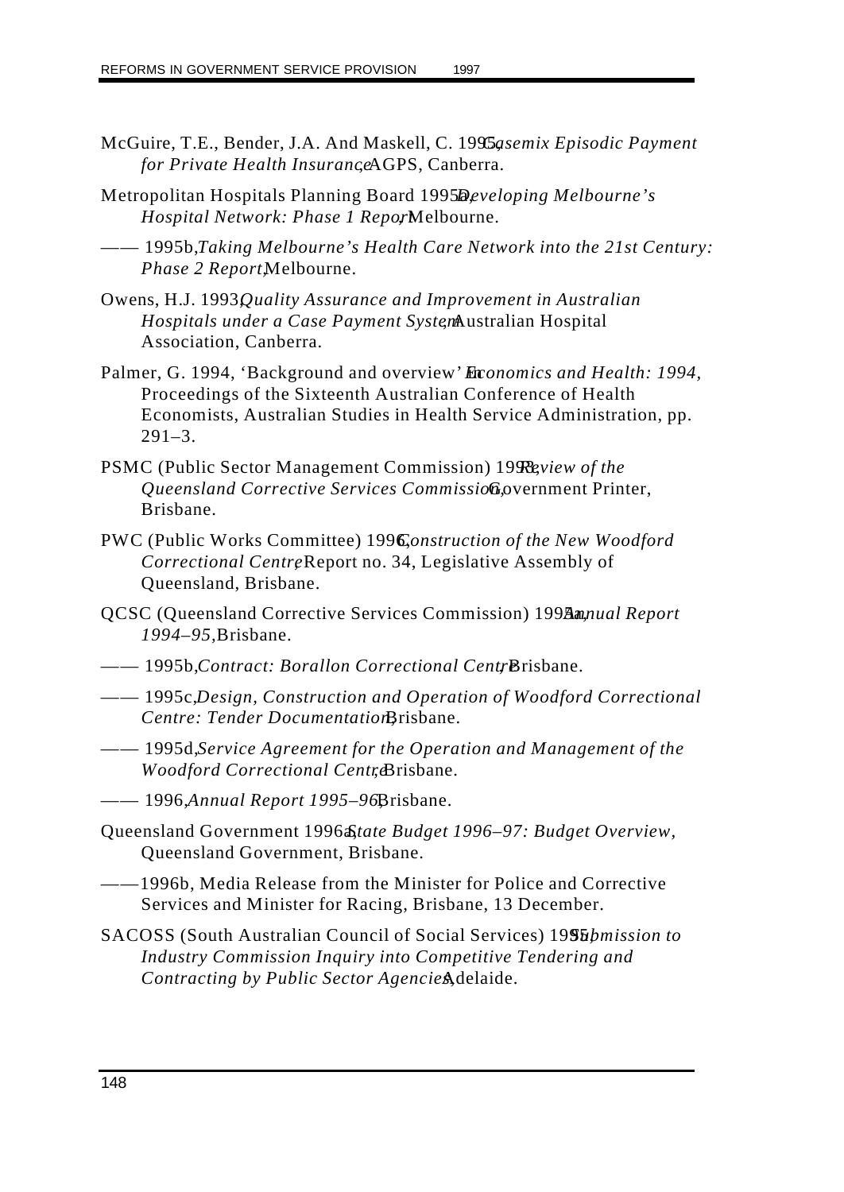McGuire, T.E., Bender, J.A. And Maskell, C. 1995, *Casemix Episodic Payment for Private Health Insurance*, AGPS, Canberra.

Metropolitan Hospitals Planning Board 1995a, *Developing Melbourne's Hospital Network: Phase 1 Report*, Melbourne.

—— 1995b, *Taking Melbourne's Health Care Network into the 21st Century: Phase 2 Report*, Melbourne.

Owens, H.J. 1993, *Quality Assurance and Improvement in Australian Hospitals under a Case Payment System*, Australian Hospital Association, Canberra.

Palmer, G. 1994, 'Background and overview' in *Economics and Health: 1994*, Proceedings of the Sixteenth Australian Conference of Health Economists, Australian Studies in Health Service Administration, pp. 291–3.

PSMC (Public Sector Management Commission) 1993, *Review of the Queensland Corrective Services Commission*, Government Printer, Brisbane.

PWC (Public Works Committee) 1996, *Construction of the New Woodford Correctional Centre*, Report no. 34, Legislative Assembly of Queensland, Brisbane.

QCSC (Queensland Corrective Services Commission) 1995a, *Annual Report 1994–95*, Brisbane.

—— 1995b, *Contract: Borallon Correctional Centre*, Brisbane.

—— 1995c, *Design, Construction and Operation of Woodford Correctional Centre: Tender Documentation*, Brisbane.

—— 1995d, *Service Agreement for the Operation and Management of the Woodford Correctional Centre*, Brisbane.

—— 1996, *Annual Report 1995–96*, Brisbane.

Queensland Government 1996a, *State Budget 1996–97: Budget Overview*, Queensland Government, Brisbane.

——1996b, Media Release from the Minister for Police and Corrective Services and Minister for Racing, Brisbane, 13 December.

SACOSS (South Australian Council of Social Services) 1995, *Submission to Industry Commission Inquiry into Competitive Tendering and Contracting by Public Sector Agencies*, Adelaide.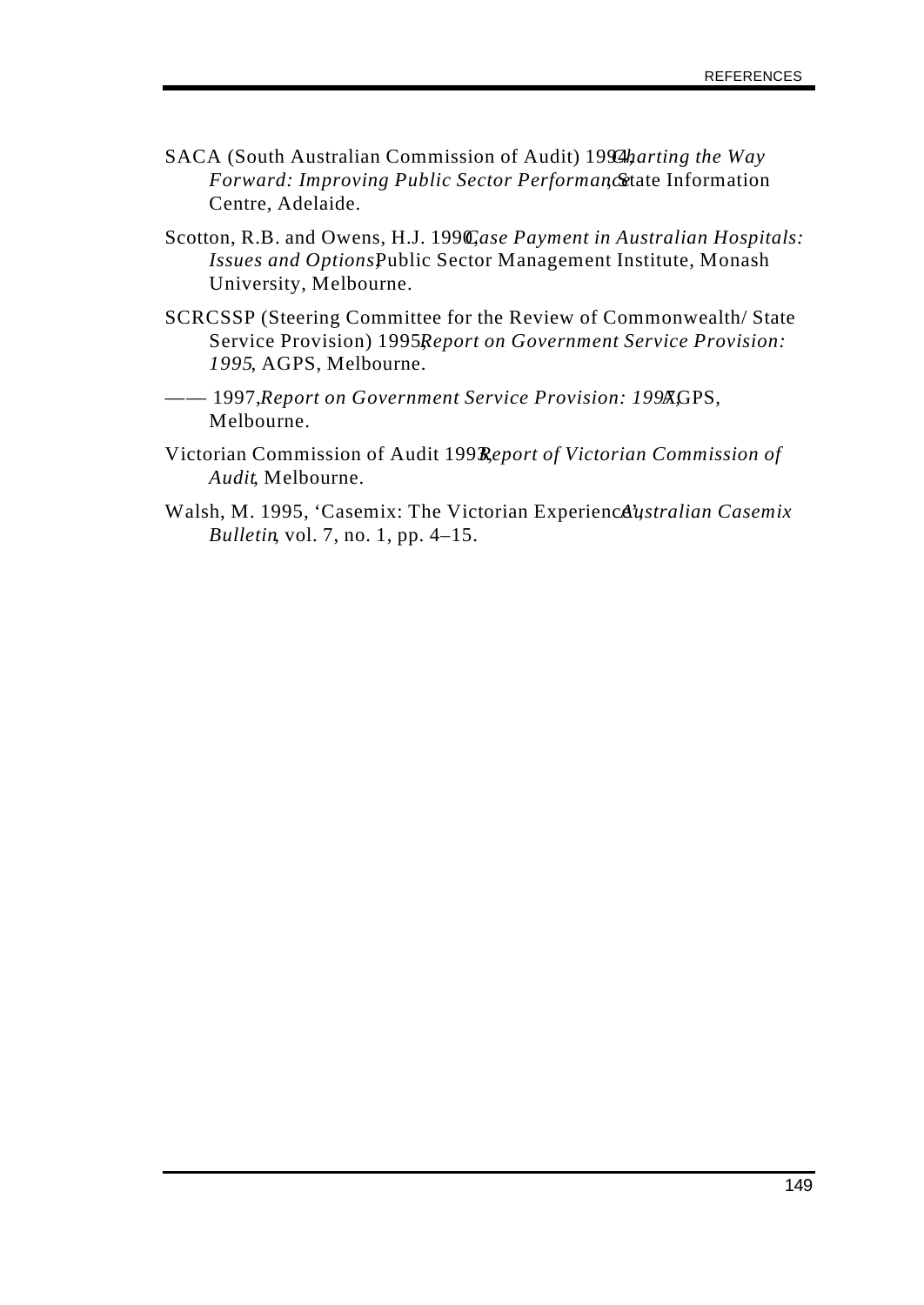SACA (South Australian Commission of Audit) 1994, *Charting the Way Forward: Improving Public Sector Performance*, State Information Centre, Adelaide.

Scotton, R.B. and Owens, H.J. 1990, *Case Payment in Australian Hospitals: Issues and Options*, Public Sector Management Institute, Monash University, Melbourne.

SCRCSSP (Steering Committee for the Review of Commonwealth/ State Service Provision) 1995, *Report on Government Service Provision: 1995*, AGPS, Melbourne.

—— 1997, *Report on Government Service Provision: 1997*, AGPS, Melbourne.

Victorian Commission of Audit 1993, *Report of Victorian Commission of Audit*, Melbourne.

Walsh, M. 1995, 'Casemix: The Victorian Experience', *Australian Casemix Bulletin*, vol. 7, no. 1, pp. 4–15.